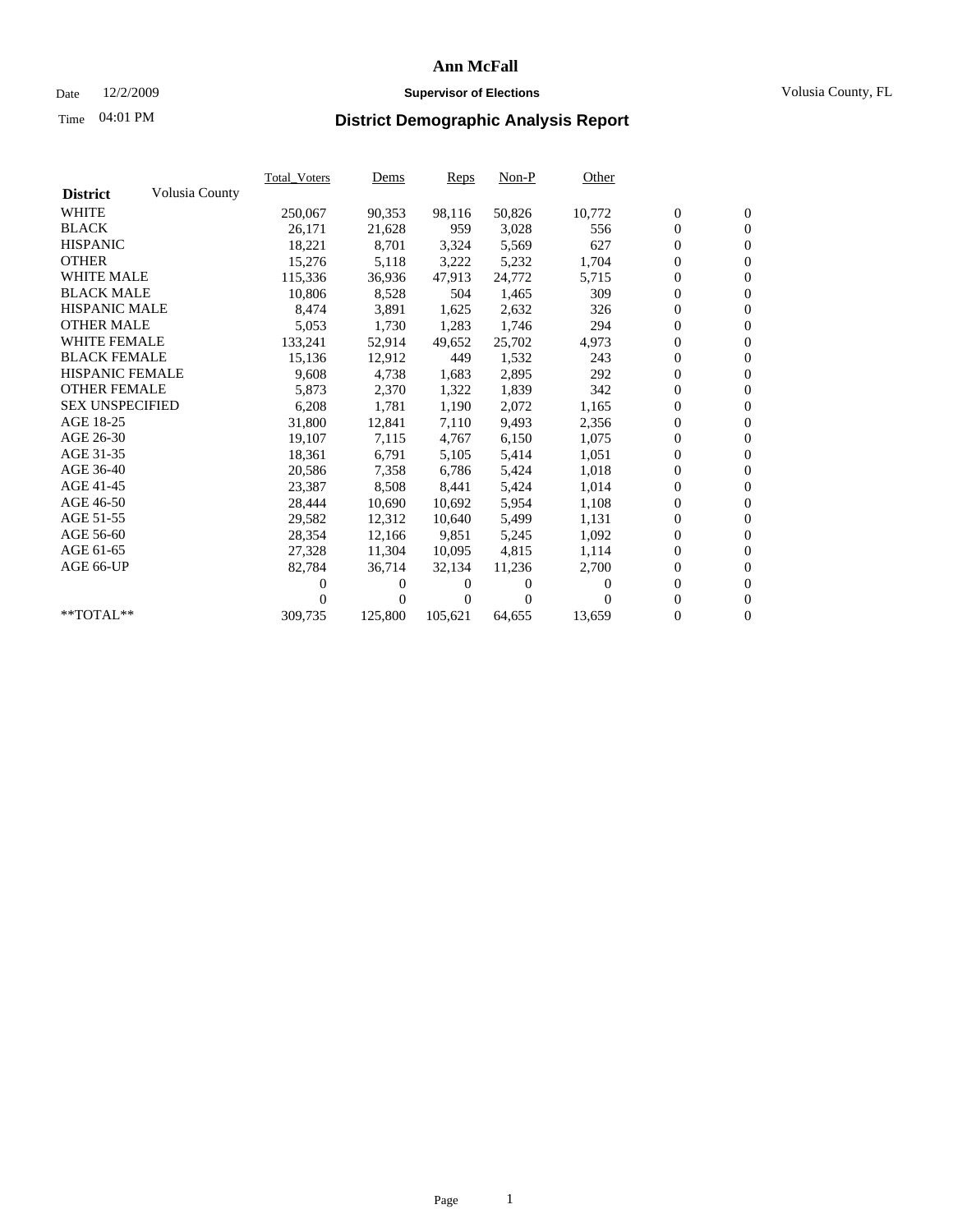# Ann McFall

Date 12/2/2009 **Supervisor of Elections** Volusia County, FL

Time 04:01 PM

## District Demographic Analysis Report

| **District** Volusia County | Total_Voters | Dems | Reps | Non-P | Other | | |
|---|---|---|---|---|---|---|---|
| WHITE | 250,067 | 90,353 | 98,116 | 50,826 | 10,772 | 0 | 0 |
| BLACK | 26,171 | 21,628 | 959 | 3,028 | 556 | 0 | 0 |
| HISPANIC | 18,221 | 8,701 | 3,324 | 5,569 | 627 | 0 | 0 |
| OTHER | 15,276 | 5,118 | 3,222 | 5,232 | 1,704 | 0 | 0 |
| WHITE MALE | 115,336 | 36,936 | 47,913 | 24,772 | 5,715 | 0 | 0 |
| BLACK MALE | 10,806 | 8,528 | 504 | 1,465 | 309 | 0 | 0 |
| HISPANIC MALE | 8,474 | 3,891 | 1,625 | 2,632 | 326 | 0 | 0 |
| OTHER MALE | 5,053 | 1,730 | 1,283 | 1,746 | 294 | 0 | 0 |
| WHITE FEMALE | 133,241 | 52,914 | 49,652 | 25,702 | 4,973 | 0 | 0 |
| BLACK FEMALE | 15,136 | 12,912 | 449 | 1,532 | 243 | 0 | 0 |
| HISPANIC FEMALE | 9,608 | 4,738 | 1,683 | 2,895 | 292 | 0 | 0 |
| OTHER FEMALE | 5,873 | 2,370 | 1,322 | 1,839 | 342 | 0 | 0 |
| SEX UNSPECIFIED | 6,208 | 1,781 | 1,190 | 2,072 | 1,165 | 0 | 0 |
| AGE 18-25 | 31,800 | 12,841 | 7,110 | 9,493 | 2,356 | 0 | 0 |
| AGE 26-30 | 19,107 | 7,115 | 4,767 | 6,150 | 1,075 | 0 | 0 |
| AGE 31-35 | 18,361 | 6,791 | 5,105 | 5,414 | 1,051 | 0 | 0 |
| AGE 36-40 | 20,586 | 7,358 | 6,786 | 5,424 | 1,018 | 0 | 0 |
| AGE 41-45 | 23,387 | 8,508 | 8,441 | 5,424 | 1,014 | 0 | 0 |
| AGE 46-50 | 28,444 | 10,690 | 10,692 | 5,954 | 1,108 | 0 | 0 |
| AGE 51-55 | 29,582 | 12,312 | 10,640 | 5,499 | 1,131 | 0 | 0 |
| AGE 56-60 | 28,354 | 12,166 | 9,851 | 5,245 | 1,092 | 0 | 0 |
| AGE 61-65 | 27,328 | 11,304 | 10,095 | 4,815 | 1,114 | 0 | 0 |
| AGE 66-UP | 82,784 | 36,714 | 32,134 | 11,236 | 2,700 | 0 | 0 |
| | 0 | 0 | 0 | 0 | 0 | 0 | 0 |
| | 0 | 0 | 0 | 0 | 0 | 0 | 0 |
| **TOTAL** | 309,735 | 125,800 | 105,621 | 64,655 | 13,659 | 0 | 0 |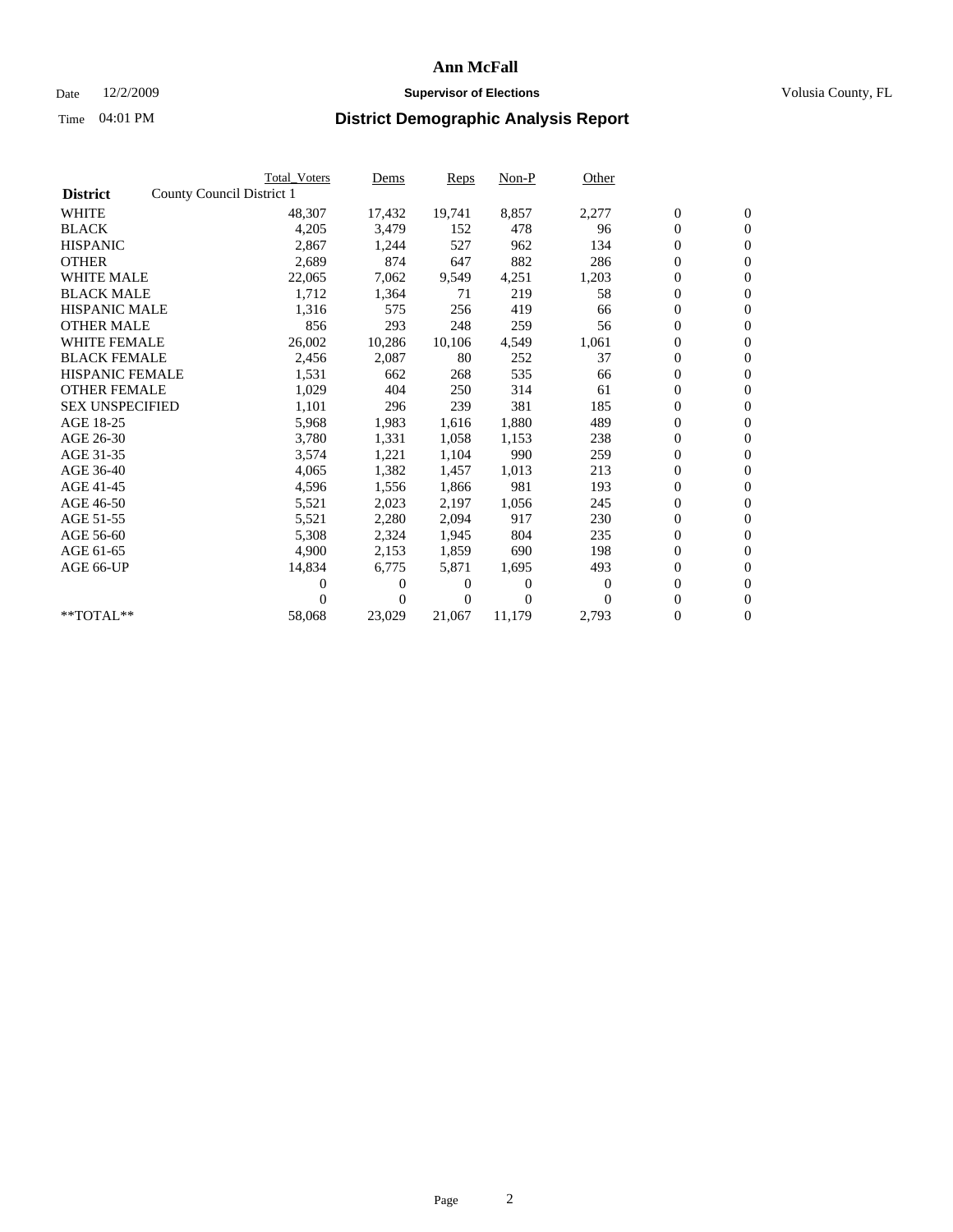# Ann McFall

Date 12/2/2009 **Supervisor of Elections** Volusia County, FL

Time 04:01 PM

## District Demographic Analysis Report

| | Total_Voters | Dems | Reps | Non-P | Other | | |
|---|---|---|---|---|---|---|---|
| **District** County Council District 1 | | | | | | | |
| WHITE | 48,307 | 17,432 | 19,741 | 8,857 | 2,277 | 0 | 0 |
| BLACK | 4,205 | 3,479 | 152 | 478 | 96 | 0 | 0 |
| HISPANIC | 2,867 | 1,244 | 527 | 962 | 134 | 0 | 0 |
| OTHER | 2,689 | 874 | 647 | 882 | 286 | 0 | 0 |
| WHITE MALE | 22,065 | 7,062 | 9,549 | 4,251 | 1,203 | 0 | 0 |
| BLACK MALE | 1,712 | 1,364 | 71 | 219 | 58 | 0 | 0 |
| HISPANIC MALE | 1,316 | 575 | 256 | 419 | 66 | 0 | 0 |
| OTHER MALE | 856 | 293 | 248 | 259 | 56 | 0 | 0 |
| WHITE FEMALE | 26,002 | 10,286 | 10,106 | 4,549 | 1,061 | 0 | 0 |
| BLACK FEMALE | 2,456 | 2,087 | 80 | 252 | 37 | 0 | 0 |
| HISPANIC FEMALE | 1,531 | 662 | 268 | 535 | 66 | 0 | 0 |
| OTHER FEMALE | 1,029 | 404 | 250 | 314 | 61 | 0 | 0 |
| SEX UNSPECIFIED | 1,101 | 296 | 239 | 381 | 185 | 0 | 0 |
| AGE 18-25 | 5,968 | 1,983 | 1,616 | 1,880 | 489 | 0 | 0 |
| AGE 26-30 | 3,780 | 1,331 | 1,058 | 1,153 | 238 | 0 | 0 |
| AGE 31-35 | 3,574 | 1,221 | 1,104 | 990 | 259 | 0 | 0 |
| AGE 36-40 | 4,065 | 1,382 | 1,457 | 1,013 | 213 | 0 | 0 |
| AGE 41-45 | 4,596 | 1,556 | 1,866 | 981 | 193 | 0 | 0 |
| AGE 46-50 | 5,521 | 2,023 | 2,197 | 1,056 | 245 | 0 | 0 |
| AGE 51-55 | 5,521 | 2,280 | 2,094 | 917 | 230 | 0 | 0 |
| AGE 56-60 | 5,308 | 2,324 | 1,945 | 804 | 235 | 0 | 0 |
| AGE 61-65 | 4,900 | 2,153 | 1,859 | 690 | 198 | 0 | 0 |
| AGE 66-UP | 14,834 | 6,775 | 5,871 | 1,695 | 493 | 0 | 0 |
| | 0 | 0 | 0 | 0 | 0 | 0 | 0 |
| | 0 | 0 | 0 | 0 | 0 | 0 | 0 |
| **TOTAL** | 58,068 | 23,029 | 21,067 | 11,179 | 2,793 | 0 | 0 |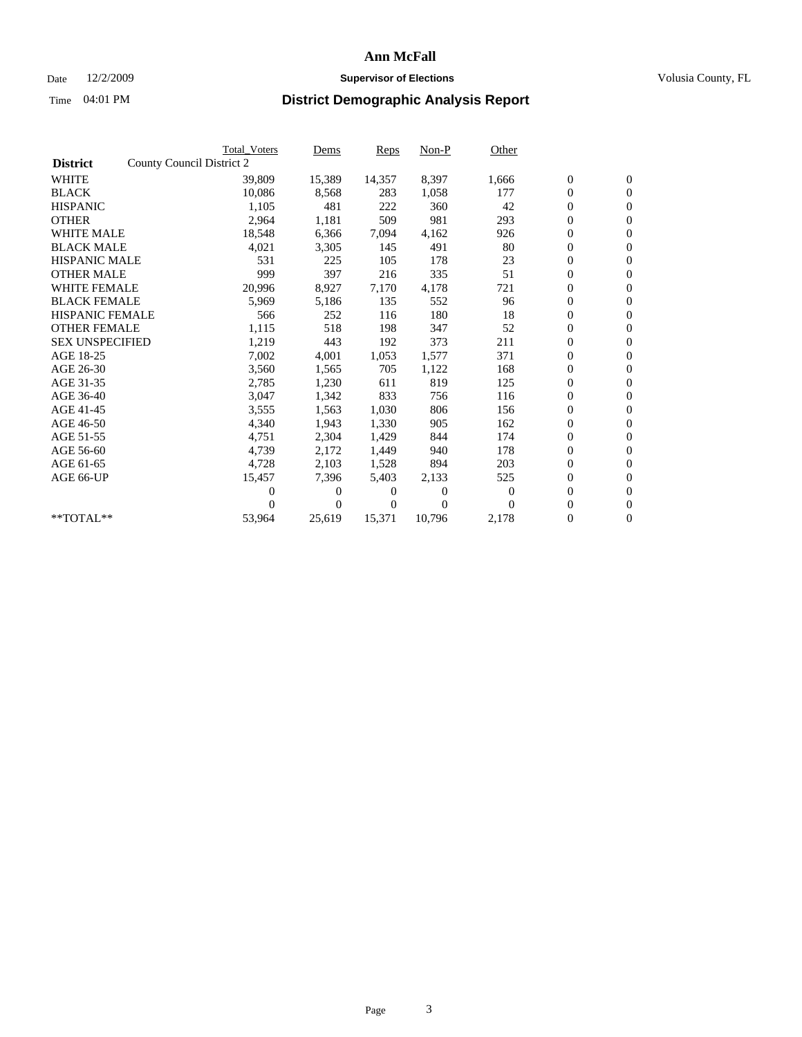# Ann McFall

Date 12/2/2009 **Supervisor of Elections** Volusia County, FL

Time 04:01 PM **District Demographic Analysis Report**

| **District** | County Council District 2 | Total_Voters | Dems | Reps | Non-P | Other | | |
|---|---|---|---|---|---|---|---|---|
| WHITE | | 39,809 | 15,389 | 14,357 | 8,397 | 1,666 | 0 | 0 |
| BLACK | | 10,086 | 8,568 | 283 | 1,058 | 177 | 0 | 0 |
| HISPANIC | | 1,105 | 481 | 222 | 360 | 42 | 0 | 0 |
| OTHER | | 2,964 | 1,181 | 509 | 981 | 293 | 0 | 0 |
| WHITE MALE | | 18,548 | 6,366 | 7,094 | 4,162 | 926 | 0 | 0 |
| BLACK MALE | | 4,021 | 3,305 | 145 | 491 | 80 | 0 | 0 |
| HISPANIC MALE | | 531 | 225 | 105 | 178 | 23 | 0 | 0 |
| OTHER MALE | | 999 | 397 | 216 | 335 | 51 | 0 | 0 |
| WHITE FEMALE | | 20,996 | 8,927 | 7,170 | 4,178 | 721 | 0 | 0 |
| BLACK FEMALE | | 5,969 | 5,186 | 135 | 552 | 96 | 0 | 0 |
| HISPANIC FEMALE | | 566 | 252 | 116 | 180 | 18 | 0 | 0 |
| OTHER FEMALE | | 1,115 | 518 | 198 | 347 | 52 | 0 | 0 |
| SEX UNSPECIFIED | | 1,219 | 443 | 192 | 373 | 211 | 0 | 0 |
| AGE 18-25 | | 7,002 | 4,001 | 1,053 | 1,577 | 371 | 0 | 0 |
| AGE 26-30 | | 3,560 | 1,565 | 705 | 1,122 | 168 | 0 | 0 |
| AGE 31-35 | | 2,785 | 1,230 | 611 | 819 | 125 | 0 | 0 |
| AGE 36-40 | | 3,047 | 1,342 | 833 | 756 | 116 | 0 | 0 |
| AGE 41-45 | | 3,555 | 1,563 | 1,030 | 806 | 156 | 0 | 0 |
| AGE 46-50 | | 4,340 | 1,943 | 1,330 | 905 | 162 | 0 | 0 |
| AGE 51-55 | | 4,751 | 2,304 | 1,429 | 844 | 174 | 0 | 0 |
| AGE 56-60 | | 4,739 | 2,172 | 1,449 | 940 | 178 | 0 | 0 |
| AGE 61-65 | | 4,728 | 2,103 | 1,528 | 894 | 203 | 0 | 0 |
| AGE 66-UP | | 15,457 | 7,396 | 5,403 | 2,133 | 525 | 0 | 0 |
| | | 0 | 0 | 0 | 0 | 0 | 0 | 0 |
| | | 0 | 0 | 0 | 0 | 0 | 0 | 0 |
| **TOTAL** | | 53,964 | 25,619 | 15,371 | 10,796 | 2,178 | 0 | 0 |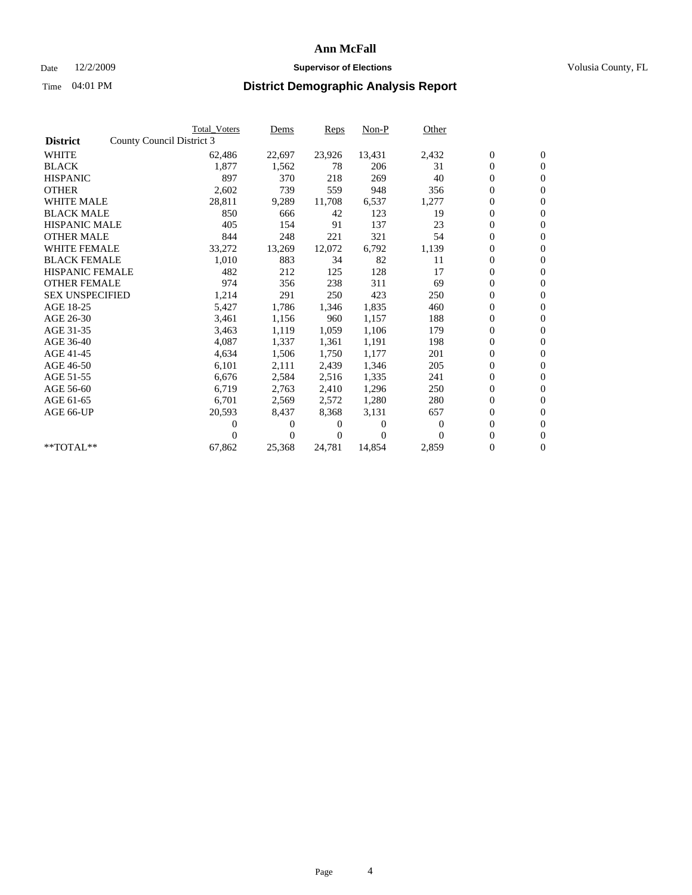# Ann McFall

Date 12/2/2009 **Supervisor of Elections** Volusia County, FL

Time 04:01 PM **District Demographic Analysis Report**

| | Total_Voters | Dems | Reps | Non-P | Other | | |
|---|---|---|---|---|---|---|---|
| **District** County Council District 3 | | | | | | | |
| WHITE | 62,486 | 22,697 | 23,926 | 13,431 | 2,432 | 0 | 0 |
| BLACK | 1,877 | 1,562 | 78 | 206 | 31 | 0 | 0 |
| HISPANIC | 897 | 370 | 218 | 269 | 40 | 0 | 0 |
| OTHER | 2,602 | 739 | 559 | 948 | 356 | 0 | 0 |
| WHITE MALE | 28,811 | 9,289 | 11,708 | 6,537 | 1,277 | 0 | 0 |
| BLACK MALE | 850 | 666 | 42 | 123 | 19 | 0 | 0 |
| HISPANIC MALE | 405 | 154 | 91 | 137 | 23 | 0 | 0 |
| OTHER MALE | 844 | 248 | 221 | 321 | 54 | 0 | 0 |
| WHITE FEMALE | 33,272 | 13,269 | 12,072 | 6,792 | 1,139 | 0 | 0 |
| BLACK FEMALE | 1,010 | 883 | 34 | 82 | 11 | 0 | 0 |
| HISPANIC FEMALE | 482 | 212 | 125 | 128 | 17 | 0 | 0 |
| OTHER FEMALE | 974 | 356 | 238 | 311 | 69 | 0 | 0 |
| SEX UNSPECIFIED | 1,214 | 291 | 250 | 423 | 250 | 0 | 0 |
| AGE 18-25 | 5,427 | 1,786 | 1,346 | 1,835 | 460 | 0 | 0 |
| AGE 26-30 | 3,461 | 1,156 | 960 | 1,157 | 188 | 0 | 0 |
| AGE 31-35 | 3,463 | 1,119 | 1,059 | 1,106 | 179 | 0 | 0 |
| AGE 36-40 | 4,087 | 1,337 | 1,361 | 1,191 | 198 | 0 | 0 |
| AGE 41-45 | 4,634 | 1,506 | 1,750 | 1,177 | 201 | 0 | 0 |
| AGE 46-50 | 6,101 | 2,111 | 2,439 | 1,346 | 205 | 0 | 0 |
| AGE 51-55 | 6,676 | 2,584 | 2,516 | 1,335 | 241 | 0 | 0 |
| AGE 56-60 | 6,719 | 2,763 | 2,410 | 1,296 | 250 | 0 | 0 |
| AGE 61-65 | 6,701 | 2,569 | 2,572 | 1,280 | 280 | 0 | 0 |
| AGE 66-UP | 20,593 | 8,437 | 8,368 | 3,131 | 657 | 0 | 0 |
| | 0 | 0 | 0 | 0 | 0 | 0 | 0 |
| | 0 | 0 | 0 | 0 | 0 | 0 | 0 |
| **TOTAL** | 67,862 | 25,368 | 24,781 | 14,854 | 2,859 | 0 | 0 |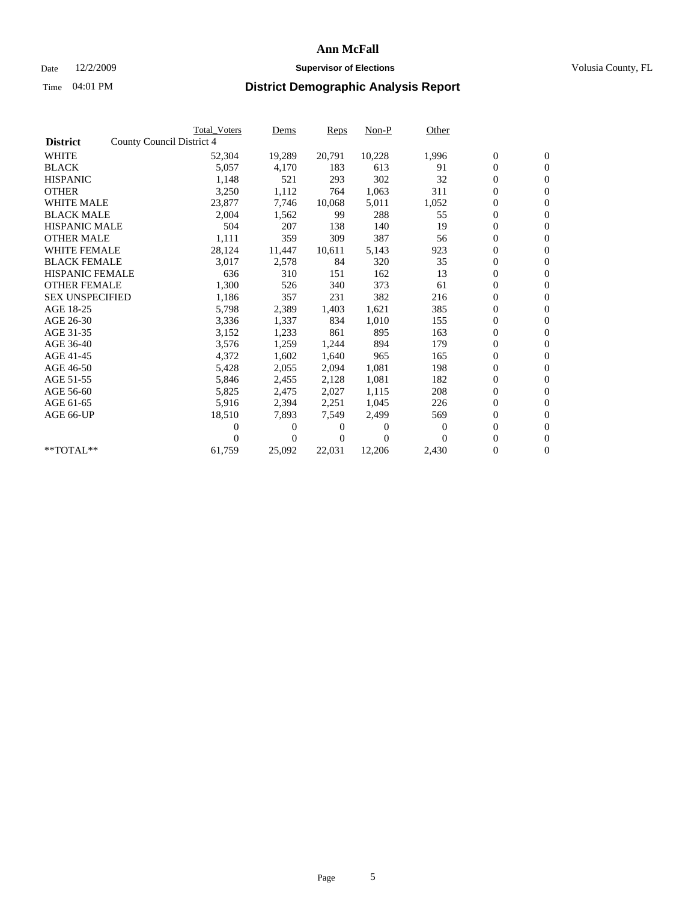**Ann McFall**

Date 12/2/2009 **Supervisor of Elections** Volusia County, FL

Time 04:01 PM **District Demographic Analysis Report**

| | Total_Voters | Dems | Reps | Non-P | Other | | |
|---|---|---|---|---|---|---|---|
| **District** County Council District 4 | | | | | | | |
| WHITE | 52,304 | 19,289 | 20,791 | 10,228 | 1,996 | 0 | 0 |
| BLACK | 5,057 | 4,170 | 183 | 613 | 91 | 0 | 0 |
| HISPANIC | 1,148 | 521 | 293 | 302 | 32 | 0 | 0 |
| OTHER | 3,250 | 1,112 | 764 | 1,063 | 311 | 0 | 0 |
| WHITE MALE | 23,877 | 7,746 | 10,068 | 5,011 | 1,052 | 0 | 0 |
| BLACK MALE | 2,004 | 1,562 | 99 | 288 | 55 | 0 | 0 |
| HISPANIC MALE | 504 | 207 | 138 | 140 | 19 | 0 | 0 |
| OTHER MALE | 1,111 | 359 | 309 | 387 | 56 | 0 | 0 |
| WHITE FEMALE | 28,124 | 11,447 | 10,611 | 5,143 | 923 | 0 | 0 |
| BLACK FEMALE | 3,017 | 2,578 | 84 | 320 | 35 | 0 | 0 |
| HISPANIC FEMALE | 636 | 310 | 151 | 162 | 13 | 0 | 0 |
| OTHER FEMALE | 1,300 | 526 | 340 | 373 | 61 | 0 | 0 |
| SEX UNSPECIFIED | 1,186 | 357 | 231 | 382 | 216 | 0 | 0 |
| AGE 18-25 | 5,798 | 2,389 | 1,403 | 1,621 | 385 | 0 | 0 |
| AGE 26-30 | 3,336 | 1,337 | 834 | 1,010 | 155 | 0 | 0 |
| AGE 31-35 | 3,152 | 1,233 | 861 | 895 | 163 | 0 | 0 |
| AGE 36-40 | 3,576 | 1,259 | 1,244 | 894 | 179 | 0 | 0 |
| AGE 41-45 | 4,372 | 1,602 | 1,640 | 965 | 165 | 0 | 0 |
| AGE 46-50 | 5,428 | 2,055 | 2,094 | 1,081 | 198 | 0 | 0 |
| AGE 51-55 | 5,846 | 2,455 | 2,128 | 1,081 | 182 | 0 | 0 |
| AGE 56-60 | 5,825 | 2,475 | 2,027 | 1,115 | 208 | 0 | 0 |
| AGE 61-65 | 5,916 | 2,394 | 2,251 | 1,045 | 226 | 0 | 0 |
| AGE 66-UP | 18,510 | 7,893 | 7,549 | 2,499 | 569 | 0 | 0 |
| | 0 | 0 | 0 | 0 | 0 | 0 | 0 |
| | 0 | 0 | 0 | 0 | 0 | 0 | 0 |
| **TOTAL** | 61,759 | 25,092 | 22,031 | 12,206 | 2,430 | 0 | 0 |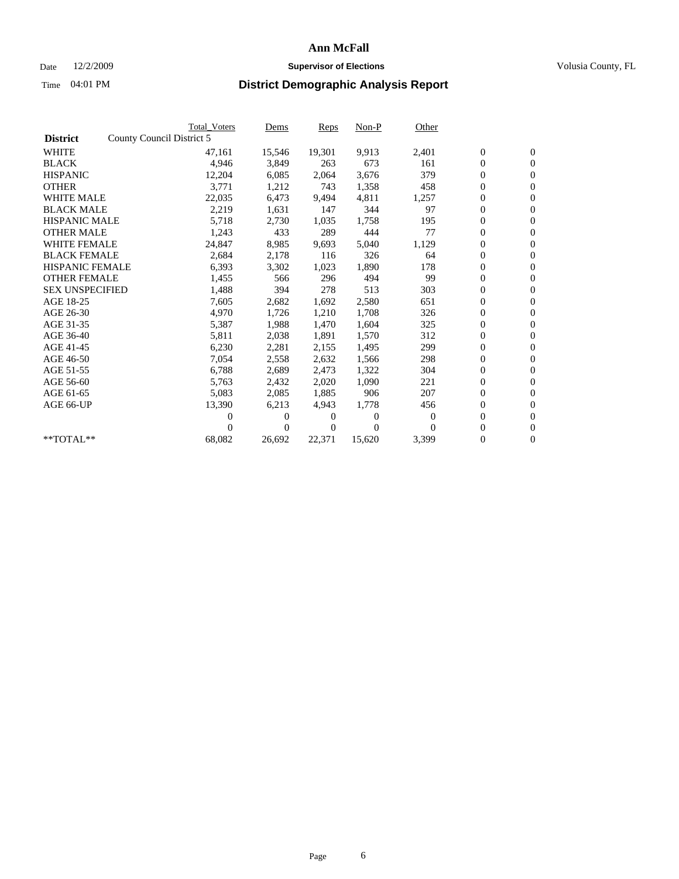# Ann McFall

Date 12/2/2009 **Supervisor of Elections** Volusia County, FL

Time 04:01 PM **District Demographic Analysis Report**

| | Total_Voters | Dems | Reps | Non-P | Other | | |
|---|---|---|---|---|---|---|---|
| **District** County Council District 5 | | | | | | | |
| WHITE | 47,161 | 15,546 | 19,301 | 9,913 | 2,401 | 0 | 0 |
| BLACK | 4,946 | 3,849 | 263 | 673 | 161 | 0 | 0 |
| HISPANIC | 12,204 | 6,085 | 2,064 | 3,676 | 379 | 0 | 0 |
| OTHER | 3,771 | 1,212 | 743 | 1,358 | 458 | 0 | 0 |
| WHITE MALE | 22,035 | 6,473 | 9,494 | 4,811 | 1,257 | 0 | 0 |
| BLACK MALE | 2,219 | 1,631 | 147 | 344 | 97 | 0 | 0 |
| HISPANIC MALE | 5,718 | 2,730 | 1,035 | 1,758 | 195 | 0 | 0 |
| OTHER MALE | 1,243 | 433 | 289 | 444 | 77 | 0 | 0 |
| WHITE FEMALE | 24,847 | 8,985 | 9,693 | 5,040 | 1,129 | 0 | 0 |
| BLACK FEMALE | 2,684 | 2,178 | 116 | 326 | 64 | 0 | 0 |
| HISPANIC FEMALE | 6,393 | 3,302 | 1,023 | 1,890 | 178 | 0 | 0 |
| OTHER FEMALE | 1,455 | 566 | 296 | 494 | 99 | 0 | 0 |
| SEX UNSPECIFIED | 1,488 | 394 | 278 | 513 | 303 | 0 | 0 |
| AGE 18-25 | 7,605 | 2,682 | 1,692 | 2,580 | 651 | 0 | 0 |
| AGE 26-30 | 4,970 | 1,726 | 1,210 | 1,708 | 326 | 0 | 0 |
| AGE 31-35 | 5,387 | 1,988 | 1,470 | 1,604 | 325 | 0 | 0 |
| AGE 36-40 | 5,811 | 2,038 | 1,891 | 1,570 | 312 | 0 | 0 |
| AGE 41-45 | 6,230 | 2,281 | 2,155 | 1,495 | 299 | 0 | 0 |
| AGE 46-50 | 7,054 | 2,558 | 2,632 | 1,566 | 298 | 0 | 0 |
| AGE 51-55 | 6,788 | 2,689 | 2,473 | 1,322 | 304 | 0 | 0 |
| AGE 56-60 | 5,763 | 2,432 | 2,020 | 1,090 | 221 | 0 | 0 |
| AGE 61-65 | 5,083 | 2,085 | 1,885 | 906 | 207 | 0 | 0 |
| AGE 66-UP | 13,390 | 6,213 | 4,943 | 1,778 | 456 | 0 | 0 |
| | 0 | 0 | 0 | 0 | 0 | 0 | 0 |
| | 0 | 0 | 0 | 0 | 0 | 0 | 0 |
| **TOTAL** | 68,082 | 26,692 | 22,371 | 15,620 | 3,399 | 0 | 0 |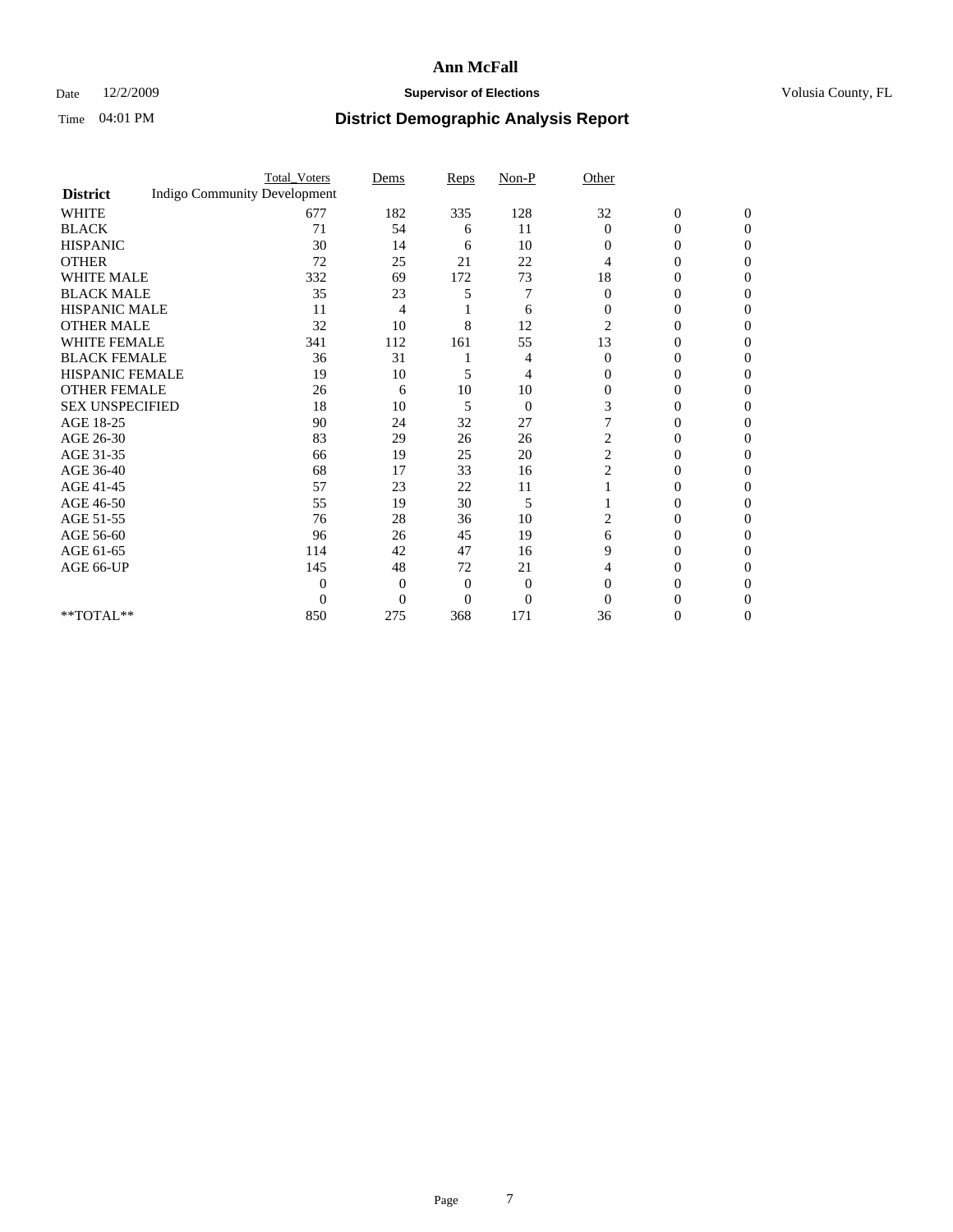# Ann McFall

Date 12/2/2009 **Supervisor of Elections** Volusia County, FL

Time 04:01 PM **District Demographic Analysis Report**

| **District** | Total_Voters | Dems | Reps | Non-P | Other | | |
|---|---|---|---|---|---|---|---|
| Indigo Community Development | | | | | | | |
| WHITE | 677 | 182 | 335 | 128 | 32 | 0 | 0 |
| BLACK | 71 | 54 | 6 | 11 | 0 | 0 | 0 |
| HISPANIC | 30 | 14 | 6 | 10 | 0 | 0 | 0 |
| OTHER | 72 | 25 | 21 | 22 | 4 | 0 | 0 |
| WHITE MALE | 332 | 69 | 172 | 73 | 18 | 0 | 0 |
| BLACK MALE | 35 | 23 | 5 | 7 | 0 | 0 | 0 |
| HISPANIC MALE | 11 | 4 | 1 | 6 | 0 | 0 | 0 |
| OTHER MALE | 32 | 10 | 8 | 12 | 2 | 0 | 0 |
| WHITE FEMALE | 341 | 112 | 161 | 55 | 13 | 0 | 0 |
| BLACK FEMALE | 36 | 31 | 1 | 4 | 0 | 0 | 0 |
| HISPANIC FEMALE | 19 | 10 | 5 | 4 | 0 | 0 | 0 |
| OTHER FEMALE | 26 | 6 | 10 | 10 | 0 | 0 | 0 |
| SEX UNSPECIFIED | 18 | 10 | 5 | 0 | 3 | 0 | 0 |
| AGE 18-25 | 90 | 24 | 32 | 27 | 7 | 0 | 0 |
| AGE 26-30 | 83 | 29 | 26 | 26 | 2 | 0 | 0 |
| AGE 31-35 | 66 | 19 | 25 | 20 | 2 | 0 | 0 |
| AGE 36-40 | 68 | 17 | 33 | 16 | 2 | 0 | 0 |
| AGE 41-45 | 57 | 23 | 22 | 11 | 1 | 0 | 0 |
| AGE 46-50 | 55 | 19 | 30 | 5 | 1 | 0 | 0 |
| AGE 51-55 | 76 | 28 | 36 | 10 | 2 | 0 | 0 |
| AGE 56-60 | 96 | 26 | 45 | 19 | 6 | 0 | 0 |
| AGE 61-65 | 114 | 42 | 47 | 16 | 9 | 0 | 0 |
| AGE 66-UP | 145 | 48 | 72 | 21 | 4 | 0 | 0 |
| | 0 | 0 | 0 | 0 | 0 | 0 | 0 |
| | 0 | 0 | 0 | 0 | 0 | 0 | 0 |
| **TOTAL** | 850 | 275 | 368 | 171 | 36 | 0 | 0 |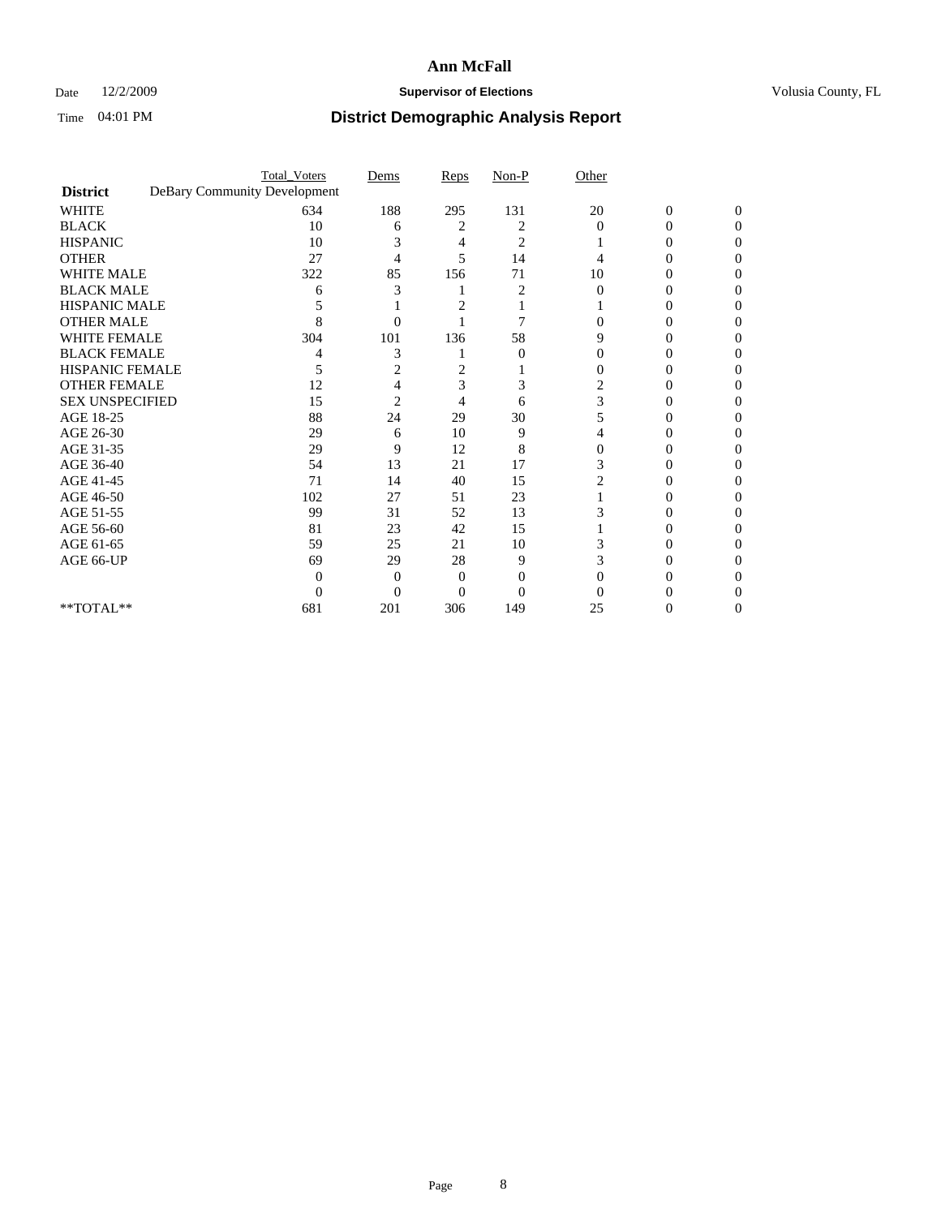# Ann McFall

Date 12/2/2009 **Supervisor of Elections** Volusia County, FL

Time 04:01 PM **District Demographic Analysis Report**

| **District** | Total_Voters | Dems | Reps | Non-P | Other | | |
|---|---|---|---|---|---|---|---|
| DeBary Community Development | | | | | | | |
| WHITE | 634 | 188 | 295 | 131 | 20 | 0 | 0 |
| BLACK | 10 | 6 | 2 | 2 | 0 | 0 | 0 |
| HISPANIC | 10 | 3 | 4 | 2 | 1 | 0 | 0 |
| OTHER | 27 | 4 | 5 | 14 | 4 | 0 | 0 |
| WHITE MALE | 322 | 85 | 156 | 71 | 10 | 0 | 0 |
| BLACK MALE | 6 | 3 | 1 | 2 | 0 | 0 | 0 |
| HISPANIC MALE | 5 | 1 | 2 | 1 | 1 | 0 | 0 |
| OTHER MALE | 8 | 0 | 1 | 7 | 0 | 0 | 0 |
| WHITE FEMALE | 304 | 101 | 136 | 58 | 9 | 0 | 0 |
| BLACK FEMALE | 4 | 3 | 1 | 0 | 0 | 0 | 0 |
| HISPANIC FEMALE | 5 | 2 | 2 | 1 | 0 | 0 | 0 |
| OTHER FEMALE | 12 | 4 | 3 | 3 | 2 | 0 | 0 |
| SEX UNSPECIFIED | 15 | 2 | 4 | 6 | 3 | 0 | 0 |
| AGE 18-25 | 88 | 24 | 29 | 30 | 5 | 0 | 0 |
| AGE 26-30 | 29 | 6 | 10 | 9 | 4 | 0 | 0 |
| AGE 31-35 | 29 | 9 | 12 | 8 | 0 | 0 | 0 |
| AGE 36-40 | 54 | 13 | 21 | 17 | 3 | 0 | 0 |
| AGE 41-45 | 71 | 14 | 40 | 15 | 2 | 0 | 0 |
| AGE 46-50 | 102 | 27 | 51 | 23 | 1 | 0 | 0 |
| AGE 51-55 | 99 | 31 | 52 | 13 | 3 | 0 | 0 |
| AGE 56-60 | 81 | 23 | 42 | 15 | 1 | 0 | 0 |
| AGE 61-65 | 59 | 25 | 21 | 10 | 3 | 0 | 0 |
| AGE 66-UP | 69 | 29 | 28 | 9 | 3 | 0 | 0 |
| | 0 | 0 | 0 | 0 | 0 | 0 | 0 |
| | 0 | 0 | 0 | 0 | 0 | 0 | 0 |
| **TOTAL** | 681 | 201 | 306 | 149 | 25 | 0 | 0 |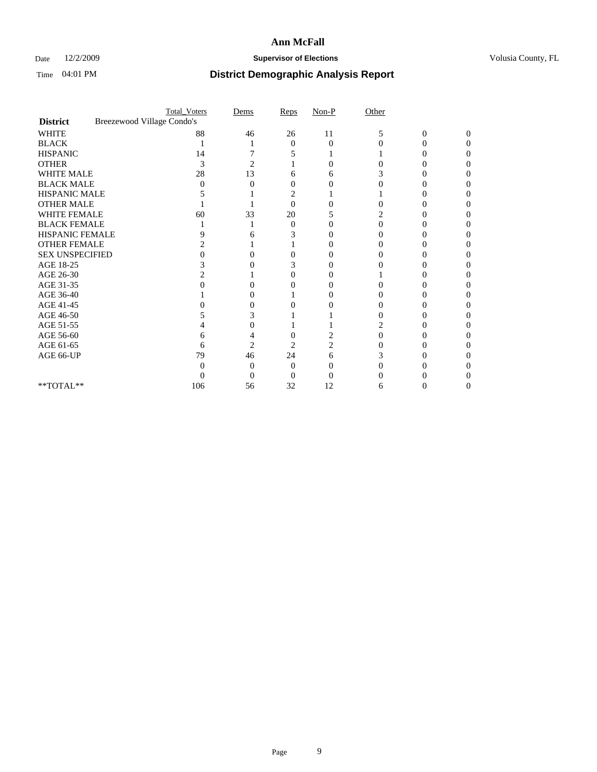# Ann McFall

Date 12/2/2009 **Supervisor of Elections** Volusia County, FL

Time 04:01 PM **District Demographic Analysis Report**

| | Total_Voters | Dems | Reps | Non-P | Other | | |
|---|---|---|---|---|---|---|---|
| **District** Breezewood Village Condo's | | | | | | | |
| WHITE | 88 | 46 | 26 | 11 | 5 | 0 | 0 |
| BLACK | 1 | 1 | 0 | 0 | 0 | 0 | 0 |
| HISPANIC | 14 | 7 | 5 | 1 | 1 | 0 | 0 |
| OTHER | 3 | 2 | 1 | 0 | 0 | 0 | 0 |
| WHITE MALE | 28 | 13 | 6 | 6 | 3 | 0 | 0 |
| BLACK MALE | 0 | 0 | 0 | 0 | 0 | 0 | 0 |
| HISPANIC MALE | 5 | 1 | 2 | 1 | 1 | 0 | 0 |
| OTHER MALE | 1 | 1 | 0 | 0 | 0 | 0 | 0 |
| WHITE FEMALE | 60 | 33 | 20 | 5 | 2 | 0 | 0 |
| BLACK FEMALE | 1 | 1 | 0 | 0 | 0 | 0 | 0 |
| HISPANIC FEMALE | 9 | 6 | 3 | 0 | 0 | 0 | 0 |
| OTHER FEMALE | 2 | 1 | 1 | 0 | 0 | 0 | 0 |
| SEX UNSPECIFIED | 0 | 0 | 0 | 0 | 0 | 0 | 0 |
| AGE 18-25 | 3 | 0 | 3 | 0 | 0 | 0 | 0 |
| AGE 26-30 | 2 | 1 | 0 | 0 | 1 | 0 | 0 |
| AGE 31-35 | 0 | 0 | 0 | 0 | 0 | 0 | 0 |
| AGE 36-40 | 1 | 0 | 1 | 0 | 0 | 0 | 0 |
| AGE 41-45 | 0 | 0 | 0 | 0 | 0 | 0 | 0 |
| AGE 46-50 | 5 | 3 | 1 | 1 | 0 | 0 | 0 |
| AGE 51-55 | 4 | 0 | 1 | 1 | 2 | 0 | 0 |
| AGE 56-60 | 6 | 4 | 0 | 2 | 0 | 0 | 0 |
| AGE 61-65 | 6 | 2 | 2 | 2 | 0 | 0 | 0 |
| AGE 66-UP | 79 | 46 | 24 | 6 | 3 | 0 | 0 |
| | 0 | 0 | 0 | 0 | 0 | 0 | 0 |
| | 0 | 0 | 0 | 0 | 0 | 0 | 0 |
| **TOTAL** | 106 | 56 | 32 | 12 | 6 | 0 | 0 |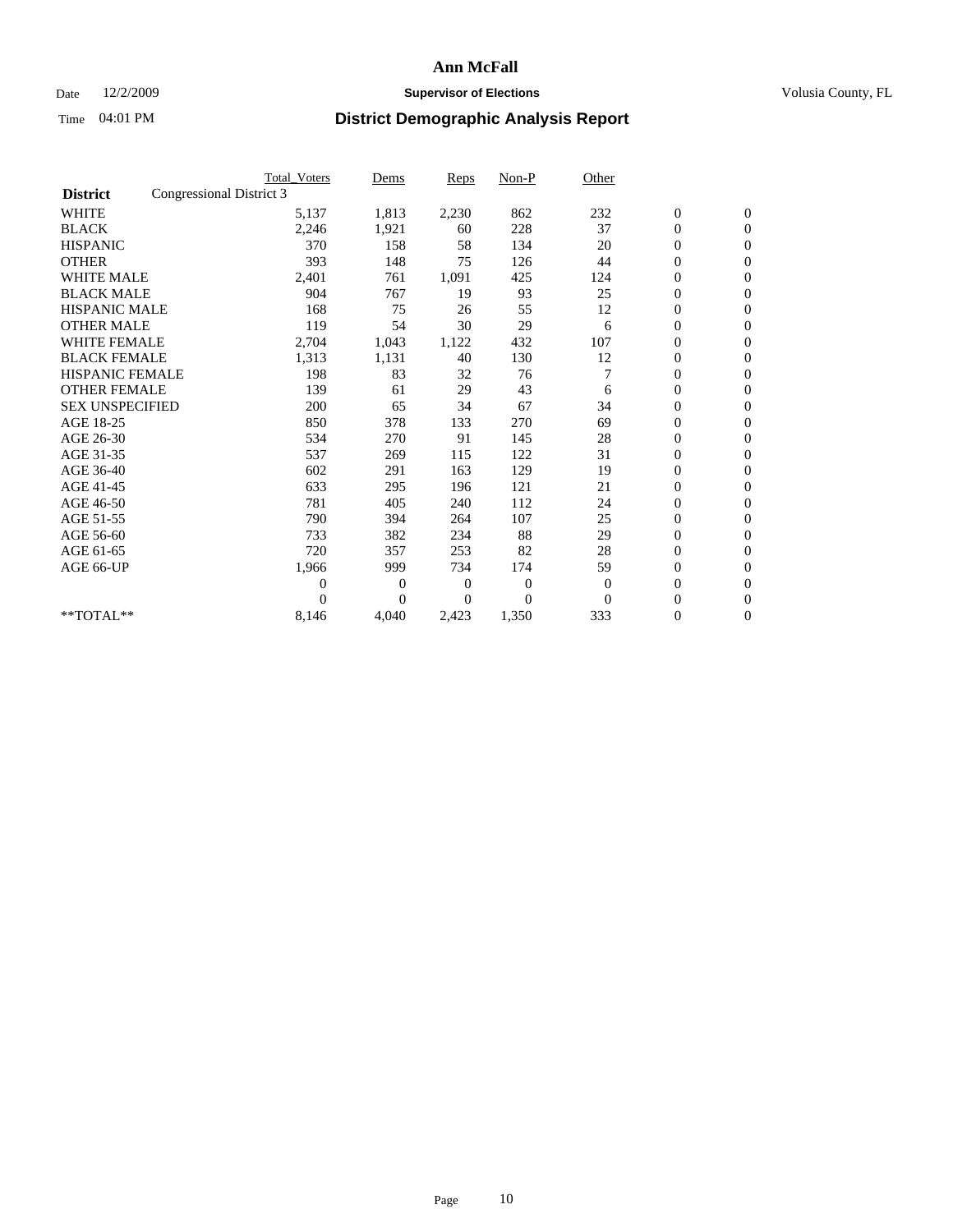# Ann McFall

Date 12/2/2009 **Supervisor of Elections** Volusia County, FL

Time 04:01 PM **District Demographic Analysis Report**

| **District** | Congressional District 3 Total_Voters | Dems | Reps | Non-P | Other | | |
|---|---|---|---|---|---|---|---|
| WHITE | 5,137 | 1,813 | 2,230 | 862 | 232 | 0 | 0 |
| BLACK | 2,246 | 1,921 | 60 | 228 | 37 | 0 | 0 |
| HISPANIC | 370 | 158 | 58 | 134 | 20 | 0 | 0 |
| OTHER | 393 | 148 | 75 | 126 | 44 | 0 | 0 |
| WHITE MALE | 2,401 | 761 | 1,091 | 425 | 124 | 0 | 0 |
| BLACK MALE | 904 | 767 | 19 | 93 | 25 | 0 | 0 |
| HISPANIC MALE | 168 | 75 | 26 | 55 | 12 | 0 | 0 |
| OTHER MALE | 119 | 54 | 30 | 29 | 6 | 0 | 0 |
| WHITE FEMALE | 2,704 | 1,043 | 1,122 | 432 | 107 | 0 | 0 |
| BLACK FEMALE | 1,313 | 1,131 | 40 | 130 | 12 | 0 | 0 |
| HISPANIC FEMALE | 198 | 83 | 32 | 76 | 7 | 0 | 0 |
| OTHER FEMALE | 139 | 61 | 29 | 43 | 6 | 0 | 0 |
| SEX UNSPECIFIED | 200 | 65 | 34 | 67 | 34 | 0 | 0 |
| AGE 18-25 | 850 | 378 | 133 | 270 | 69 | 0 | 0 |
| AGE 26-30 | 534 | 270 | 91 | 145 | 28 | 0 | 0 |
| AGE 31-35 | 537 | 269 | 115 | 122 | 31 | 0 | 0 |
| AGE 36-40 | 602 | 291 | 163 | 129 | 19 | 0 | 0 |
| AGE 41-45 | 633 | 295 | 196 | 121 | 21 | 0 | 0 |
| AGE 46-50 | 781 | 405 | 240 | 112 | 24 | 0 | 0 |
| AGE 51-55 | 790 | 394 | 264 | 107 | 25 | 0 | 0 |
| AGE 56-60 | 733 | 382 | 234 | 88 | 29 | 0 | 0 |
| AGE 61-65 | 720 | 357 | 253 | 82 | 28 | 0 | 0 |
| AGE 66-UP | 1,966 | 999 | 734 | 174 | 59 | 0 | 0 |
| | 0 | 0 | 0 | 0 | 0 | 0 | 0 |
| | 0 | 0 | 0 | 0 | 0 | 0 | 0 |
| **TOTAL** | 8,146 | 4,040 | 2,423 | 1,350 | 333 | 0 | 0 |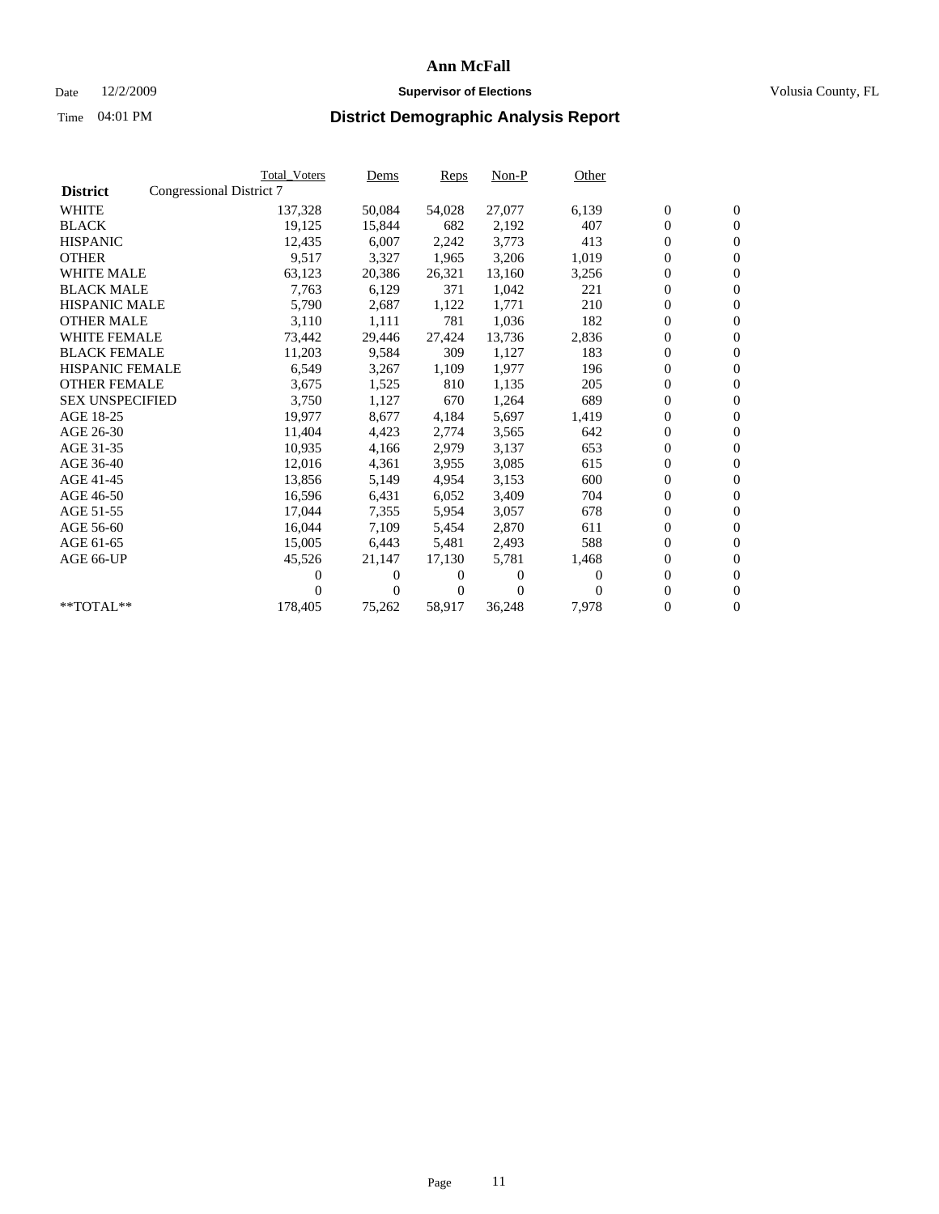# Ann McFall

Date 12/2/2009 **Supervisor of Elections** Volusia County, FL

Time 04:01 PM **District Demographic Analysis Report**

| District | Congressional District 7 | Total_Voters | Dems | Reps | Non-P | Other | | |
|---|---|---|---|---|---|---|---|---|
| WHITE | | 137,328 | 50,084 | 54,028 | 27,077 | 6,139 | 0 | 0 |
| BLACK | | 19,125 | 15,844 | 682 | 2,192 | 407 | 0 | 0 |
| HISPANIC | | 12,435 | 6,007 | 2,242 | 3,773 | 413 | 0 | 0 |
| OTHER | | 9,517 | 3,327 | 1,965 | 3,206 | 1,019 | 0 | 0 |
| WHITE MALE | | 63,123 | 20,386 | 26,321 | 13,160 | 3,256 | 0 | 0 |
| BLACK MALE | | 7,763 | 6,129 | 371 | 1,042 | 221 | 0 | 0 |
| HISPANIC MALE | | 5,790 | 2,687 | 1,122 | 1,771 | 210 | 0 | 0 |
| OTHER MALE | | 3,110 | 1,111 | 781 | 1,036 | 182 | 0 | 0 |
| WHITE FEMALE | | 73,442 | 29,446 | 27,424 | 13,736 | 2,836 | 0 | 0 |
| BLACK FEMALE | | 11,203 | 9,584 | 309 | 1,127 | 183 | 0 | 0 |
| HISPANIC FEMALE | | 6,549 | 3,267 | 1,109 | 1,977 | 196 | 0 | 0 |
| OTHER FEMALE | | 3,675 | 1,525 | 810 | 1,135 | 205 | 0 | 0 |
| SEX UNSPECIFIED | | 3,750 | 1,127 | 670 | 1,264 | 689 | 0 | 0 |
| AGE 18-25 | | 19,977 | 8,677 | 4,184 | 5,697 | 1,419 | 0 | 0 |
| AGE 26-30 | | 11,404 | 4,423 | 2,774 | 3,565 | 642 | 0 | 0 |
| AGE 31-35 | | 10,935 | 4,166 | 2,979 | 3,137 | 653 | 0 | 0 |
| AGE 36-40 | | 12,016 | 4,361 | 3,955 | 3,085 | 615 | 0 | 0 |
| AGE 41-45 | | 13,856 | 5,149 | 4,954 | 3,153 | 600 | 0 | 0 |
| AGE 46-50 | | 16,596 | 6,431 | 6,052 | 3,409 | 704 | 0 | 0 |
| AGE 51-55 | | 17,044 | 7,355 | 5,954 | 3,057 | 678 | 0 | 0 |
| AGE 56-60 | | 16,044 | 7,109 | 5,454 | 2,870 | 611 | 0 | 0 |
| AGE 61-65 | | 15,005 | 6,443 | 5,481 | 2,493 | 588 | 0 | 0 |
| AGE 66-UP | | 45,526 | 21,147 | 17,130 | 5,781 | 1,468 | 0 | 0 |
| | | 0 | 0 | 0 | 0 | 0 | 0 | 0 |
| | | 0 | 0 | 0 | 0 | 0 | 0 | 0 |
| **TOTAL** | | 178,405 | 75,262 | 58,917 | 36,248 | 7,978 | 0 | 0 |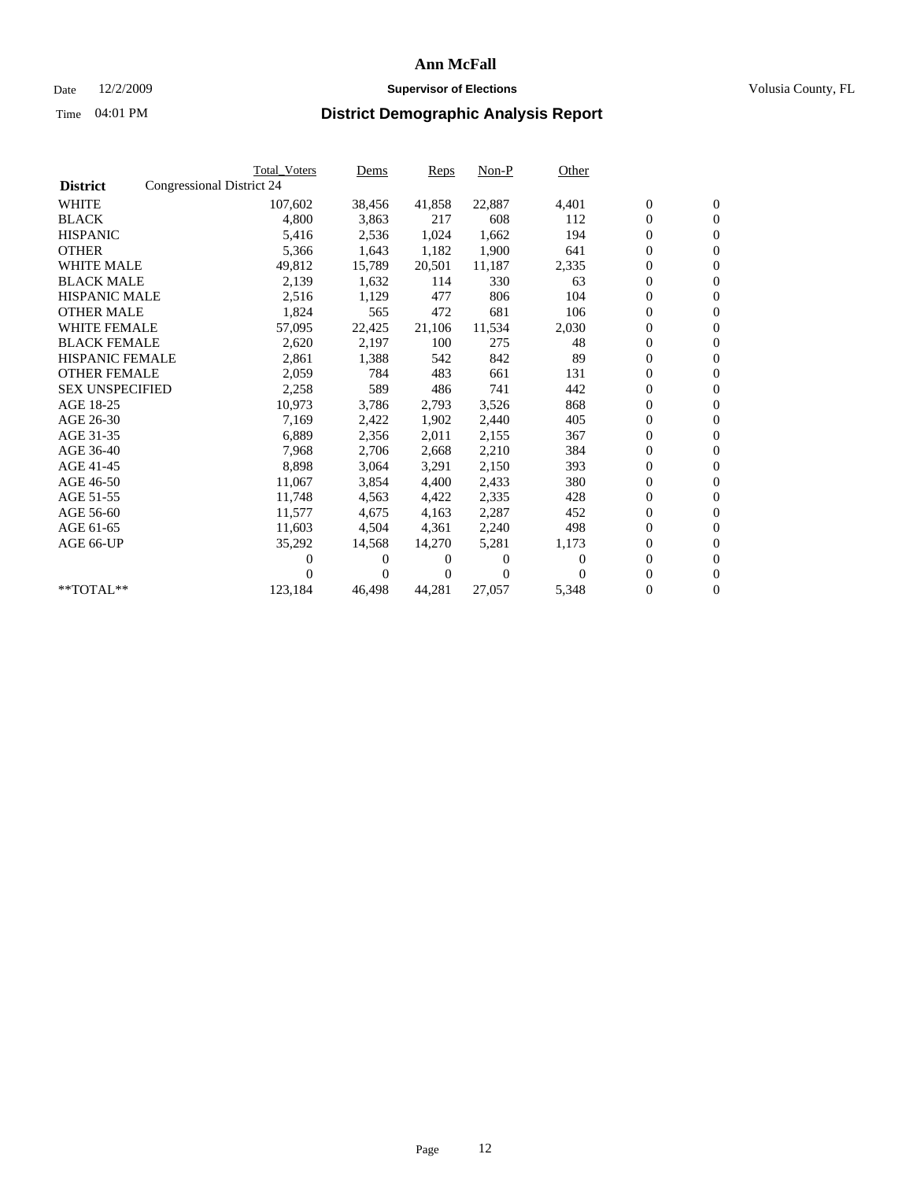# Ann McFall

Date 12/2/2009 **Supervisor of Elections** Volusia County, FL

Time 04:01 PM **District Demographic Analysis Report**

| | Total_Voters | Dems | Reps | Non-P | Other | | |
|---|---|---|---|---|---|---|---|
| **District** Congressional District 24 | | | | | | | |
| WHITE | 107,602 | 38,456 | 41,858 | 22,887 | 4,401 | 0 | 0 |
| BLACK | 4,800 | 3,863 | 217 | 608 | 112 | 0 | 0 |
| HISPANIC | 5,416 | 2,536 | 1,024 | 1,662 | 194 | 0 | 0 |
| OTHER | 5,366 | 1,643 | 1,182 | 1,900 | 641 | 0 | 0 |
| WHITE MALE | 49,812 | 15,789 | 20,501 | 11,187 | 2,335 | 0 | 0 |
| BLACK MALE | 2,139 | 1,632 | 114 | 330 | 63 | 0 | 0 |
| HISPANIC MALE | 2,516 | 1,129 | 477 | 806 | 104 | 0 | 0 |
| OTHER MALE | 1,824 | 565 | 472 | 681 | 106 | 0 | 0 |
| WHITE FEMALE | 57,095 | 22,425 | 21,106 | 11,534 | 2,030 | 0 | 0 |
| BLACK FEMALE | 2,620 | 2,197 | 100 | 275 | 48 | 0 | 0 |
| HISPANIC FEMALE | 2,861 | 1,388 | 542 | 842 | 89 | 0 | 0 |
| OTHER FEMALE | 2,059 | 784 | 483 | 661 | 131 | 0 | 0 |
| SEX UNSPECIFIED | 2,258 | 589 | 486 | 741 | 442 | 0 | 0 |
| AGE 18-25 | 10,973 | 3,786 | 2,793 | 3,526 | 868 | 0 | 0 |
| AGE 26-30 | 7,169 | 2,422 | 1,902 | 2,440 | 405 | 0 | 0 |
| AGE 31-35 | 6,889 | 2,356 | 2,011 | 2,155 | 367 | 0 | 0 |
| AGE 36-40 | 7,968 | 2,706 | 2,668 | 2,210 | 384 | 0 | 0 |
| AGE 41-45 | 8,898 | 3,064 | 3,291 | 2,150 | 393 | 0 | 0 |
| AGE 46-50 | 11,067 | 3,854 | 4,400 | 2,433 | 380 | 0 | 0 |
| AGE 51-55 | 11,748 | 4,563 | 4,422 | 2,335 | 428 | 0 | 0 |
| AGE 56-60 | 11,577 | 4,675 | 4,163 | 2,287 | 452 | 0 | 0 |
| AGE 61-65 | 11,603 | 4,504 | 4,361 | 2,240 | 498 | 0 | 0 |
| AGE 66-UP | 35,292 | 14,568 | 14,270 | 5,281 | 1,173 | 0 | 0 |
| | 0 | 0 | 0 | 0 | 0 | 0 | 0 |
| | 0 | 0 | 0 | 0 | 0 | 0 | 0 |
| **TOTAL** | 123,184 | 46,498 | 44,281 | 27,057 | 5,348 | 0 | 0 |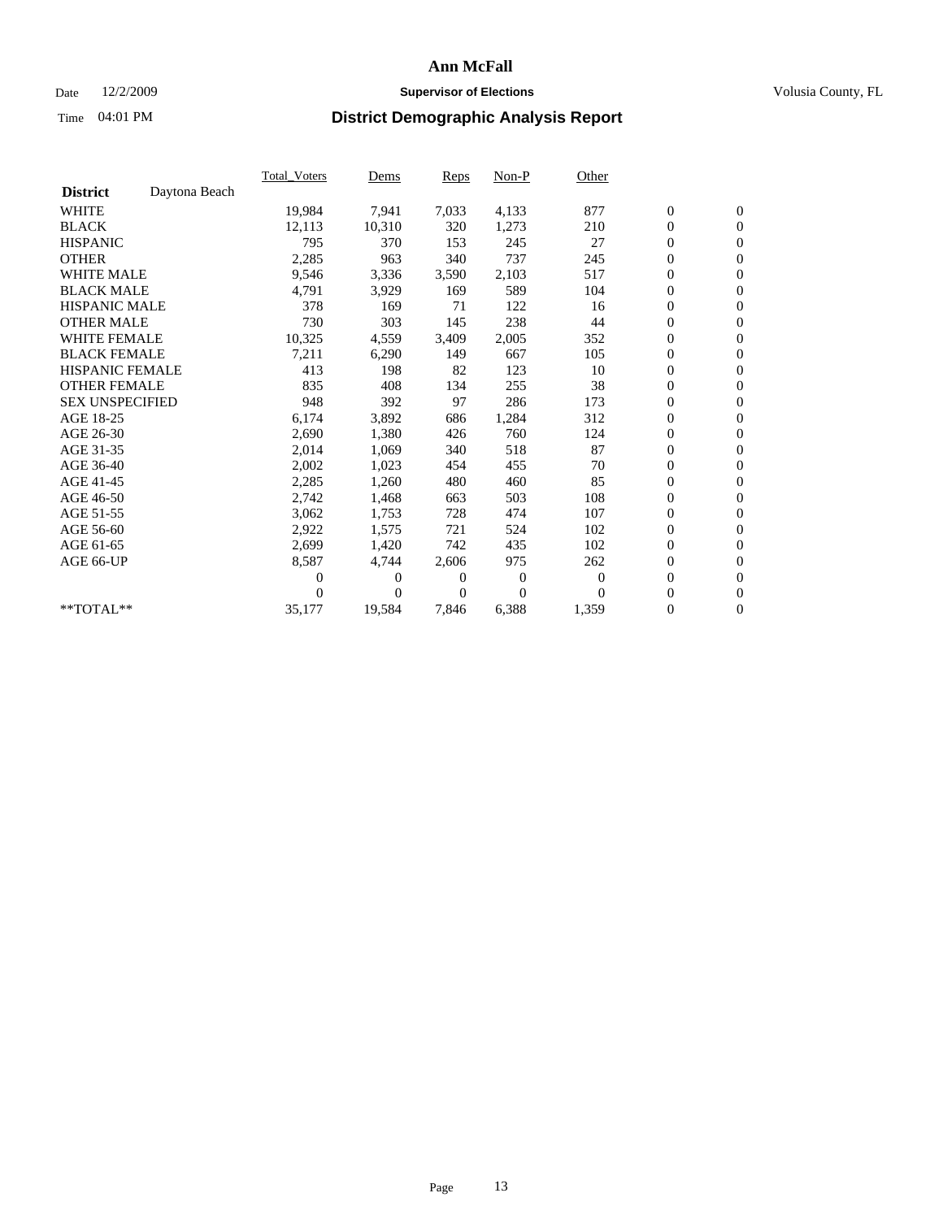# Ann McFall

Date 12/2/2009 **Supervisor of Elections** Volusia County, FL

Time 04:01 PM **District Demographic Analysis Report**

| | Total_Voters | Dems | Reps | Non-P | Other | | |
|---|---|---|---|---|---|---|---|
| **District** Daytona Beach | | | | | | | |
| WHITE | 19,984 | 7,941 | 7,033 | 4,133 | 877 | 0 | 0 |
| BLACK | 12,113 | 10,310 | 320 | 1,273 | 210 | 0 | 0 |
| HISPANIC | 795 | 370 | 153 | 245 | 27 | 0 | 0 |
| OTHER | 2,285 | 963 | 340 | 737 | 245 | 0 | 0 |
| WHITE MALE | 9,546 | 3,336 | 3,590 | 2,103 | 517 | 0 | 0 |
| BLACK MALE | 4,791 | 3,929 | 169 | 589 | 104 | 0 | 0 |
| HISPANIC MALE | 378 | 169 | 71 | 122 | 16 | 0 | 0 |
| OTHER MALE | 730 | 303 | 145 | 238 | 44 | 0 | 0 |
| WHITE FEMALE | 10,325 | 4,559 | 3,409 | 2,005 | 352 | 0 | 0 |
| BLACK FEMALE | 7,211 | 6,290 | 149 | 667 | 105 | 0 | 0 |
| HISPANIC FEMALE | 413 | 198 | 82 | 123 | 10 | 0 | 0 |
| OTHER FEMALE | 835 | 408 | 134 | 255 | 38 | 0 | 0 |
| SEX UNSPECIFIED | 948 | 392 | 97 | 286 | 173 | 0 | 0 |
| AGE 18-25 | 6,174 | 3,892 | 686 | 1,284 | 312 | 0 | 0 |
| AGE 26-30 | 2,690 | 1,380 | 426 | 760 | 124 | 0 | 0 |
| AGE 31-35 | 2,014 | 1,069 | 340 | 518 | 87 | 0 | 0 |
| AGE 36-40 | 2,002 | 1,023 | 454 | 455 | 70 | 0 | 0 |
| AGE 41-45 | 2,285 | 1,260 | 480 | 460 | 85 | 0 | 0 |
| AGE 46-50 | 2,742 | 1,468 | 663 | 503 | 108 | 0 | 0 |
| AGE 51-55 | 3,062 | 1,753 | 728 | 474 | 107 | 0 | 0 |
| AGE 56-60 | 2,922 | 1,575 | 721 | 524 | 102 | 0 | 0 |
| AGE 61-65 | 2,699 | 1,420 | 742 | 435 | 102 | 0 | 0 |
| AGE 66-UP | 8,587 | 4,744 | 2,606 | 975 | 262 | 0 | 0 |
| | 0 | 0 | 0 | 0 | 0 | 0 | 0 |
| | 0 | 0 | 0 | 0 | 0 | 0 | 0 |
| **TOTAL** | 35,177 | 19,584 | 7,846 | 6,388 | 1,359 | 0 | 0 |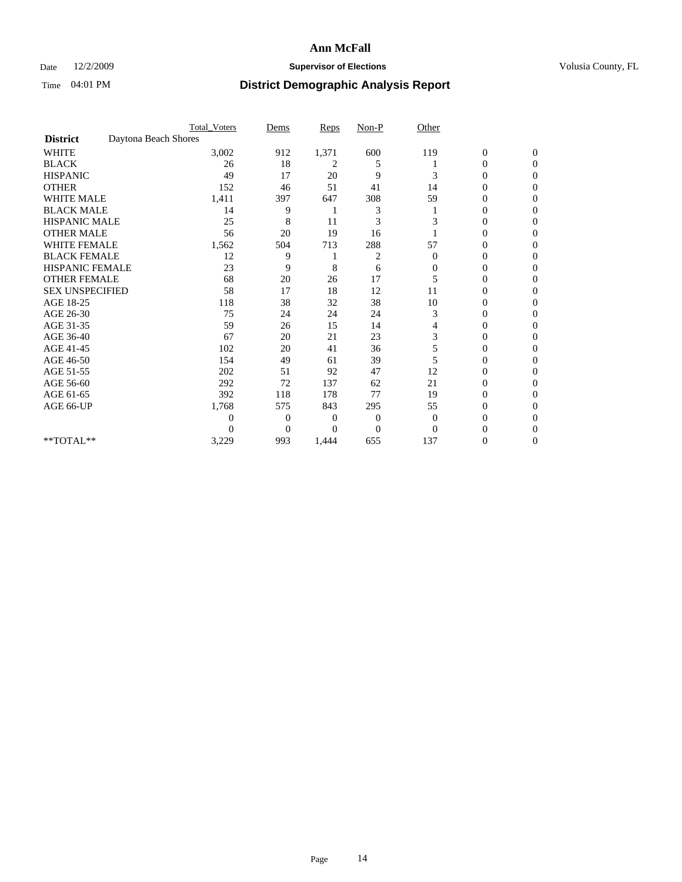# Ann McFall

Date 12/2/2009 **Supervisor of Elections** Volusia County, FL

Time 04:01 PM **District Demographic Analysis Report**

| | Total_Voters | Dems | Reps | Non-P | Other | | |
|---|---|---|---|---|---|---|---|
| **District** Daytona Beach Shores | | | | | | | |
| WHITE | 3,002 | 912 | 1,371 | 600 | 119 | 0 | 0 |
| BLACK | 26 | 18 | 2 | 5 | 1 | 0 | 0 |
| HISPANIC | 49 | 17 | 20 | 9 | 3 | 0 | 0 |
| OTHER | 152 | 46 | 51 | 41 | 14 | 0 | 0 |
| WHITE MALE | 1,411 | 397 | 647 | 308 | 59 | 0 | 0 |
| BLACK MALE | 14 | 9 | 1 | 3 | 1 | 0 | 0 |
| HISPANIC MALE | 25 | 8 | 11 | 3 | 3 | 0 | 0 |
| OTHER MALE | 56 | 20 | 19 | 16 | 1 | 0 | 0 |
| WHITE FEMALE | 1,562 | 504 | 713 | 288 | 57 | 0 | 0 |
| BLACK FEMALE | 12 | 9 | 1 | 2 | 0 | 0 | 0 |
| HISPANIC FEMALE | 23 | 9 | 8 | 6 | 0 | 0 | 0 |
| OTHER FEMALE | 68 | 20 | 26 | 17 | 5 | 0 | 0 |
| SEX UNSPECIFIED | 58 | 17 | 18 | 12 | 11 | 0 | 0 |
| AGE 18-25 | 118 | 38 | 32 | 38 | 10 | 0 | 0 |
| AGE 26-30 | 75 | 24 | 24 | 24 | 3 | 0 | 0 |
| AGE 31-35 | 59 | 26 | 15 | 14 | 4 | 0 | 0 |
| AGE 36-40 | 67 | 20 | 21 | 23 | 3 | 0 | 0 |
| AGE 41-45 | 102 | 20 | 41 | 36 | 5 | 0 | 0 |
| AGE 46-50 | 154 | 49 | 61 | 39 | 5 | 0 | 0 |
| AGE 51-55 | 202 | 51 | 92 | 47 | 12 | 0 | 0 |
| AGE 56-60 | 292 | 72 | 137 | 62 | 21 | 0 | 0 |
| AGE 61-65 | 392 | 118 | 178 | 77 | 19 | 0 | 0 |
| AGE 66-UP | 1,768 | 575 | 843 | 295 | 55 | 0 | 0 |
| | 0 | 0 | 0 | 0 | 0 | 0 | 0 |
| | 0 | 0 | 0 | 0 | 0 | 0 | 0 |
| **TOTAL** | 3,229 | 993 | 1,444 | 655 | 137 | 0 | 0 |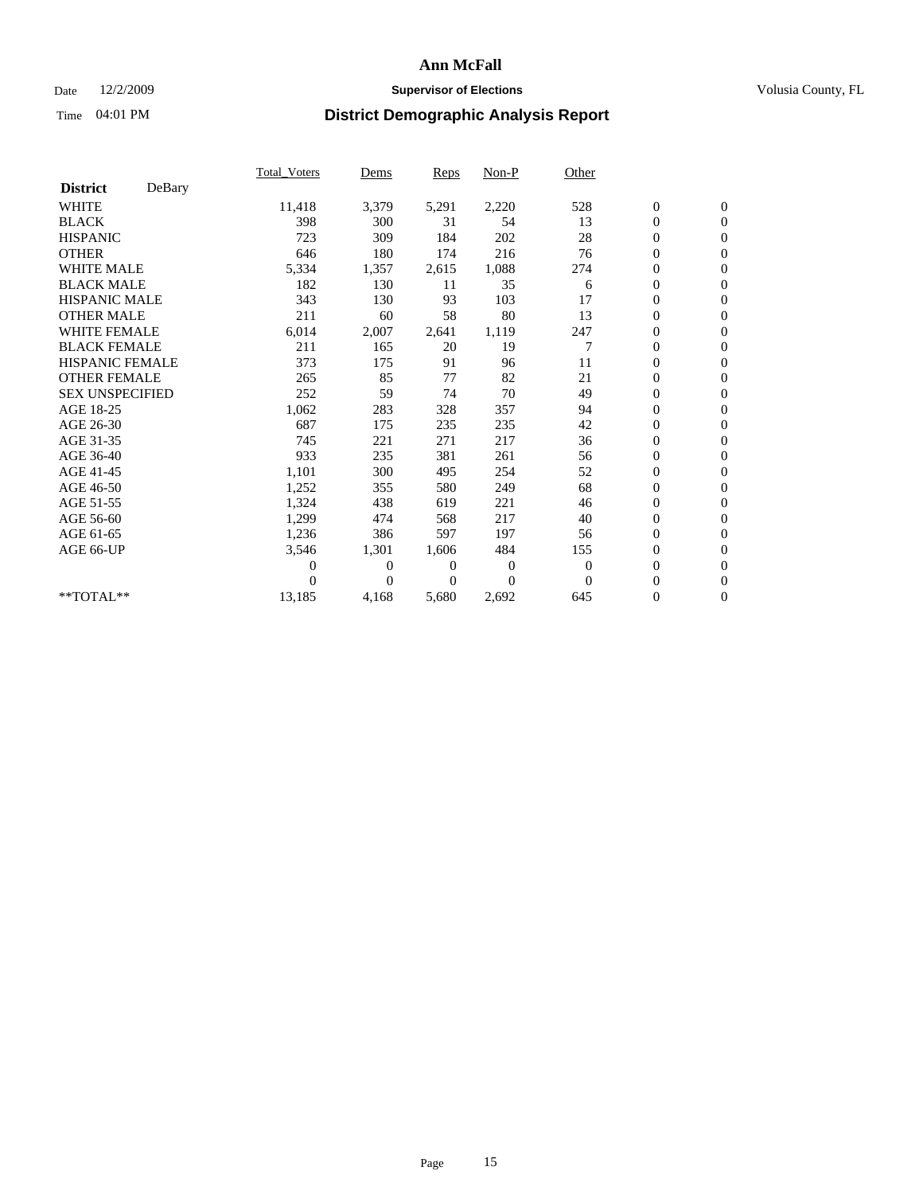# Ann McFall

Date 12/2/2009 **Supervisor of Elections** Volusia County, FL

Time 04:01 PM **District Demographic Analysis Report**

| | Total_Voters | Dems | Reps | Non-P | Other | | |
|---|---|---|---|---|---|---|---|
| **District** DeBary | | | | | | | |
| WHITE | 11,418 | 3,379 | 5,291 | 2,220 | 528 | 0 | 0 |
| BLACK | 398 | 300 | 31 | 54 | 13 | 0 | 0 |
| HISPANIC | 723 | 309 | 184 | 202 | 28 | 0 | 0 |
| OTHER | 646 | 180 | 174 | 216 | 76 | 0 | 0 |
| WHITE MALE | 5,334 | 1,357 | 2,615 | 1,088 | 274 | 0 | 0 |
| BLACK MALE | 182 | 130 | 11 | 35 | 6 | 0 | 0 |
| HISPANIC MALE | 343 | 130 | 93 | 103 | 17 | 0 | 0 |
| OTHER MALE | 211 | 60 | 58 | 80 | 13 | 0 | 0 |
| WHITE FEMALE | 6,014 | 2,007 | 2,641 | 1,119 | 247 | 0 | 0 |
| BLACK FEMALE | 211 | 165 | 20 | 19 | 7 | 0 | 0 |
| HISPANIC FEMALE | 373 | 175 | 91 | 96 | 11 | 0 | 0 |
| OTHER FEMALE | 265 | 85 | 77 | 82 | 21 | 0 | 0 |
| SEX UNSPECIFIED | 252 | 59 | 74 | 70 | 49 | 0 | 0 |
| AGE 18-25 | 1,062 | 283 | 328 | 357 | 94 | 0 | 0 |
| AGE 26-30 | 687 | 175 | 235 | 235 | 42 | 0 | 0 |
| AGE 31-35 | 745 | 221 | 271 | 217 | 36 | 0 | 0 |
| AGE 36-40 | 933 | 235 | 381 | 261 | 56 | 0 | 0 |
| AGE 41-45 | 1,101 | 300 | 495 | 254 | 52 | 0 | 0 |
| AGE 46-50 | 1,252 | 355 | 580 | 249 | 68 | 0 | 0 |
| AGE 51-55 | 1,324 | 438 | 619 | 221 | 46 | 0 | 0 |
| AGE 56-60 | 1,299 | 474 | 568 | 217 | 40 | 0 | 0 |
| AGE 61-65 | 1,236 | 386 | 597 | 197 | 56 | 0 | 0 |
| AGE 66-UP | 3,546 | 1,301 | 1,606 | 484 | 155 | 0 | 0 |
| | 0 | 0 | 0 | 0 | 0 | 0 | 0 |
| | 0 | 0 | 0 | 0 | 0 | 0 | 0 |
| **TOTAL** | 13,185 | 4,168 | 5,680 | 2,692 | 645 | 0 | 0 |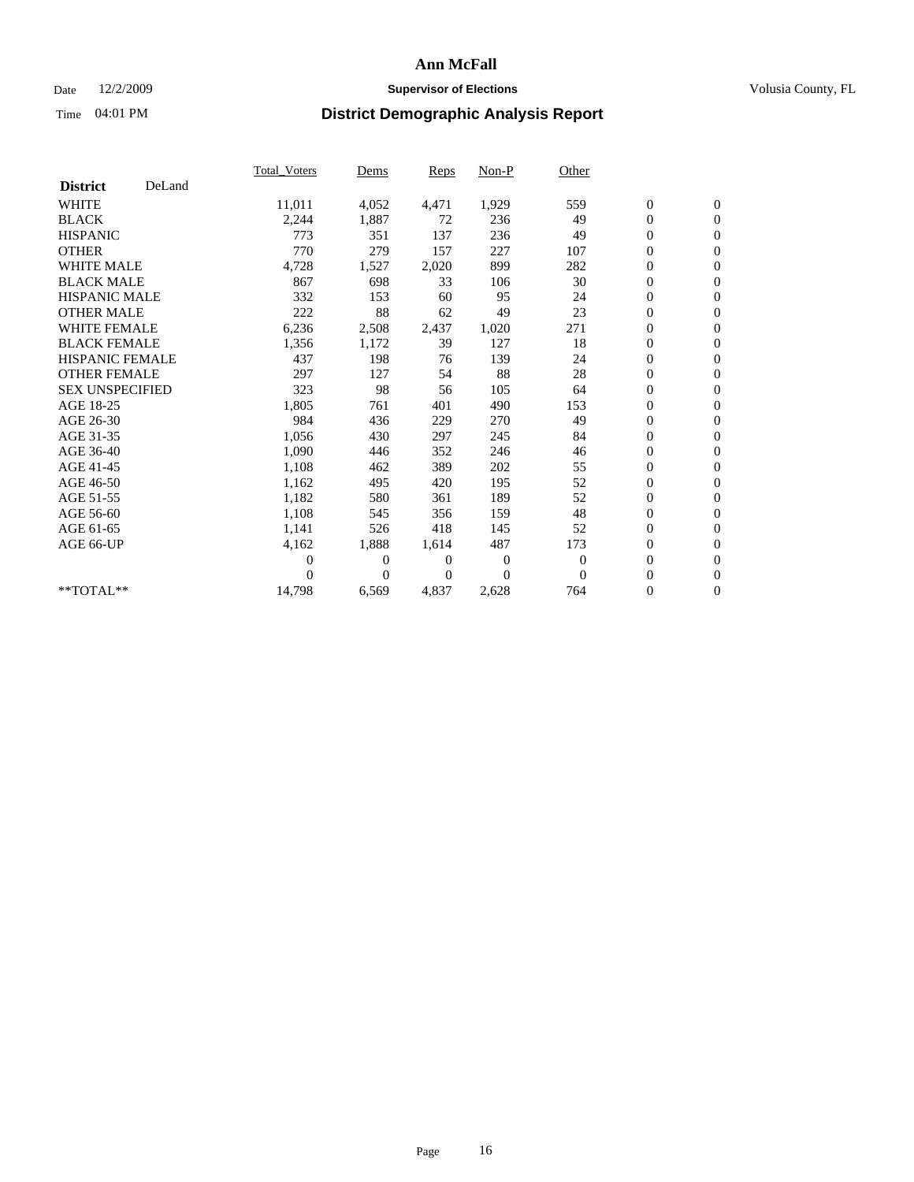# Ann McFall

Date 12/2/2009 **Supervisor of Elections** Volusia County, FL

Time 04:01 PM **District Demographic Analysis Report**

| | Total_Voters | Dems | Reps | Non-P | Other | | |
|---|---|---|---|---|---|---|---|
| **District** DeLand | | | | | | | |
| WHITE | 11,011 | 4,052 | 4,471 | 1,929 | 559 | 0 | 0 |
| BLACK | 2,244 | 1,887 | 72 | 236 | 49 | 0 | 0 |
| HISPANIC | 773 | 351 | 137 | 236 | 49 | 0 | 0 |
| OTHER | 770 | 279 | 157 | 227 | 107 | 0 | 0 |
| WHITE MALE | 4,728 | 1,527 | 2,020 | 899 | 282 | 0 | 0 |
| BLACK MALE | 867 | 698 | 33 | 106 | 30 | 0 | 0 |
| HISPANIC MALE | 332 | 153 | 60 | 95 | 24 | 0 | 0 |
| OTHER MALE | 222 | 88 | 62 | 49 | 23 | 0 | 0 |
| WHITE FEMALE | 6,236 | 2,508 | 2,437 | 1,020 | 271 | 0 | 0 |
| BLACK FEMALE | 1,356 | 1,172 | 39 | 127 | 18 | 0 | 0 |
| HISPANIC FEMALE | 437 | 198 | 76 | 139 | 24 | 0 | 0 |
| OTHER FEMALE | 297 | 127 | 54 | 88 | 28 | 0 | 0 |
| SEX UNSPECIFIED | 323 | 98 | 56 | 105 | 64 | 0 | 0 |
| AGE 18-25 | 1,805 | 761 | 401 | 490 | 153 | 0 | 0 |
| AGE 26-30 | 984 | 436 | 229 | 270 | 49 | 0 | 0 |
| AGE 31-35 | 1,056 | 430 | 297 | 245 | 84 | 0 | 0 |
| AGE 36-40 | 1,090 | 446 | 352 | 246 | 46 | 0 | 0 |
| AGE 41-45 | 1,108 | 462 | 389 | 202 | 55 | 0 | 0 |
| AGE 46-50 | 1,162 | 495 | 420 | 195 | 52 | 0 | 0 |
| AGE 51-55 | 1,182 | 580 | 361 | 189 | 52 | 0 | 0 |
| AGE 56-60 | 1,108 | 545 | 356 | 159 | 48 | 0 | 0 |
| AGE 61-65 | 1,141 | 526 | 418 | 145 | 52 | 0 | 0 |
| AGE 66-UP | 4,162 | 1,888 | 1,614 | 487 | 173 | 0 | 0 |
| | 0 | 0 | 0 | 0 | 0 | 0 | 0 |
| | 0 | 0 | 0 | 0 | 0 | 0 | 0 |
| **TOTAL** | 14,798 | 6,569 | 4,837 | 2,628 | 764 | 0 | 0 |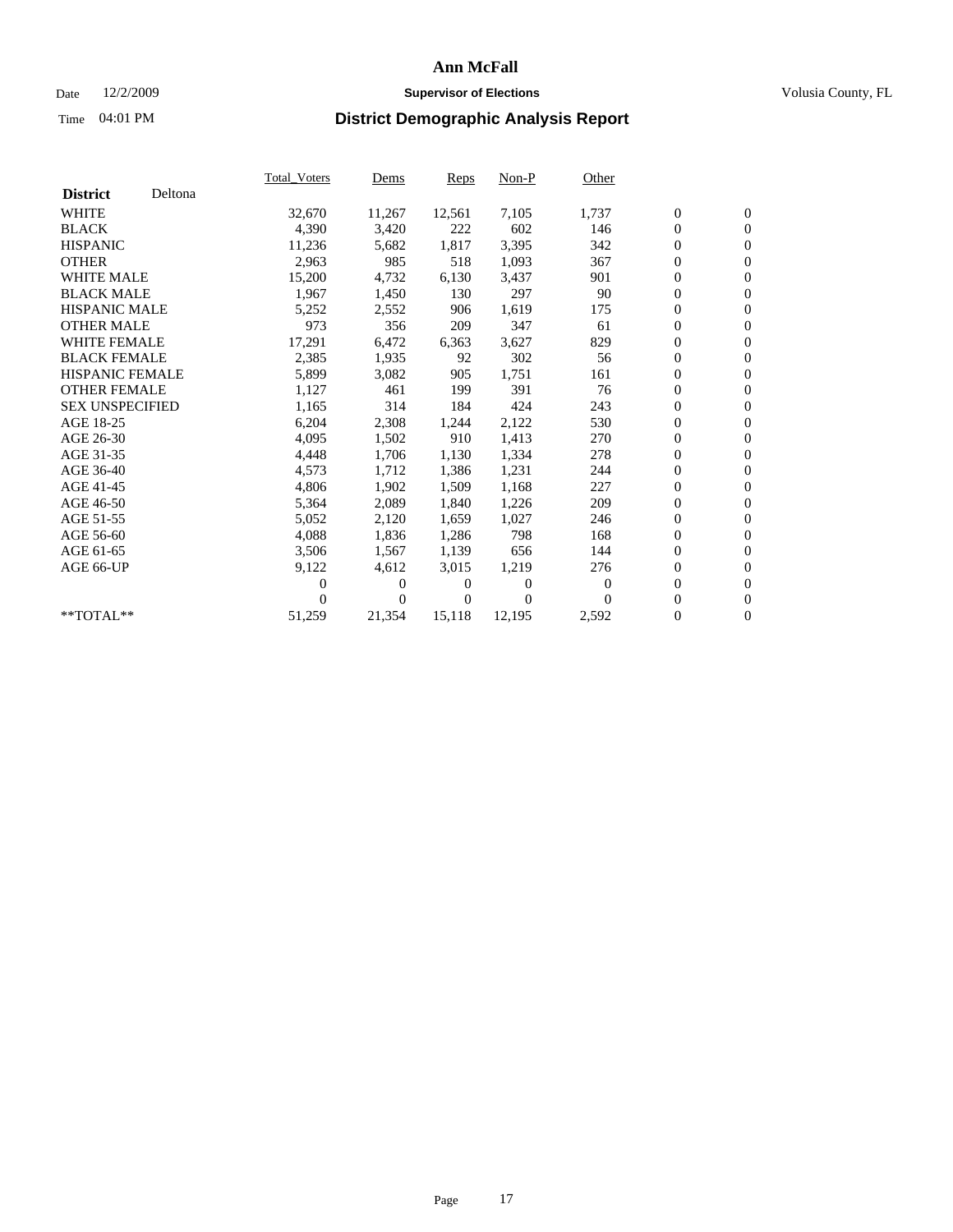# Ann McFall

Date 12/2/2009 **Supervisor of Elections** Volusia County, FL

Time 04:01 PM **District Demographic Analysis Report**

| **District** Deltona | Total_Voters | Dems | Reps | Non-P | Other | | |
|---|---|---|---|---|---|---|---|
| WHITE | 32,670 | 11,267 | 12,561 | 7,105 | 1,737 | 0 | 0 |
| BLACK | 4,390 | 3,420 | 222 | 602 | 146 | 0 | 0 |
| HISPANIC | 11,236 | 5,682 | 1,817 | 3,395 | 342 | 0 | 0 |
| OTHER | 2,963 | 985 | 518 | 1,093 | 367 | 0 | 0 |
| WHITE MALE | 15,200 | 4,732 | 6,130 | 3,437 | 901 | 0 | 0 |
| BLACK MALE | 1,967 | 1,450 | 130 | 297 | 90 | 0 | 0 |
| HISPANIC MALE | 5,252 | 2,552 | 906 | 1,619 | 175 | 0 | 0 |
| OTHER MALE | 973 | 356 | 209 | 347 | 61 | 0 | 0 |
| WHITE FEMALE | 17,291 | 6,472 | 6,363 | 3,627 | 829 | 0 | 0 |
| BLACK FEMALE | 2,385 | 1,935 | 92 | 302 | 56 | 0 | 0 |
| HISPANIC FEMALE | 5,899 | 3,082 | 905 | 1,751 | 161 | 0 | 0 |
| OTHER FEMALE | 1,127 | 461 | 199 | 391 | 76 | 0 | 0 |
| SEX UNSPECIFIED | 1,165 | 314 | 184 | 424 | 243 | 0 | 0 |
| AGE 18-25 | 6,204 | 2,308 | 1,244 | 2,122 | 530 | 0 | 0 |
| AGE 26-30 | 4,095 | 1,502 | 910 | 1,413 | 270 | 0 | 0 |
| AGE 31-35 | 4,448 | 1,706 | 1,130 | 1,334 | 278 | 0 | 0 |
| AGE 36-40 | 4,573 | 1,712 | 1,386 | 1,231 | 244 | 0 | 0 |
| AGE 41-45 | 4,806 | 1,902 | 1,509 | 1,168 | 227 | 0 | 0 |
| AGE 46-50 | 5,364 | 2,089 | 1,840 | 1,226 | 209 | 0 | 0 |
| AGE 51-55 | 5,052 | 2,120 | 1,659 | 1,027 | 246 | 0 | 0 |
| AGE 56-60 | 4,088 | 1,836 | 1,286 | 798 | 168 | 0 | 0 |
| AGE 61-65 | 3,506 | 1,567 | 1,139 | 656 | 144 | 0 | 0 |
| AGE 66-UP | 9,122 | 4,612 | 3,015 | 1,219 | 276 | 0 | 0 |
| | 0 | 0 | 0 | 0 | 0 | 0 | 0 |
| | 0 | 0 | 0 | 0 | 0 | 0 | 0 |
| **TOTAL** | 51,259 | 21,354 | 15,118 | 12,195 | 2,592 | 0 | 0 |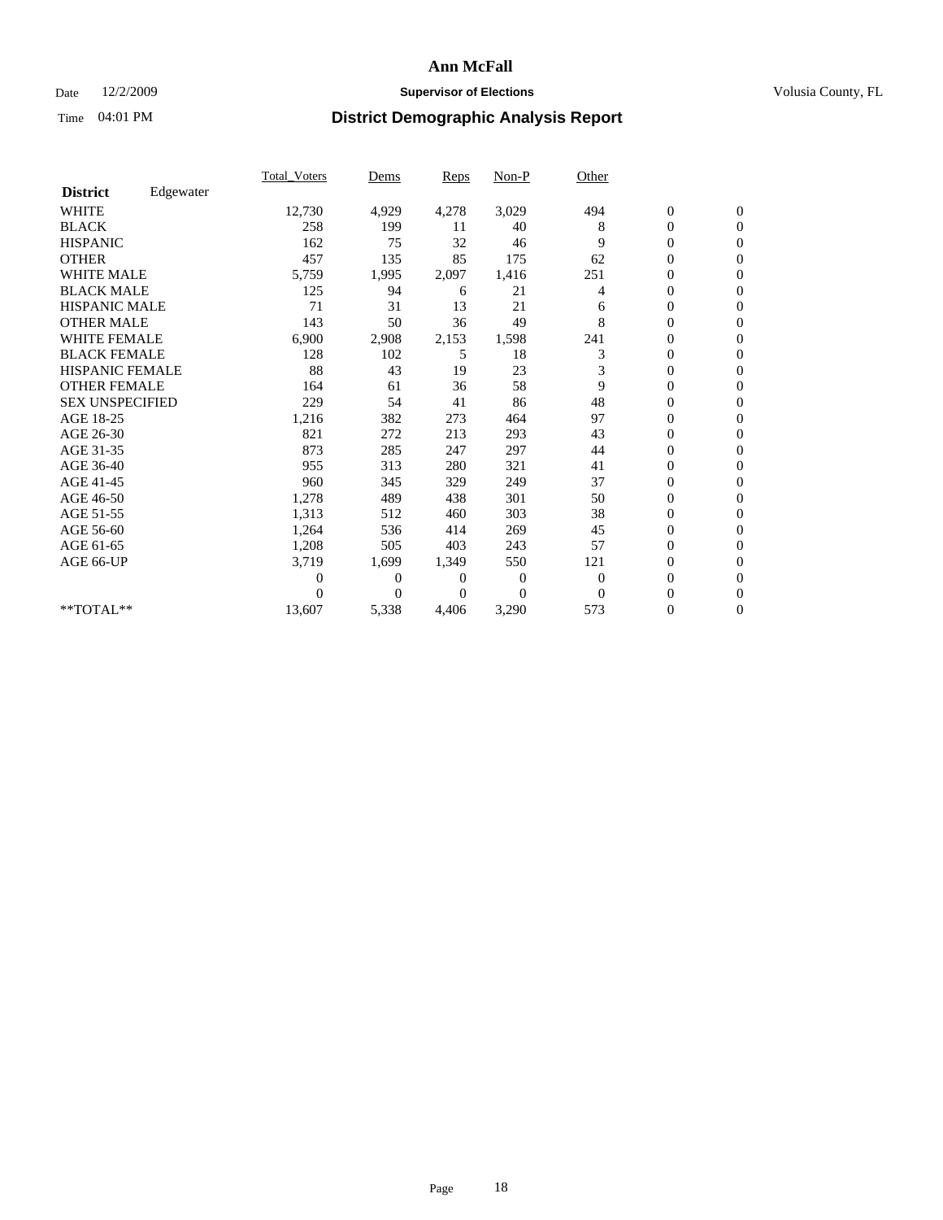# Ann McFall

Date 12/2/2009 **Supervisor of Elections** Volusia County, FL

Time 04:01 PM **District Demographic Analysis Report**

| | Total_Voters | Dems | Reps | Non-P | Other | | |
|---|---|---|---|---|---|---|---|
| **District** Edgewater | | | | | | | |
| WHITE | 12,730 | 4,929 | 4,278 | 3,029 | 494 | 0 | 0 |
| BLACK | 258 | 199 | 11 | 40 | 8 | 0 | 0 |
| HISPANIC | 162 | 75 | 32 | 46 | 9 | 0 | 0 |
| OTHER | 457 | 135 | 85 | 175 | 62 | 0 | 0 |
| WHITE MALE | 5,759 | 1,995 | 2,097 | 1,416 | 251 | 0 | 0 |
| BLACK MALE | 125 | 94 | 6 | 21 | 4 | 0 | 0 |
| HISPANIC MALE | 71 | 31 | 13 | 21 | 6 | 0 | 0 |
| OTHER MALE | 143 | 50 | 36 | 49 | 8 | 0 | 0 |
| WHITE FEMALE | 6,900 | 2,908 | 2,153 | 1,598 | 241 | 0 | 0 |
| BLACK FEMALE | 128 | 102 | 5 | 18 | 3 | 0 | 0 |
| HISPANIC FEMALE | 88 | 43 | 19 | 23 | 3 | 0 | 0 |
| OTHER FEMALE | 164 | 61 | 36 | 58 | 9 | 0 | 0 |
| SEX UNSPECIFIED | 229 | 54 | 41 | 86 | 48 | 0 | 0 |
| AGE 18-25 | 1,216 | 382 | 273 | 464 | 97 | 0 | 0 |
| AGE 26-30 | 821 | 272 | 213 | 293 | 43 | 0 | 0 |
| AGE 31-35 | 873 | 285 | 247 | 297 | 44 | 0 | 0 |
| AGE 36-40 | 955 | 313 | 280 | 321 | 41 | 0 | 0 |
| AGE 41-45 | 960 | 345 | 329 | 249 | 37 | 0 | 0 |
| AGE 46-50 | 1,278 | 489 | 438 | 301 | 50 | 0 | 0 |
| AGE 51-55 | 1,313 | 512 | 460 | 303 | 38 | 0 | 0 |
| AGE 56-60 | 1,264 | 536 | 414 | 269 | 45 | 0 | 0 |
| AGE 61-65 | 1,208 | 505 | 403 | 243 | 57 | 0 | 0 |
| AGE 66-UP | 3,719 | 1,699 | 1,349 | 550 | 121 | 0 | 0 |
| | 0 | 0 | 0 | 0 | 0 | 0 | 0 |
| | 0 | 0 | 0 | 0 | 0 | 0 | 0 |
| **TOTAL** | 13,607 | 5,338 | 4,406 | 3,290 | 573 | 0 | 0 |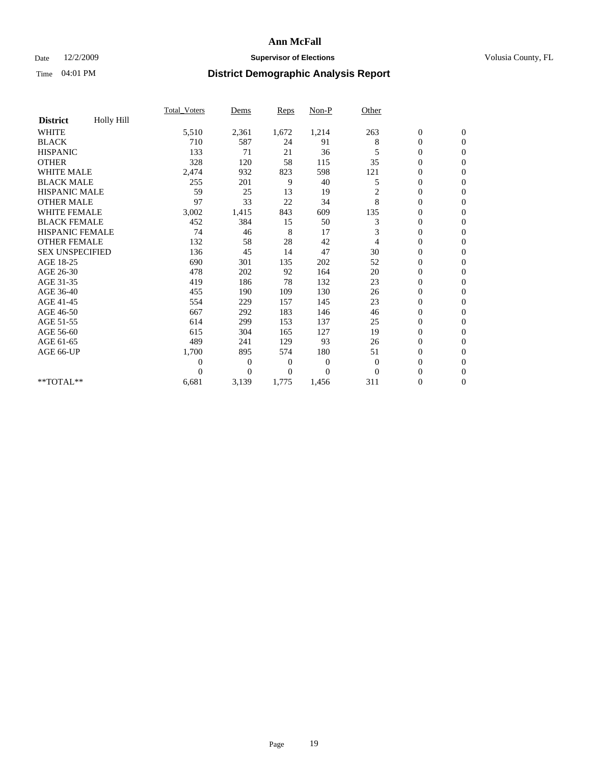# Ann McFall

Date 12/2/2009 **Supervisor of Elections** Volusia County, FL

Time 04:01 PM **District Demographic Analysis Report**

| | Total_Voters | Dems | Reps | Non-P | Other | | |
|---|---|---|---|---|---|---|---|
| **District** Holly Hill | | | | | | | |
| WHITE | 5,510 | 2,361 | 1,672 | 1,214 | 263 | 0 | 0 |
| BLACK | 710 | 587 | 24 | 91 | 8 | 0 | 0 |
| HISPANIC | 133 | 71 | 21 | 36 | 5 | 0 | 0 |
| OTHER | 328 | 120 | 58 | 115 | 35 | 0 | 0 |
| WHITE MALE | 2,474 | 932 | 823 | 598 | 121 | 0 | 0 |
| BLACK MALE | 255 | 201 | 9 | 40 | 5 | 0 | 0 |
| HISPANIC MALE | 59 | 25 | 13 | 19 | 2 | 0 | 0 |
| OTHER MALE | 97 | 33 | 22 | 34 | 8 | 0 | 0 |
| WHITE FEMALE | 3,002 | 1,415 | 843 | 609 | 135 | 0 | 0 |
| BLACK FEMALE | 452 | 384 | 15 | 50 | 3 | 0 | 0 |
| HISPANIC FEMALE | 74 | 46 | 8 | 17 | 3 | 0 | 0 |
| OTHER FEMALE | 132 | 58 | 28 | 42 | 4 | 0 | 0 |
| SEX UNSPECIFIED | 136 | 45 | 14 | 47 | 30 | 0 | 0 |
| AGE 18-25 | 690 | 301 | 135 | 202 | 52 | 0 | 0 |
| AGE 26-30 | 478 | 202 | 92 | 164 | 20 | 0 | 0 |
| AGE 31-35 | 419 | 186 | 78 | 132 | 23 | 0 | 0 |
| AGE 36-40 | 455 | 190 | 109 | 130 | 26 | 0 | 0 |
| AGE 41-45 | 554 | 229 | 157 | 145 | 23 | 0 | 0 |
| AGE 46-50 | 667 | 292 | 183 | 146 | 46 | 0 | 0 |
| AGE 51-55 | 614 | 299 | 153 | 137 | 25 | 0 | 0 |
| AGE 56-60 | 615 | 304 | 165 | 127 | 19 | 0 | 0 |
| AGE 61-65 | 489 | 241 | 129 | 93 | 26 | 0 | 0 |
| AGE 66-UP | 1,700 | 895 | 574 | 180 | 51 | 0 | 0 |
| | 0 | 0 | 0 | 0 | 0 | 0 | 0 |
| | 0 | 0 | 0 | 0 | 0 | 0 | 0 |
| **TOTAL** | 6,681 | 3,139 | 1,775 | 1,456 | 311 | 0 | 0 |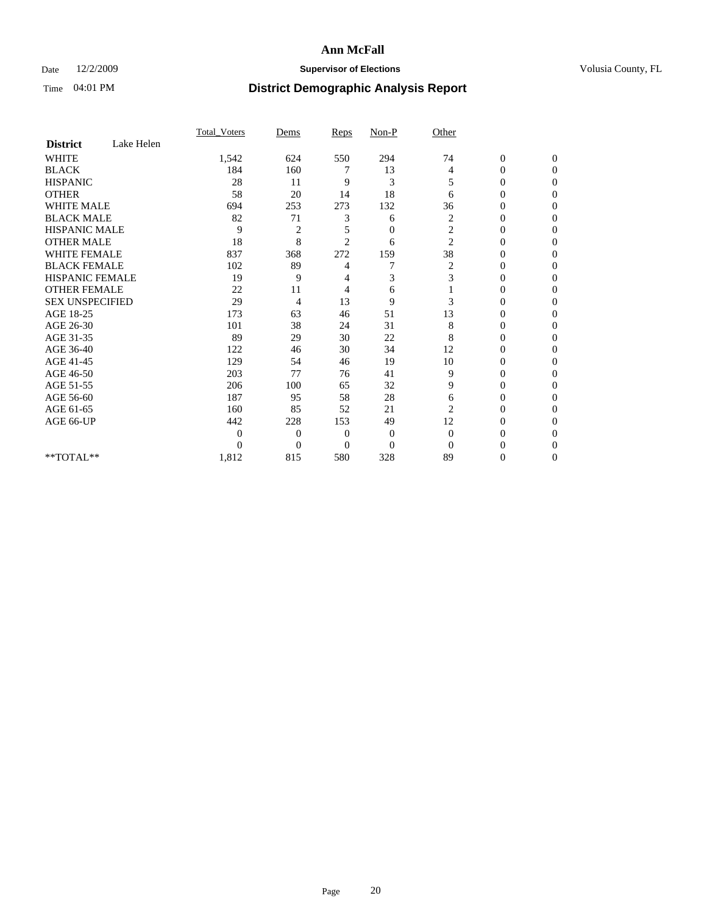# Ann McFall

Date 12/2/2009 **Supervisor of Elections** Volusia County, FL

Time 04:01 PM **District Demographic Analysis Report**

| | Total_Voters | Dems | Reps | Non-P | Other | | |
|---|---|---|---|---|---|---|---|
| **District** Lake Helen | | | | | | | |
| WHITE | 1,542 | 624 | 550 | 294 | 74 | 0 | 0 |
| BLACK | 184 | 160 | 7 | 13 | 4 | 0 | 0 |
| HISPANIC | 28 | 11 | 9 | 3 | 5 | 0 | 0 |
| OTHER | 58 | 20 | 14 | 18 | 6 | 0 | 0 |
| WHITE MALE | 694 | 253 | 273 | 132 | 36 | 0 | 0 |
| BLACK MALE | 82 | 71 | 3 | 6 | 2 | 0 | 0 |
| HISPANIC MALE | 9 | 2 | 5 | 0 | 2 | 0 | 0 |
| OTHER MALE | 18 | 8 | 2 | 6 | 2 | 0 | 0 |
| WHITE FEMALE | 837 | 368 | 272 | 159 | 38 | 0 | 0 |
| BLACK FEMALE | 102 | 89 | 4 | 7 | 2 | 0 | 0 |
| HISPANIC FEMALE | 19 | 9 | 4 | 3 | 3 | 0 | 0 |
| OTHER FEMALE | 22 | 11 | 4 | 6 | 1 | 0 | 0 |
| SEX UNSPECIFIED | 29 | 4 | 13 | 9 | 3 | 0 | 0 |
| AGE 18-25 | 173 | 63 | 46 | 51 | 13 | 0 | 0 |
| AGE 26-30 | 101 | 38 | 24 | 31 | 8 | 0 | 0 |
| AGE 31-35 | 89 | 29 | 30 | 22 | 8 | 0 | 0 |
| AGE 36-40 | 122 | 46 | 30 | 34 | 12 | 0 | 0 |
| AGE 41-45 | 129 | 54 | 46 | 19 | 10 | 0 | 0 |
| AGE 46-50 | 203 | 77 | 76 | 41 | 9 | 0 | 0 |
| AGE 51-55 | 206 | 100 | 65 | 32 | 9 | 0 | 0 |
| AGE 56-60 | 187 | 95 | 58 | 28 | 6 | 0 | 0 |
| AGE 61-65 | 160 | 85 | 52 | 21 | 2 | 0 | 0 |
| AGE 66-UP | 442 | 228 | 153 | 49 | 12 | 0 | 0 |
| | 0 | 0 | 0 | 0 | 0 | 0 | 0 |
| | 0 | 0 | 0 | 0 | 0 | 0 | 0 |
| **TOTAL** | 1,812 | 815 | 580 | 328 | 89 | 0 | 0 |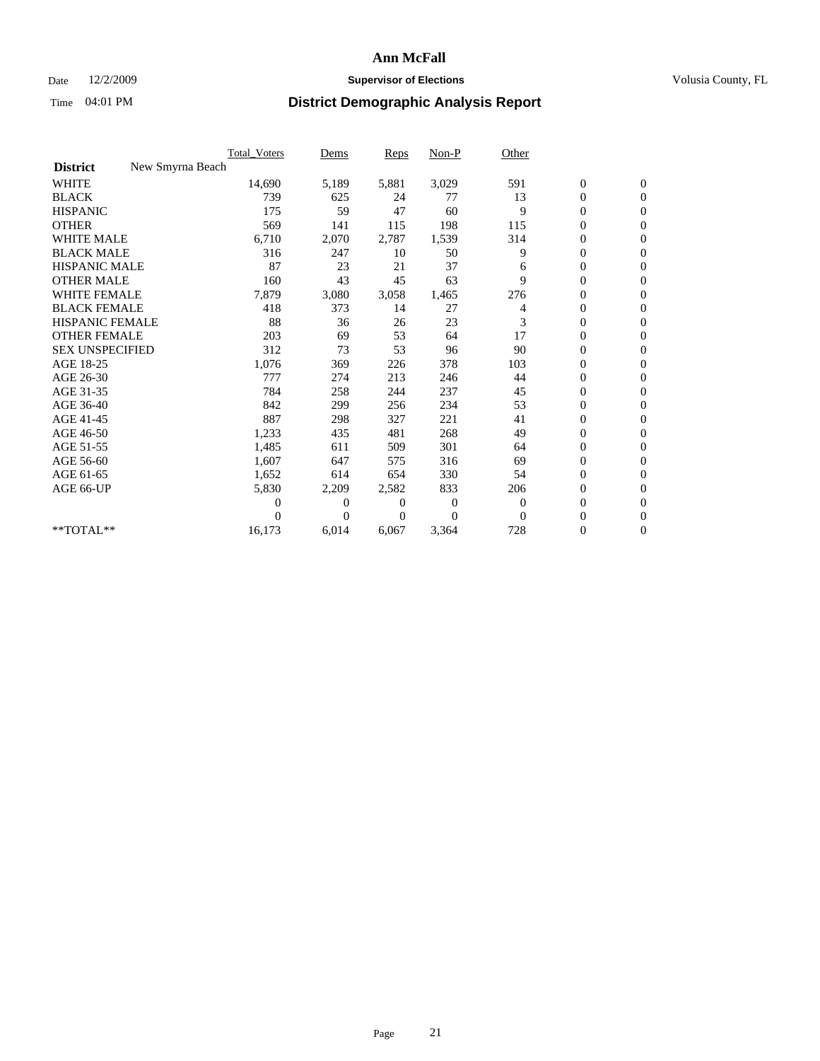# Ann McFall

Date 12/2/2009 **Supervisor of Elections** Volusia County, FL

Time 04:01 PM **District Demographic Analysis Report**

| | Total_Voters | Dems | Reps | Non-P | Other | | |
|---|---|---|---|---|---|---|---|
| **District** New Smyrna Beach | | | | | | | |
| WHITE | 14,690 | 5,189 | 5,881 | 3,029 | 591 | 0 | 0 |
| BLACK | 739 | 625 | 24 | 77 | 13 | 0 | 0 |
| HISPANIC | 175 | 59 | 47 | 60 | 9 | 0 | 0 |
| OTHER | 569 | 141 | 115 | 198 | 115 | 0 | 0 |
| WHITE MALE | 6,710 | 2,070 | 2,787 | 1,539 | 314 | 0 | 0 |
| BLACK MALE | 316 | 247 | 10 | 50 | 9 | 0 | 0 |
| HISPANIC MALE | 87 | 23 | 21 | 37 | 6 | 0 | 0 |
| OTHER MALE | 160 | 43 | 45 | 63 | 9 | 0 | 0 |
| WHITE FEMALE | 7,879 | 3,080 | 3,058 | 1,465 | 276 | 0 | 0 |
| BLACK FEMALE | 418 | 373 | 14 | 27 | 4 | 0 | 0 |
| HISPANIC FEMALE | 88 | 36 | 26 | 23 | 3 | 0 | 0 |
| OTHER FEMALE | 203 | 69 | 53 | 64 | 17 | 0 | 0 |
| SEX UNSPECIFIED | 312 | 73 | 53 | 96 | 90 | 0 | 0 |
| AGE 18-25 | 1,076 | 369 | 226 | 378 | 103 | 0 | 0 |
| AGE 26-30 | 777 | 274 | 213 | 246 | 44 | 0 | 0 |
| AGE 31-35 | 784 | 258 | 244 | 237 | 45 | 0 | 0 |
| AGE 36-40 | 842 | 299 | 256 | 234 | 53 | 0 | 0 |
| AGE 41-45 | 887 | 298 | 327 | 221 | 41 | 0 | 0 |
| AGE 46-50 | 1,233 | 435 | 481 | 268 | 49 | 0 | 0 |
| AGE 51-55 | 1,485 | 611 | 509 | 301 | 64 | 0 | 0 |
| AGE 56-60 | 1,607 | 647 | 575 | 316 | 69 | 0 | 0 |
| AGE 61-65 | 1,652 | 614 | 654 | 330 | 54 | 0 | 0 |
| AGE 66-UP | 5,830 | 2,209 | 2,582 | 833 | 206 | 0 | 0 |
| | 0 | 0 | 0 | 0 | 0 | 0 | 0 |
| | 0 | 0 | 0 | 0 | 0 | 0 | 0 |
| **TOTAL** | 16,173 | 6,014 | 6,067 | 3,364 | 728 | 0 | 0 |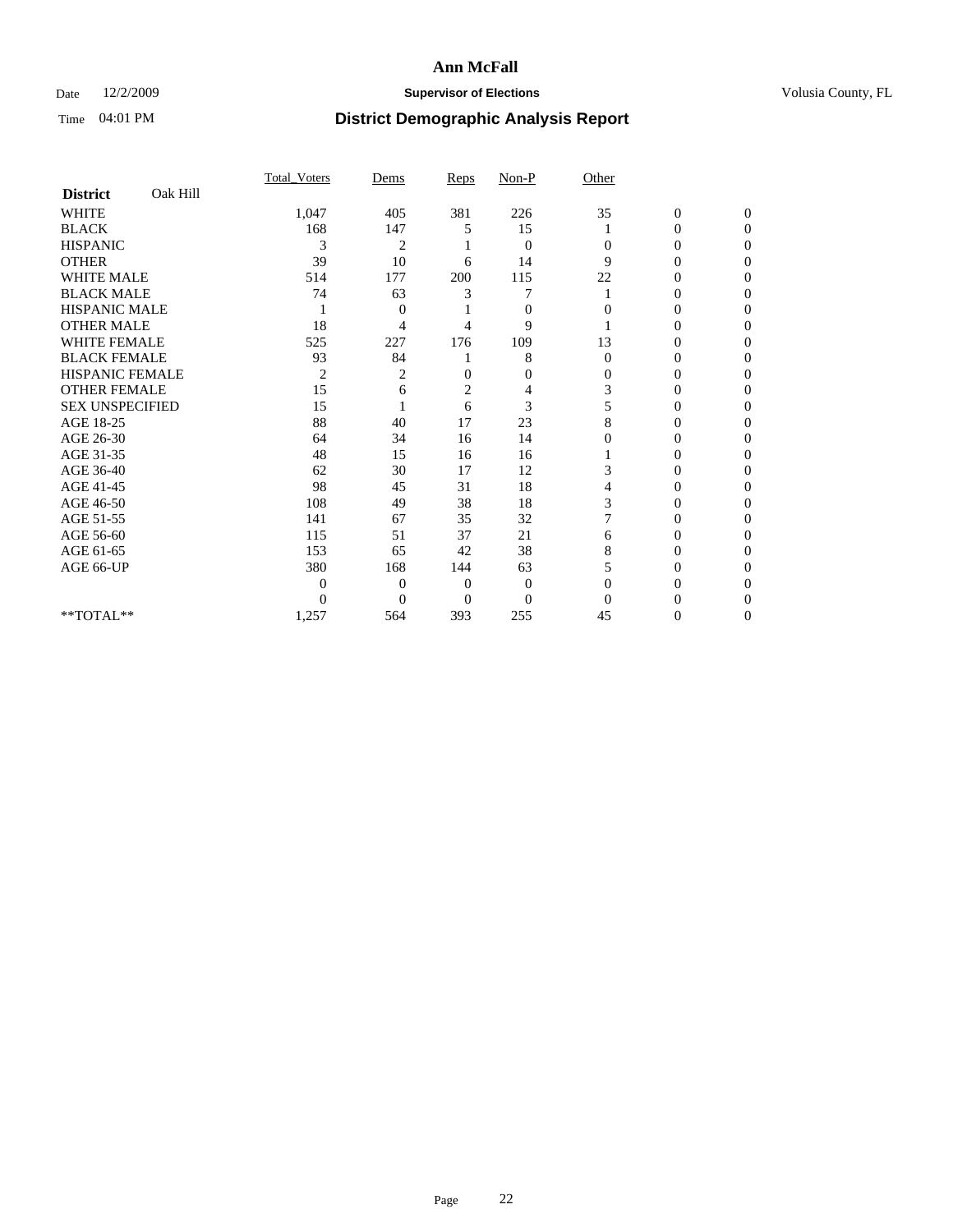# Ann McFall

Date 12/2/2009 **Supervisor of Elections** Volusia County, FL

Time 04:01 PM **District Demographic Analysis Report**

| | Total_Voters | Dems | Reps | Non-P | Other | | |
|---|---|---|---|---|---|---|---|
| **District** Oak Hill | | | | | | | |
| WHITE | 1,047 | 405 | 381 | 226 | 35 | 0 | 0 |
| BLACK | 168 | 147 | 5 | 15 | 1 | 0 | 0 |
| HISPANIC | 3 | 2 | 1 | 0 | 0 | 0 | 0 |
| OTHER | 39 | 10 | 6 | 14 | 9 | 0 | 0 |
| WHITE MALE | 514 | 177 | 200 | 115 | 22 | 0 | 0 |
| BLACK MALE | 74 | 63 | 3 | 7 | 1 | 0 | 0 |
| HISPANIC MALE | 1 | 0 | 1 | 0 | 0 | 0 | 0 |
| OTHER MALE | 18 | 4 | 4 | 9 | 1 | 0 | 0 |
| WHITE FEMALE | 525 | 227 | 176 | 109 | 13 | 0 | 0 |
| BLACK FEMALE | 93 | 84 | 1 | 8 | 0 | 0 | 0 |
| HISPANIC FEMALE | 2 | 2 | 0 | 0 | 0 | 0 | 0 |
| OTHER FEMALE | 15 | 6 | 2 | 4 | 3 | 0 | 0 |
| SEX UNSPECIFIED | 15 | 1 | 6 | 3 | 5 | 0 | 0 |
| AGE 18-25 | 88 | 40 | 17 | 23 | 8 | 0 | 0 |
| AGE 26-30 | 64 | 34 | 16 | 14 | 0 | 0 | 0 |
| AGE 31-35 | 48 | 15 | 16 | 16 | 1 | 0 | 0 |
| AGE 36-40 | 62 | 30 | 17 | 12 | 3 | 0 | 0 |
| AGE 41-45 | 98 | 45 | 31 | 18 | 4 | 0 | 0 |
| AGE 46-50 | 108 | 49 | 38 | 18 | 3 | 0 | 0 |
| AGE 51-55 | 141 | 67 | 35 | 32 | 7 | 0 | 0 |
| AGE 56-60 | 115 | 51 | 37 | 21 | 6 | 0 | 0 |
| AGE 61-65 | 153 | 65 | 42 | 38 | 8 | 0 | 0 |
| AGE 66-UP | 380 | 168 | 144 | 63 | 5 | 0 | 0 |
| | 0 | 0 | 0 | 0 | 0 | 0 | 0 |
| | 0 | 0 | 0 | 0 | 0 | 0 | 0 |
| **TOTAL** | 1,257 | 564 | 393 | 255 | 45 | 0 | 0 |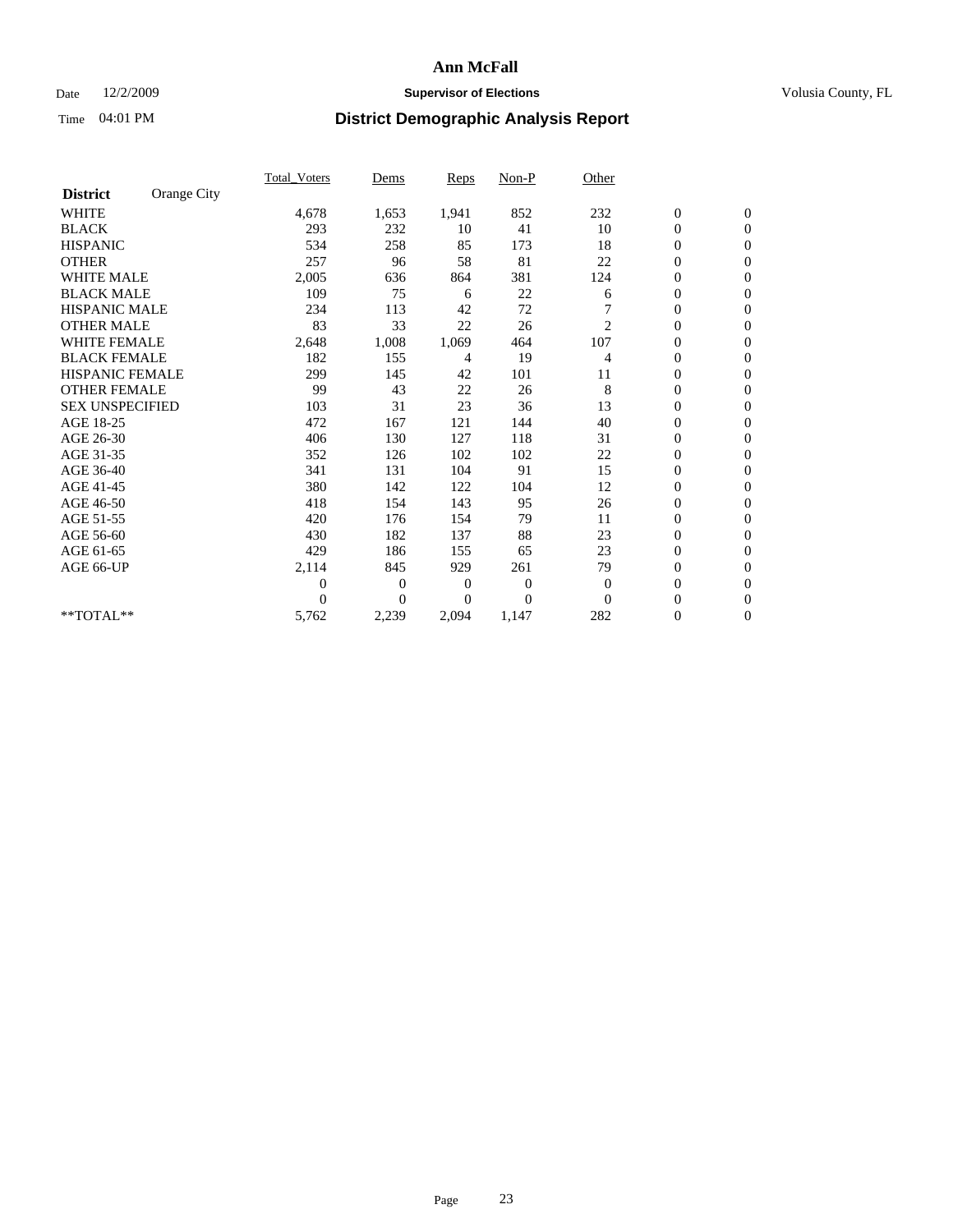# Ann McFall

Date 12/2/2009 **Supervisor of Elections** Volusia County, FL

Time 04:01 PM **District Demographic Analysis Report**

| **District** Orange City | Total_Voters | Dems | Reps | Non-P | Other | | |
|---|---|---|---|---|---|---|---|
| WHITE | 4,678 | 1,653 | 1,941 | 852 | 232 | 0 | 0 |
| BLACK | 293 | 232 | 10 | 41 | 10 | 0 | 0 |
| HISPANIC | 534 | 258 | 85 | 173 | 18 | 0 | 0 |
| OTHER | 257 | 96 | 58 | 81 | 22 | 0 | 0 |
| WHITE MALE | 2,005 | 636 | 864 | 381 | 124 | 0 | 0 |
| BLACK MALE | 109 | 75 | 6 | 22 | 6 | 0 | 0 |
| HISPANIC MALE | 234 | 113 | 42 | 72 | 7 | 0 | 0 |
| OTHER MALE | 83 | 33 | 22 | 26 | 2 | 0 | 0 |
| WHITE FEMALE | 2,648 | 1,008 | 1,069 | 464 | 107 | 0 | 0 |
| BLACK FEMALE | 182 | 155 | 4 | 19 | 4 | 0 | 0 |
| HISPANIC FEMALE | 299 | 145 | 42 | 101 | 11 | 0 | 0 |
| OTHER FEMALE | 99 | 43 | 22 | 26 | 8 | 0 | 0 |
| SEX UNSPECIFIED | 103 | 31 | 23 | 36 | 13 | 0 | 0 |
| AGE 18-25 | 472 | 167 | 121 | 144 | 40 | 0 | 0 |
| AGE 26-30 | 406 | 130 | 127 | 118 | 31 | 0 | 0 |
| AGE 31-35 | 352 | 126 | 102 | 102 | 22 | 0 | 0 |
| AGE 36-40 | 341 | 131 | 104 | 91 | 15 | 0 | 0 |
| AGE 41-45 | 380 | 142 | 122 | 104 | 12 | 0 | 0 |
| AGE 46-50 | 418 | 154 | 143 | 95 | 26 | 0 | 0 |
| AGE 51-55 | 420 | 176 | 154 | 79 | 11 | 0 | 0 |
| AGE 56-60 | 430 | 182 | 137 | 88 | 23 | 0 | 0 |
| AGE 61-65 | 429 | 186 | 155 | 65 | 23 | 0 | 0 |
| AGE 66-UP | 2,114 | 845 | 929 | 261 | 79 | 0 | 0 |
| | 0 | 0 | 0 | 0 | 0 | 0 | 0 |
| | 0 | 0 | 0 | 0 | 0 | 0 | 0 |
| **TOTAL** | 5,762 | 2,239 | 2,094 | 1,147 | 282 | 0 | 0 |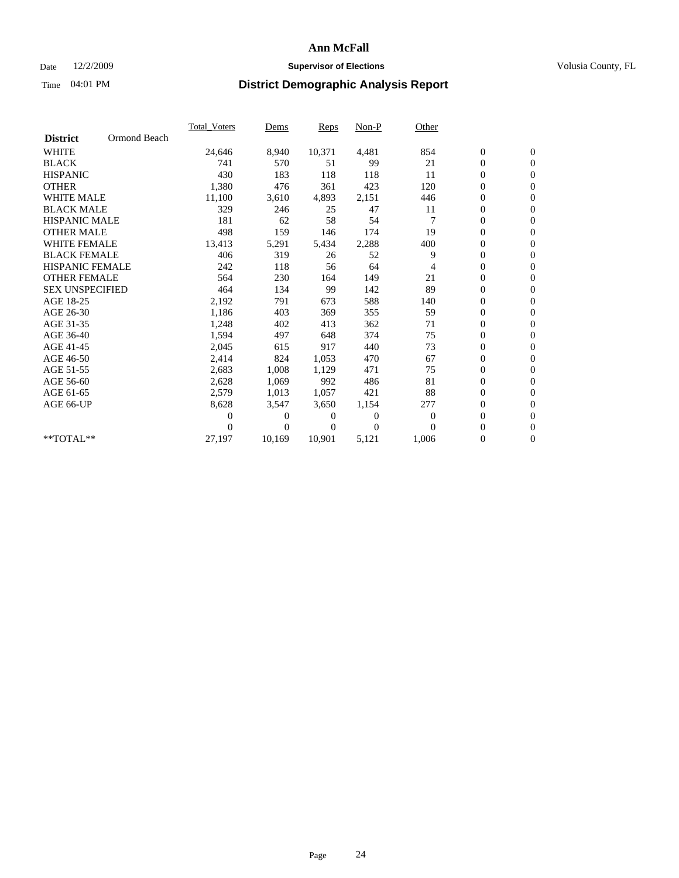# Ann McFall

Date 12/2/2009 **Supervisor of Elections** Volusia County, FL

Time 04:01 PM **District Demographic Analysis Report**

| **District** Ormond Beach | Total_Voters | Dems | Reps | Non-P | Other | | |
|---|---|---|---|---|---|---|---|
| WHITE | 24,646 | 8,940 | 10,371 | 4,481 | 854 | 0 | 0 |
| BLACK | 741 | 570 | 51 | 99 | 21 | 0 | 0 |
| HISPANIC | 430 | 183 | 118 | 118 | 11 | 0 | 0 |
| OTHER | 1,380 | 476 | 361 | 423 | 120 | 0 | 0 |
| WHITE MALE | 11,100 | 3,610 | 4,893 | 2,151 | 446 | 0 | 0 |
| BLACK MALE | 329 | 246 | 25 | 47 | 11 | 0 | 0 |
| HISPANIC MALE | 181 | 62 | 58 | 54 | 7 | 0 | 0 |
| OTHER MALE | 498 | 159 | 146 | 174 | 19 | 0 | 0 |
| WHITE FEMALE | 13,413 | 5,291 | 5,434 | 2,288 | 400 | 0 | 0 |
| BLACK FEMALE | 406 | 319 | 26 | 52 | 9 | 0 | 0 |
| HISPANIC FEMALE | 242 | 118 | 56 | 64 | 4 | 0 | 0 |
| OTHER FEMALE | 564 | 230 | 164 | 149 | 21 | 0 | 0 |
| SEX UNSPECIFIED | 464 | 134 | 99 | 142 | 89 | 0 | 0 |
| AGE 18-25 | 2,192 | 791 | 673 | 588 | 140 | 0 | 0 |
| AGE 26-30 | 1,186 | 403 | 369 | 355 | 59 | 0 | 0 |
| AGE 31-35 | 1,248 | 402 | 413 | 362 | 71 | 0 | 0 |
| AGE 36-40 | 1,594 | 497 | 648 | 374 | 75 | 0 | 0 |
| AGE 41-45 | 2,045 | 615 | 917 | 440 | 73 | 0 | 0 |
| AGE 46-50 | 2,414 | 824 | 1,053 | 470 | 67 | 0 | 0 |
| AGE 51-55 | 2,683 | 1,008 | 1,129 | 471 | 75 | 0 | 0 |
| AGE 56-60 | 2,628 | 1,069 | 992 | 486 | 81 | 0 | 0 |
| AGE 61-65 | 2,579 | 1,013 | 1,057 | 421 | 88 | 0 | 0 |
| AGE 66-UP | 8,628 | 3,547 | 3,650 | 1,154 | 277 | 0 | 0 |
| | 0 | 0 | 0 | 0 | 0 | 0 | 0 |
| | 0 | 0 | 0 | 0 | 0 | 0 | 0 |
| **TOTAL** | 27,197 | 10,169 | 10,901 | 5,121 | 1,006 | 0 | 0 |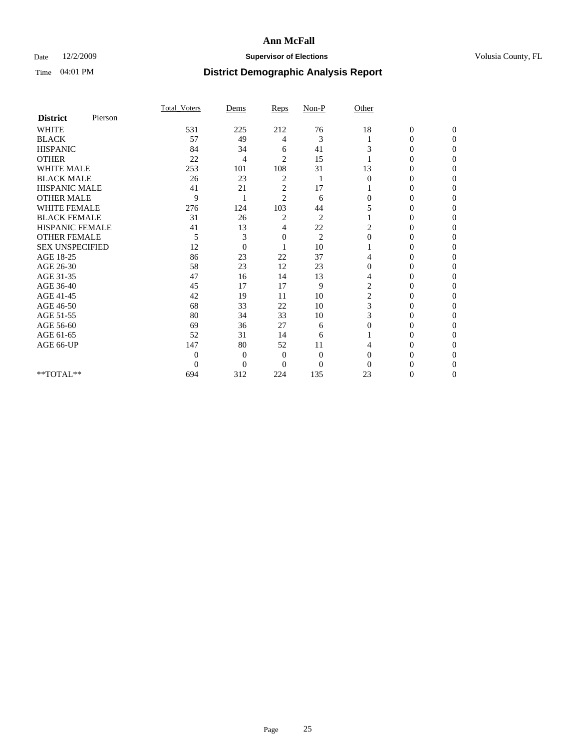# Ann McFall

Date 12/2/2009 **Supervisor of Elections** Volusia County, FL

Time 04:01 PM **District Demographic Analysis Report**

| **District** Pierson | Total_Voters | Dems | Reps | Non-P | Other | | |
|---|---|---|---|---|---|---|---|
| WHITE | 531 | 225 | 212 | 76 | 18 | 0 | 0 |
| BLACK | 57 | 49 | 4 | 3 | 1 | 0 | 0 |
| HISPANIC | 84 | 34 | 6 | 41 | 3 | 0 | 0 |
| OTHER | 22 | 4 | 2 | 15 | 1 | 0 | 0 |
| WHITE MALE | 253 | 101 | 108 | 31 | 13 | 0 | 0 |
| BLACK MALE | 26 | 23 | 2 | 1 | 0 | 0 | 0 |
| HISPANIC MALE | 41 | 21 | 2 | 17 | 1 | 0 | 0 |
| OTHER MALE | 9 | 1 | 2 | 6 | 0 | 0 | 0 |
| WHITE FEMALE | 276 | 124 | 103 | 44 | 5 | 0 | 0 |
| BLACK FEMALE | 31 | 26 | 2 | 2 | 1 | 0 | 0 |
| HISPANIC FEMALE | 41 | 13 | 4 | 22 | 2 | 0 | 0 |
| OTHER FEMALE | 5 | 3 | 0 | 2 | 0 | 0 | 0 |
| SEX UNSPECIFIED | 12 | 0 | 1 | 10 | 1 | 0 | 0 |
| AGE 18-25 | 86 | 23 | 22 | 37 | 4 | 0 | 0 |
| AGE 26-30 | 58 | 23 | 12 | 23 | 0 | 0 | 0 |
| AGE 31-35 | 47 | 16 | 14 | 13 | 4 | 0 | 0 |
| AGE 36-40 | 45 | 17 | 17 | 9 | 2 | 0 | 0 |
| AGE 41-45 | 42 | 19 | 11 | 10 | 2 | 0 | 0 |
| AGE 46-50 | 68 | 33 | 22 | 10 | 3 | 0 | 0 |
| AGE 51-55 | 80 | 34 | 33 | 10 | 3 | 0 | 0 |
| AGE 56-60 | 69 | 36 | 27 | 6 | 0 | 0 | 0 |
| AGE 61-65 | 52 | 31 | 14 | 6 | 1 | 0 | 0 |
| AGE 66-UP | 147 | 80 | 52 | 11 | 4 | 0 | 0 |
| | 0 | 0 | 0 | 0 | 0 | 0 | 0 |
| | 0 | 0 | 0 | 0 | 0 | 0 | 0 |
| **TOTAL** | 694 | 312 | 224 | 135 | 23 | 0 | 0 |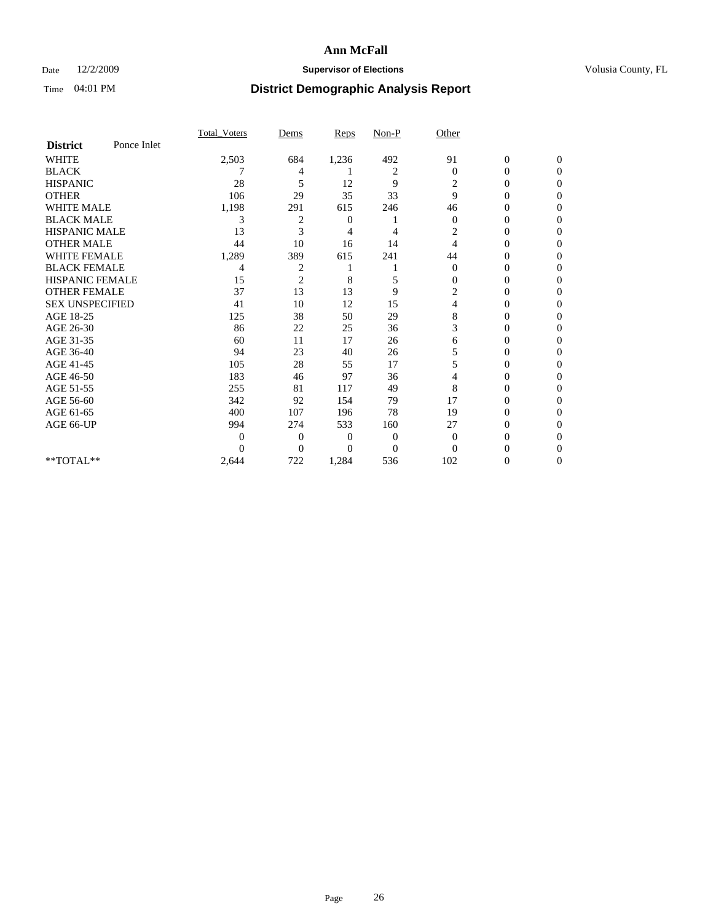# Ann McFall

Date 12/2/2009 **Supervisor of Elections** Volusia County, FL

Time 04:01 PM **District Demographic Analysis Report**

| | Total_Voters | Dems | Reps | Non-P | Other | | |
|---|---|---|---|---|---|---|---|
| **District** Ponce Inlet | | | | | | | |
| WHITE | 2,503 | 684 | 1,236 | 492 | 91 | 0 | 0 |
| BLACK | 7 | 4 | 1 | 2 | 0 | 0 | 0 |
| HISPANIC | 28 | 5 | 12 | 9 | 2 | 0 | 0 |
| OTHER | 106 | 29 | 35 | 33 | 9 | 0 | 0 |
| WHITE MALE | 1,198 | 291 | 615 | 246 | 46 | 0 | 0 |
| BLACK MALE | 3 | 2 | 0 | 1 | 0 | 0 | 0 |
| HISPANIC MALE | 13 | 3 | 4 | 4 | 2 | 0 | 0 |
| OTHER MALE | 44 | 10 | 16 | 14 | 4 | 0 | 0 |
| WHITE FEMALE | 1,289 | 389 | 615 | 241 | 44 | 0 | 0 |
| BLACK FEMALE | 4 | 2 | 1 | 1 | 0 | 0 | 0 |
| HISPANIC FEMALE | 15 | 2 | 8 | 5 | 0 | 0 | 0 |
| OTHER FEMALE | 37 | 13 | 13 | 9 | 2 | 0 | 0 |
| SEX UNSPECIFIED | 41 | 10 | 12 | 15 | 4 | 0 | 0 |
| AGE 18-25 | 125 | 38 | 50 | 29 | 8 | 0 | 0 |
| AGE 26-30 | 86 | 22 | 25 | 36 | 3 | 0 | 0 |
| AGE 31-35 | 60 | 11 | 17 | 26 | 6 | 0 | 0 |
| AGE 36-40 | 94 | 23 | 40 | 26 | 5 | 0 | 0 |
| AGE 41-45 | 105 | 28 | 55 | 17 | 5 | 0 | 0 |
| AGE 46-50 | 183 | 46 | 97 | 36 | 4 | 0 | 0 |
| AGE 51-55 | 255 | 81 | 117 | 49 | 8 | 0 | 0 |
| AGE 56-60 | 342 | 92 | 154 | 79 | 17 | 0 | 0 |
| AGE 61-65 | 400 | 107 | 196 | 78 | 19 | 0 | 0 |
| AGE 66-UP | 994 | 274 | 533 | 160 | 27 | 0 | 0 |
| | 0 | 0 | 0 | 0 | 0 | 0 | 0 |
| | 0 | 0 | 0 | 0 | 0 | 0 | 0 |
| **TOTAL** | 2,644 | 722 | 1,284 | 536 | 102 | 0 | 0 |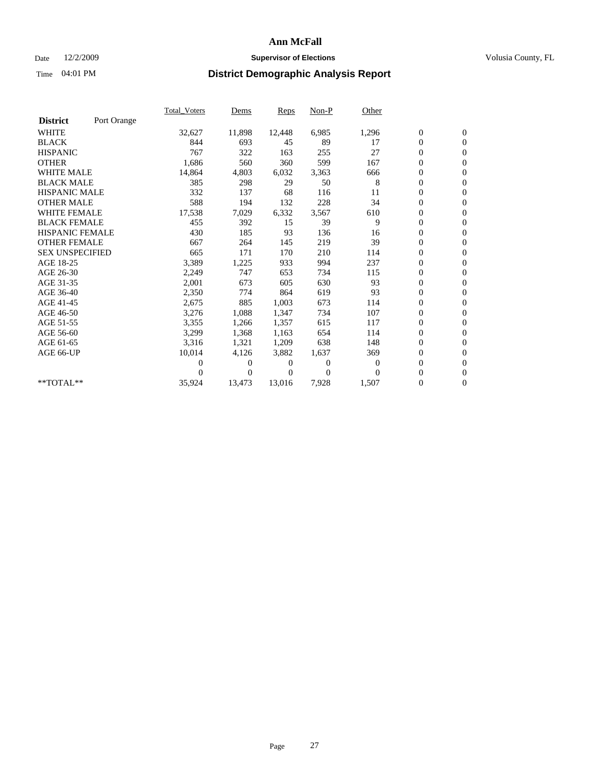# Ann McFall

Date 12/2/2009 **Supervisor of Elections** Volusia County, FL

Time 04:01 PM **District Demographic Analysis Report**

| | Total_Voters | Dems | Reps | Non-P | Other | | |
|---|---|---|---|---|---|---|---|
| **District** Port Orange | | | | | | | |
| WHITE | 32,627 | 11,898 | 12,448 | 6,985 | 1,296 | 0 | 0 |
| BLACK | 844 | 693 | 45 | 89 | 17 | 0 | 0 |
| HISPANIC | 767 | 322 | 163 | 255 | 27 | 0 | 0 |
| OTHER | 1,686 | 560 | 360 | 599 | 167 | 0 | 0 |
| WHITE MALE | 14,864 | 4,803 | 6,032 | 3,363 | 666 | 0 | 0 |
| BLACK MALE | 385 | 298 | 29 | 50 | 8 | 0 | 0 |
| HISPANIC MALE | 332 | 137 | 68 | 116 | 11 | 0 | 0 |
| OTHER MALE | 588 | 194 | 132 | 228 | 34 | 0 | 0 |
| WHITE FEMALE | 17,538 | 7,029 | 6,332 | 3,567 | 610 | 0 | 0 |
| BLACK FEMALE | 455 | 392 | 15 | 39 | 9 | 0 | 0 |
| HISPANIC FEMALE | 430 | 185 | 93 | 136 | 16 | 0 | 0 |
| OTHER FEMALE | 667 | 264 | 145 | 219 | 39 | 0 | 0 |
| SEX UNSPECIFIED | 665 | 171 | 170 | 210 | 114 | 0 | 0 |
| AGE 18-25 | 3,389 | 1,225 | 933 | 994 | 237 | 0 | 0 |
| AGE 26-30 | 2,249 | 747 | 653 | 734 | 115 | 0 | 0 |
| AGE 31-35 | 2,001 | 673 | 605 | 630 | 93 | 0 | 0 |
| AGE 36-40 | 2,350 | 774 | 864 | 619 | 93 | 0 | 0 |
| AGE 41-45 | 2,675 | 885 | 1,003 | 673 | 114 | 0 | 0 |
| AGE 46-50 | 3,276 | 1,088 | 1,347 | 734 | 107 | 0 | 0 |
| AGE 51-55 | 3,355 | 1,266 | 1,357 | 615 | 117 | 0 | 0 |
| AGE 56-60 | 3,299 | 1,368 | 1,163 | 654 | 114 | 0 | 0 |
| AGE 61-65 | 3,316 | 1,321 | 1,209 | 638 | 148 | 0 | 0 |
| AGE 66-UP | 10,014 | 4,126 | 3,882 | 1,637 | 369 | 0 | 0 |
| | 0 | 0 | 0 | 0 | 0 | 0 | 0 |
| | 0 | 0 | 0 | 0 | 0 | 0 | 0 |
| **TOTAL** | 35,924 | 13,473 | 13,016 | 7,928 | 1,507 | 0 | 0 |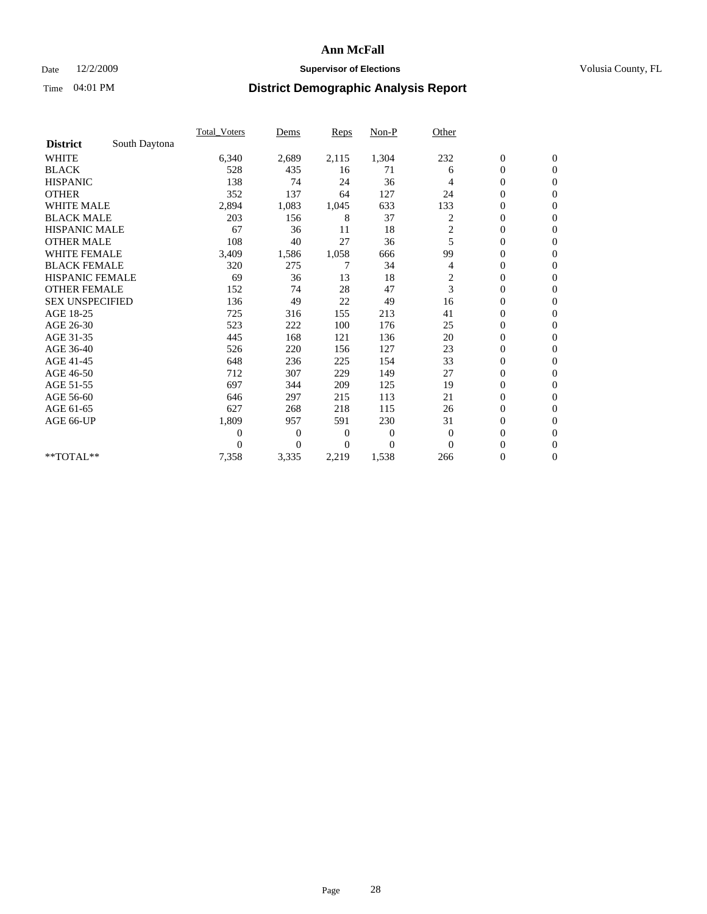# Ann McFall

Date 12/2/2009 **Supervisor of Elections** Volusia County, FL

Time 04:01 PM **District Demographic Analysis Report**

| | Total_Voters | Dems | Reps | Non-P | Other | | |
|---|---|---|---|---|---|---|---|
| **District** South Daytona | | | | | | | |
| WHITE | 6,340 | 2,689 | 2,115 | 1,304 | 232 | 0 | 0 |
| BLACK | 528 | 435 | 16 | 71 | 6 | 0 | 0 |
| HISPANIC | 138 | 74 | 24 | 36 | 4 | 0 | 0 |
| OTHER | 352 | 137 | 64 | 127 | 24 | 0 | 0 |
| WHITE MALE | 2,894 | 1,083 | 1,045 | 633 | 133 | 0 | 0 |
| BLACK MALE | 203 | 156 | 8 | 37 | 2 | 0 | 0 |
| HISPANIC MALE | 67 | 36 | 11 | 18 | 2 | 0 | 0 |
| OTHER MALE | 108 | 40 | 27 | 36 | 5 | 0 | 0 |
| WHITE FEMALE | 3,409 | 1,586 | 1,058 | 666 | 99 | 0 | 0 |
| BLACK FEMALE | 320 | 275 | 7 | 34 | 4 | 0 | 0 |
| HISPANIC FEMALE | 69 | 36 | 13 | 18 | 2 | 0 | 0 |
| OTHER FEMALE | 152 | 74 | 28 | 47 | 3 | 0 | 0 |
| SEX UNSPECIFIED | 136 | 49 | 22 | 49 | 16 | 0 | 0 |
| AGE 18-25 | 725 | 316 | 155 | 213 | 41 | 0 | 0 |
| AGE 26-30 | 523 | 222 | 100 | 176 | 25 | 0 | 0 |
| AGE 31-35 | 445 | 168 | 121 | 136 | 20 | 0 | 0 |
| AGE 36-40 | 526 | 220 | 156 | 127 | 23 | 0 | 0 |
| AGE 41-45 | 648 | 236 | 225 | 154 | 33 | 0 | 0 |
| AGE 46-50 | 712 | 307 | 229 | 149 | 27 | 0 | 0 |
| AGE 51-55 | 697 | 344 | 209 | 125 | 19 | 0 | 0 |
| AGE 56-60 | 646 | 297 | 215 | 113 | 21 | 0 | 0 |
| AGE 61-65 | 627 | 268 | 218 | 115 | 26 | 0 | 0 |
| AGE 66-UP | 1,809 | 957 | 591 | 230 | 31 | 0 | 0 |
| | 0 | 0 | 0 | 0 | 0 | 0 | 0 |
| | 0 | 0 | 0 | 0 | 0 | 0 | 0 |
| **TOTAL** | 7,358 | 3,335 | 2,219 | 1,538 | 266 | 0 | 0 |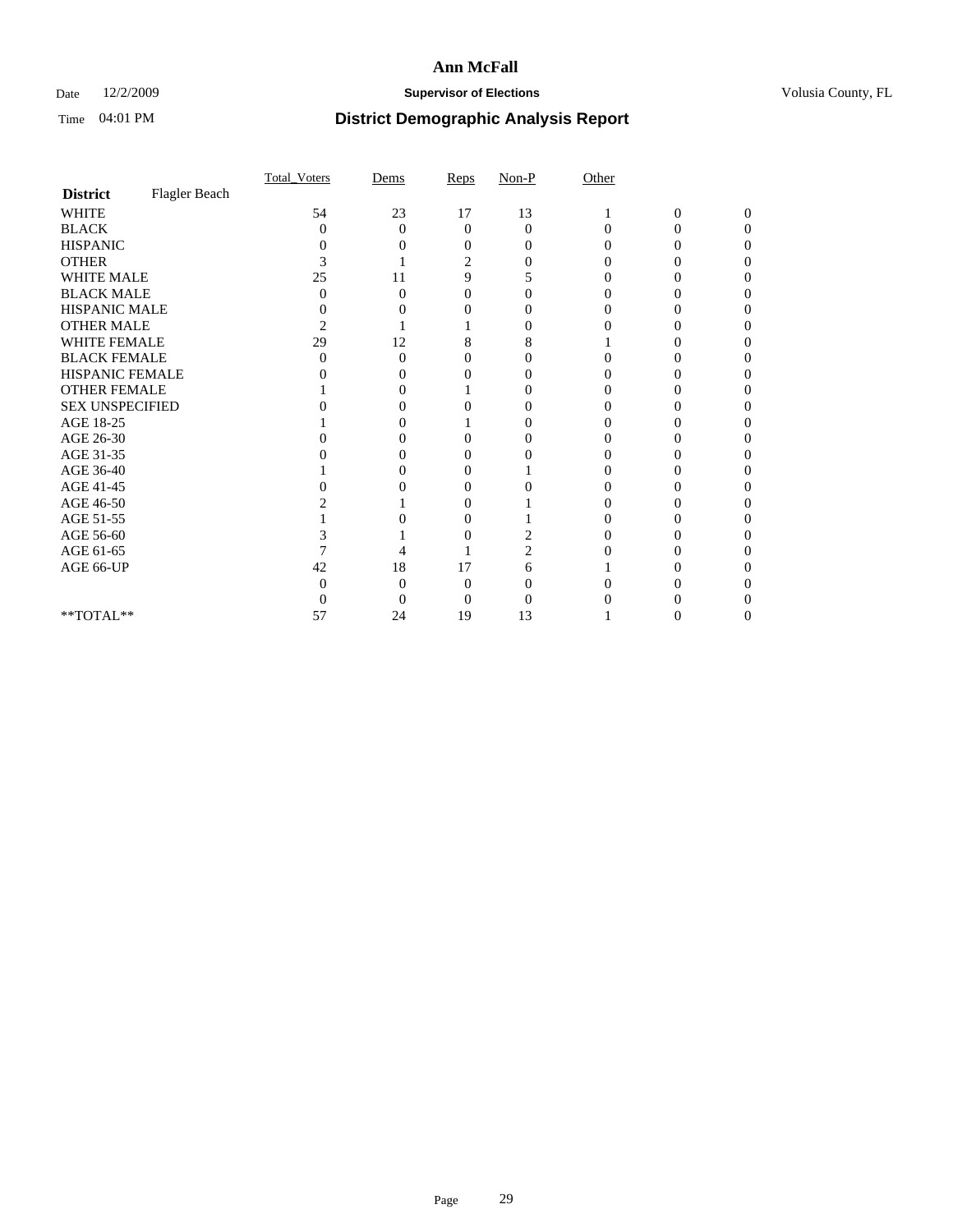# Ann McFall

Date 12/2/2009 **Supervisor of Elections** Volusia County, FL

Time 04:01 PM **District Demographic Analysis Report**

| | Total_Voters | Dems | Reps | Non-P | Other | | |
|---|---|---|---|---|---|---|---|
| **District** Flagler Beach | | | | | | | |
| WHITE | 54 | 23 | 17 | 13 | 1 | 0 | 0 |
| BLACK | 0 | 0 | 0 | 0 | 0 | 0 | 0 |
| HISPANIC | 0 | 0 | 0 | 0 | 0 | 0 | 0 |
| OTHER | 3 | 1 | 2 | 0 | 0 | 0 | 0 |
| WHITE MALE | 25 | 11 | 9 | 5 | 0 | 0 | 0 |
| BLACK MALE | 0 | 0 | 0 | 0 | 0 | 0 | 0 |
| HISPANIC MALE | 0 | 0 | 0 | 0 | 0 | 0 | 0 |
| OTHER MALE | 2 | 1 | 1 | 0 | 0 | 0 | 0 |
| WHITE FEMALE | 29 | 12 | 8 | 8 | 1 | 0 | 0 |
| BLACK FEMALE | 0 | 0 | 0 | 0 | 0 | 0 | 0 |
| HISPANIC FEMALE | 0 | 0 | 0 | 0 | 0 | 0 | 0 |
| OTHER FEMALE | 1 | 0 | 1 | 0 | 0 | 0 | 0 |
| SEX UNSPECIFIED | 0 | 0 | 0 | 0 | 0 | 0 | 0 |
| AGE 18-25 | 1 | 0 | 1 | 0 | 0 | 0 | 0 |
| AGE 26-30 | 0 | 0 | 0 | 0 | 0 | 0 | 0 |
| AGE 31-35 | 0 | 0 | 0 | 0 | 0 | 0 | 0 |
| AGE 36-40 | 1 | 0 | 0 | 1 | 0 | 0 | 0 |
| AGE 41-45 | 0 | 0 | 0 | 0 | 0 | 0 | 0 |
| AGE 46-50 | 2 | 1 | 0 | 1 | 0 | 0 | 0 |
| AGE 51-55 | 1 | 0 | 0 | 1 | 0 | 0 | 0 |
| AGE 56-60 | 3 | 1 | 0 | 2 | 0 | 0 | 0 |
| AGE 61-65 | 7 | 4 | 1 | 2 | 0 | 0 | 0 |
| AGE 66-UP | 42 | 18 | 17 | 6 | 1 | 0 | 0 |
| | 0 | 0 | 0 | 0 | 0 | 0 | 0 |
| | 0 | 0 | 0 | 0 | 0 | 0 | 0 |
| **TOTAL** | 57 | 24 | 19 | 13 | 1 | 0 | 0 |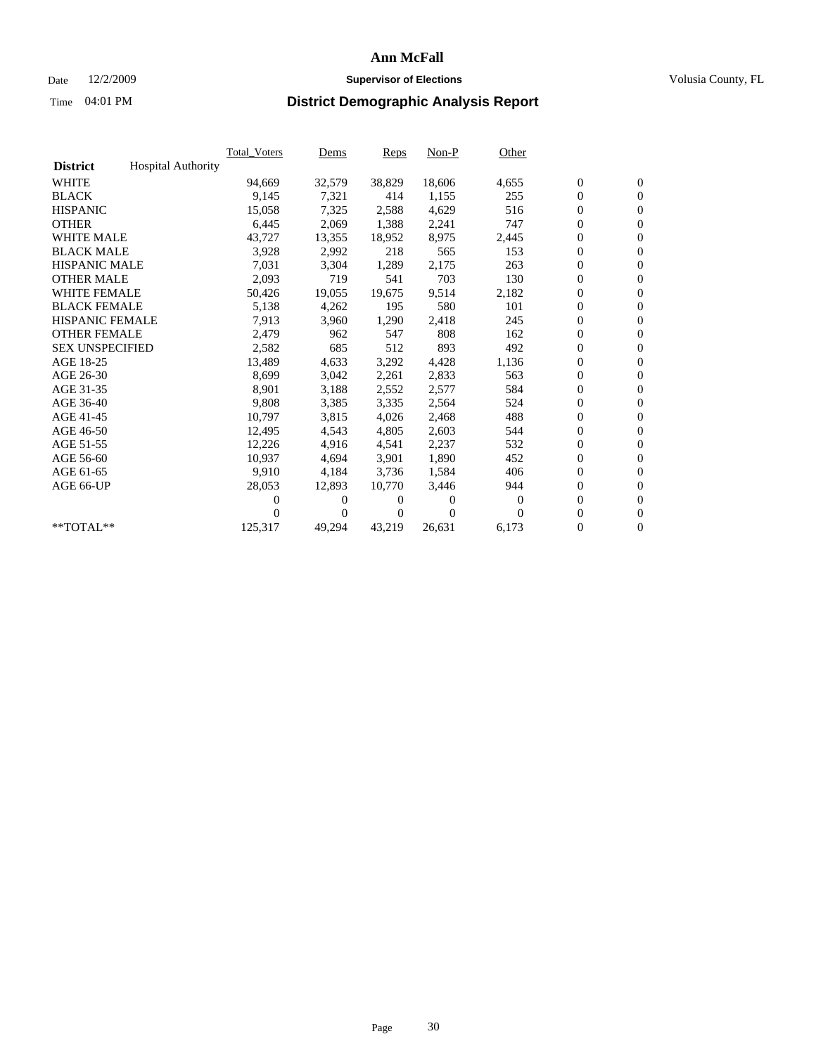# Ann McFall

Date 12/2/2009 **Supervisor of Elections** Volusia County, FL

Time 04:01 PM **District Demographic Analysis Report**

| | Total_Voters | Dems | Reps | Non-P | Other | | |
|---|---|---|---|---|---|---|---|
| **District** Hospital Authority | | | | | | | |
| WHITE | 94,669 | 32,579 | 38,829 | 18,606 | 4,655 | 0 | 0 |
| BLACK | 9,145 | 7,321 | 414 | 1,155 | 255 | 0 | 0 |
| HISPANIC | 15,058 | 7,325 | 2,588 | 4,629 | 516 | 0 | 0 |
| OTHER | 6,445 | 2,069 | 1,388 | 2,241 | 747 | 0 | 0 |
| WHITE MALE | 43,727 | 13,355 | 18,952 | 8,975 | 2,445 | 0 | 0 |
| BLACK MALE | 3,928 | 2,992 | 218 | 565 | 153 | 0 | 0 |
| HISPANIC MALE | 7,031 | 3,304 | 1,289 | 2,175 | 263 | 0 | 0 |
| OTHER MALE | 2,093 | 719 | 541 | 703 | 130 | 0 | 0 |
| WHITE FEMALE | 50,426 | 19,055 | 19,675 | 9,514 | 2,182 | 0 | 0 |
| BLACK FEMALE | 5,138 | 4,262 | 195 | 580 | 101 | 0 | 0 |
| HISPANIC FEMALE | 7,913 | 3,960 | 1,290 | 2,418 | 245 | 0 | 0 |
| OTHER FEMALE | 2,479 | 962 | 547 | 808 | 162 | 0 | 0 |
| SEX UNSPECIFIED | 2,582 | 685 | 512 | 893 | 492 | 0 | 0 |
| AGE 18-25 | 13,489 | 4,633 | 3,292 | 4,428 | 1,136 | 0 | 0 |
| AGE 26-30 | 8,699 | 3,042 | 2,261 | 2,833 | 563 | 0 | 0 |
| AGE 31-35 | 8,901 | 3,188 | 2,552 | 2,577 | 584 | 0 | 0 |
| AGE 36-40 | 9,808 | 3,385 | 3,335 | 2,564 | 524 | 0 | 0 |
| AGE 41-45 | 10,797 | 3,815 | 4,026 | 2,468 | 488 | 0 | 0 |
| AGE 46-50 | 12,495 | 4,543 | 4,805 | 2,603 | 544 | 0 | 0 |
| AGE 51-55 | 12,226 | 4,916 | 4,541 | 2,237 | 532 | 0 | 0 |
| AGE 56-60 | 10,937 | 4,694 | 3,901 | 1,890 | 452 | 0 | 0 |
| AGE 61-65 | 9,910 | 4,184 | 3,736 | 1,584 | 406 | 0 | 0 |
| AGE 66-UP | 28,053 | 12,893 | 10,770 | 3,446 | 944 | 0 | 0 |
| | 0 | 0 | 0 | 0 | 0 | 0 | 0 |
| | 0 | 0 | 0 | 0 | 0 | 0 | 0 |
| **TOTAL** | 125,317 | 49,294 | 43,219 | 26,631 | 6,173 | 0 | 0 |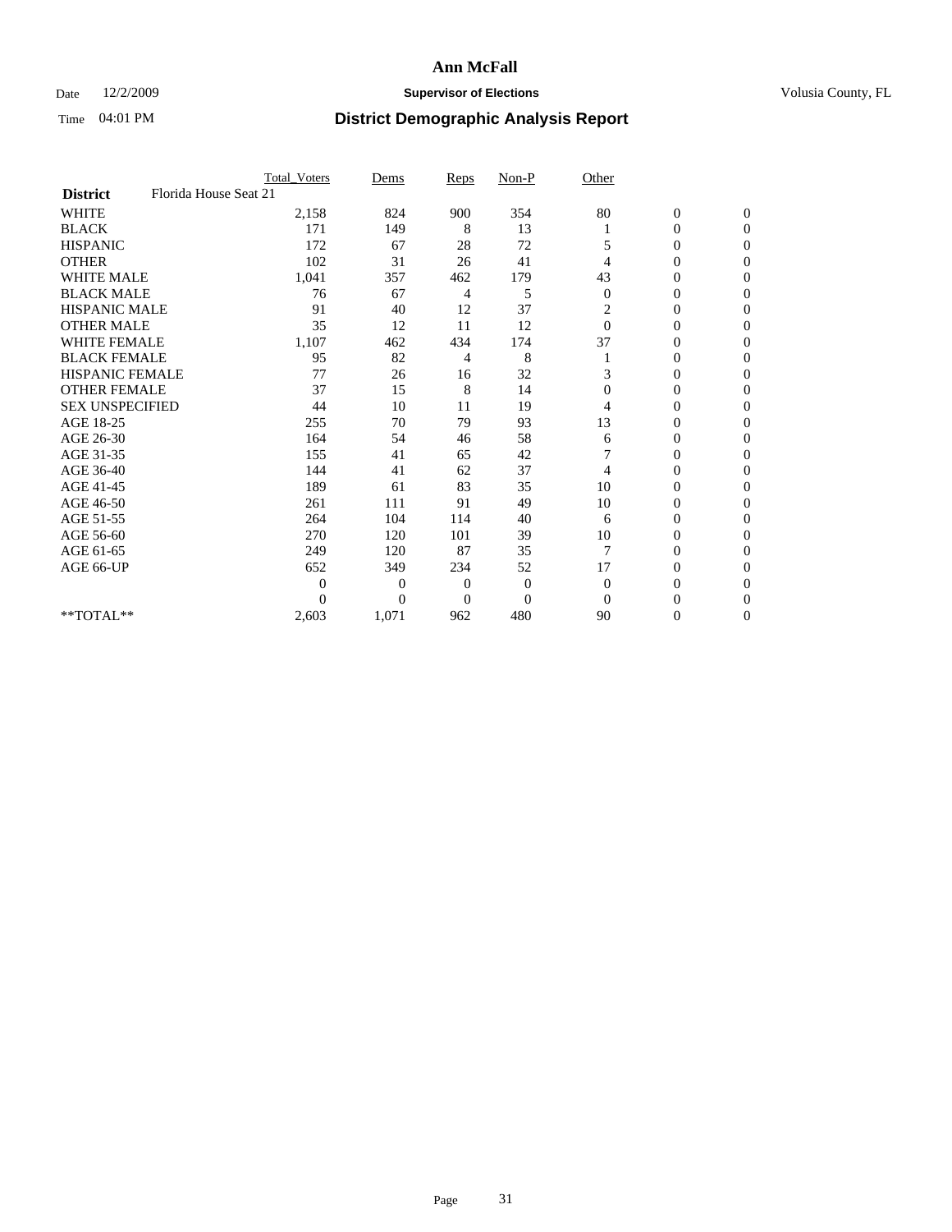# Ann McFall

Date 12/2/2009 **Supervisor of Elections** Volusia County, FL

Time 04:01 PM **District Demographic Analysis Report**

| | Total_Voters | Dems | Reps | Non-P | Other | | |
|---|---|---|---|---|---|---|---|
| **District** Florida House Seat 21 | | | | | | | |
| WHITE | 2,158 | 824 | 900 | 354 | 80 | 0 | 0 |
| BLACK | 171 | 149 | 8 | 13 | 1 | 0 | 0 |
| HISPANIC | 172 | 67 | 28 | 72 | 5 | 0 | 0 |
| OTHER | 102 | 31 | 26 | 41 | 4 | 0 | 0 |
| WHITE MALE | 1,041 | 357 | 462 | 179 | 43 | 0 | 0 |
| BLACK MALE | 76 | 67 | 4 | 5 | 0 | 0 | 0 |
| HISPANIC MALE | 91 | 40 | 12 | 37 | 2 | 0 | 0 |
| OTHER MALE | 35 | 12 | 11 | 12 | 0 | 0 | 0 |
| WHITE FEMALE | 1,107 | 462 | 434 | 174 | 37 | 0 | 0 |
| BLACK FEMALE | 95 | 82 | 4 | 8 | 1 | 0 | 0 |
| HISPANIC FEMALE | 77 | 26 | 16 | 32 | 3 | 0 | 0 |
| OTHER FEMALE | 37 | 15 | 8 | 14 | 0 | 0 | 0 |
| SEX UNSPECIFIED | 44 | 10 | 11 | 19 | 4 | 0 | 0 |
| AGE 18-25 | 255 | 70 | 79 | 93 | 13 | 0 | 0 |
| AGE 26-30 | 164 | 54 | 46 | 58 | 6 | 0 | 0 |
| AGE 31-35 | 155 | 41 | 65 | 42 | 7 | 0 | 0 |
| AGE 36-40 | 144 | 41 | 62 | 37 | 4 | 0 | 0 |
| AGE 41-45 | 189 | 61 | 83 | 35 | 10 | 0 | 0 |
| AGE 46-50 | 261 | 111 | 91 | 49 | 10 | 0 | 0 |
| AGE 51-55 | 264 | 104 | 114 | 40 | 6 | 0 | 0 |
| AGE 56-60 | 270 | 120 | 101 | 39 | 10 | 0 | 0 |
| AGE 61-65 | 249 | 120 | 87 | 35 | 7 | 0 | 0 |
| AGE 66-UP | 652 | 349 | 234 | 52 | 17 | 0 | 0 |
| | 0 | 0 | 0 | 0 | 0 | 0 | 0 |
| | 0 | 0 | 0 | 0 | 0 | 0 | 0 |
| **TOTAL** | 2,603 | 1,071 | 962 | 480 | 90 | 0 | 0 |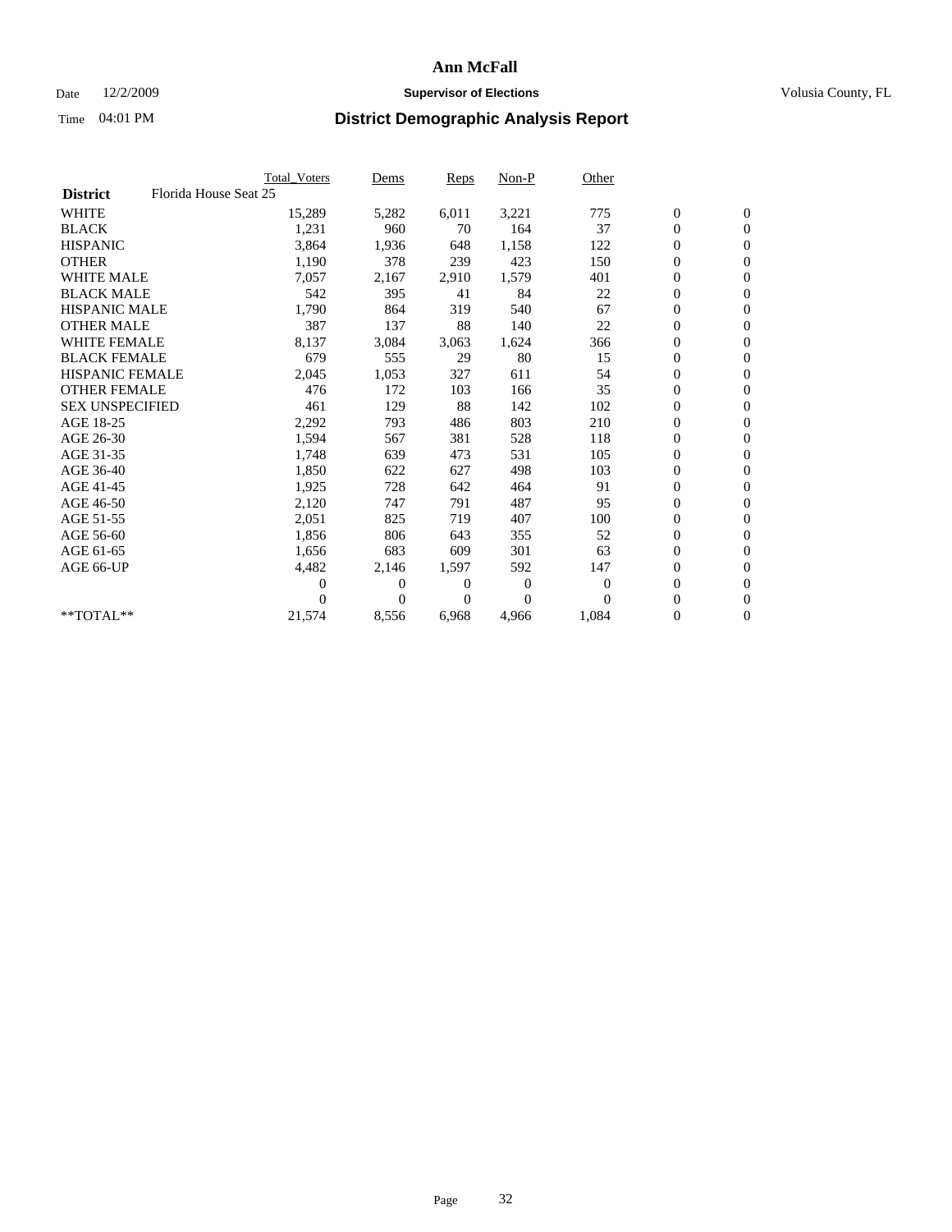# Ann McFall

Date 12/2/2009 **Supervisor of Elections** Volusia County, FL

Time 04:01 PM **District Demographic Analysis Report**

| | Total_Voters | Dems | Reps | Non-P | Other | | |
|---|---|---|---|---|---|---|---|
| **District** Florida House Seat 25 | | | | | | | |
| WHITE | 15,289 | 5,282 | 6,011 | 3,221 | 775 | 0 | 0 |
| BLACK | 1,231 | 960 | 70 | 164 | 37 | 0 | 0 |
| HISPANIC | 3,864 | 1,936 | 648 | 1,158 | 122 | 0 | 0 |
| OTHER | 1,190 | 378 | 239 | 423 | 150 | 0 | 0 |
| WHITE MALE | 7,057 | 2,167 | 2,910 | 1,579 | 401 | 0 | 0 |
| BLACK MALE | 542 | 395 | 41 | 84 | 22 | 0 | 0 |
| HISPANIC MALE | 1,790 | 864 | 319 | 540 | 67 | 0 | 0 |
| OTHER MALE | 387 | 137 | 88 | 140 | 22 | 0 | 0 |
| WHITE FEMALE | 8,137 | 3,084 | 3,063 | 1,624 | 366 | 0 | 0 |
| BLACK FEMALE | 679 | 555 | 29 | 80 | 15 | 0 | 0 |
| HISPANIC FEMALE | 2,045 | 1,053 | 327 | 611 | 54 | 0 | 0 |
| OTHER FEMALE | 476 | 172 | 103 | 166 | 35 | 0 | 0 |
| SEX UNSPECIFIED | 461 | 129 | 88 | 142 | 102 | 0 | 0 |
| AGE 18-25 | 2,292 | 793 | 486 | 803 | 210 | 0 | 0 |
| AGE 26-30 | 1,594 | 567 | 381 | 528 | 118 | 0 | 0 |
| AGE 31-35 | 1,748 | 639 | 473 | 531 | 105 | 0 | 0 |
| AGE 36-40 | 1,850 | 622 | 627 | 498 | 103 | 0 | 0 |
| AGE 41-45 | 1,925 | 728 | 642 | 464 | 91 | 0 | 0 |
| AGE 46-50 | 2,120 | 747 | 791 | 487 | 95 | 0 | 0 |
| AGE 51-55 | 2,051 | 825 | 719 | 407 | 100 | 0 | 0 |
| AGE 56-60 | 1,856 | 806 | 643 | 355 | 52 | 0 | 0 |
| AGE 61-65 | 1,656 | 683 | 609 | 301 | 63 | 0 | 0 |
| AGE 66-UP | 4,482 | 2,146 | 1,597 | 592 | 147 | 0 | 0 |
| | 0 | 0 | 0 | 0 | 0 | 0 | 0 |
| | 0 | 0 | 0 | 0 | 0 | 0 | 0 |
| **TOTAL** | 21,574 | 8,556 | 6,968 | 4,966 | 1,084 | 0 | 0 |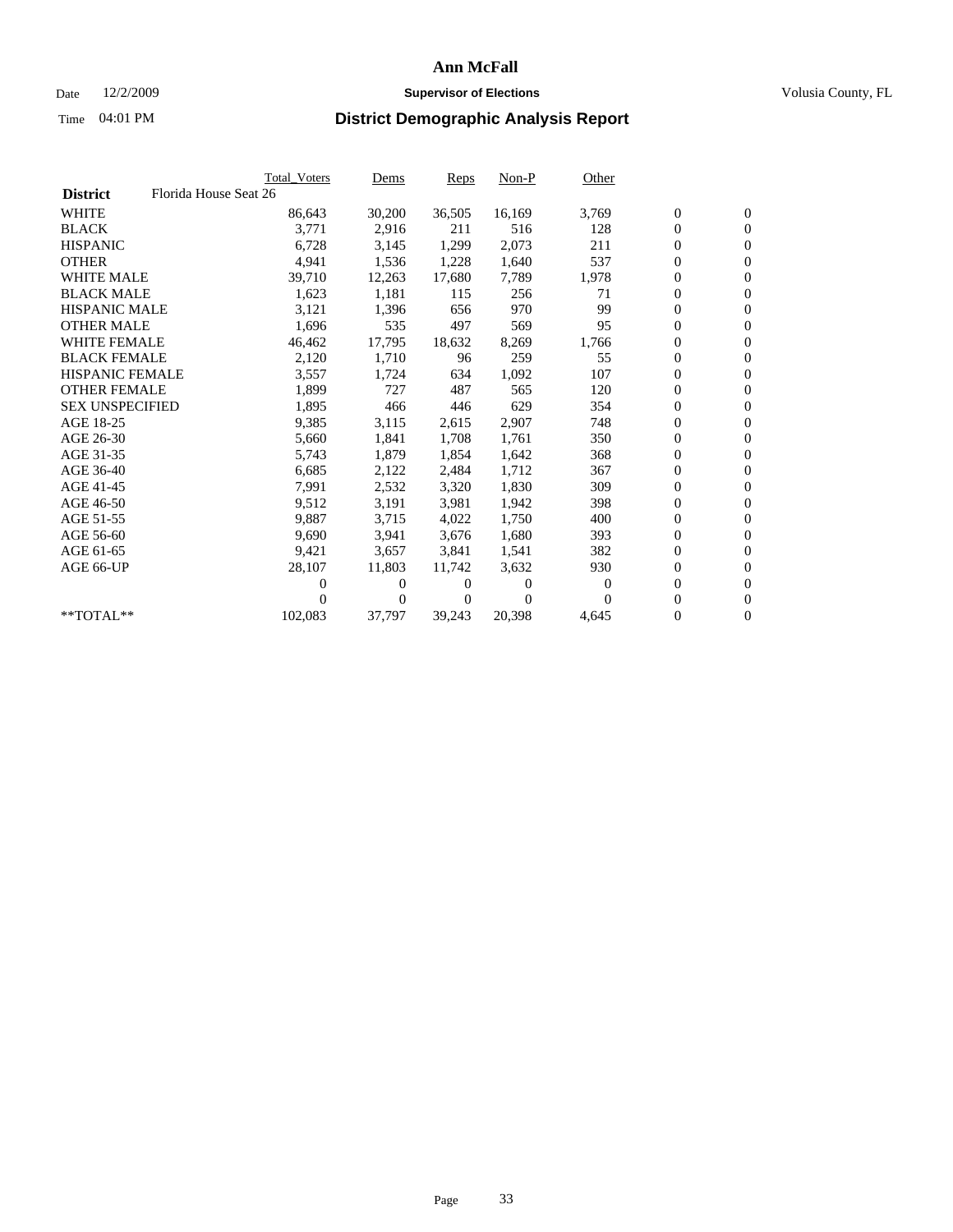# Ann McFall

Date 12/2/2009 **Supervisor of Elections** Volusia County, FL

Time 04:01 PM **District Demographic Analysis Report**

| | Total_Voters | Dems | Reps | Non-P | Other | | |
|---|---|---|---|---|---|---|---|
| **District** Florida House Seat 26 | | | | | | | |
| WHITE | 86,643 | 30,200 | 36,505 | 16,169 | 3,769 | 0 | 0 |
| BLACK | 3,771 | 2,916 | 211 | 516 | 128 | 0 | 0 |
| HISPANIC | 6,728 | 3,145 | 1,299 | 2,073 | 211 | 0 | 0 |
| OTHER | 4,941 | 1,536 | 1,228 | 1,640 | 537 | 0 | 0 |
| WHITE MALE | 39,710 | 12,263 | 17,680 | 7,789 | 1,978 | 0 | 0 |
| BLACK MALE | 1,623 | 1,181 | 115 | 256 | 71 | 0 | 0 |
| HISPANIC MALE | 3,121 | 1,396 | 656 | 970 | 99 | 0 | 0 |
| OTHER MALE | 1,696 | 535 | 497 | 569 | 95 | 0 | 0 |
| WHITE FEMALE | 46,462 | 17,795 | 18,632 | 8,269 | 1,766 | 0 | 0 |
| BLACK FEMALE | 2,120 | 1,710 | 96 | 259 | 55 | 0 | 0 |
| HISPANIC FEMALE | 3,557 | 1,724 | 634 | 1,092 | 107 | 0 | 0 |
| OTHER FEMALE | 1,899 | 727 | 487 | 565 | 120 | 0 | 0 |
| SEX UNSPECIFIED | 1,895 | 466 | 446 | 629 | 354 | 0 | 0 |
| AGE 18-25 | 9,385 | 3,115 | 2,615 | 2,907 | 748 | 0 | 0 |
| AGE 26-30 | 5,660 | 1,841 | 1,708 | 1,761 | 350 | 0 | 0 |
| AGE 31-35 | 5,743 | 1,879 | 1,854 | 1,642 | 368 | 0 | 0 |
| AGE 36-40 | 6,685 | 2,122 | 2,484 | 1,712 | 367 | 0 | 0 |
| AGE 41-45 | 7,991 | 2,532 | 3,320 | 1,830 | 309 | 0 | 0 |
| AGE 46-50 | 9,512 | 3,191 | 3,981 | 1,942 | 398 | 0 | 0 |
| AGE 51-55 | 9,887 | 3,715 | 4,022 | 1,750 | 400 | 0 | 0 |
| AGE 56-60 | 9,690 | 3,941 | 3,676 | 1,680 | 393 | 0 | 0 |
| AGE 61-65 | 9,421 | 3,657 | 3,841 | 1,541 | 382 | 0 | 0 |
| AGE 66-UP | 28,107 | 11,803 | 11,742 | 3,632 | 930 | 0 | 0 |
| | 0 | 0 | 0 | 0 | 0 | 0 | 0 |
| | 0 | 0 | 0 | 0 | 0 | 0 | 0 |
| **TOTAL** | 102,083 | 37,797 | 39,243 | 20,398 | 4,645 | 0 | 0 |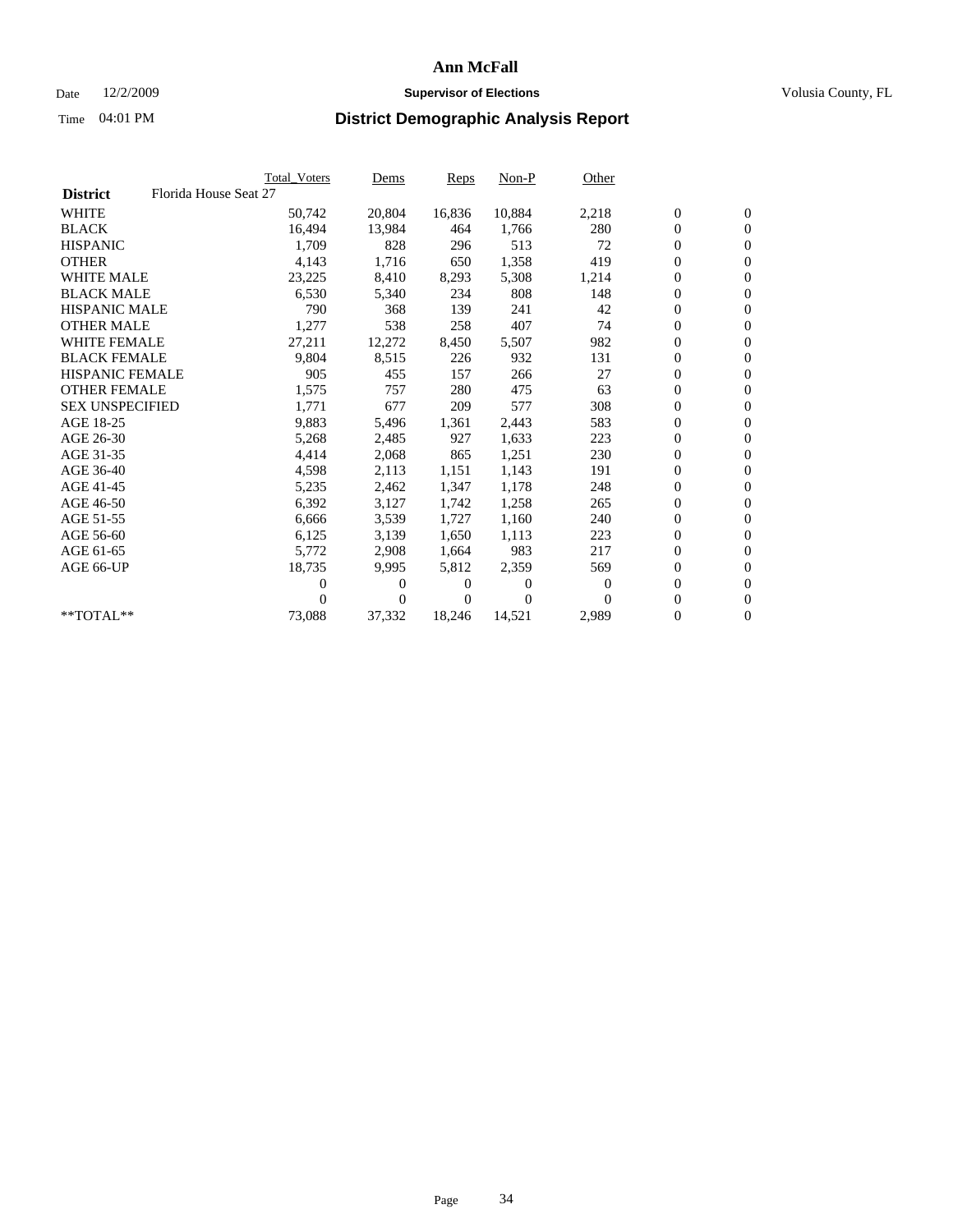# Ann McFall

Date 12/2/2009 **Supervisor of Elections** Volusia County, FL

Time 04:01 PM **District Demographic Analysis Report**

| | Total_Voters | Dems | Reps | Non-P | Other | | |
|---|---|---|---|---|---|---|---|
| **District** Florida House Seat 27 | | | | | | | |
| WHITE | 50,742 | 20,804 | 16,836 | 10,884 | 2,218 | 0 | 0 |
| BLACK | 16,494 | 13,984 | 464 | 1,766 | 280 | 0 | 0 |
| HISPANIC | 1,709 | 828 | 296 | 513 | 72 | 0 | 0 |
| OTHER | 4,143 | 1,716 | 650 | 1,358 | 419 | 0 | 0 |
| WHITE MALE | 23,225 | 8,410 | 8,293 | 5,308 | 1,214 | 0 | 0 |
| BLACK MALE | 6,530 | 5,340 | 234 | 808 | 148 | 0 | 0 |
| HISPANIC MALE | 790 | 368 | 139 | 241 | 42 | 0 | 0 |
| OTHER MALE | 1,277 | 538 | 258 | 407 | 74 | 0 | 0 |
| WHITE FEMALE | 27,211 | 12,272 | 8,450 | 5,507 | 982 | 0 | 0 |
| BLACK FEMALE | 9,804 | 8,515 | 226 | 932 | 131 | 0 | 0 |
| HISPANIC FEMALE | 905 | 455 | 157 | 266 | 27 | 0 | 0 |
| OTHER FEMALE | 1,575 | 757 | 280 | 475 | 63 | 0 | 0 |
| SEX UNSPECIFIED | 1,771 | 677 | 209 | 577 | 308 | 0 | 0 |
| AGE 18-25 | 9,883 | 5,496 | 1,361 | 2,443 | 583 | 0 | 0 |
| AGE 26-30 | 5,268 | 2,485 | 927 | 1,633 | 223 | 0 | 0 |
| AGE 31-35 | 4,414 | 2,068 | 865 | 1,251 | 230 | 0 | 0 |
| AGE 36-40 | 4,598 | 2,113 | 1,151 | 1,143 | 191 | 0 | 0 |
| AGE 41-45 | 5,235 | 2,462 | 1,347 | 1,178 | 248 | 0 | 0 |
| AGE 46-50 | 6,392 | 3,127 | 1,742 | 1,258 | 265 | 0 | 0 |
| AGE 51-55 | 6,666 | 3,539 | 1,727 | 1,160 | 240 | 0 | 0 |
| AGE 56-60 | 6,125 | 3,139 | 1,650 | 1,113 | 223 | 0 | 0 |
| AGE 61-65 | 5,772 | 2,908 | 1,664 | 983 | 217 | 0 | 0 |
| AGE 66-UP | 18,735 | 9,995 | 5,812 | 2,359 | 569 | 0 | 0 |
| | 0 | 0 | 0 | 0 | 0 | 0 | 0 |
| | 0 | 0 | 0 | 0 | 0 | 0 | 0 |
| **TOTAL** | 73,088 | 37,332 | 18,246 | 14,521 | 2,989 | 0 | 0 |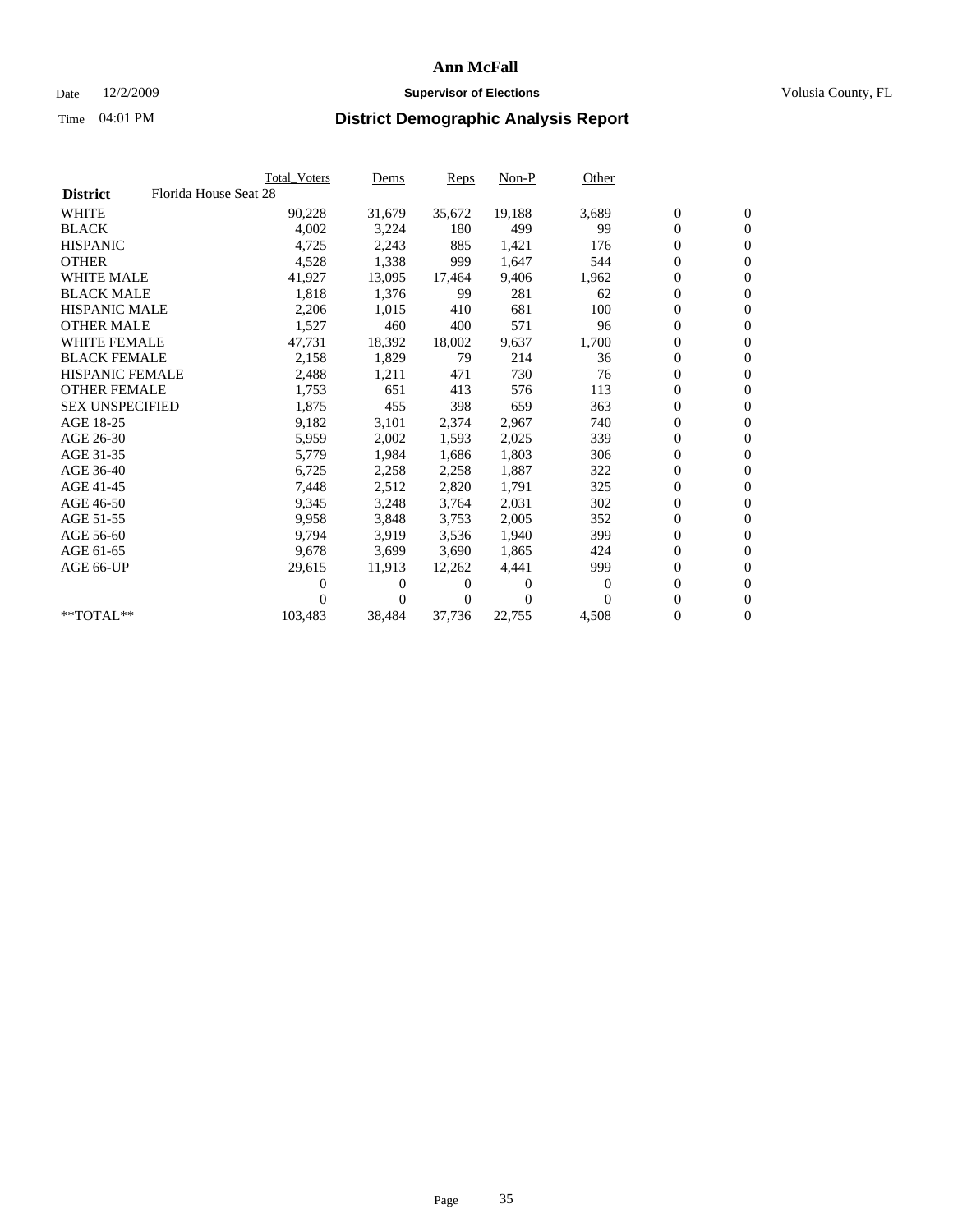# Ann McFall

Date 12/2/2009 **Supervisor of Elections** Volusia County, FL

Time 04:01 PM **District Demographic Analysis Report**

| | Total_Voters | Dems | Reps | Non-P | Other | | |
|---|---|---|---|---|---|---|---|
| **District** Florida House Seat 28 | | | | | | | |
| WHITE | 90,228 | 31,679 | 35,672 | 19,188 | 3,689 | 0 | 0 |
| BLACK | 4,002 | 3,224 | 180 | 499 | 99 | 0 | 0 |
| HISPANIC | 4,725 | 2,243 | 885 | 1,421 | 176 | 0 | 0 |
| OTHER | 4,528 | 1,338 | 999 | 1,647 | 544 | 0 | 0 |
| WHITE MALE | 41,927 | 13,095 | 17,464 | 9,406 | 1,962 | 0 | 0 |
| BLACK MALE | 1,818 | 1,376 | 99 | 281 | 62 | 0 | 0 |
| HISPANIC MALE | 2,206 | 1,015 | 410 | 681 | 100 | 0 | 0 |
| OTHER MALE | 1,527 | 460 | 400 | 571 | 96 | 0 | 0 |
| WHITE FEMALE | 47,731 | 18,392 | 18,002 | 9,637 | 1,700 | 0 | 0 |
| BLACK FEMALE | 2,158 | 1,829 | 79 | 214 | 36 | 0 | 0 |
| HISPANIC FEMALE | 2,488 | 1,211 | 471 | 730 | 76 | 0 | 0 |
| OTHER FEMALE | 1,753 | 651 | 413 | 576 | 113 | 0 | 0 |
| SEX UNSPECIFIED | 1,875 | 455 | 398 | 659 | 363 | 0 | 0 |
| AGE 18-25 | 9,182 | 3,101 | 2,374 | 2,967 | 740 | 0 | 0 |
| AGE 26-30 | 5,959 | 2,002 | 1,593 | 2,025 | 339 | 0 | 0 |
| AGE 31-35 | 5,779 | 1,984 | 1,686 | 1,803 | 306 | 0 | 0 |
| AGE 36-40 | 6,725 | 2,258 | 2,258 | 1,887 | 322 | 0 | 0 |
| AGE 41-45 | 7,448 | 2,512 | 2,820 | 1,791 | 325 | 0 | 0 |
| AGE 46-50 | 9,345 | 3,248 | 3,764 | 2,031 | 302 | 0 | 0 |
| AGE 51-55 | 9,958 | 3,848 | 3,753 | 2,005 | 352 | 0 | 0 |
| AGE 56-60 | 9,794 | 3,919 | 3,536 | 1,940 | 399 | 0 | 0 |
| AGE 61-65 | 9,678 | 3,699 | 3,690 | 1,865 | 424 | 0 | 0 |
| AGE 66-UP | 29,615 | 11,913 | 12,262 | 4,441 | 999 | 0 | 0 |
| | 0 | 0 | 0 | 0 | 0 | 0 | 0 |
| | 0 | 0 | 0 | 0 | 0 | 0 | 0 |
| **TOTAL** | 103,483 | 38,484 | 37,736 | 22,755 | 4,508 | 0 | 0 |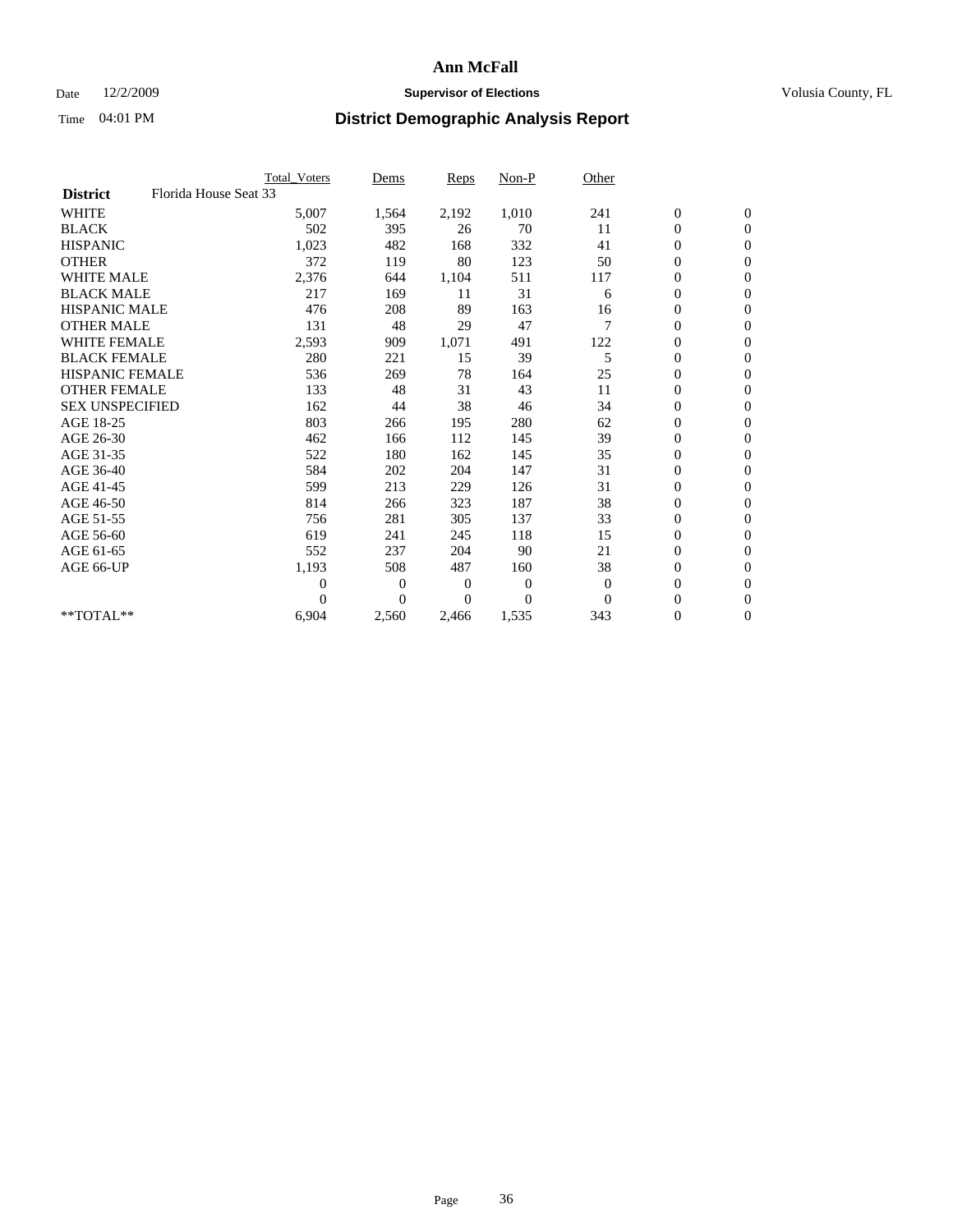# Ann McFall

Date 12/2/2009 **Supervisor of Elections** Volusia County, FL

Time 04:01 PM **District Demographic Analysis Report**

| | Total_Voters | Dems | Reps | Non-P | Other | | |
|---|---|---|---|---|---|---|---|
| **District** Florida House Seat 33 | | | | | | | |
| WHITE | 5,007 | 1,564 | 2,192 | 1,010 | 241 | 0 | 0 |
| BLACK | 502 | 395 | 26 | 70 | 11 | 0 | 0 |
| HISPANIC | 1,023 | 482 | 168 | 332 | 41 | 0 | 0 |
| OTHER | 372 | 119 | 80 | 123 | 50 | 0 | 0 |
| WHITE MALE | 2,376 | 644 | 1,104 | 511 | 117 | 0 | 0 |
| BLACK MALE | 217 | 169 | 11 | 31 | 6 | 0 | 0 |
| HISPANIC MALE | 476 | 208 | 89 | 163 | 16 | 0 | 0 |
| OTHER MALE | 131 | 48 | 29 | 47 | 7 | 0 | 0 |
| WHITE FEMALE | 2,593 | 909 | 1,071 | 491 | 122 | 0 | 0 |
| BLACK FEMALE | 280 | 221 | 15 | 39 | 5 | 0 | 0 |
| HISPANIC FEMALE | 536 | 269 | 78 | 164 | 25 | 0 | 0 |
| OTHER FEMALE | 133 | 48 | 31 | 43 | 11 | 0 | 0 |
| SEX UNSPECIFIED | 162 | 44 | 38 | 46 | 34 | 0 | 0 |
| AGE 18-25 | 803 | 266 | 195 | 280 | 62 | 0 | 0 |
| AGE 26-30 | 462 | 166 | 112 | 145 | 39 | 0 | 0 |
| AGE 31-35 | 522 | 180 | 162 | 145 | 35 | 0 | 0 |
| AGE 36-40 | 584 | 202 | 204 | 147 | 31 | 0 | 0 |
| AGE 41-45 | 599 | 213 | 229 | 126 | 31 | 0 | 0 |
| AGE 46-50 | 814 | 266 | 323 | 187 | 38 | 0 | 0 |
| AGE 51-55 | 756 | 281 | 305 | 137 | 33 | 0 | 0 |
| AGE 56-60 | 619 | 241 | 245 | 118 | 15 | 0 | 0 |
| AGE 61-65 | 552 | 237 | 204 | 90 | 21 | 0 | 0 |
| AGE 66-UP | 1,193 | 508 | 487 | 160 | 38 | 0 | 0 |
| | 0 | 0 | 0 | 0 | 0 | 0 | 0 |
| | 0 | 0 | 0 | 0 | 0 | 0 | 0 |
| **TOTAL** | 6,904 | 2,560 | 2,466 | 1,535 | 343 | 0 | 0 |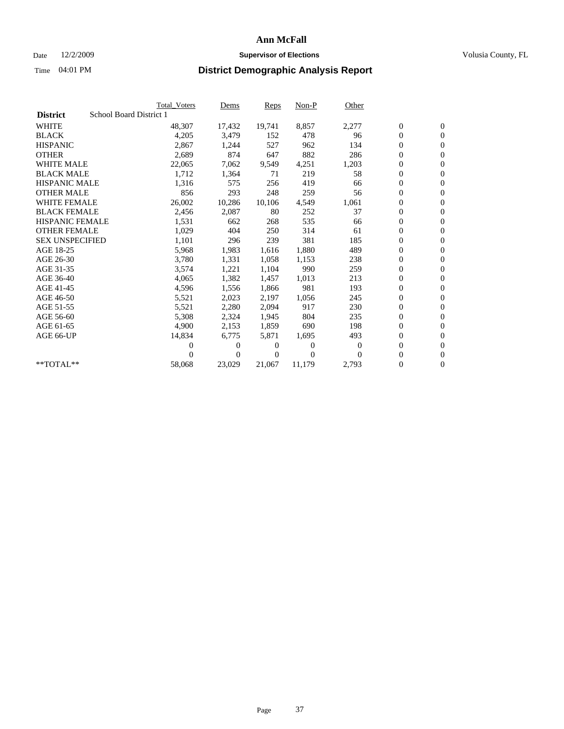# Ann McFall

Date 12/2/2009 **Supervisor of Elections** Volusia County, FL

Time 04:01 PM **District Demographic Analysis Report**

| | Total_Voters | Dems | Reps | Non-P | Other | | |
|---|---|---|---|---|---|---|---|
| **District** School Board District 1 | | | | | | | |
| WHITE | 48,307 | 17,432 | 19,741 | 8,857 | 2,277 | 0 | 0 |
| BLACK | 4,205 | 3,479 | 152 | 478 | 96 | 0 | 0 |
| HISPANIC | 2,867 | 1,244 | 527 | 962 | 134 | 0 | 0 |
| OTHER | 2,689 | 874 | 647 | 882 | 286 | 0 | 0 |
| WHITE MALE | 22,065 | 7,062 | 9,549 | 4,251 | 1,203 | 0 | 0 |
| BLACK MALE | 1,712 | 1,364 | 71 | 219 | 58 | 0 | 0 |
| HISPANIC MALE | 1,316 | 575 | 256 | 419 | 66 | 0 | 0 |
| OTHER MALE | 856 | 293 | 248 | 259 | 56 | 0 | 0 |
| WHITE FEMALE | 26,002 | 10,286 | 10,106 | 4,549 | 1,061 | 0 | 0 |
| BLACK FEMALE | 2,456 | 2,087 | 80 | 252 | 37 | 0 | 0 |
| HISPANIC FEMALE | 1,531 | 662 | 268 | 535 | 66 | 0 | 0 |
| OTHER FEMALE | 1,029 | 404 | 250 | 314 | 61 | 0 | 0 |
| SEX UNSPECIFIED | 1,101 | 296 | 239 | 381 | 185 | 0 | 0 |
| AGE 18-25 | 5,968 | 1,983 | 1,616 | 1,880 | 489 | 0 | 0 |
| AGE 26-30 | 3,780 | 1,331 | 1,058 | 1,153 | 238 | 0 | 0 |
| AGE 31-35 | 3,574 | 1,221 | 1,104 | 990 | 259 | 0 | 0 |
| AGE 36-40 | 4,065 | 1,382 | 1,457 | 1,013 | 213 | 0 | 0 |
| AGE 41-45 | 4,596 | 1,556 | 1,866 | 981 | 193 | 0 | 0 |
| AGE 46-50 | 5,521 | 2,023 | 2,197 | 1,056 | 245 | 0 | 0 |
| AGE 51-55 | 5,521 | 2,280 | 2,094 | 917 | 230 | 0 | 0 |
| AGE 56-60 | 5,308 | 2,324 | 1,945 | 804 | 235 | 0 | 0 |
| AGE 61-65 | 4,900 | 2,153 | 1,859 | 690 | 198 | 0 | 0 |
| AGE 66-UP | 14,834 | 6,775 | 5,871 | 1,695 | 493 | 0 | 0 |
| | 0 | 0 | 0 | 0 | 0 | 0 | 0 |
| | 0 | 0 | 0 | 0 | 0 | 0 | 0 |
| **TOTAL** | 58,068 | 23,029 | 21,067 | 11,179 | 2,793 | 0 | 0 |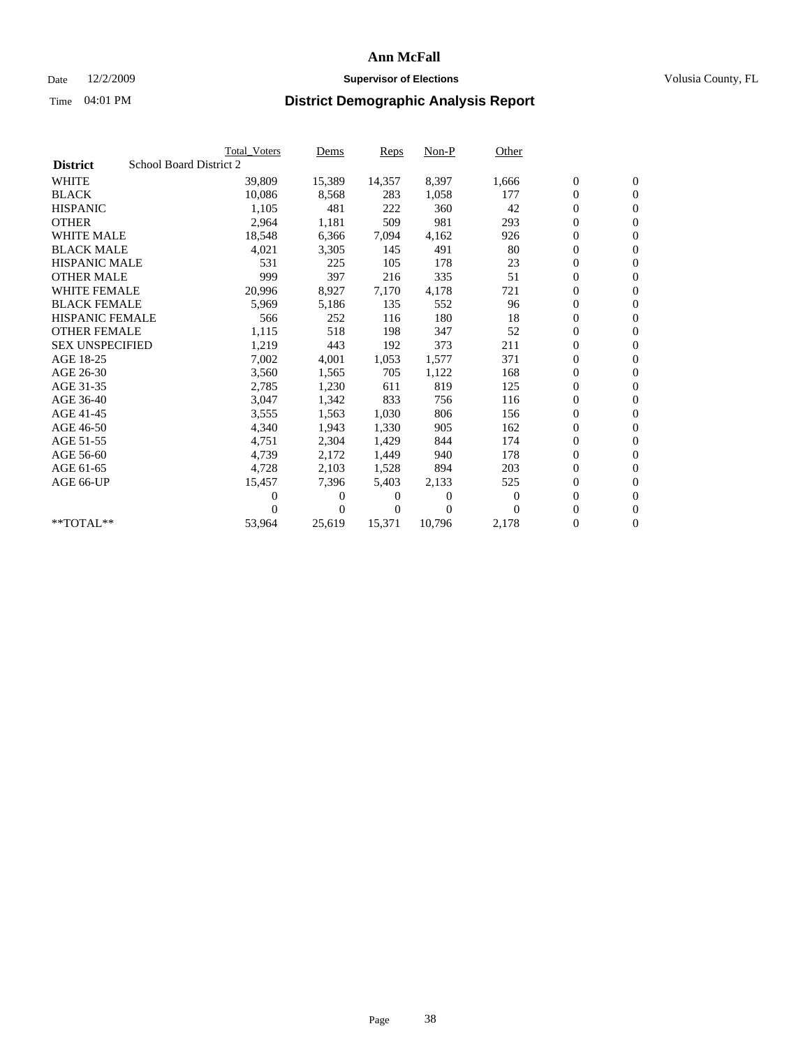# Ann McFall

Date 12/2/2009 **Supervisor of Elections** Volusia County, FL

Time 04:01 PM **District Demographic Analysis Report**

| | Total_Voters | Dems | Reps | Non-P | Other | | |
|---|---|---|---|---|---|---|---|
| **District** School Board District 2 | | | | | | | |
| WHITE | 39,809 | 15,389 | 14,357 | 8,397 | 1,666 | 0 | 0 |
| BLACK | 10,086 | 8,568 | 283 | 1,058 | 177 | 0 | 0 |
| HISPANIC | 1,105 | 481 | 222 | 360 | 42 | 0 | 0 |
| OTHER | 2,964 | 1,181 | 509 | 981 | 293 | 0 | 0 |
| WHITE MALE | 18,548 | 6,366 | 7,094 | 4,162 | 926 | 0 | 0 |
| BLACK MALE | 4,021 | 3,305 | 145 | 491 | 80 | 0 | 0 |
| HISPANIC MALE | 531 | 225 | 105 | 178 | 23 | 0 | 0 |
| OTHER MALE | 999 | 397 | 216 | 335 | 51 | 0 | 0 |
| WHITE FEMALE | 20,996 | 8,927 | 7,170 | 4,178 | 721 | 0 | 0 |
| BLACK FEMALE | 5,969 | 5,186 | 135 | 552 | 96 | 0 | 0 |
| HISPANIC FEMALE | 566 | 252 | 116 | 180 | 18 | 0 | 0 |
| OTHER FEMALE | 1,115 | 518 | 198 | 347 | 52 | 0 | 0 |
| SEX UNSPECIFIED | 1,219 | 443 | 192 | 373 | 211 | 0 | 0 |
| AGE 18-25 | 7,002 | 4,001 | 1,053 | 1,577 | 371 | 0 | 0 |
| AGE 26-30 | 3,560 | 1,565 | 705 | 1,122 | 168 | 0 | 0 |
| AGE 31-35 | 2,785 | 1,230 | 611 | 819 | 125 | 0 | 0 |
| AGE 36-40 | 3,047 | 1,342 | 833 | 756 | 116 | 0 | 0 |
| AGE 41-45 | 3,555 | 1,563 | 1,030 | 806 | 156 | 0 | 0 |
| AGE 46-50 | 4,340 | 1,943 | 1,330 | 905 | 162 | 0 | 0 |
| AGE 51-55 | 4,751 | 2,304 | 1,429 | 844 | 174 | 0 | 0 |
| AGE 56-60 | 4,739 | 2,172 | 1,449 | 940 | 178 | 0 | 0 |
| AGE 61-65 | 4,728 | 2,103 | 1,528 | 894 | 203 | 0 | 0 |
| AGE 66-UP | 15,457 | 7,396 | 5,403 | 2,133 | 525 | 0 | 0 |
| | 0 | 0 | 0 | 0 | 0 | 0 | 0 |
| | 0 | 0 | 0 | 0 | 0 | 0 | 0 |
| **TOTAL** | 53,964 | 25,619 | 15,371 | 10,796 | 2,178 | 0 | 0 |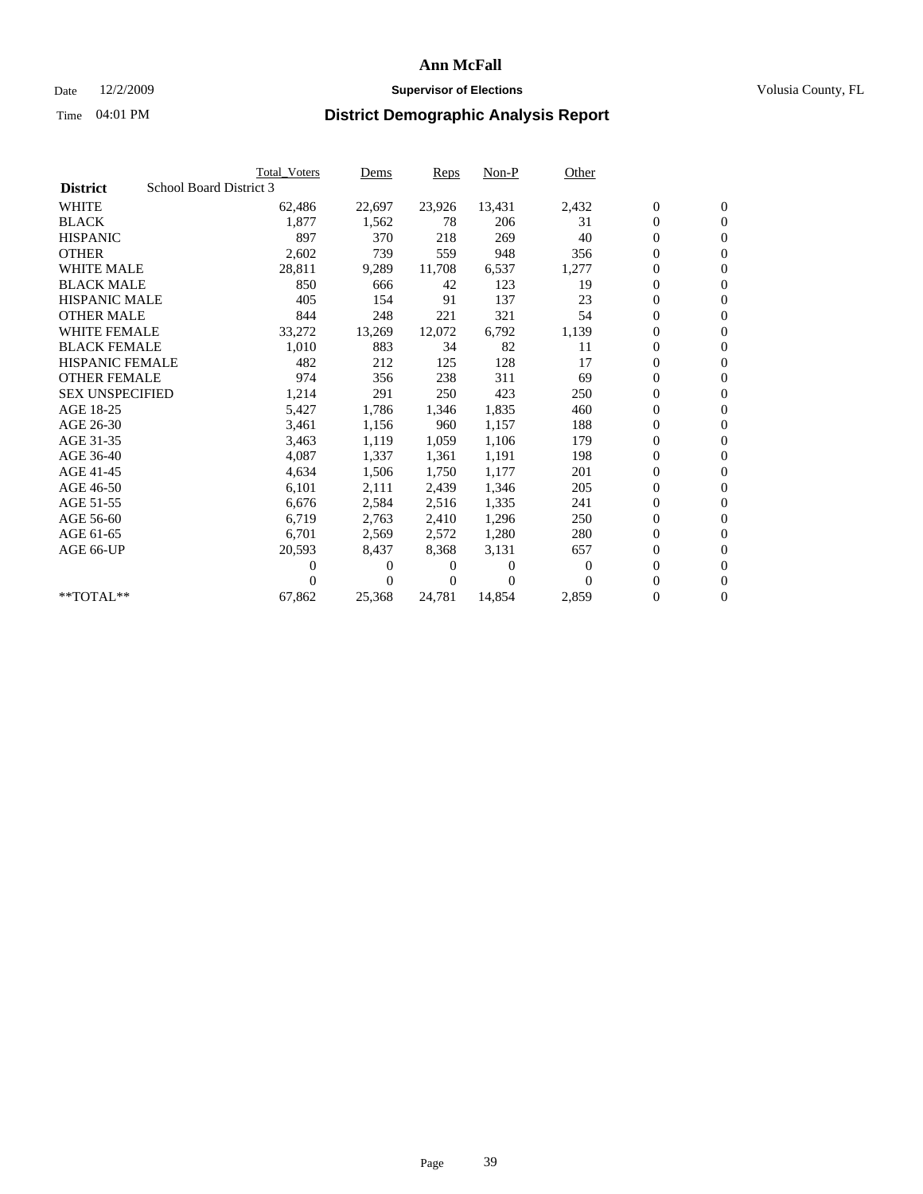# Ann McFall

Date 12/2/2009 **Supervisor of Elections** Volusia County, FL

Time 04:01 PM **District Demographic Analysis Report**

| | Total_Voters | Dems | Reps | Non-P | Other | | |
|---|---|---|---|---|---|---|---|
| **District** School Board District 3 | | | | | | | |
| WHITE | 62,486 | 22,697 | 23,926 | 13,431 | 2,432 | 0 | 0 |
| BLACK | 1,877 | 1,562 | 78 | 206 | 31 | 0 | 0 |
| HISPANIC | 897 | 370 | 218 | 269 | 40 | 0 | 0 |
| OTHER | 2,602 | 739 | 559 | 948 | 356 | 0 | 0 |
| WHITE MALE | 28,811 | 9,289 | 11,708 | 6,537 | 1,277 | 0 | 0 |
| BLACK MALE | 850 | 666 | 42 | 123 | 19 | 0 | 0 |
| HISPANIC MALE | 405 | 154 | 91 | 137 | 23 | 0 | 0 |
| OTHER MALE | 844 | 248 | 221 | 321 | 54 | 0 | 0 |
| WHITE FEMALE | 33,272 | 13,269 | 12,072 | 6,792 | 1,139 | 0 | 0 |
| BLACK FEMALE | 1,010 | 883 | 34 | 82 | 11 | 0 | 0 |
| HISPANIC FEMALE | 482 | 212 | 125 | 128 | 17 | 0 | 0 |
| OTHER FEMALE | 974 | 356 | 238 | 311 | 69 | 0 | 0 |
| SEX UNSPECIFIED | 1,214 | 291 | 250 | 423 | 250 | 0 | 0 |
| AGE 18-25 | 5,427 | 1,786 | 1,346 | 1,835 | 460 | 0 | 0 |
| AGE 26-30 | 3,461 | 1,156 | 960 | 1,157 | 188 | 0 | 0 |
| AGE 31-35 | 3,463 | 1,119 | 1,059 | 1,106 | 179 | 0 | 0 |
| AGE 36-40 | 4,087 | 1,337 | 1,361 | 1,191 | 198 | 0 | 0 |
| AGE 41-45 | 4,634 | 1,506 | 1,750 | 1,177 | 201 | 0 | 0 |
| AGE 46-50 | 6,101 | 2,111 | 2,439 | 1,346 | 205 | 0 | 0 |
| AGE 51-55 | 6,676 | 2,584 | 2,516 | 1,335 | 241 | 0 | 0 |
| AGE 56-60 | 6,719 | 2,763 | 2,410 | 1,296 | 250 | 0 | 0 |
| AGE 61-65 | 6,701 | 2,569 | 2,572 | 1,280 | 280 | 0 | 0 |
| AGE 66-UP | 20,593 | 8,437 | 8,368 | 3,131 | 657 | 0 | 0 |
| | 0 | 0 | 0 | 0 | 0 | 0 | 0 |
| | 0 | 0 | 0 | 0 | 0 | 0 | 0 |
| **TOTAL** | 67,862 | 25,368 | 24,781 | 14,854 | 2,859 | 0 | 0 |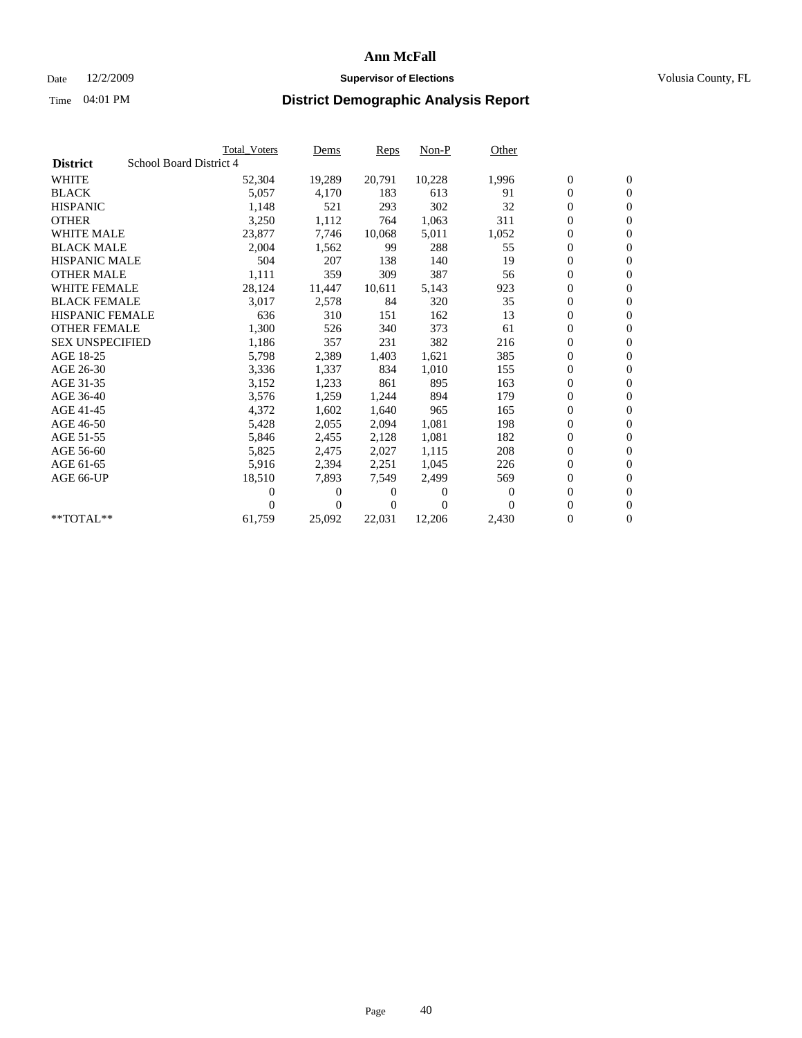# Ann McFall

Date 12/2/2009 **Supervisor of Elections** Volusia County, FL

Time 04:01 PM **District Demographic Analysis Report**

| | Total_Voters | Dems | Reps | Non-P | Other | | |
|---|---|---|---|---|---|---|---|
| **District** School Board District 4 | | | | | | | |
| WHITE | 52,304 | 19,289 | 20,791 | 10,228 | 1,996 | 0 | 0 |
| BLACK | 5,057 | 4,170 | 183 | 613 | 91 | 0 | 0 |
| HISPANIC | 1,148 | 521 | 293 | 302 | 32 | 0 | 0 |
| OTHER | 3,250 | 1,112 | 764 | 1,063 | 311 | 0 | 0 |
| WHITE MALE | 23,877 | 7,746 | 10,068 | 5,011 | 1,052 | 0 | 0 |
| BLACK MALE | 2,004 | 1,562 | 99 | 288 | 55 | 0 | 0 |
| HISPANIC MALE | 504 | 207 | 138 | 140 | 19 | 0 | 0 |
| OTHER MALE | 1,111 | 359 | 309 | 387 | 56 | 0 | 0 |
| WHITE FEMALE | 28,124 | 11,447 | 10,611 | 5,143 | 923 | 0 | 0 |
| BLACK FEMALE | 3,017 | 2,578 | 84 | 320 | 35 | 0 | 0 |
| HISPANIC FEMALE | 636 | 310 | 151 | 162 | 13 | 0 | 0 |
| OTHER FEMALE | 1,300 | 526 | 340 | 373 | 61 | 0 | 0 |
| SEX UNSPECIFIED | 1,186 | 357 | 231 | 382 | 216 | 0 | 0 |
| AGE 18-25 | 5,798 | 2,389 | 1,403 | 1,621 | 385 | 0 | 0 |
| AGE 26-30 | 3,336 | 1,337 | 834 | 1,010 | 155 | 0 | 0 |
| AGE 31-35 | 3,152 | 1,233 | 861 | 895 | 163 | 0 | 0 |
| AGE 36-40 | 3,576 | 1,259 | 1,244 | 894 | 179 | 0 | 0 |
| AGE 41-45 | 4,372 | 1,602 | 1,640 | 965 | 165 | 0 | 0 |
| AGE 46-50 | 5,428 | 2,055 | 2,094 | 1,081 | 198 | 0 | 0 |
| AGE 51-55 | 5,846 | 2,455 | 2,128 | 1,081 | 182 | 0 | 0 |
| AGE 56-60 | 5,825 | 2,475 | 2,027 | 1,115 | 208 | 0 | 0 |
| AGE 61-65 | 5,916 | 2,394 | 2,251 | 1,045 | 226 | 0 | 0 |
| AGE 66-UP | 18,510 | 7,893 | 7,549 | 2,499 | 569 | 0 | 0 |
| | 0 | 0 | 0 | 0 | 0 | 0 | 0 |
| | 0 | 0 | 0 | 0 | 0 | 0 | 0 |
| **TOTAL** | 61,759 | 25,092 | 22,031 | 12,206 | 2,430 | 0 | 0 |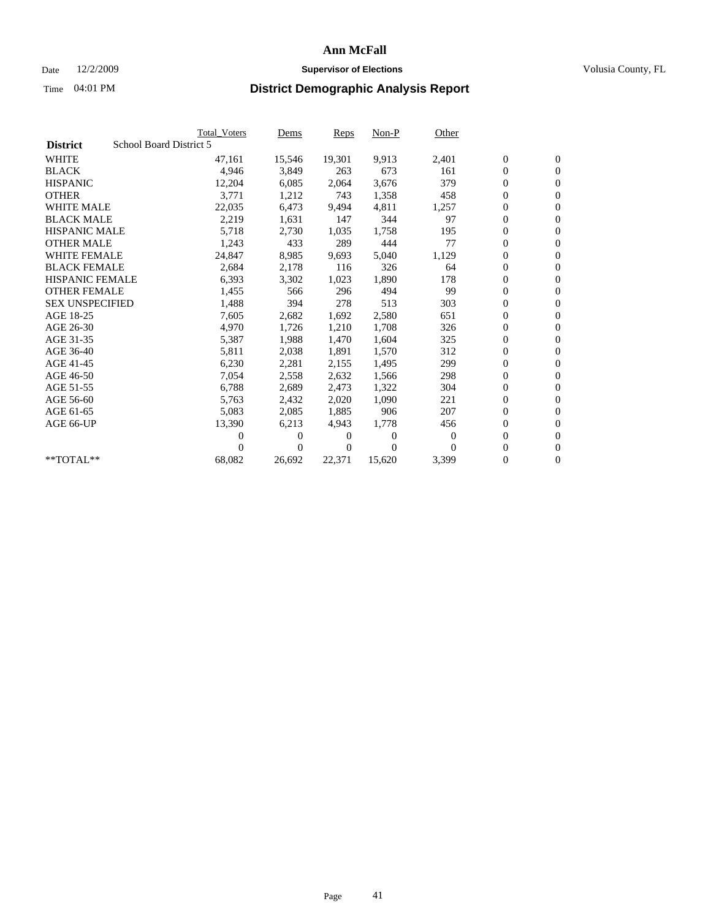# Ann McFall

Date 12/2/2009 **Supervisor of Elections** Volusia County, FL

Time 04:01 PM **District Demographic Analysis Report**

| | Total_Voters | Dems | Reps | Non-P | Other | | |
|---|---|---|---|---|---|---|---|
| **District** School Board District 5 | | | | | | | |
| WHITE | 47,161 | 15,546 | 19,301 | 9,913 | 2,401 | 0 | 0 |
| BLACK | 4,946 | 3,849 | 263 | 673 | 161 | 0 | 0 |
| HISPANIC | 12,204 | 6,085 | 2,064 | 3,676 | 379 | 0 | 0 |
| OTHER | 3,771 | 1,212 | 743 | 1,358 | 458 | 0 | 0 |
| WHITE MALE | 22,035 | 6,473 | 9,494 | 4,811 | 1,257 | 0 | 0 |
| BLACK MALE | 2,219 | 1,631 | 147 | 344 | 97 | 0 | 0 |
| HISPANIC MALE | 5,718 | 2,730 | 1,035 | 1,758 | 195 | 0 | 0 |
| OTHER MALE | 1,243 | 433 | 289 | 444 | 77 | 0 | 0 |
| WHITE FEMALE | 24,847 | 8,985 | 9,693 | 5,040 | 1,129 | 0 | 0 |
| BLACK FEMALE | 2,684 | 2,178 | 116 | 326 | 64 | 0 | 0 |
| HISPANIC FEMALE | 6,393 | 3,302 | 1,023 | 1,890 | 178 | 0 | 0 |
| OTHER FEMALE | 1,455 | 566 | 296 | 494 | 99 | 0 | 0 |
| SEX UNSPECIFIED | 1,488 | 394 | 278 | 513 | 303 | 0 | 0 |
| AGE 18-25 | 7,605 | 2,682 | 1,692 | 2,580 | 651 | 0 | 0 |
| AGE 26-30 | 4,970 | 1,726 | 1,210 | 1,708 | 326 | 0 | 0 |
| AGE 31-35 | 5,387 | 1,988 | 1,470 | 1,604 | 325 | 0 | 0 |
| AGE 36-40 | 5,811 | 2,038 | 1,891 | 1,570 | 312 | 0 | 0 |
| AGE 41-45 | 6,230 | 2,281 | 2,155 | 1,495 | 299 | 0 | 0 |
| AGE 46-50 | 7,054 | 2,558 | 2,632 | 1,566 | 298 | 0 | 0 |
| AGE 51-55 | 6,788 | 2,689 | 2,473 | 1,322 | 304 | 0 | 0 |
| AGE 56-60 | 5,763 | 2,432 | 2,020 | 1,090 | 221 | 0 | 0 |
| AGE 61-65 | 5,083 | 2,085 | 1,885 | 906 | 207 | 0 | 0 |
| AGE 66-UP | 13,390 | 6,213 | 4,943 | 1,778 | 456 | 0 | 0 |
| | 0 | 0 | 0 | 0 | 0 | 0 | 0 |
| | 0 | 0 | 0 | 0 | 0 | 0 | 0 |
| **TOTAL** | 68,082 | 26,692 | 22,371 | 15,620 | 3,399 | 0 | 0 |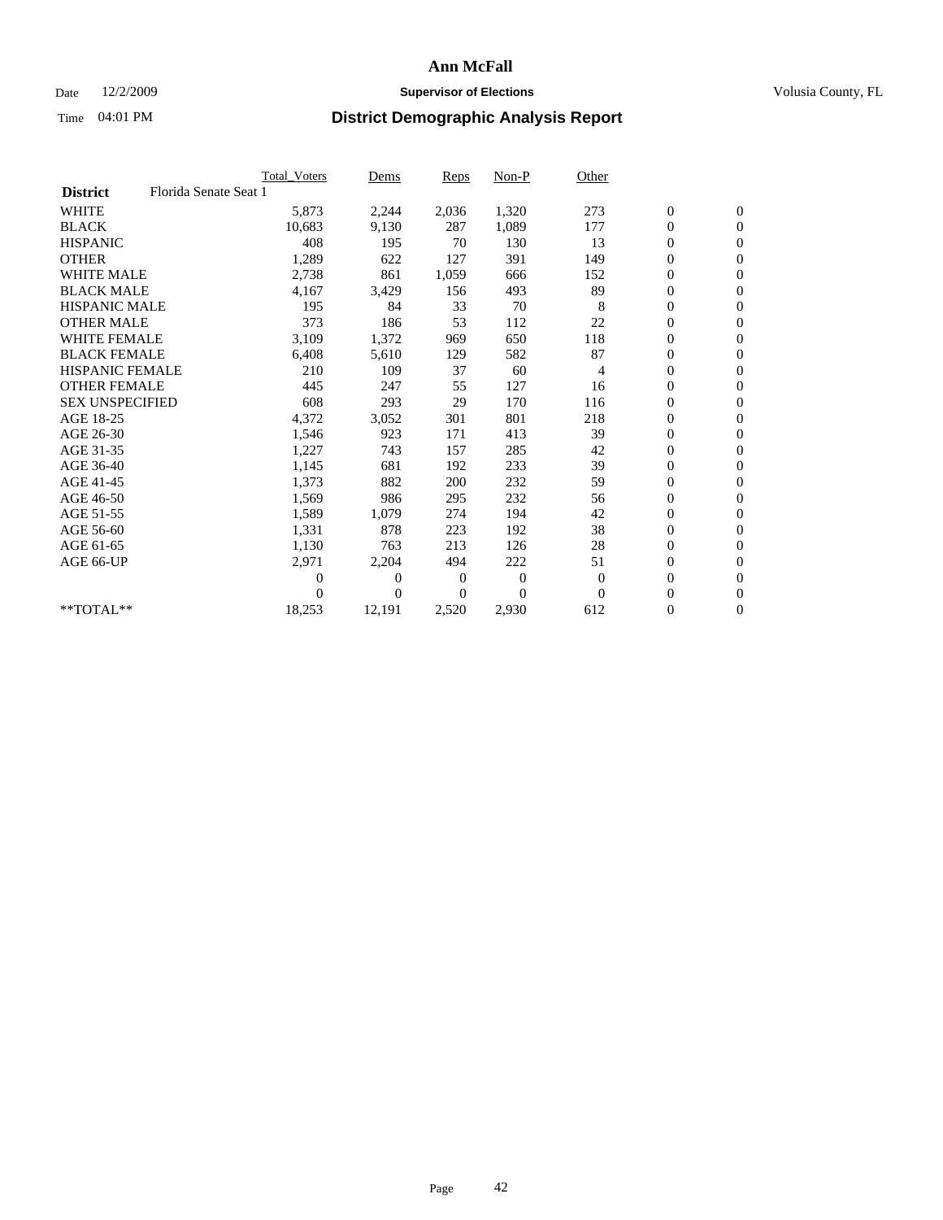# Ann McFall

Date 12/2/2009 **Supervisor of Elections** Volusia County, FL

Time 04:01 PM **District Demographic Analysis Report**

| | Total_Voters | Dems | Reps | Non-P | Other | | |
|---|---|---|---|---|---|---|---|
| **District** Florida Senate Seat 1 | | | | | | | |
| WHITE | 5,873 | 2,244 | 2,036 | 1,320 | 273 | 0 | 0 |
| BLACK | 10,683 | 9,130 | 287 | 1,089 | 177 | 0 | 0 |
| HISPANIC | 408 | 195 | 70 | 130 | 13 | 0 | 0 |
| OTHER | 1,289 | 622 | 127 | 391 | 149 | 0 | 0 |
| WHITE MALE | 2,738 | 861 | 1,059 | 666 | 152 | 0 | 0 |
| BLACK MALE | 4,167 | 3,429 | 156 | 493 | 89 | 0 | 0 |
| HISPANIC MALE | 195 | 84 | 33 | 70 | 8 | 0 | 0 |
| OTHER MALE | 373 | 186 | 53 | 112 | 22 | 0 | 0 |
| WHITE FEMALE | 3,109 | 1,372 | 969 | 650 | 118 | 0 | 0 |
| BLACK FEMALE | 6,408 | 5,610 | 129 | 582 | 87 | 0 | 0 |
| HISPANIC FEMALE | 210 | 109 | 37 | 60 | 4 | 0 | 0 |
| OTHER FEMALE | 445 | 247 | 55 | 127 | 16 | 0 | 0 |
| SEX UNSPECIFIED | 608 | 293 | 29 | 170 | 116 | 0 | 0 |
| AGE 18-25 | 4,372 | 3,052 | 301 | 801 | 218 | 0 | 0 |
| AGE 26-30 | 1,546 | 923 | 171 | 413 | 39 | 0 | 0 |
| AGE 31-35 | 1,227 | 743 | 157 | 285 | 42 | 0 | 0 |
| AGE 36-40 | 1,145 | 681 | 192 | 233 | 39 | 0 | 0 |
| AGE 41-45 | 1,373 | 882 | 200 | 232 | 59 | 0 | 0 |
| AGE 46-50 | 1,569 | 986 | 295 | 232 | 56 | 0 | 0 |
| AGE 51-55 | 1,589 | 1,079 | 274 | 194 | 42 | 0 | 0 |
| AGE 56-60 | 1,331 | 878 | 223 | 192 | 38 | 0 | 0 |
| AGE 61-65 | 1,130 | 763 | 213 | 126 | 28 | 0 | 0 |
| AGE 66-UP | 2,971 | 2,204 | 494 | 222 | 51 | 0 | 0 |
| | 0 | 0 | 0 | 0 | 0 | 0 | 0 |
| | 0 | 0 | 0 | 0 | 0 | 0 | 0 |
| **TOTAL** | 18,253 | 12,191 | 2,520 | 2,930 | 612 | 0 | 0 |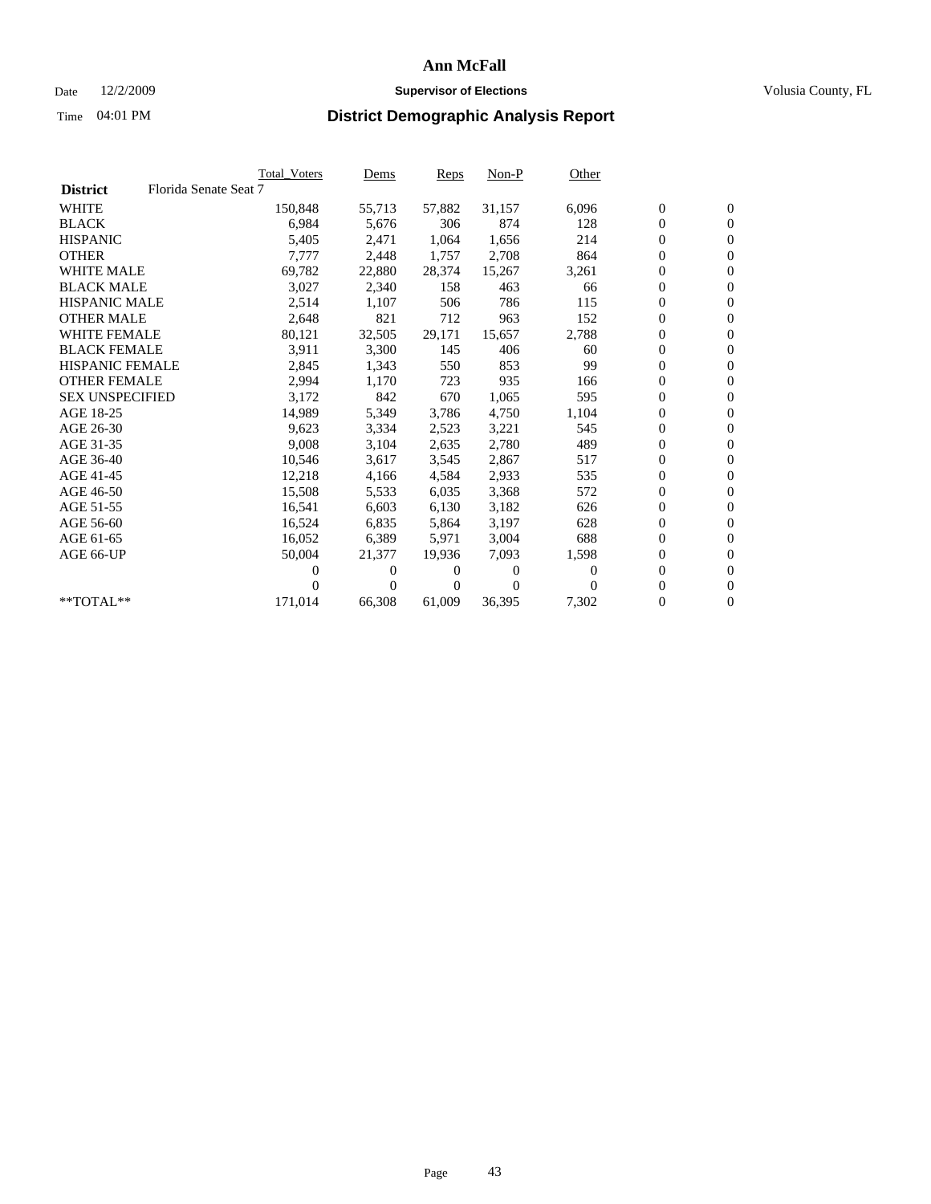# Ann McFall

Date 12/2/2009 **Supervisor of Elections** Volusia County, FL

Time 04:01 PM **District Demographic Analysis Report**

| | Total_Voters | Dems | Reps | Non-P | Other | | |
|---|---|---|---|---|---|---|---|
| **District** Florida Senate Seat 7 | | | | | | | |
| WHITE | 150,848 | 55,713 | 57,882 | 31,157 | 6,096 | 0 | 0 |
| BLACK | 6,984 | 5,676 | 306 | 874 | 128 | 0 | 0 |
| HISPANIC | 5,405 | 2,471 | 1,064 | 1,656 | 214 | 0 | 0 |
| OTHER | 7,777 | 2,448 | 1,757 | 2,708 | 864 | 0 | 0 |
| WHITE MALE | 69,782 | 22,880 | 28,374 | 15,267 | 3,261 | 0 | 0 |
| BLACK MALE | 3,027 | 2,340 | 158 | 463 | 66 | 0 | 0 |
| HISPANIC MALE | 2,514 | 1,107 | 506 | 786 | 115 | 0 | 0 |
| OTHER MALE | 2,648 | 821 | 712 | 963 | 152 | 0 | 0 |
| WHITE FEMALE | 80,121 | 32,505 | 29,171 | 15,657 | 2,788 | 0 | 0 |
| BLACK FEMALE | 3,911 | 3,300 | 145 | 406 | 60 | 0 | 0 |
| HISPANIC FEMALE | 2,845 | 1,343 | 550 | 853 | 99 | 0 | 0 |
| OTHER FEMALE | 2,994 | 1,170 | 723 | 935 | 166 | 0 | 0 |
| SEX UNSPECIFIED | 3,172 | 842 | 670 | 1,065 | 595 | 0 | 0 |
| AGE 18-25 | 14,989 | 5,349 | 3,786 | 4,750 | 1,104 | 0 | 0 |
| AGE 26-30 | 9,623 | 3,334 | 2,523 | 3,221 | 545 | 0 | 0 |
| AGE 31-35 | 9,008 | 3,104 | 2,635 | 2,780 | 489 | 0 | 0 |
| AGE 36-40 | 10,546 | 3,617 | 3,545 | 2,867 | 517 | 0 | 0 |
| AGE 41-45 | 12,218 | 4,166 | 4,584 | 2,933 | 535 | 0 | 0 |
| AGE 46-50 | 15,508 | 5,533 | 6,035 | 3,368 | 572 | 0 | 0 |
| AGE 51-55 | 16,541 | 6,603 | 6,130 | 3,182 | 626 | 0 | 0 |
| AGE 56-60 | 16,524 | 6,835 | 5,864 | 3,197 | 628 | 0 | 0 |
| AGE 61-65 | 16,052 | 6,389 | 5,971 | 3,004 | 688 | 0 | 0 |
| AGE 66-UP | 50,004 | 21,377 | 19,936 | 7,093 | 1,598 | 0 | 0 |
| | 0 | 0 | 0 | 0 | 0 | 0 | 0 |
| | 0 | 0 | 0 | 0 | 0 | 0 | 0 |
| **TOTAL** | 171,014 | 66,308 | 61,009 | 36,395 | 7,302 | 0 | 0 |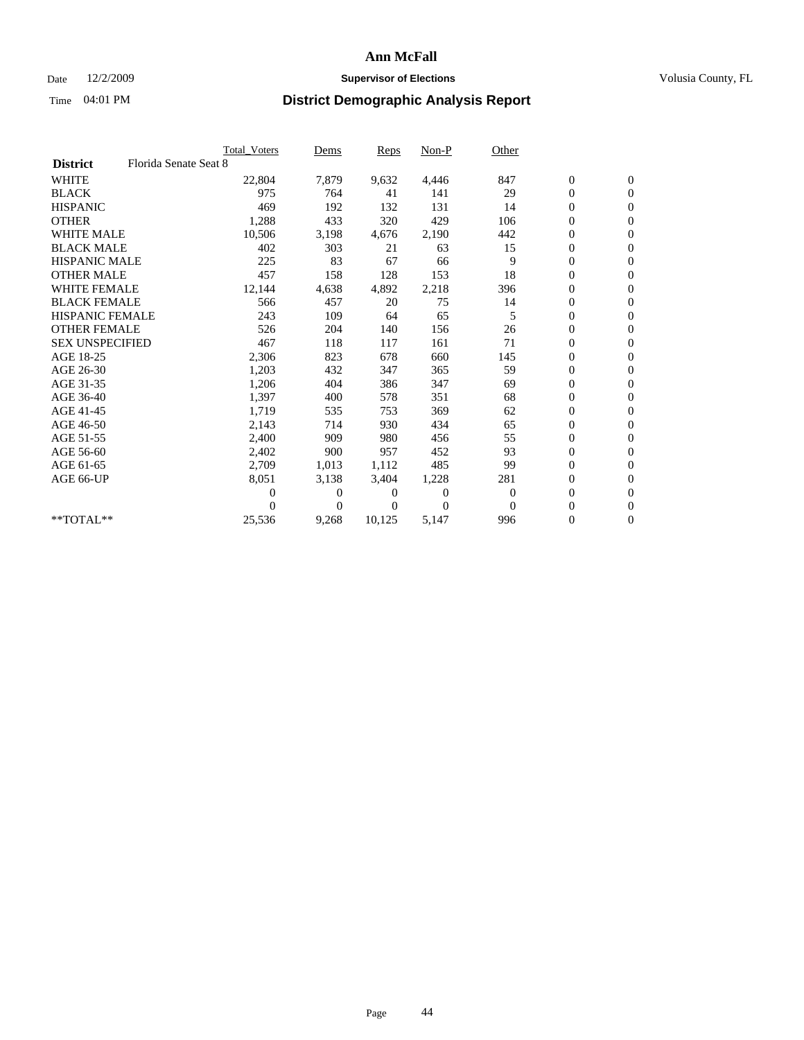# Ann McFall

Date 12/2/2009 **Supervisor of Elections** Volusia County, FL

Time 04:01 PM **District Demographic Analysis Report**

| | Total_Voters | Dems | Reps | Non-P | Other | | |
|---|---|---|---|---|---|---|---|
| **District** Florida Senate Seat 8 | | | | | | | |
| WHITE | 22,804 | 7,879 | 9,632 | 4,446 | 847 | 0 | 0 |
| BLACK | 975 | 764 | 41 | 141 | 29 | 0 | 0 |
| HISPANIC | 469 | 192 | 132 | 131 | 14 | 0 | 0 |
| OTHER | 1,288 | 433 | 320 | 429 | 106 | 0 | 0 |
| WHITE MALE | 10,506 | 3,198 | 4,676 | 2,190 | 442 | 0 | 0 |
| BLACK MALE | 402 | 303 | 21 | 63 | 15 | 0 | 0 |
| HISPANIC MALE | 225 | 83 | 67 | 66 | 9 | 0 | 0 |
| OTHER MALE | 457 | 158 | 128 | 153 | 18 | 0 | 0 |
| WHITE FEMALE | 12,144 | 4,638 | 4,892 | 2,218 | 396 | 0 | 0 |
| BLACK FEMALE | 566 | 457 | 20 | 75 | 14 | 0 | 0 |
| HISPANIC FEMALE | 243 | 109 | 64 | 65 | 5 | 0 | 0 |
| OTHER FEMALE | 526 | 204 | 140 | 156 | 26 | 0 | 0 |
| SEX UNSPECIFIED | 467 | 118 | 117 | 161 | 71 | 0 | 0 |
| AGE 18-25 | 2,306 | 823 | 678 | 660 | 145 | 0 | 0 |
| AGE 26-30 | 1,203 | 432 | 347 | 365 | 59 | 0 | 0 |
| AGE 31-35 | 1,206 | 404 | 386 | 347 | 69 | 0 | 0 |
| AGE 36-40 | 1,397 | 400 | 578 | 351 | 68 | 0 | 0 |
| AGE 41-45 | 1,719 | 535 | 753 | 369 | 62 | 0 | 0 |
| AGE 46-50 | 2,143 | 714 | 930 | 434 | 65 | 0 | 0 |
| AGE 51-55 | 2,400 | 909 | 980 | 456 | 55 | 0 | 0 |
| AGE 56-60 | 2,402 | 900 | 957 | 452 | 93 | 0 | 0 |
| AGE 61-65 | 2,709 | 1,013 | 1,112 | 485 | 99 | 0 | 0 |
| AGE 66-UP | 8,051 | 3,138 | 3,404 | 1,228 | 281 | 0 | 0 |
| | 0 | 0 | 0 | 0 | 0 | 0 | 0 |
| | 0 | 0 | 0 | 0 | 0 | 0 | 0 |
| **TOTAL** | 25,536 | 9,268 | 10,125 | 5,147 | 996 | 0 | 0 |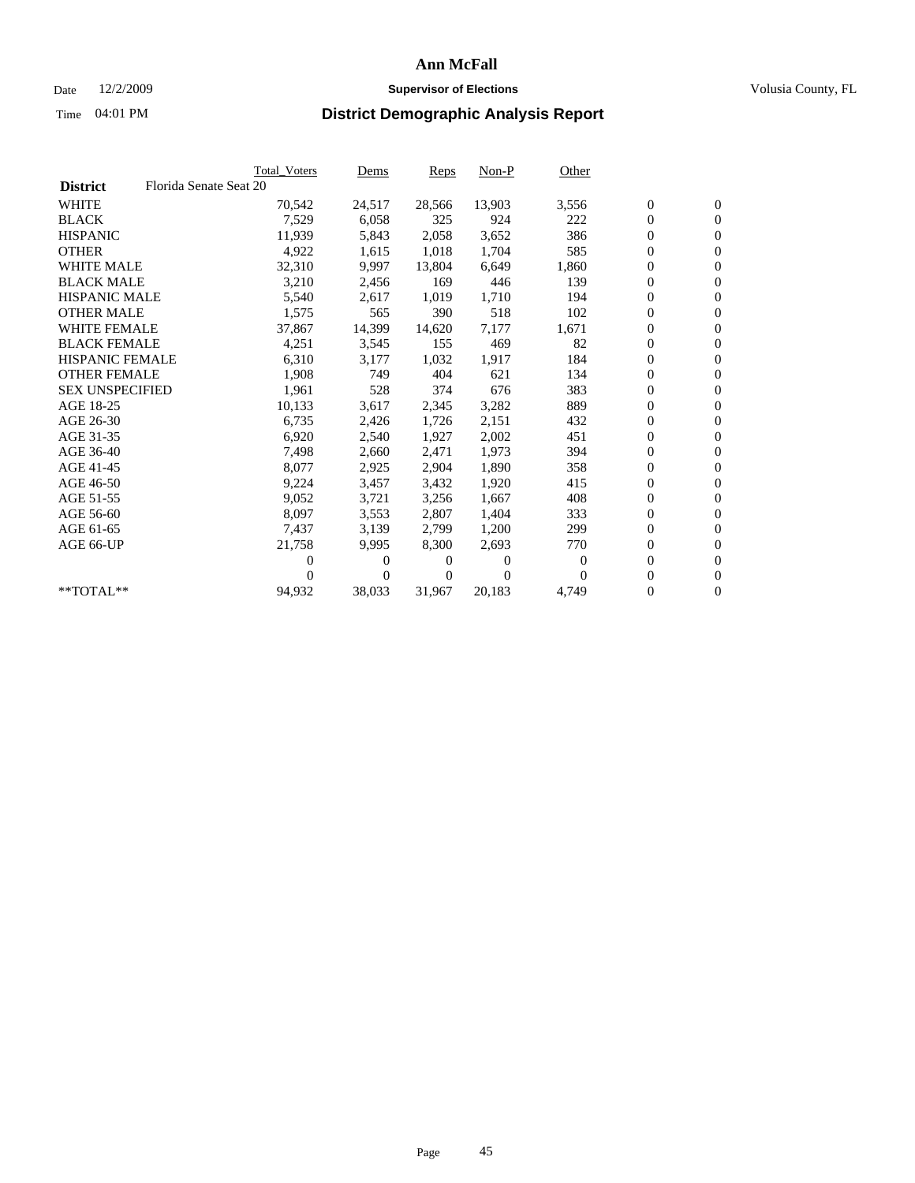# Ann McFall

Date 12/2/2009 **Supervisor of Elections** Volusia County, FL

Time 04:01 PM **District Demographic Analysis Report**

| | Total_Voters | Dems | Reps | Non-P | Other | | |
|---|---|---|---|---|---|---|---|
| **District** Florida Senate Seat 20 | | | | | | | |
| WHITE | 70,542 | 24,517 | 28,566 | 13,903 | 3,556 | 0 | 0 |
| BLACK | 7,529 | 6,058 | 325 | 924 | 222 | 0 | 0 |
| HISPANIC | 11,939 | 5,843 | 2,058 | 3,652 | 386 | 0 | 0 |
| OTHER | 4,922 | 1,615 | 1,018 | 1,704 | 585 | 0 | 0 |
| WHITE MALE | 32,310 | 9,997 | 13,804 | 6,649 | 1,860 | 0 | 0 |
| BLACK MALE | 3,210 | 2,456 | 169 | 446 | 139 | 0 | 0 |
| HISPANIC MALE | 5,540 | 2,617 | 1,019 | 1,710 | 194 | 0 | 0 |
| OTHER MALE | 1,575 | 565 | 390 | 518 | 102 | 0 | 0 |
| WHITE FEMALE | 37,867 | 14,399 | 14,620 | 7,177 | 1,671 | 0 | 0 |
| BLACK FEMALE | 4,251 | 3,545 | 155 | 469 | 82 | 0 | 0 |
| HISPANIC FEMALE | 6,310 | 3,177 | 1,032 | 1,917 | 184 | 0 | 0 |
| OTHER FEMALE | 1,908 | 749 | 404 | 621 | 134 | 0 | 0 |
| SEX UNSPECIFIED | 1,961 | 528 | 374 | 676 | 383 | 0 | 0 |
| AGE 18-25 | 10,133 | 3,617 | 2,345 | 3,282 | 889 | 0 | 0 |
| AGE 26-30 | 6,735 | 2,426 | 1,726 | 2,151 | 432 | 0 | 0 |
| AGE 31-35 | 6,920 | 2,540 | 1,927 | 2,002 | 451 | 0 | 0 |
| AGE 36-40 | 7,498 | 2,660 | 2,471 | 1,973 | 394 | 0 | 0 |
| AGE 41-45 | 8,077 | 2,925 | 2,904 | 1,890 | 358 | 0 | 0 |
| AGE 46-50 | 9,224 | 3,457 | 3,432 | 1,920 | 415 | 0 | 0 |
| AGE 51-55 | 9,052 | 3,721 | 3,256 | 1,667 | 408 | 0 | 0 |
| AGE 56-60 | 8,097 | 3,553 | 2,807 | 1,404 | 333 | 0 | 0 |
| AGE 61-65 | 7,437 | 3,139 | 2,799 | 1,200 | 299 | 0 | 0 |
| AGE 66-UP | 21,758 | 9,995 | 8,300 | 2,693 | 770 | 0 | 0 |
| | 0 | 0 | 0 | 0 | 0 | 0 | 0 |
| | 0 | 0 | 0 | 0 | 0 | 0 | 0 |
| **TOTAL** | 94,932 | 38,033 | 31,967 | 20,183 | 4,749 | 0 | 0 |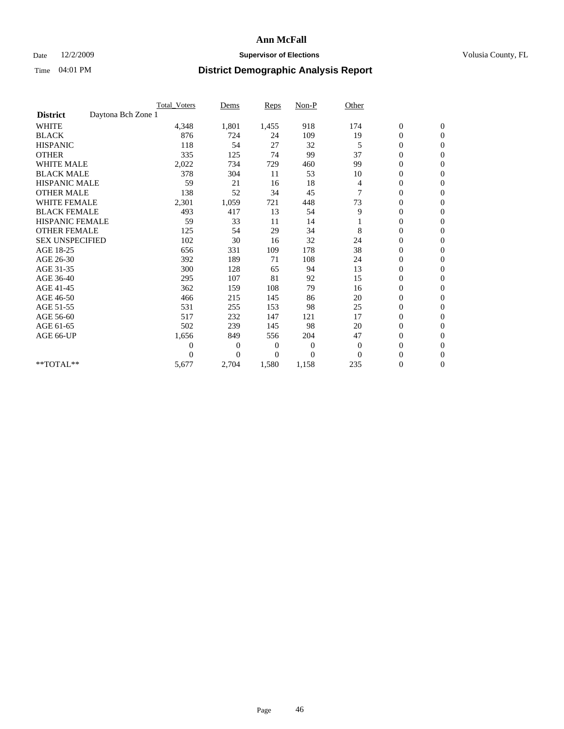# Ann McFall

Date 12/2/2009 **Supervisor of Elections** Volusia County, FL

Time 04:01 PM **District Demographic Analysis Report**

| | Total_Voters | Dems | Reps | Non-P | Other | | |
|---|---|---|---|---|---|---|---|
| **District** Daytona Bch Zone 1 | | | | | | | |
| WHITE | 4,348 | 1,801 | 1,455 | 918 | 174 | 0 | 0 |
| BLACK | 876 | 724 | 24 | 109 | 19 | 0 | 0 |
| HISPANIC | 118 | 54 | 27 | 32 | 5 | 0 | 0 |
| OTHER | 335 | 125 | 74 | 99 | 37 | 0 | 0 |
| WHITE MALE | 2,022 | 734 | 729 | 460 | 99 | 0 | 0 |
| BLACK MALE | 378 | 304 | 11 | 53 | 10 | 0 | 0 |
| HISPANIC MALE | 59 | 21 | 16 | 18 | 4 | 0 | 0 |
| OTHER MALE | 138 | 52 | 34 | 45 | 7 | 0 | 0 |
| WHITE FEMALE | 2,301 | 1,059 | 721 | 448 | 73 | 0 | 0 |
| BLACK FEMALE | 493 | 417 | 13 | 54 | 9 | 0 | 0 |
| HISPANIC FEMALE | 59 | 33 | 11 | 14 | 1 | 0 | 0 |
| OTHER FEMALE | 125 | 54 | 29 | 34 | 8 | 0 | 0 |
| SEX UNSPECIFIED | 102 | 30 | 16 | 32 | 24 | 0 | 0 |
| AGE 18-25 | 656 | 331 | 109 | 178 | 38 | 0 | 0 |
| AGE 26-30 | 392 | 189 | 71 | 108 | 24 | 0 | 0 |
| AGE 31-35 | 300 | 128 | 65 | 94 | 13 | 0 | 0 |
| AGE 36-40 | 295 | 107 | 81 | 92 | 15 | 0 | 0 |
| AGE 41-45 | 362 | 159 | 108 | 79 | 16 | 0 | 0 |
| AGE 46-50 | 466 | 215 | 145 | 86 | 20 | 0 | 0 |
| AGE 51-55 | 531 | 255 | 153 | 98 | 25 | 0 | 0 |
| AGE 56-60 | 517 | 232 | 147 | 121 | 17 | 0 | 0 |
| AGE 61-65 | 502 | 239 | 145 | 98 | 20 | 0 | 0 |
| AGE 66-UP | 1,656 | 849 | 556 | 204 | 47 | 0 | 0 |
| | 0 | 0 | 0 | 0 | 0 | 0 | 0 |
| | 0 | 0 | 0 | 0 | 0 | 0 | 0 |
| **TOTAL** | 5,677 | 2,704 | 1,580 | 1,158 | 235 | 0 | 0 |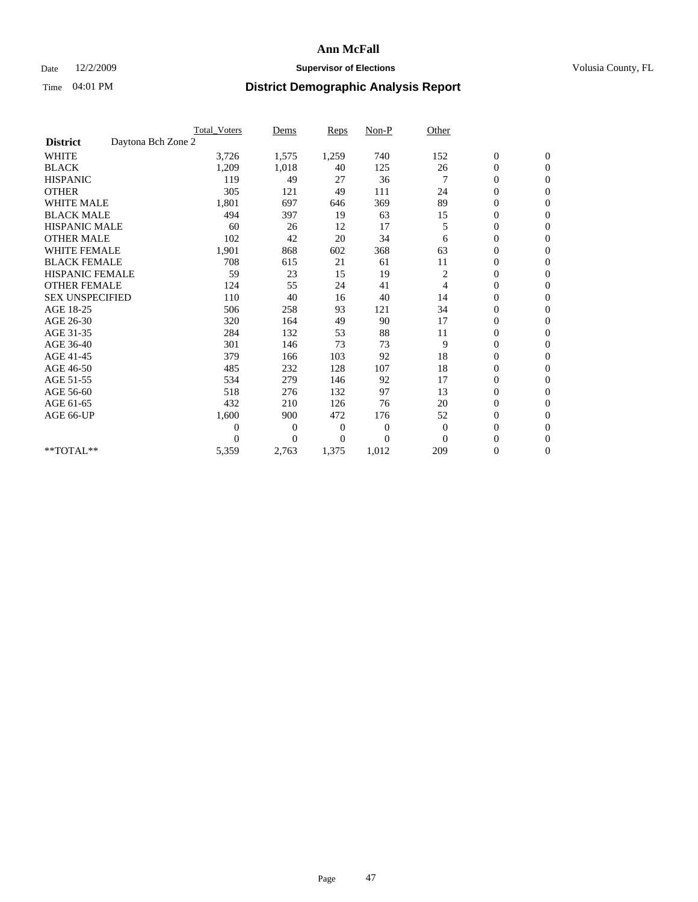# Ann McFall

Date 12/2/2009 **Supervisor of Elections** Volusia County, FL

Time 04:01 PM **District Demographic Analysis Report**

| | Total_Voters | Dems | Reps | Non-P | Other | | |
|---|---|---|---|---|---|---|---|
| **District** Daytona Bch Zone 2 | | | | | | | |
| WHITE | 3,726 | 1,575 | 1,259 | 740 | 152 | 0 | 0 |
| BLACK | 1,209 | 1,018 | 40 | 125 | 26 | 0 | 0 |
| HISPANIC | 119 | 49 | 27 | 36 | 7 | 0 | 0 |
| OTHER | 305 | 121 | 49 | 111 | 24 | 0 | 0 |
| WHITE MALE | 1,801 | 697 | 646 | 369 | 89 | 0 | 0 |
| BLACK MALE | 494 | 397 | 19 | 63 | 15 | 0 | 0 |
| HISPANIC MALE | 60 | 26 | 12 | 17 | 5 | 0 | 0 |
| OTHER MALE | 102 | 42 | 20 | 34 | 6 | 0 | 0 |
| WHITE FEMALE | 1,901 | 868 | 602 | 368 | 63 | 0 | 0 |
| BLACK FEMALE | 708 | 615 | 21 | 61 | 11 | 0 | 0 |
| HISPANIC FEMALE | 59 | 23 | 15 | 19 | 2 | 0 | 0 |
| OTHER FEMALE | 124 | 55 | 24 | 41 | 4 | 0 | 0 |
| SEX UNSPECIFIED | 110 | 40 | 16 | 40 | 14 | 0 | 0 |
| AGE 18-25 | 506 | 258 | 93 | 121 | 34 | 0 | 0 |
| AGE 26-30 | 320 | 164 | 49 | 90 | 17 | 0 | 0 |
| AGE 31-35 | 284 | 132 | 53 | 88 | 11 | 0 | 0 |
| AGE 36-40 | 301 | 146 | 73 | 73 | 9 | 0 | 0 |
| AGE 41-45 | 379 | 166 | 103 | 92 | 18 | 0 | 0 |
| AGE 46-50 | 485 | 232 | 128 | 107 | 18 | 0 | 0 |
| AGE 51-55 | 534 | 279 | 146 | 92 | 17 | 0 | 0 |
| AGE 56-60 | 518 | 276 | 132 | 97 | 13 | 0 | 0 |
| AGE 61-65 | 432 | 210 | 126 | 76 | 20 | 0 | 0 |
| AGE 66-UP | 1,600 | 900 | 472 | 176 | 52 | 0 | 0 |
| | 0 | 0 | 0 | 0 | 0 | 0 | 0 |
| | 0 | 0 | 0 | 0 | 0 | 0 | 0 |
| **TOTAL** | 5,359 | 2,763 | 1,375 | 1,012 | 209 | 0 | 0 |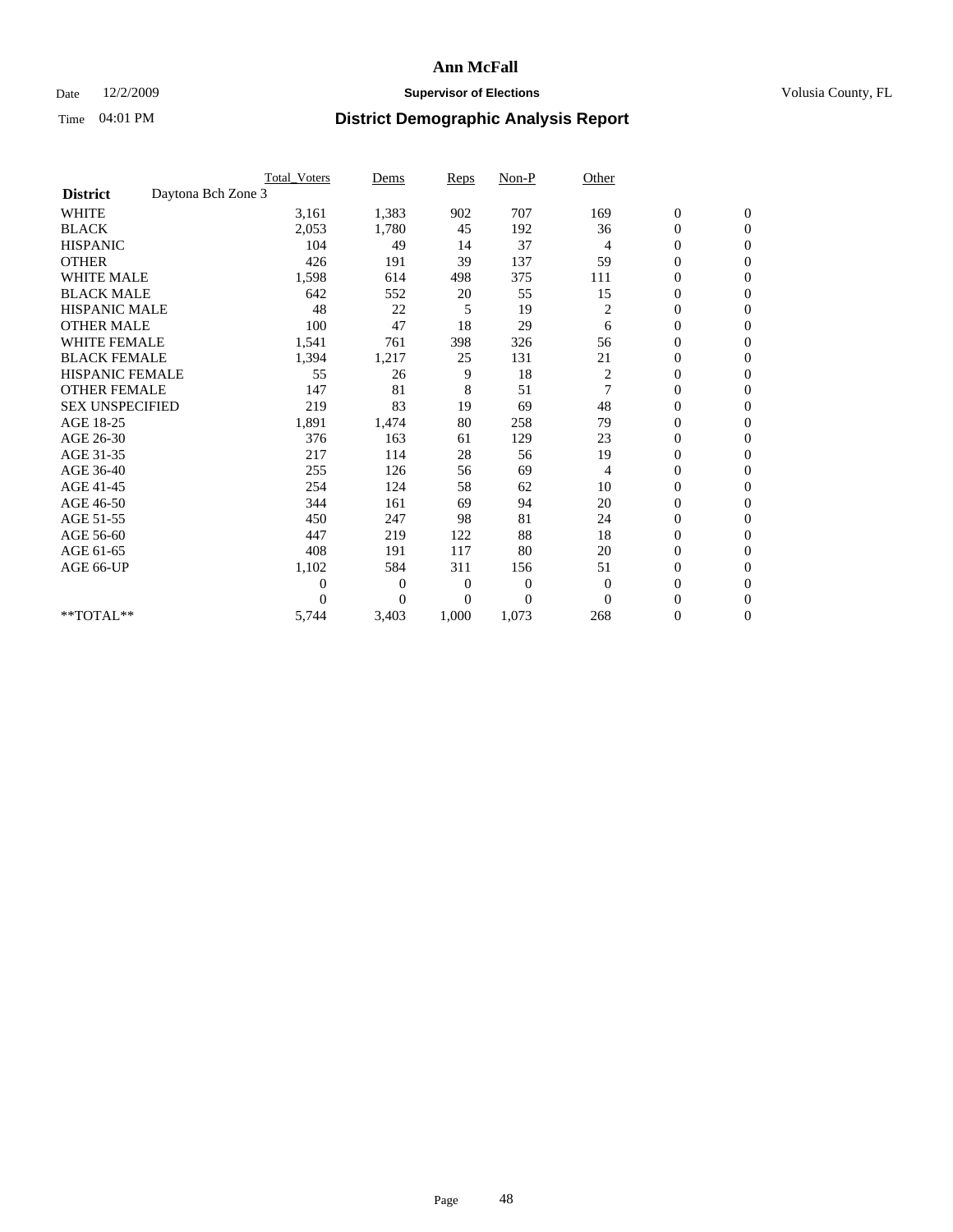# Ann McFall

Date 12/2/2009 **Supervisor of Elections** Volusia County, FL

Time 04:01 PM **District Demographic Analysis Report**

| | Total_Voters | Dems | Reps | Non-P | Other | | |
|---|---|---|---|---|---|---|---|
| **District** Daytona Bch Zone 3 | | | | | | | |
| WHITE | 3,161 | 1,383 | 902 | 707 | 169 | 0 | 0 |
| BLACK | 2,053 | 1,780 | 45 | 192 | 36 | 0 | 0 |
| HISPANIC | 104 | 49 | 14 | 37 | 4 | 0 | 0 |
| OTHER | 426 | 191 | 39 | 137 | 59 | 0 | 0 |
| WHITE MALE | 1,598 | 614 | 498 | 375 | 111 | 0 | 0 |
| BLACK MALE | 642 | 552 | 20 | 55 | 15 | 0 | 0 |
| HISPANIC MALE | 48 | 22 | 5 | 19 | 2 | 0 | 0 |
| OTHER MALE | 100 | 47 | 18 | 29 | 6 | 0 | 0 |
| WHITE FEMALE | 1,541 | 761 | 398 | 326 | 56 | 0 | 0 |
| BLACK FEMALE | 1,394 | 1,217 | 25 | 131 | 21 | 0 | 0 |
| HISPANIC FEMALE | 55 | 26 | 9 | 18 | 2 | 0 | 0 |
| OTHER FEMALE | 147 | 81 | 8 | 51 | 7 | 0 | 0 |
| SEX UNSPECIFIED | 219 | 83 | 19 | 69 | 48 | 0 | 0 |
| AGE 18-25 | 1,891 | 1,474 | 80 | 258 | 79 | 0 | 0 |
| AGE 26-30 | 376 | 163 | 61 | 129 | 23 | 0 | 0 |
| AGE 31-35 | 217 | 114 | 28 | 56 | 19 | 0 | 0 |
| AGE 36-40 | 255 | 126 | 56 | 69 | 4 | 0 | 0 |
| AGE 41-45 | 254 | 124 | 58 | 62 | 10 | 0 | 0 |
| AGE 46-50 | 344 | 161 | 69 | 94 | 20 | 0 | 0 |
| AGE 51-55 | 450 | 247 | 98 | 81 | 24 | 0 | 0 |
| AGE 56-60 | 447 | 219 | 122 | 88 | 18 | 0 | 0 |
| AGE 61-65 | 408 | 191 | 117 | 80 | 20 | 0 | 0 |
| AGE 66-UP | 1,102 | 584 | 311 | 156 | 51 | 0 | 0 |
| | 0 | 0 | 0 | 0 | 0 | 0 | 0 |
| | 0 | 0 | 0 | 0 | 0 | 0 | 0 |
| **TOTAL** | 5,744 | 3,403 | 1,000 | 1,073 | 268 | 0 | 0 |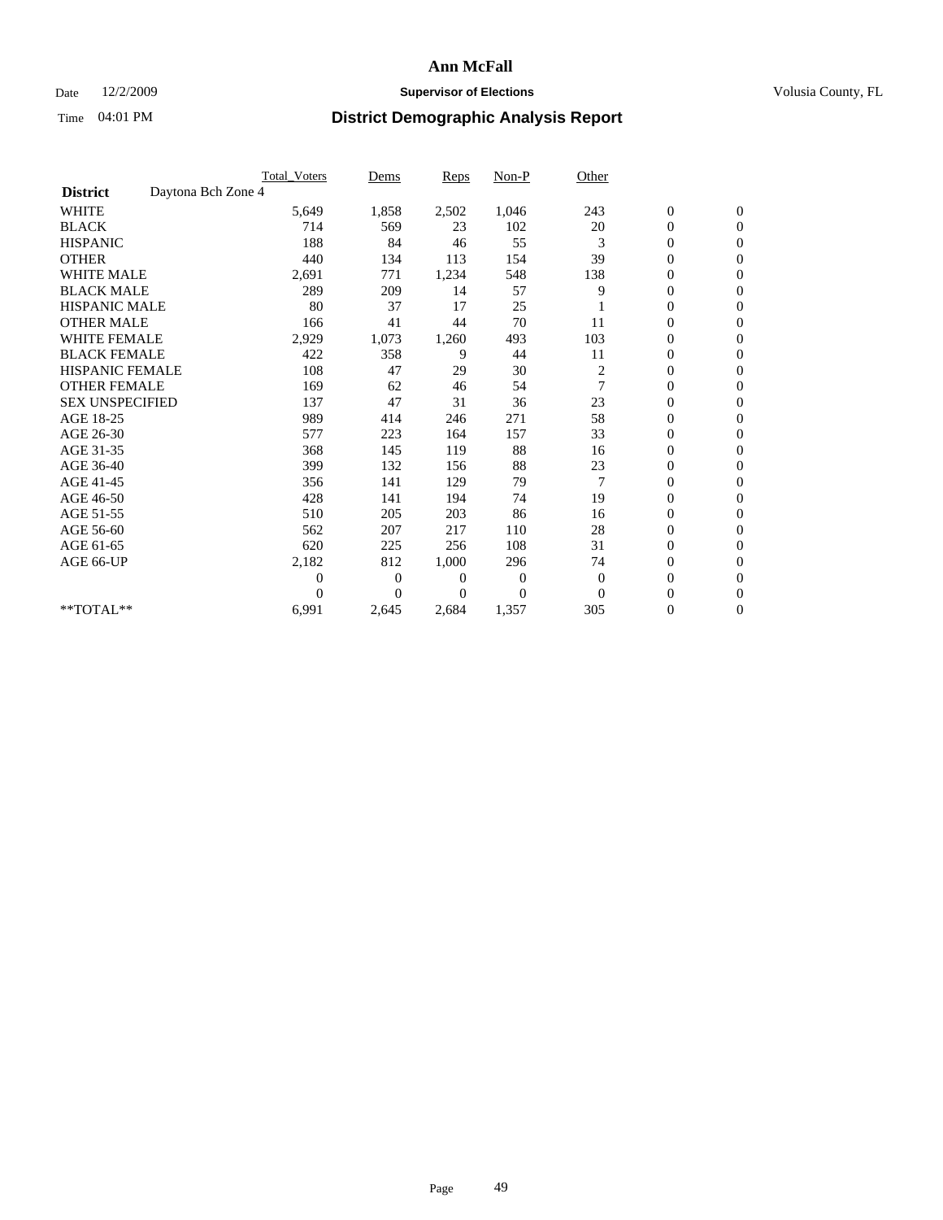# Ann McFall

Date 12/2/2009 **Supervisor of Elections** Volusia County, FL

Time 04:01 PM **District Demographic Analysis Report**

| | Total_Voters | Dems | Reps | Non-P | Other | | |
|---|---|---|---|---|---|---|---|
| **District** Daytona Bch Zone 4 | | | | | | | |
| WHITE | 5,649 | 1,858 | 2,502 | 1,046 | 243 | 0 | 0 |
| BLACK | 714 | 569 | 23 | 102 | 20 | 0 | 0 |
| HISPANIC | 188 | 84 | 46 | 55 | 3 | 0 | 0 |
| OTHER | 440 | 134 | 113 | 154 | 39 | 0 | 0 |
| WHITE MALE | 2,691 | 771 | 1,234 | 548 | 138 | 0 | 0 |
| BLACK MALE | 289 | 209 | 14 | 57 | 9 | 0 | 0 |
| HISPANIC MALE | 80 | 37 | 17 | 25 | 1 | 0 | 0 |
| OTHER MALE | 166 | 41 | 44 | 70 | 11 | 0 | 0 |
| WHITE FEMALE | 2,929 | 1,073 | 1,260 | 493 | 103 | 0 | 0 |
| BLACK FEMALE | 422 | 358 | 9 | 44 | 11 | 0 | 0 |
| HISPANIC FEMALE | 108 | 47 | 29 | 30 | 2 | 0 | 0 |
| OTHER FEMALE | 169 | 62 | 46 | 54 | 7 | 0 | 0 |
| SEX UNSPECIFIED | 137 | 47 | 31 | 36 | 23 | 0 | 0 |
| AGE 18-25 | 989 | 414 | 246 | 271 | 58 | 0 | 0 |
| AGE 26-30 | 577 | 223 | 164 | 157 | 33 | 0 | 0 |
| AGE 31-35 | 368 | 145 | 119 | 88 | 16 | 0 | 0 |
| AGE 36-40 | 399 | 132 | 156 | 88 | 23 | 0 | 0 |
| AGE 41-45 | 356 | 141 | 129 | 79 | 7 | 0 | 0 |
| AGE 46-50 | 428 | 141 | 194 | 74 | 19 | 0 | 0 |
| AGE 51-55 | 510 | 205 | 203 | 86 | 16 | 0 | 0 |
| AGE 56-60 | 562 | 207 | 217 | 110 | 28 | 0 | 0 |
| AGE 61-65 | 620 | 225 | 256 | 108 | 31 | 0 | 0 |
| AGE 66-UP | 2,182 | 812 | 1,000 | 296 | 74 | 0 | 0 |
| | 0 | 0 | 0 | 0 | 0 | 0 | 0 |
| | 0 | 0 | 0 | 0 | 0 | 0 | 0 |
| **TOTAL** | 6,991 | 2,645 | 2,684 | 1,357 | 305 | 0 | 0 |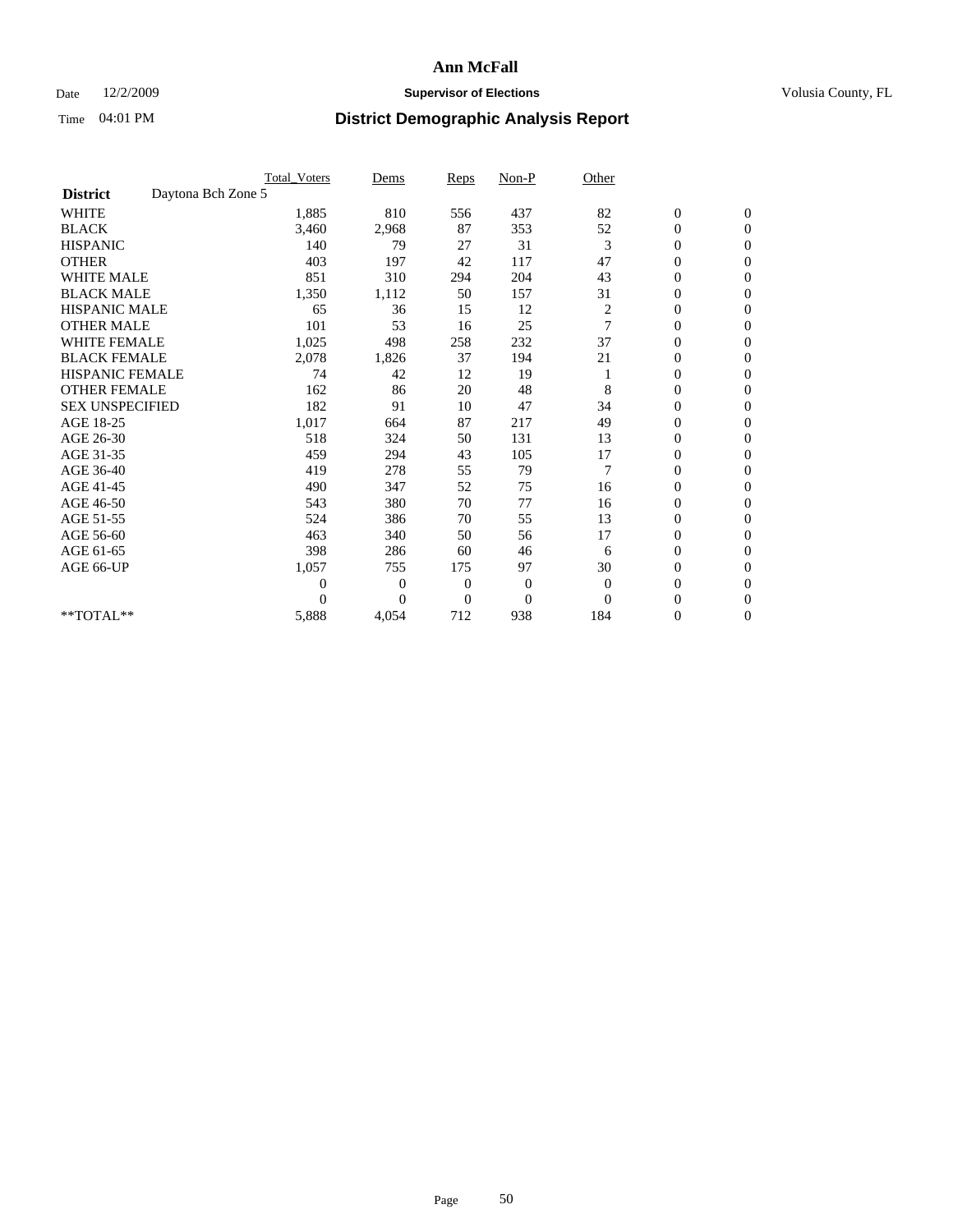# Ann McFall

Date 12/2/2009 **Supervisor of Elections** Volusia County, FL

Time 04:01 PM **District Demographic Analysis Report**

| | Total_Voters | Dems | Reps | Non-P | Other | | |
|---|---|---|---|---|---|---|---|
| **District** Daytona Bch Zone 5 | | | | | | | |
| WHITE | 1,885 | 810 | 556 | 437 | 82 | 0 | 0 |
| BLACK | 3,460 | 2,968 | 87 | 353 | 52 | 0 | 0 |
| HISPANIC | 140 | 79 | 27 | 31 | 3 | 0 | 0 |
| OTHER | 403 | 197 | 42 | 117 | 47 | 0 | 0 |
| WHITE MALE | 851 | 310 | 294 | 204 | 43 | 0 | 0 |
| BLACK MALE | 1,350 | 1,112 | 50 | 157 | 31 | 0 | 0 |
| HISPANIC MALE | 65 | 36 | 15 | 12 | 2 | 0 | 0 |
| OTHER MALE | 101 | 53 | 16 | 25 | 7 | 0 | 0 |
| WHITE FEMALE | 1,025 | 498 | 258 | 232 | 37 | 0 | 0 |
| BLACK FEMALE | 2,078 | 1,826 | 37 | 194 | 21 | 0 | 0 |
| HISPANIC FEMALE | 74 | 42 | 12 | 19 | 1 | 0 | 0 |
| OTHER FEMALE | 162 | 86 | 20 | 48 | 8 | 0 | 0 |
| SEX UNSPECIFIED | 182 | 91 | 10 | 47 | 34 | 0 | 0 |
| AGE 18-25 | 1,017 | 664 | 87 | 217 | 49 | 0 | 0 |
| AGE 26-30 | 518 | 324 | 50 | 131 | 13 | 0 | 0 |
| AGE 31-35 | 459 | 294 | 43 | 105 | 17 | 0 | 0 |
| AGE 36-40 | 419 | 278 | 55 | 79 | 7 | 0 | 0 |
| AGE 41-45 | 490 | 347 | 52 | 75 | 16 | 0 | 0 |
| AGE 46-50 | 543 | 380 | 70 | 77 | 16 | 0 | 0 |
| AGE 51-55 | 524 | 386 | 70 | 55 | 13 | 0 | 0 |
| AGE 56-60 | 463 | 340 | 50 | 56 | 17 | 0 | 0 |
| AGE 61-65 | 398 | 286 | 60 | 46 | 6 | 0 | 0 |
| AGE 66-UP | 1,057 | 755 | 175 | 97 | 30 | 0 | 0 |
| | 0 | 0 | 0 | 0 | 0 | 0 | 0 |
| | 0 | 0 | 0 | 0 | 0 | 0 | 0 |
| **TOTAL** | 5,888 | 4,054 | 712 | 938 | 184 | 0 | 0 |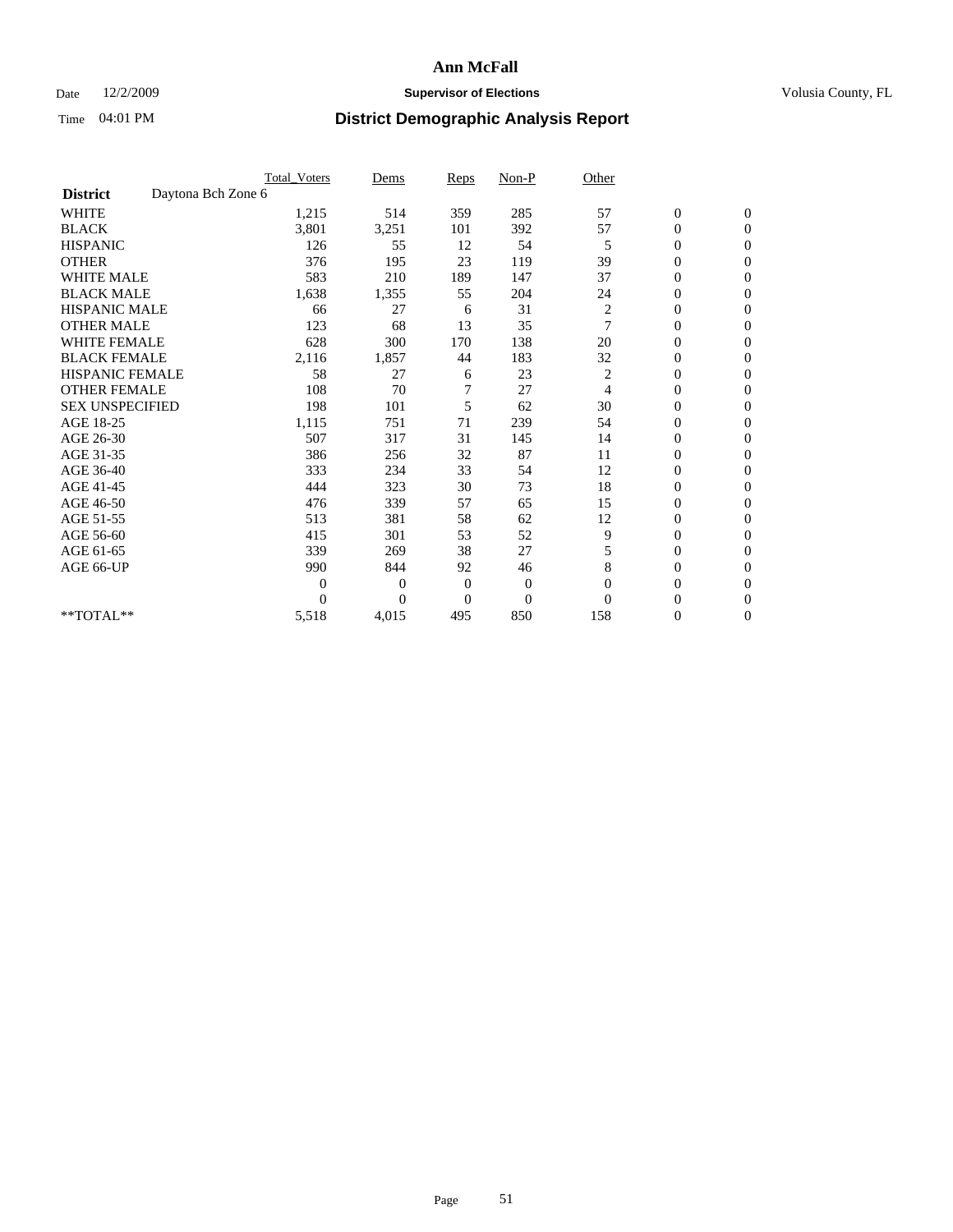# Ann McFall

Date 12/2/2009 **Supervisor of Elections** Volusia County, FL

Time 04:01 PM **District Demographic Analysis Report**

| | Total_Voters | Dems | Reps | Non-P | Other | | |
|---|---|---|---|---|---|---|---|
| **District** Daytona Bch Zone 6 | | | | | | | |
| WHITE | 1,215 | 514 | 359 | 285 | 57 | 0 | 0 |
| BLACK | 3,801 | 3,251 | 101 | 392 | 57 | 0 | 0 |
| HISPANIC | 126 | 55 | 12 | 54 | 5 | 0 | 0 |
| OTHER | 376 | 195 | 23 | 119 | 39 | 0 | 0 |
| WHITE MALE | 583 | 210 | 189 | 147 | 37 | 0 | 0 |
| BLACK MALE | 1,638 | 1,355 | 55 | 204 | 24 | 0 | 0 |
| HISPANIC MALE | 66 | 27 | 6 | 31 | 2 | 0 | 0 |
| OTHER MALE | 123 | 68 | 13 | 35 | 7 | 0 | 0 |
| WHITE FEMALE | 628 | 300 | 170 | 138 | 20 | 0 | 0 |
| BLACK FEMALE | 2,116 | 1,857 | 44 | 183 | 32 | 0 | 0 |
| HISPANIC FEMALE | 58 | 27 | 6 | 23 | 2 | 0 | 0 |
| OTHER FEMALE | 108 | 70 | 7 | 27 | 4 | 0 | 0 |
| SEX UNSPECIFIED | 198 | 101 | 5 | 62 | 30 | 0 | 0 |
| AGE 18-25 | 1,115 | 751 | 71 | 239 | 54 | 0 | 0 |
| AGE 26-30 | 507 | 317 | 31 | 145 | 14 | 0 | 0 |
| AGE 31-35 | 386 | 256 | 32 | 87 | 11 | 0 | 0 |
| AGE 36-40 | 333 | 234 | 33 | 54 | 12 | 0 | 0 |
| AGE 41-45 | 444 | 323 | 30 | 73 | 18 | 0 | 0 |
| AGE 46-50 | 476 | 339 | 57 | 65 | 15 | 0 | 0 |
| AGE 51-55 | 513 | 381 | 58 | 62 | 12 | 0 | 0 |
| AGE 56-60 | 415 | 301 | 53 | 52 | 9 | 0 | 0 |
| AGE 61-65 | 339 | 269 | 38 | 27 | 5 | 0 | 0 |
| AGE 66-UP | 990 | 844 | 92 | 46 | 8 | 0 | 0 |
| | 0 | 0 | 0 | 0 | 0 | 0 | 0 |
| | 0 | 0 | 0 | 0 | 0 | 0 | 0 |
| **TOTAL** | 5,518 | 4,015 | 495 | 850 | 158 | 0 | 0 |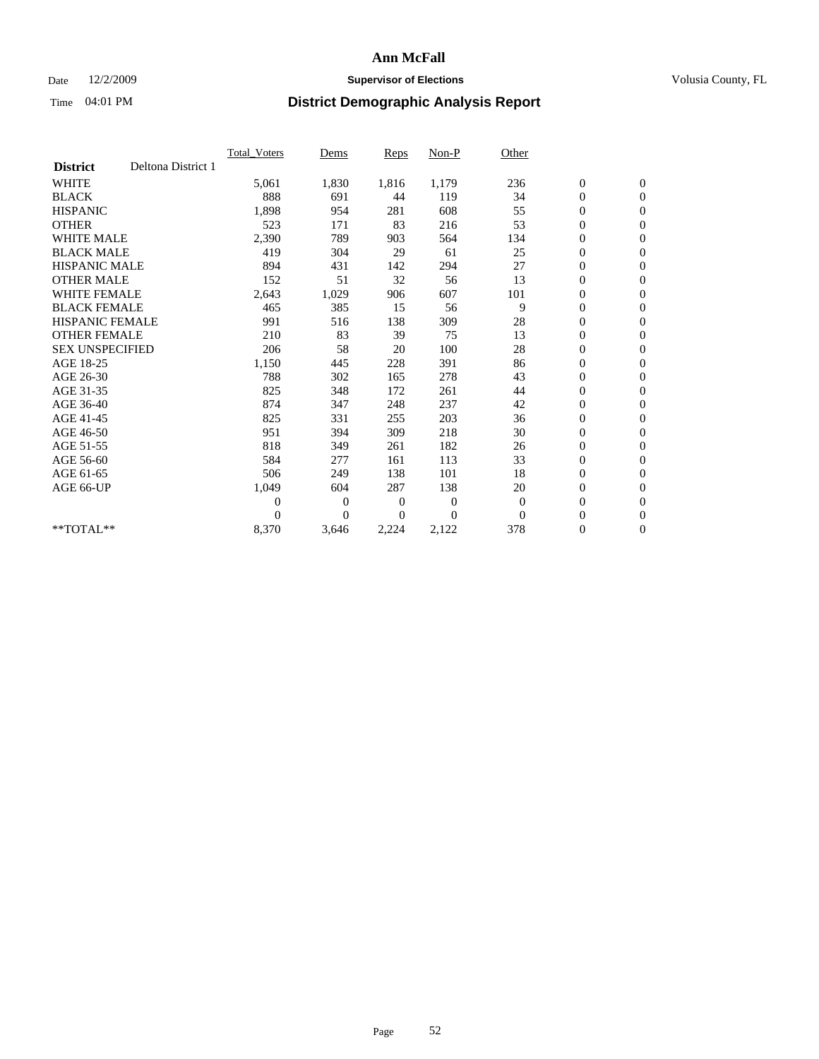# Ann McFall

Date 12/2/2009 **Supervisor of Elections** Volusia County, FL

Time 04:01 PM **District Demographic Analysis Report**

| **District** Deltona District 1 | Total_Voters | Dems | Reps | Non-P | Other | | |
|---|---|---|---|---|---|---|---|
| WHITE | 5,061 | 1,830 | 1,816 | 1,179 | 236 | 0 | 0 |
| BLACK | 888 | 691 | 44 | 119 | 34 | 0 | 0 |
| HISPANIC | 1,898 | 954 | 281 | 608 | 55 | 0 | 0 |
| OTHER | 523 | 171 | 83 | 216 | 53 | 0 | 0 |
| WHITE MALE | 2,390 | 789 | 903 | 564 | 134 | 0 | 0 |
| BLACK MALE | 419 | 304 | 29 | 61 | 25 | 0 | 0 |
| HISPANIC MALE | 894 | 431 | 142 | 294 | 27 | 0 | 0 |
| OTHER MALE | 152 | 51 | 32 | 56 | 13 | 0 | 0 |
| WHITE FEMALE | 2,643 | 1,029 | 906 | 607 | 101 | 0 | 0 |
| BLACK FEMALE | 465 | 385 | 15 | 56 | 9 | 0 | 0 |
| HISPANIC FEMALE | 991 | 516 | 138 | 309 | 28 | 0 | 0 |
| OTHER FEMALE | 210 | 83 | 39 | 75 | 13 | 0 | 0 |
| SEX UNSPECIFIED | 206 | 58 | 20 | 100 | 28 | 0 | 0 |
| AGE 18-25 | 1,150 | 445 | 228 | 391 | 86 | 0 | 0 |
| AGE 26-30 | 788 | 302 | 165 | 278 | 43 | 0 | 0 |
| AGE 31-35 | 825 | 348 | 172 | 261 | 44 | 0 | 0 |
| AGE 36-40 | 874 | 347 | 248 | 237 | 42 | 0 | 0 |
| AGE 41-45 | 825 | 331 | 255 | 203 | 36 | 0 | 0 |
| AGE 46-50 | 951 | 394 | 309 | 218 | 30 | 0 | 0 |
| AGE 51-55 | 818 | 349 | 261 | 182 | 26 | 0 | 0 |
| AGE 56-60 | 584 | 277 | 161 | 113 | 33 | 0 | 0 |
| AGE 61-65 | 506 | 249 | 138 | 101 | 18 | 0 | 0 |
| AGE 66-UP | 1,049 | 604 | 287 | 138 | 20 | 0 | 0 |
| | 0 | 0 | 0 | 0 | 0 | 0 | 0 |
| | 0 | 0 | 0 | 0 | 0 | 0 | 0 |
| **TOTAL** | 8,370 | 3,646 | 2,224 | 2,122 | 378 | 0 | 0 |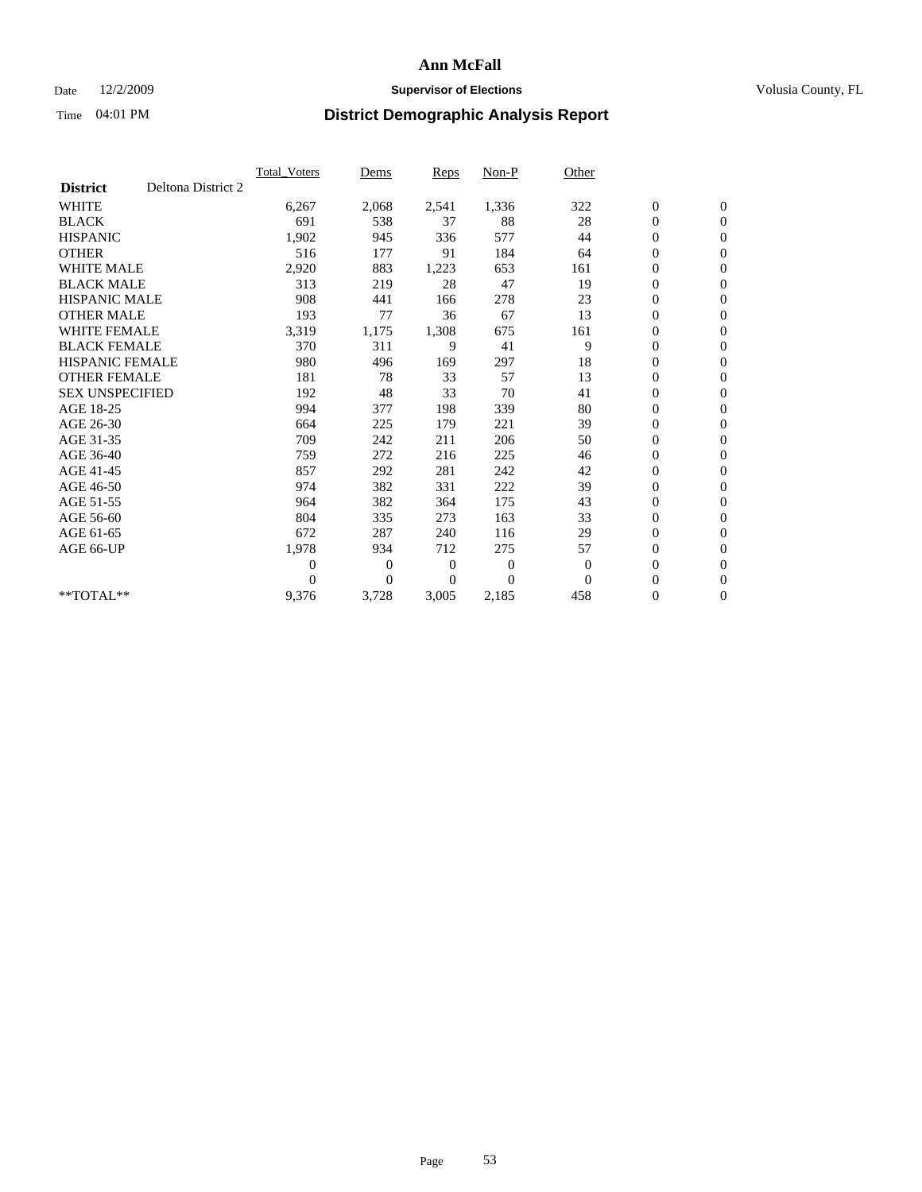# Ann McFall

Date 12/2/2009 **Supervisor of Elections** Volusia County, FL

Time 04:01 PM **District Demographic Analysis Report**

| | Total_Voters | Dems | Reps | Non-P | Other | | |
|---|---|---|---|---|---|---|---|
| **District** Deltona District 2 | | | | | | | |
| WHITE | 6,267 | 2,068 | 2,541 | 1,336 | 322 | 0 | 0 |
| BLACK | 691 | 538 | 37 | 88 | 28 | 0 | 0 |
| HISPANIC | 1,902 | 945 | 336 | 577 | 44 | 0 | 0 |
| OTHER | 516 | 177 | 91 | 184 | 64 | 0 | 0 |
| WHITE MALE | 2,920 | 883 | 1,223 | 653 | 161 | 0 | 0 |
| BLACK MALE | 313 | 219 | 28 | 47 | 19 | 0 | 0 |
| HISPANIC MALE | 908 | 441 | 166 | 278 | 23 | 0 | 0 |
| OTHER MALE | 193 | 77 | 36 | 67 | 13 | 0 | 0 |
| WHITE FEMALE | 3,319 | 1,175 | 1,308 | 675 | 161 | 0 | 0 |
| BLACK FEMALE | 370 | 311 | 9 | 41 | 9 | 0 | 0 |
| HISPANIC FEMALE | 980 | 496 | 169 | 297 | 18 | 0 | 0 |
| OTHER FEMALE | 181 | 78 | 33 | 57 | 13 | 0 | 0 |
| SEX UNSPECIFIED | 192 | 48 | 33 | 70 | 41 | 0 | 0 |
| AGE 18-25 | 994 | 377 | 198 | 339 | 80 | 0 | 0 |
| AGE 26-30 | 664 | 225 | 179 | 221 | 39 | 0 | 0 |
| AGE 31-35 | 709 | 242 | 211 | 206 | 50 | 0 | 0 |
| AGE 36-40 | 759 | 272 | 216 | 225 | 46 | 0 | 0 |
| AGE 41-45 | 857 | 292 | 281 | 242 | 42 | 0 | 0 |
| AGE 46-50 | 974 | 382 | 331 | 222 | 39 | 0 | 0 |
| AGE 51-55 | 964 | 382 | 364 | 175 | 43 | 0 | 0 |
| AGE 56-60 | 804 | 335 | 273 | 163 | 33 | 0 | 0 |
| AGE 61-65 | 672 | 287 | 240 | 116 | 29 | 0 | 0 |
| AGE 66-UP | 1,978 | 934 | 712 | 275 | 57 | 0 | 0 |
| | 0 | 0 | 0 | 0 | 0 | 0 | 0 |
| | 0 | 0 | 0 | 0 | 0 | 0 | 0 |
| **TOTAL** | 9,376 | 3,728 | 3,005 | 2,185 | 458 | 0 | 0 |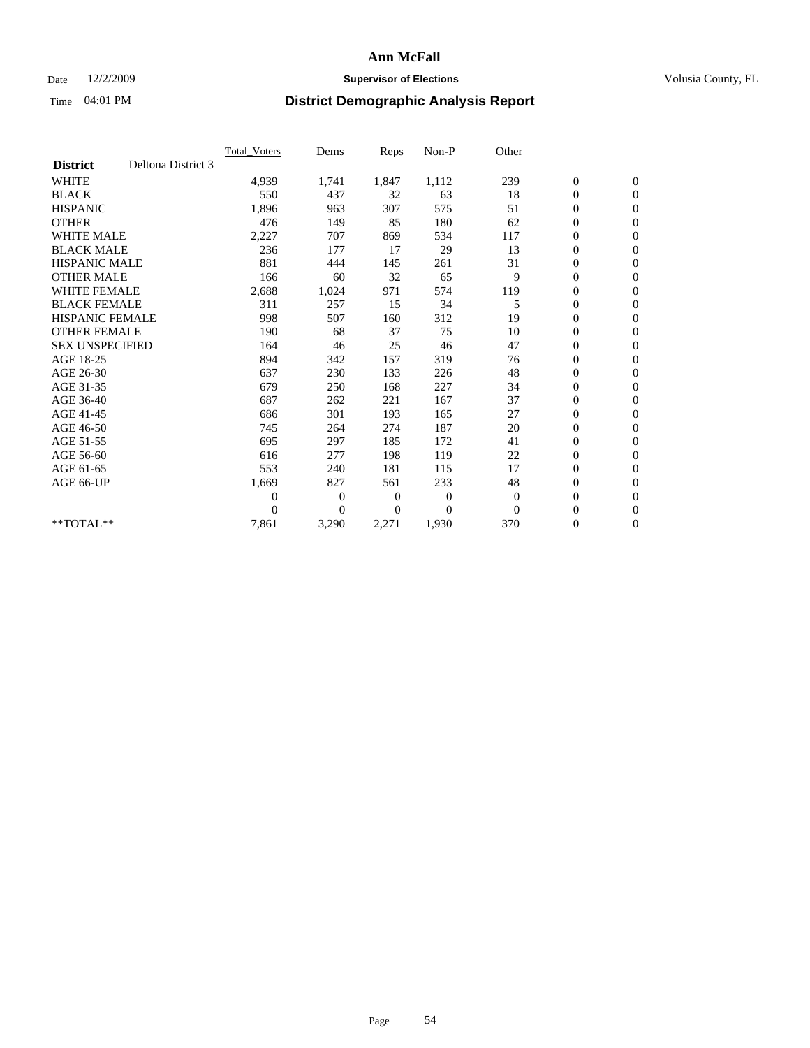# Ann McFall

Date 12/2/2009 **Supervisor of Elections** Volusia County, FL

Time 04:01 PM **District Demographic Analysis Report**

| **District** Deltona District 3 | Total_Voters | Dems | Reps | Non-P | Other | | |
|---|---|---|---|---|---|---|---|
| WHITE | 4,939 | 1,741 | 1,847 | 1,112 | 239 | 0 | 0 |
| BLACK | 550 | 437 | 32 | 63 | 18 | 0 | 0 |
| HISPANIC | 1,896 | 963 | 307 | 575 | 51 | 0 | 0 |
| OTHER | 476 | 149 | 85 | 180 | 62 | 0 | 0 |
| WHITE MALE | 2,227 | 707 | 869 | 534 | 117 | 0 | 0 |
| BLACK MALE | 236 | 177 | 17 | 29 | 13 | 0 | 0 |
| HISPANIC MALE | 881 | 444 | 145 | 261 | 31 | 0 | 0 |
| OTHER MALE | 166 | 60 | 32 | 65 | 9 | 0 | 0 |
| WHITE FEMALE | 2,688 | 1,024 | 971 | 574 | 119 | 0 | 0 |
| BLACK FEMALE | 311 | 257 | 15 | 34 | 5 | 0 | 0 |
| HISPANIC FEMALE | 998 | 507 | 160 | 312 | 19 | 0 | 0 |
| OTHER FEMALE | 190 | 68 | 37 | 75 | 10 | 0 | 0 |
| SEX UNSPECIFIED | 164 | 46 | 25 | 46 | 47 | 0 | 0 |
| AGE 18-25 | 894 | 342 | 157 | 319 | 76 | 0 | 0 |
| AGE 26-30 | 637 | 230 | 133 | 226 | 48 | 0 | 0 |
| AGE 31-35 | 679 | 250 | 168 | 227 | 34 | 0 | 0 |
| AGE 36-40 | 687 | 262 | 221 | 167 | 37 | 0 | 0 |
| AGE 41-45 | 686 | 301 | 193 | 165 | 27 | 0 | 0 |
| AGE 46-50 | 745 | 264 | 274 | 187 | 20 | 0 | 0 |
| AGE 51-55 | 695 | 297 | 185 | 172 | 41 | 0 | 0 |
| AGE 56-60 | 616 | 277 | 198 | 119 | 22 | 0 | 0 |
| AGE 61-65 | 553 | 240 | 181 | 115 | 17 | 0 | 0 |
| AGE 66-UP | 1,669 | 827 | 561 | 233 | 48 | 0 | 0 |
| | 0 | 0 | 0 | 0 | 0 | 0 | 0 |
| | 0 | 0 | 0 | 0 | 0 | 0 | 0 |
| **TOTAL** | 7,861 | 3,290 | 2,271 | 1,930 | 370 | 0 | 0 |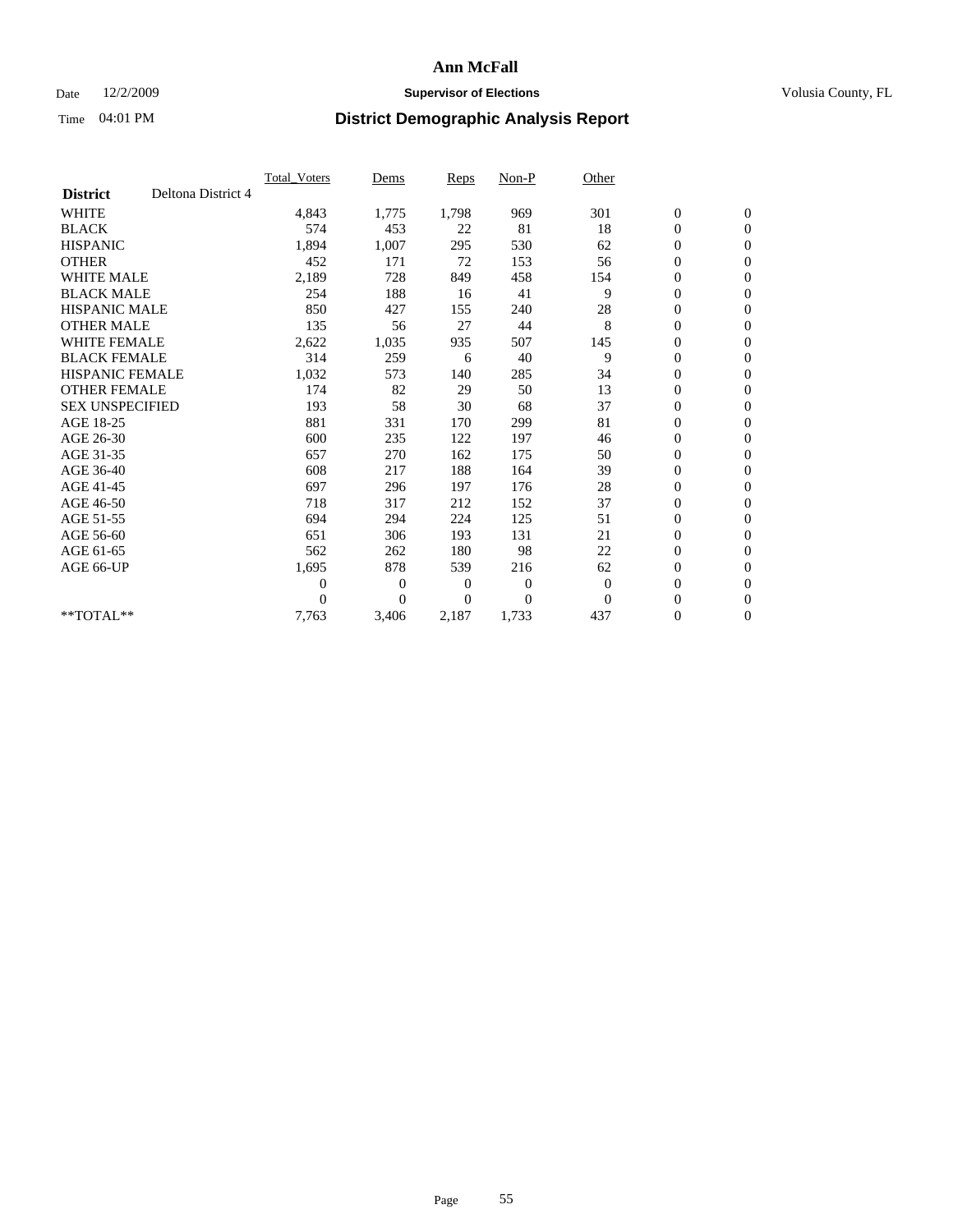# Ann McFall

Date 12/2/2009 **Supervisor of Elections** Volusia County, FL

Time 04:01 PM **District Demographic Analysis Report**

| | Total_Voters | Dems | Reps | Non-P | Other | | |
|---|---|---|---|---|---|---|---|
| **District** Deltona District 4 | | | | | | | |
| WHITE | 4,843 | 1,775 | 1,798 | 969 | 301 | 0 | 0 |
| BLACK | 574 | 453 | 22 | 81 | 18 | 0 | 0 |
| HISPANIC | 1,894 | 1,007 | 295 | 530 | 62 | 0 | 0 |
| OTHER | 452 | 171 | 72 | 153 | 56 | 0 | 0 |
| WHITE MALE | 2,189 | 728 | 849 | 458 | 154 | 0 | 0 |
| BLACK MALE | 254 | 188 | 16 | 41 | 9 | 0 | 0 |
| HISPANIC MALE | 850 | 427 | 155 | 240 | 28 | 0 | 0 |
| OTHER MALE | 135 | 56 | 27 | 44 | 8 | 0 | 0 |
| WHITE FEMALE | 2,622 | 1,035 | 935 | 507 | 145 | 0 | 0 |
| BLACK FEMALE | 314 | 259 | 6 | 40 | 9 | 0 | 0 |
| HISPANIC FEMALE | 1,032 | 573 | 140 | 285 | 34 | 0 | 0 |
| OTHER FEMALE | 174 | 82 | 29 | 50 | 13 | 0 | 0 |
| SEX UNSPECIFIED | 193 | 58 | 30 | 68 | 37 | 0 | 0 |
| AGE 18-25 | 881 | 331 | 170 | 299 | 81 | 0 | 0 |
| AGE 26-30 | 600 | 235 | 122 | 197 | 46 | 0 | 0 |
| AGE 31-35 | 657 | 270 | 162 | 175 | 50 | 0 | 0 |
| AGE 36-40 | 608 | 217 | 188 | 164 | 39 | 0 | 0 |
| AGE 41-45 | 697 | 296 | 197 | 176 | 28 | 0 | 0 |
| AGE 46-50 | 718 | 317 | 212 | 152 | 37 | 0 | 0 |
| AGE 51-55 | 694 | 294 | 224 | 125 | 51 | 0 | 0 |
| AGE 56-60 | 651 | 306 | 193 | 131 | 21 | 0 | 0 |
| AGE 61-65 | 562 | 262 | 180 | 98 | 22 | 0 | 0 |
| AGE 66-UP | 1,695 | 878 | 539 | 216 | 62 | 0 | 0 |
| | 0 | 0 | 0 | 0 | 0 | 0 | 0 |
| | 0 | 0 | 0 | 0 | 0 | 0 | 0 |
| **TOTAL** | 7,763 | 3,406 | 2,187 | 1,733 | 437 | 0 | 0 |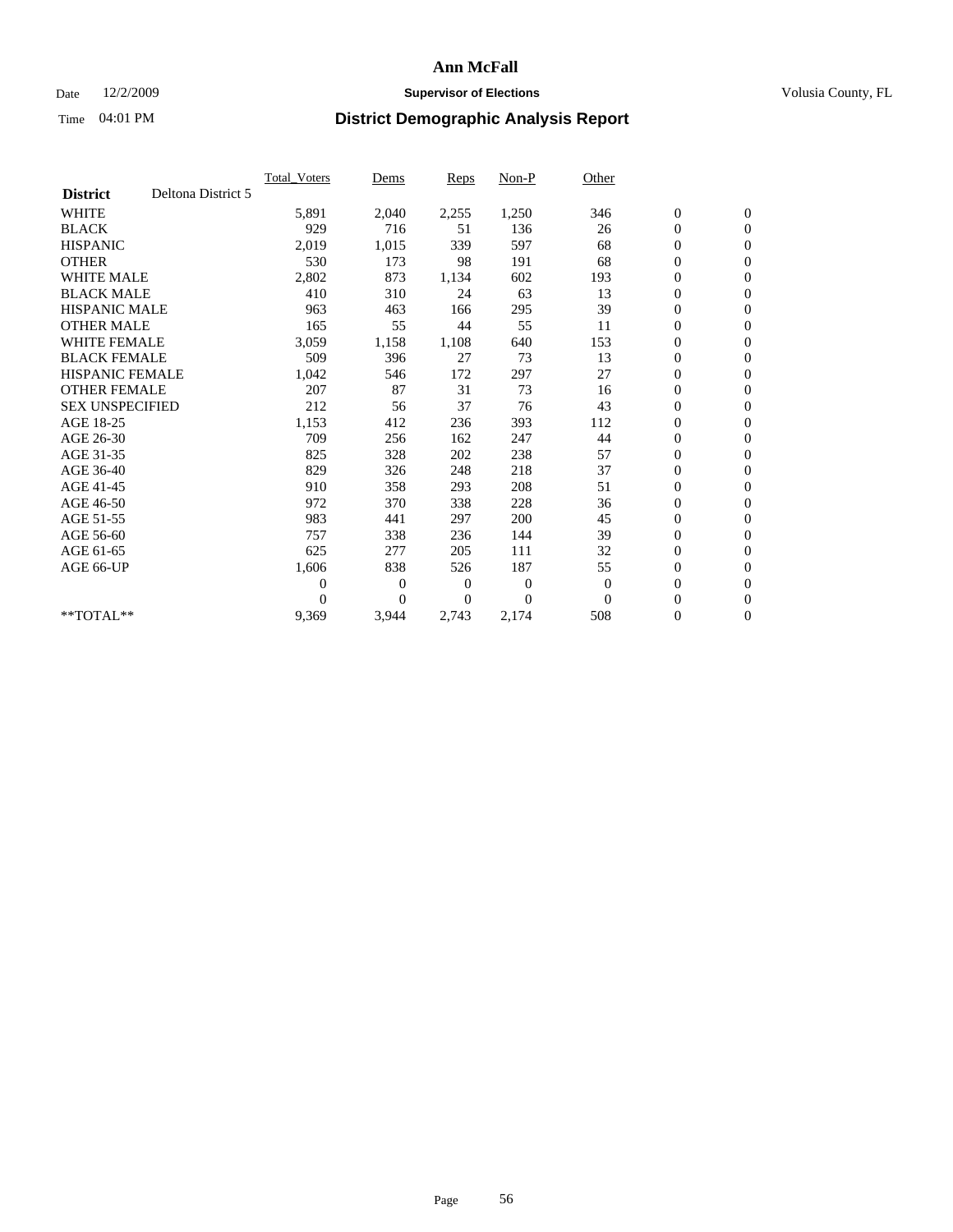# Ann McFall

Date 12/2/2009 **Supervisor of Elections** Volusia County, FL

Time 04:01 PM **District Demographic Analysis Report**

| | Total_Voters | Dems | Reps | Non-P | Other | | |
|---|---|---|---|---|---|---|---|
| **District** Deltona District 5 | | | | | | | |
| WHITE | 5,891 | 2,040 | 2,255 | 1,250 | 346 | 0 | 0 |
| BLACK | 929 | 716 | 51 | 136 | 26 | 0 | 0 |
| HISPANIC | 2,019 | 1,015 | 339 | 597 | 68 | 0 | 0 |
| OTHER | 530 | 173 | 98 | 191 | 68 | 0 | 0 |
| WHITE MALE | 2,802 | 873 | 1,134 | 602 | 193 | 0 | 0 |
| BLACK MALE | 410 | 310 | 24 | 63 | 13 | 0 | 0 |
| HISPANIC MALE | 963 | 463 | 166 | 295 | 39 | 0 | 0 |
| OTHER MALE | 165 | 55 | 44 | 55 | 11 | 0 | 0 |
| WHITE FEMALE | 3,059 | 1,158 | 1,108 | 640 | 153 | 0 | 0 |
| BLACK FEMALE | 509 | 396 | 27 | 73 | 13 | 0 | 0 |
| HISPANIC FEMALE | 1,042 | 546 | 172 | 297 | 27 | 0 | 0 |
| OTHER FEMALE | 207 | 87 | 31 | 73 | 16 | 0 | 0 |
| SEX UNSPECIFIED | 212 | 56 | 37 | 76 | 43 | 0 | 0 |
| AGE 18-25 | 1,153 | 412 | 236 | 393 | 112 | 0 | 0 |
| AGE 26-30 | 709 | 256 | 162 | 247 | 44 | 0 | 0 |
| AGE 31-35 | 825 | 328 | 202 | 238 | 57 | 0 | 0 |
| AGE 36-40 | 829 | 326 | 248 | 218 | 37 | 0 | 0 |
| AGE 41-45 | 910 | 358 | 293 | 208 | 51 | 0 | 0 |
| AGE 46-50 | 972 | 370 | 338 | 228 | 36 | 0 | 0 |
| AGE 51-55 | 983 | 441 | 297 | 200 | 45 | 0 | 0 |
| AGE 56-60 | 757 | 338 | 236 | 144 | 39 | 0 | 0 |
| AGE 61-65 | 625 | 277 | 205 | 111 | 32 | 0 | 0 |
| AGE 66-UP | 1,606 | 838 | 526 | 187 | 55 | 0 | 0 |
| | 0 | 0 | 0 | 0 | 0 | 0 | 0 |
| | 0 | 0 | 0 | 0 | 0 | 0 | 0 |
| **TOTAL** | 9,369 | 3,944 | 2,743 | 2,174 | 508 | 0 | 0 |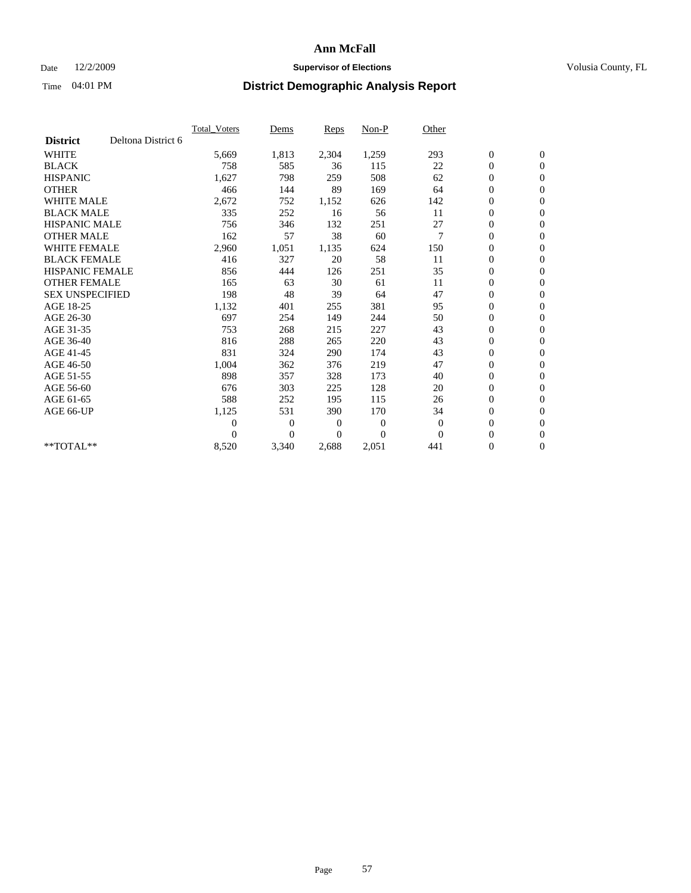# Ann McFall

Date 12/2/2009 **Supervisor of Elections** Volusia County, FL

Time 04:01 PM **District Demographic Analysis Report**

| | Total_Voters | Dems | Reps | Non-P | Other | | |
|---|---|---|---|---|---|---|---|
| **District** Deltona District 6 | | | | | | | |
| WHITE | 5,669 | 1,813 | 2,304 | 1,259 | 293 | 0 | 0 |
| BLACK | 758 | 585 | 36 | 115 | 22 | 0 | 0 |
| HISPANIC | 1,627 | 798 | 259 | 508 | 62 | 0 | 0 |
| OTHER | 466 | 144 | 89 | 169 | 64 | 0 | 0 |
| WHITE MALE | 2,672 | 752 | 1,152 | 626 | 142 | 0 | 0 |
| BLACK MALE | 335 | 252 | 16 | 56 | 11 | 0 | 0 |
| HISPANIC MALE | 756 | 346 | 132 | 251 | 27 | 0 | 0 |
| OTHER MALE | 162 | 57 | 38 | 60 | 7 | 0 | 0 |
| WHITE FEMALE | 2,960 | 1,051 | 1,135 | 624 | 150 | 0 | 0 |
| BLACK FEMALE | 416 | 327 | 20 | 58 | 11 | 0 | 0 |
| HISPANIC FEMALE | 856 | 444 | 126 | 251 | 35 | 0 | 0 |
| OTHER FEMALE | 165 | 63 | 30 | 61 | 11 | 0 | 0 |
| SEX UNSPECIFIED | 198 | 48 | 39 | 64 | 47 | 0 | 0 |
| AGE 18-25 | 1,132 | 401 | 255 | 381 | 95 | 0 | 0 |
| AGE 26-30 | 697 | 254 | 149 | 244 | 50 | 0 | 0 |
| AGE 31-35 | 753 | 268 | 215 | 227 | 43 | 0 | 0 |
| AGE 36-40 | 816 | 288 | 265 | 220 | 43 | 0 | 0 |
| AGE 41-45 | 831 | 324 | 290 | 174 | 43 | 0 | 0 |
| AGE 46-50 | 1,004 | 362 | 376 | 219 | 47 | 0 | 0 |
| AGE 51-55 | 898 | 357 | 328 | 173 | 40 | 0 | 0 |
| AGE 56-60 | 676 | 303 | 225 | 128 | 20 | 0 | 0 |
| AGE 61-65 | 588 | 252 | 195 | 115 | 26 | 0 | 0 |
| AGE 66-UP | 1,125 | 531 | 390 | 170 | 34 | 0 | 0 |
| | 0 | 0 | 0 | 0 | 0 | 0 | 0 |
| | 0 | 0 | 0 | 0 | 0 | 0 | 0 |
| **TOTAL** | 8,520 | 3,340 | 2,688 | 2,051 | 441 | 0 | 0 |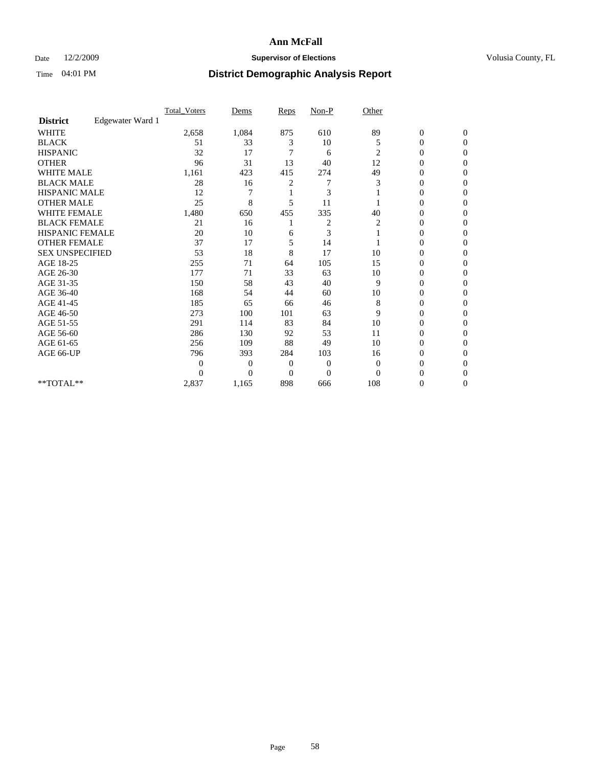# Ann McFall

Date 12/2/2009 **Supervisor of Elections** Volusia County, FL

Time 04:01 PM **District Demographic Analysis Report**

| | Total_Voters | Dems | Reps | Non-P | Other | | |
|---|---|---|---|---|---|---|---|
| **District** Edgewater Ward 1 | | | | | | | |
| WHITE | 2,658 | 1,084 | 875 | 610 | 89 | 0 | 0 |
| BLACK | 51 | 33 | 3 | 10 | 5 | 0 | 0 |
| HISPANIC | 32 | 17 | 7 | 6 | 2 | 0 | 0 |
| OTHER | 96 | 31 | 13 | 40 | 12 | 0 | 0 |
| WHITE MALE | 1,161 | 423 | 415 | 274 | 49 | 0 | 0 |
| BLACK MALE | 28 | 16 | 2 | 7 | 3 | 0 | 0 |
| HISPANIC MALE | 12 | 7 | 1 | 3 | 1 | 0 | 0 |
| OTHER MALE | 25 | 8 | 5 | 11 | 1 | 0 | 0 |
| WHITE FEMALE | 1,480 | 650 | 455 | 335 | 40 | 0 | 0 |
| BLACK FEMALE | 21 | 16 | 1 | 2 | 2 | 0 | 0 |
| HISPANIC FEMALE | 20 | 10 | 6 | 3 | 1 | 0 | 0 |
| OTHER FEMALE | 37 | 17 | 5 | 14 | 1 | 0 | 0 |
| SEX UNSPECIFIED | 53 | 18 | 8 | 17 | 10 | 0 | 0 |
| AGE 18-25 | 255 | 71 | 64 | 105 | 15 | 0 | 0 |
| AGE 26-30 | 177 | 71 | 33 | 63 | 10 | 0 | 0 |
| AGE 31-35 | 150 | 58 | 43 | 40 | 9 | 0 | 0 |
| AGE 36-40 | 168 | 54 | 44 | 60 | 10 | 0 | 0 |
| AGE 41-45 | 185 | 65 | 66 | 46 | 8 | 0 | 0 |
| AGE 46-50 | 273 | 100 | 101 | 63 | 9 | 0 | 0 |
| AGE 51-55 | 291 | 114 | 83 | 84 | 10 | 0 | 0 |
| AGE 56-60 | 286 | 130 | 92 | 53 | 11 | 0 | 0 |
| AGE 61-65 | 256 | 109 | 88 | 49 | 10 | 0 | 0 |
| AGE 66-UP | 796 | 393 | 284 | 103 | 16 | 0 | 0 |
| | 0 | 0 | 0 | 0 | 0 | 0 | 0 |
| | 0 | 0 | 0 | 0 | 0 | 0 | 0 |
| **TOTAL** | 2,837 | 1,165 | 898 | 666 | 108 | 0 | 0 |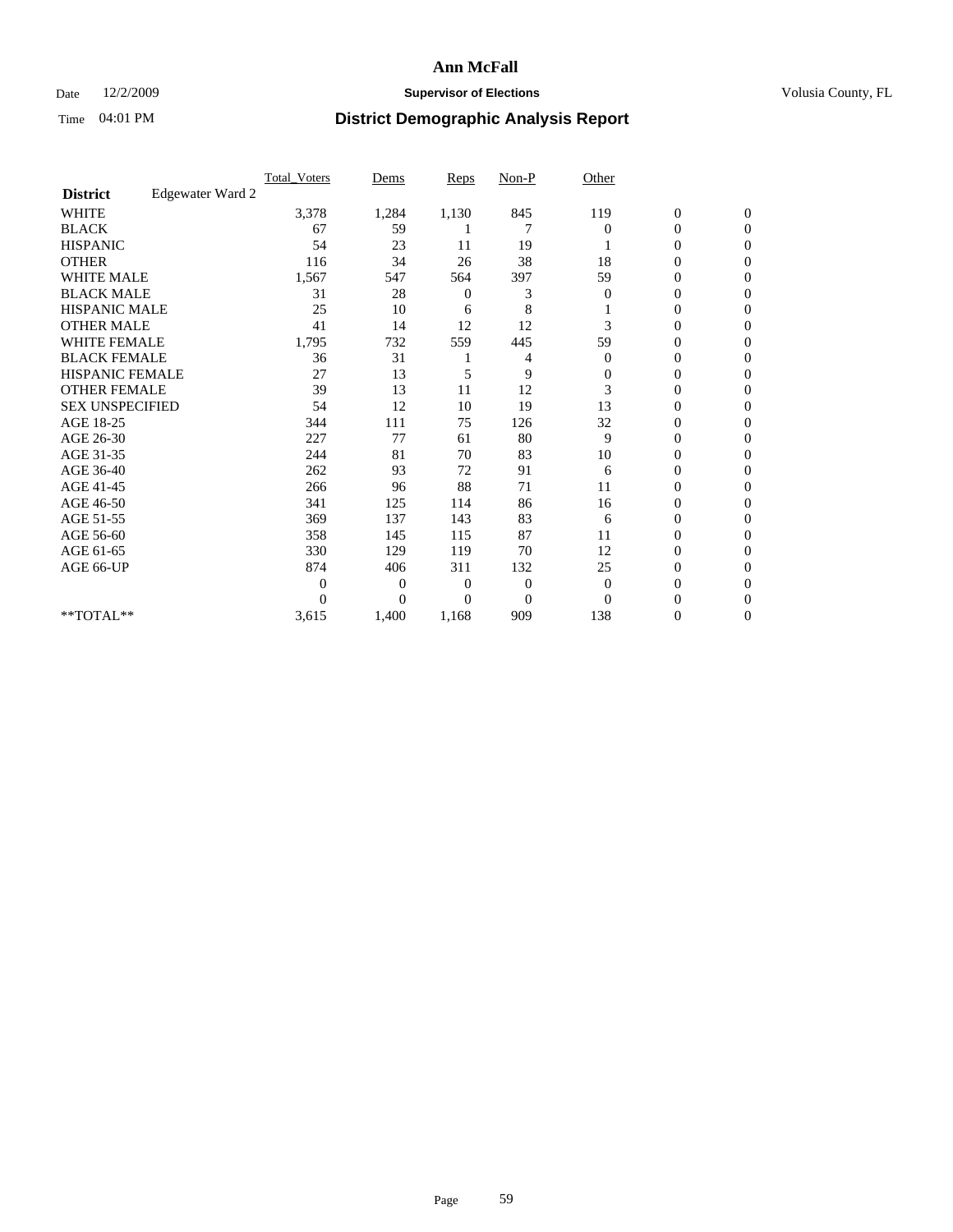# Ann McFall

Date 12/2/2009 **Supervisor of Elections** Volusia County, FL

Time 04:01 PM **District Demographic Analysis Report**

| | Total_Voters | Dems | Reps | Non-P | Other | | |
|---|---|---|---|---|---|---|---|
| **District** Edgewater Ward 2 | | | | | | | |
| WHITE | 3,378 | 1,284 | 1,130 | 845 | 119 | 0 | 0 |
| BLACK | 67 | 59 | 1 | 7 | 0 | 0 | 0 |
| HISPANIC | 54 | 23 | 11 | 19 | 1 | 0 | 0 |
| OTHER | 116 | 34 | 26 | 38 | 18 | 0 | 0 |
| WHITE MALE | 1,567 | 547 | 564 | 397 | 59 | 0 | 0 |
| BLACK MALE | 31 | 28 | 0 | 3 | 0 | 0 | 0 |
| HISPANIC MALE | 25 | 10 | 6 | 8 | 1 | 0 | 0 |
| OTHER MALE | 41 | 14 | 12 | 12 | 3 | 0 | 0 |
| WHITE FEMALE | 1,795 | 732 | 559 | 445 | 59 | 0 | 0 |
| BLACK FEMALE | 36 | 31 | 1 | 4 | 0 | 0 | 0 |
| HISPANIC FEMALE | 27 | 13 | 5 | 9 | 0 | 0 | 0 |
| OTHER FEMALE | 39 | 13 | 11 | 12 | 3 | 0 | 0 |
| SEX UNSPECIFIED | 54 | 12 | 10 | 19 | 13 | 0 | 0 |
| AGE 18-25 | 344 | 111 | 75 | 126 | 32 | 0 | 0 |
| AGE 26-30 | 227 | 77 | 61 | 80 | 9 | 0 | 0 |
| AGE 31-35 | 244 | 81 | 70 | 83 | 10 | 0 | 0 |
| AGE 36-40 | 262 | 93 | 72 | 91 | 6 | 0 | 0 |
| AGE 41-45 | 266 | 96 | 88 | 71 | 11 | 0 | 0 |
| AGE 46-50 | 341 | 125 | 114 | 86 | 16 | 0 | 0 |
| AGE 51-55 | 369 | 137 | 143 | 83 | 6 | 0 | 0 |
| AGE 56-60 | 358 | 145 | 115 | 87 | 11 | 0 | 0 |
| AGE 61-65 | 330 | 129 | 119 | 70 | 12 | 0 | 0 |
| AGE 66-UP | 874 | 406 | 311 | 132 | 25 | 0 | 0 |
| | 0 | 0 | 0 | 0 | 0 | 0 | 0 |
| | 0 | 0 | 0 | 0 | 0 | 0 | 0 |
| **TOTAL** | 3,615 | 1,400 | 1,168 | 909 | 138 | 0 | 0 |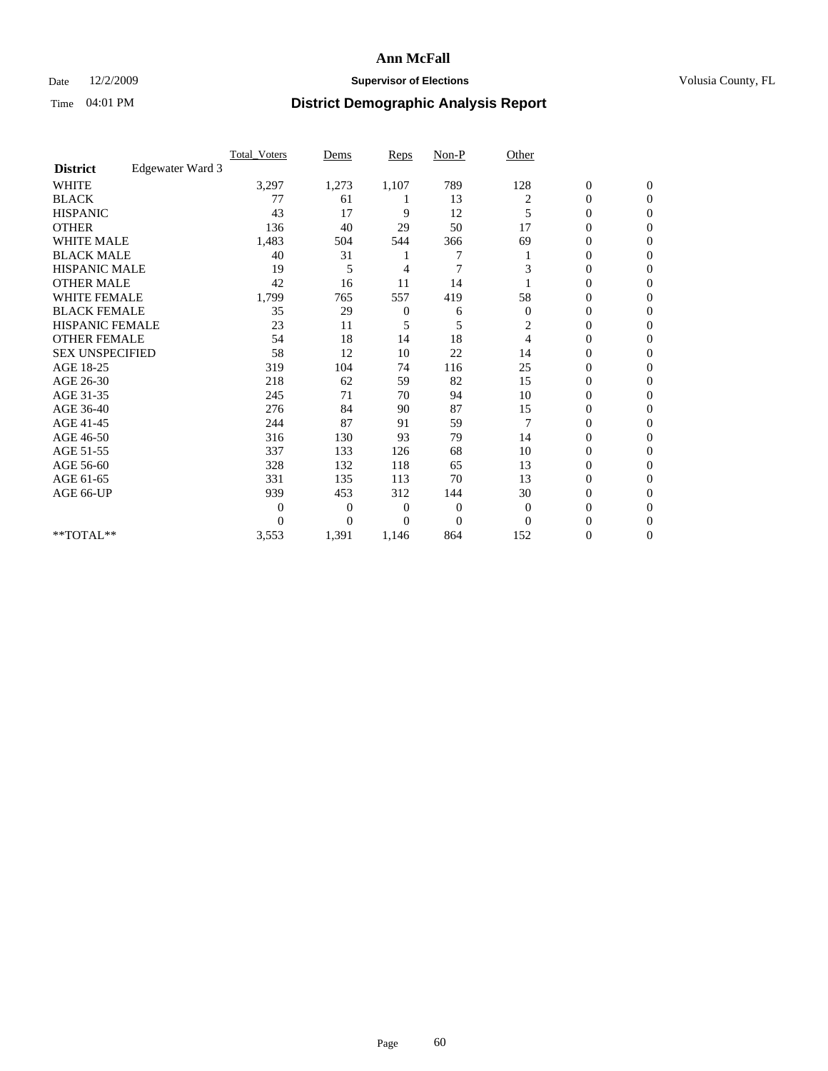# Ann McFall

Date 12/2/2009 **Supervisor of Elections** Volusia County, FL

Time 04:01 PM **District Demographic Analysis Report**

| | Total_Voters | Dems | Reps | Non-P | Other | | |
|---|---|---|---|---|---|---|---|
| **District** Edgewater Ward 3 | | | | | | | |
| WHITE | 3,297 | 1,273 | 1,107 | 789 | 128 | 0 | 0 |
| BLACK | 77 | 61 | 1 | 13 | 2 | 0 | 0 |
| HISPANIC | 43 | 17 | 9 | 12 | 5 | 0 | 0 |
| OTHER | 136 | 40 | 29 | 50 | 17 | 0 | 0 |
| WHITE MALE | 1,483 | 504 | 544 | 366 | 69 | 0 | 0 |
| BLACK MALE | 40 | 31 | 1 | 7 | 1 | 0 | 0 |
| HISPANIC MALE | 19 | 5 | 4 | 7 | 3 | 0 | 0 |
| OTHER MALE | 42 | 16 | 11 | 14 | 1 | 0 | 0 |
| WHITE FEMALE | 1,799 | 765 | 557 | 419 | 58 | 0 | 0 |
| BLACK FEMALE | 35 | 29 | 0 | 6 | 0 | 0 | 0 |
| HISPANIC FEMALE | 23 | 11 | 5 | 5 | 2 | 0 | 0 |
| OTHER FEMALE | 54 | 18 | 14 | 18 | 4 | 0 | 0 |
| SEX UNSPECIFIED | 58 | 12 | 10 | 22 | 14 | 0 | 0 |
| AGE 18-25 | 319 | 104 | 74 | 116 | 25 | 0 | 0 |
| AGE 26-30 | 218 | 62 | 59 | 82 | 15 | 0 | 0 |
| AGE 31-35 | 245 | 71 | 70 | 94 | 10 | 0 | 0 |
| AGE 36-40 | 276 | 84 | 90 | 87 | 15 | 0 | 0 |
| AGE 41-45 | 244 | 87 | 91 | 59 | 7 | 0 | 0 |
| AGE 46-50 | 316 | 130 | 93 | 79 | 14 | 0 | 0 |
| AGE 51-55 | 337 | 133 | 126 | 68 | 10 | 0 | 0 |
| AGE 56-60 | 328 | 132 | 118 | 65 | 13 | 0 | 0 |
| AGE 61-65 | 331 | 135 | 113 | 70 | 13 | 0 | 0 |
| AGE 66-UP | 939 | 453 | 312 | 144 | 30 | 0 | 0 |
| | 0 | 0 | 0 | 0 | 0 | 0 | 0 |
| | 0 | 0 | 0 | 0 | 0 | 0 | 0 |
| **TOTAL** | 3,553 | 1,391 | 1,146 | 864 | 152 | 0 | 0 |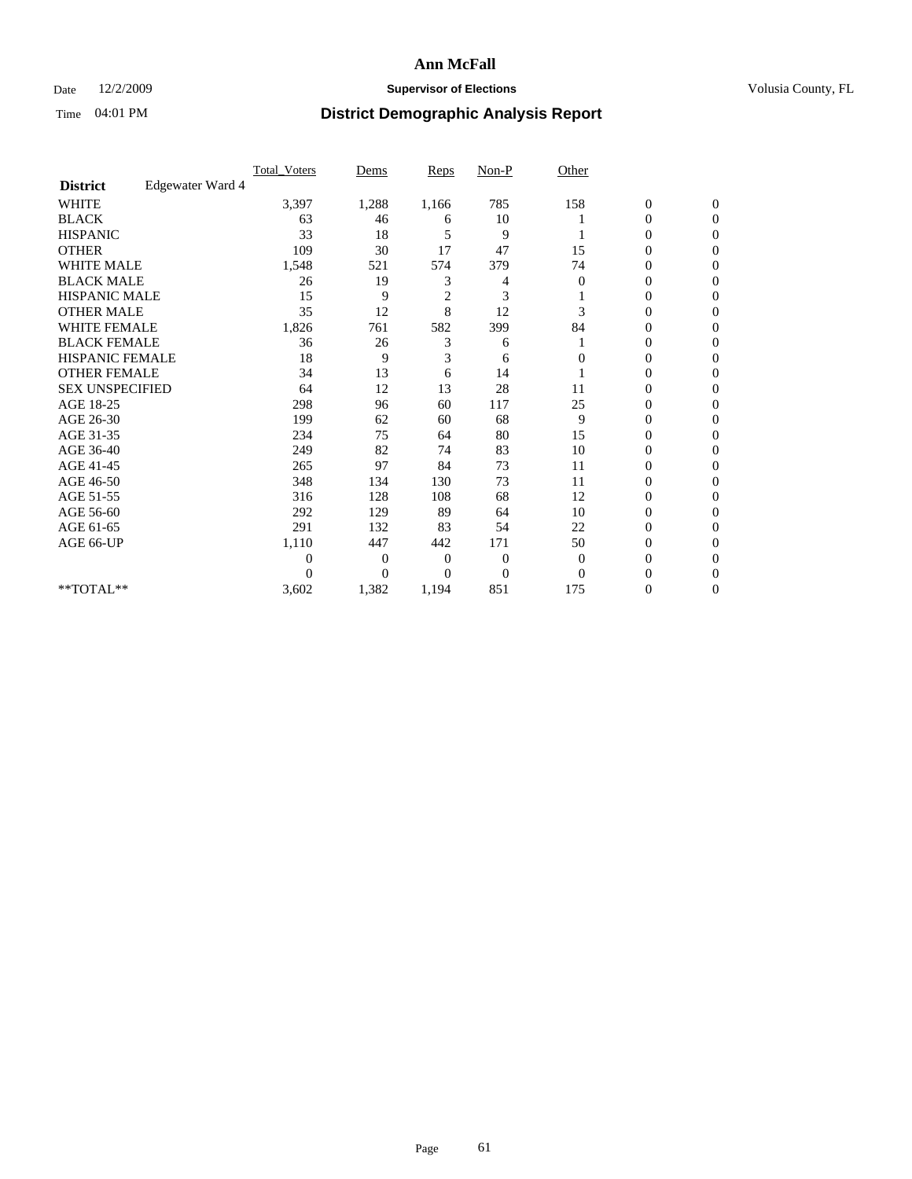**Ann McFall**

Date 12/2/2009 **Supervisor of Elections** Volusia County, FL

Time 04:01 PM **District Demographic Analysis Report**

| | Total_Voters | Dems | Reps | Non-P | Other | | |
|---|---|---|---|---|---|---|---|
| **District** Edgewater Ward 4 | | | | | | | |
| WHITE | 3,397 | 1,288 | 1,166 | 785 | 158 | 0 | 0 |
| BLACK | 63 | 46 | 6 | 10 | 1 | 0 | 0 |
| HISPANIC | 33 | 18 | 5 | 9 | 1 | 0 | 0 |
| OTHER | 109 | 30 | 17 | 47 | 15 | 0 | 0 |
| WHITE MALE | 1,548 | 521 | 574 | 379 | 74 | 0 | 0 |
| BLACK MALE | 26 | 19 | 3 | 4 | 0 | 0 | 0 |
| HISPANIC MALE | 15 | 9 | 2 | 3 | 1 | 0 | 0 |
| OTHER MALE | 35 | 12 | 8 | 12 | 3 | 0 | 0 |
| WHITE FEMALE | 1,826 | 761 | 582 | 399 | 84 | 0 | 0 |
| BLACK FEMALE | 36 | 26 | 3 | 6 | 1 | 0 | 0 |
| HISPANIC FEMALE | 18 | 9 | 3 | 6 | 0 | 0 | 0 |
| OTHER FEMALE | 34 | 13 | 6 | 14 | 1 | 0 | 0 |
| SEX UNSPECIFIED | 64 | 12 | 13 | 28 | 11 | 0 | 0 |
| AGE 18-25 | 298 | 96 | 60 | 117 | 25 | 0 | 0 |
| AGE 26-30 | 199 | 62 | 60 | 68 | 9 | 0 | 0 |
| AGE 31-35 | 234 | 75 | 64 | 80 | 15 | 0 | 0 |
| AGE 36-40 | 249 | 82 | 74 | 83 | 10 | 0 | 0 |
| AGE 41-45 | 265 | 97 | 84 | 73 | 11 | 0 | 0 |
| AGE 46-50 | 348 | 134 | 130 | 73 | 11 | 0 | 0 |
| AGE 51-55 | 316 | 128 | 108 | 68 | 12 | 0 | 0 |
| AGE 56-60 | 292 | 129 | 89 | 64 | 10 | 0 | 0 |
| AGE 61-65 | 291 | 132 | 83 | 54 | 22 | 0 | 0 |
| AGE 66-UP | 1,110 | 447 | 442 | 171 | 50 | 0 | 0 |
| | 0 | 0 | 0 | 0 | 0 | 0 | 0 |
| | 0 | 0 | 0 | 0 | 0 | 0 | 0 |
| **TOTAL** | 3,602 | 1,382 | 1,194 | 851 | 175 | 0 | 0 |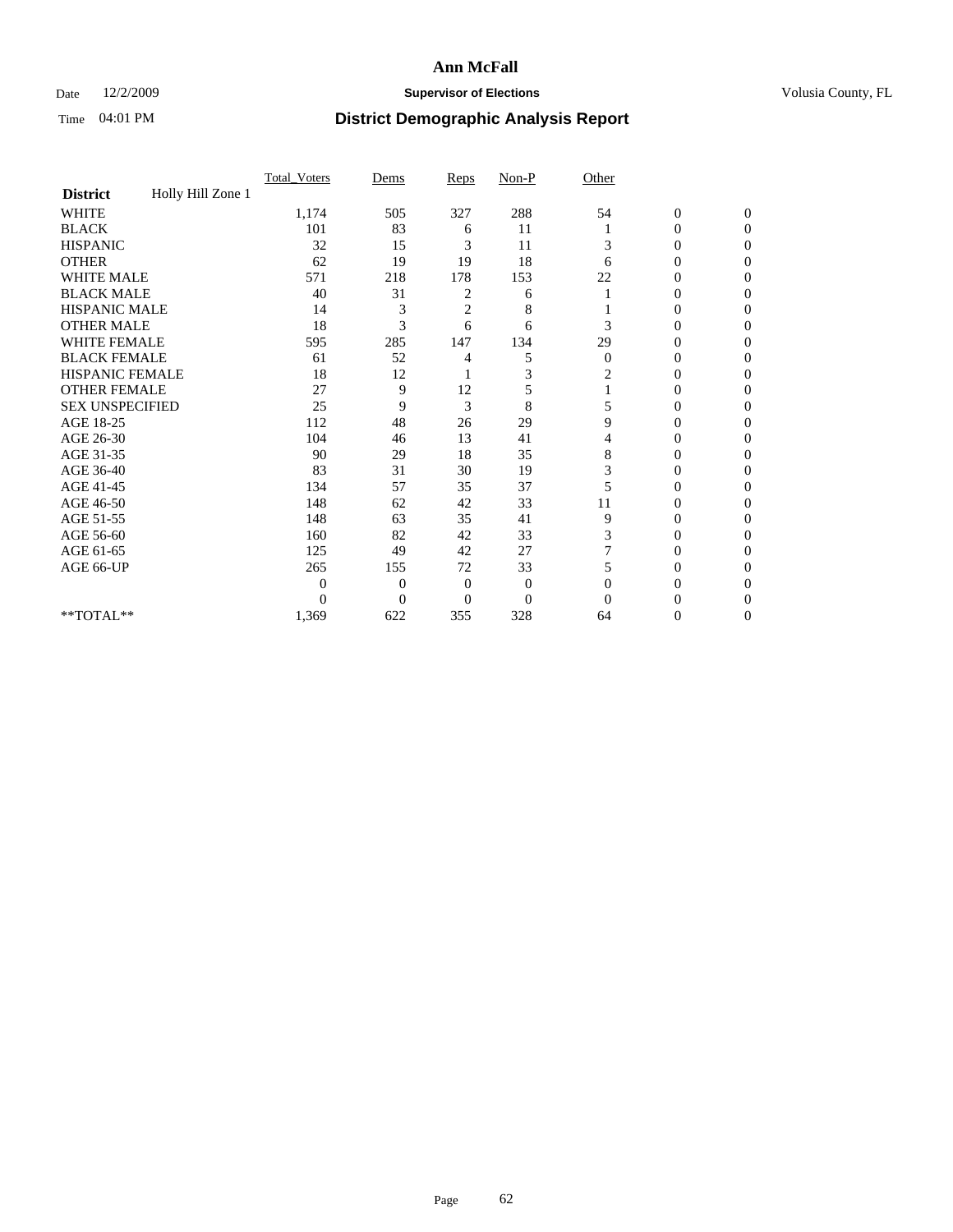# Ann McFall

Date 12/2/2009 **Supervisor of Elections** Volusia County, FL

Time 04:01 PM **District Demographic Analysis Report**

| | Total_Voters | Dems | Reps | Non-P | Other | | |
|---|---|---|---|---|---|---|---|
| **District** Holly Hill Zone 1 | | | | | | | |
| WHITE | 1,174 | 505 | 327 | 288 | 54 | 0 | 0 |
| BLACK | 101 | 83 | 6 | 11 | 1 | 0 | 0 |
| HISPANIC | 32 | 15 | 3 | 11 | 3 | 0 | 0 |
| OTHER | 62 | 19 | 19 | 18 | 6 | 0 | 0 |
| WHITE MALE | 571 | 218 | 178 | 153 | 22 | 0 | 0 |
| BLACK MALE | 40 | 31 | 2 | 6 | 1 | 0 | 0 |
| HISPANIC MALE | 14 | 3 | 2 | 8 | 1 | 0 | 0 |
| OTHER MALE | 18 | 3 | 6 | 6 | 3 | 0 | 0 |
| WHITE FEMALE | 595 | 285 | 147 | 134 | 29 | 0 | 0 |
| BLACK FEMALE | 61 | 52 | 4 | 5 | 0 | 0 | 0 |
| HISPANIC FEMALE | 18 | 12 | 1 | 3 | 2 | 0 | 0 |
| OTHER FEMALE | 27 | 9 | 12 | 5 | 1 | 0 | 0 |
| SEX UNSPECIFIED | 25 | 9 | 3 | 8 | 5 | 0 | 0 |
| AGE 18-25 | 112 | 48 | 26 | 29 | 9 | 0 | 0 |
| AGE 26-30 | 104 | 46 | 13 | 41 | 4 | 0 | 0 |
| AGE 31-35 | 90 | 29 | 18 | 35 | 8 | 0 | 0 |
| AGE 36-40 | 83 | 31 | 30 | 19 | 3 | 0 | 0 |
| AGE 41-45 | 134 | 57 | 35 | 37 | 5 | 0 | 0 |
| AGE 46-50 | 148 | 62 | 42 | 33 | 11 | 0 | 0 |
| AGE 51-55 | 148 | 63 | 35 | 41 | 9 | 0 | 0 |
| AGE 56-60 | 160 | 82 | 42 | 33 | 3 | 0 | 0 |
| AGE 61-65 | 125 | 49 | 42 | 27 | 7 | 0 | 0 |
| AGE 66-UP | 265 | 155 | 72 | 33 | 5 | 0 | 0 |
| | 0 | 0 | 0 | 0 | 0 | 0 | 0 |
| | 0 | 0 | 0 | 0 | 0 | 0 | 0 |
| **TOTAL** | 1,369 | 622 | 355 | 328 | 64 | 0 | 0 |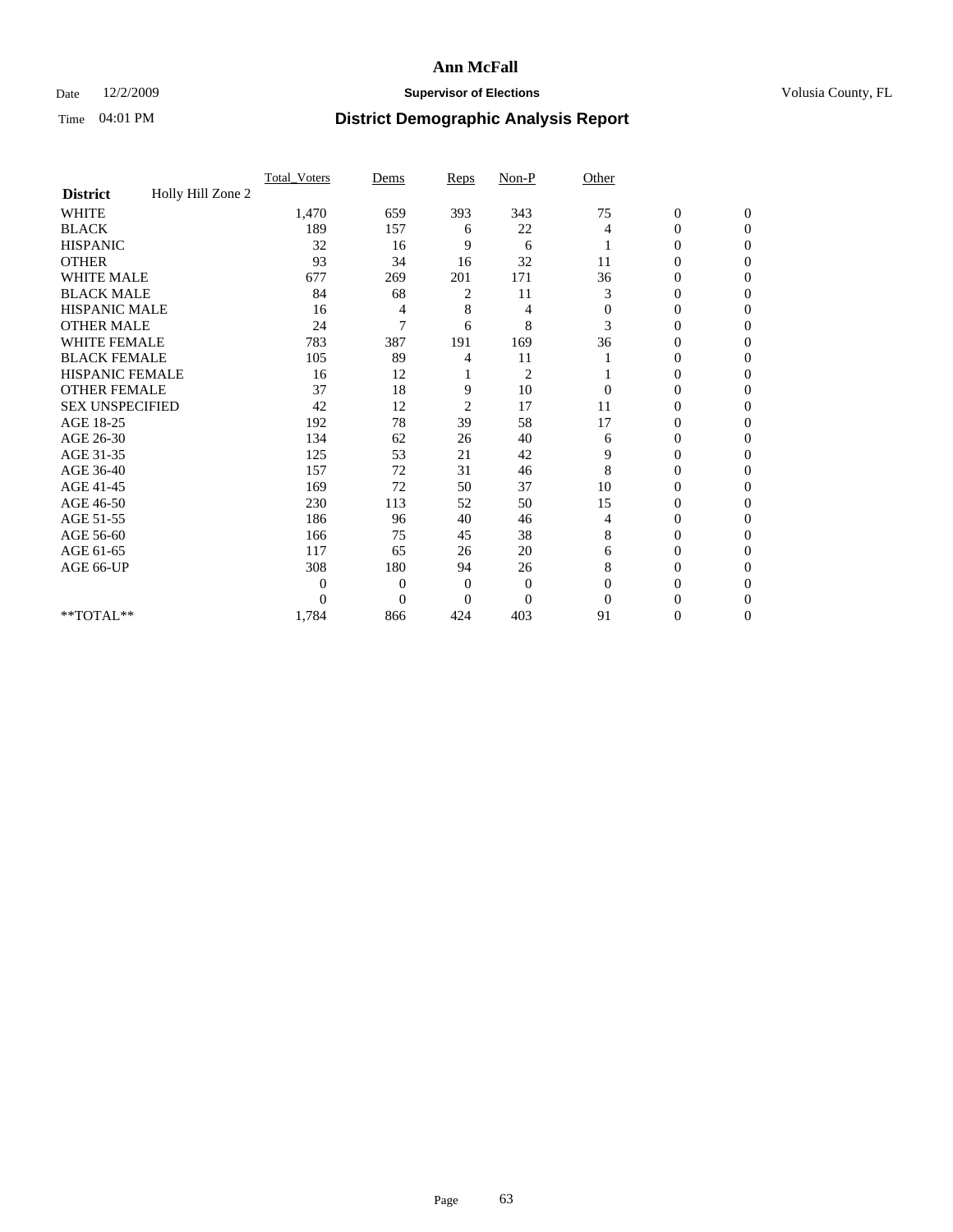# Ann McFall

Date 12/2/2009 **Supervisor of Elections** Volusia County, FL

Time 04:01 PM **District Demographic Analysis Report**

| | Total_Voters | Dems | Reps | Non-P | Other | | |
|---|---|---|---|---|---|---|---|
| **District** Holly Hill Zone 2 | | | | | | | |
| WHITE | 1,470 | 659 | 393 | 343 | 75 | 0 | 0 |
| BLACK | 189 | 157 | 6 | 22 | 4 | 0 | 0 |
| HISPANIC | 32 | 16 | 9 | 6 | 1 | 0 | 0 |
| OTHER | 93 | 34 | 16 | 32 | 11 | 0 | 0 |
| WHITE MALE | 677 | 269 | 201 | 171 | 36 | 0 | 0 |
| BLACK MALE | 84 | 68 | 2 | 11 | 3 | 0 | 0 |
| HISPANIC MALE | 16 | 4 | 8 | 4 | 0 | 0 | 0 |
| OTHER MALE | 24 | 7 | 6 | 8 | 3 | 0 | 0 |
| WHITE FEMALE | 783 | 387 | 191 | 169 | 36 | 0 | 0 |
| BLACK FEMALE | 105 | 89 | 4 | 11 | 1 | 0 | 0 |
| HISPANIC FEMALE | 16 | 12 | 1 | 2 | 1 | 0 | 0 |
| OTHER FEMALE | 37 | 18 | 9 | 10 | 0 | 0 | 0 |
| SEX UNSPECIFIED | 42 | 12 | 2 | 17 | 11 | 0 | 0 |
| AGE 18-25 | 192 | 78 | 39 | 58 | 17 | 0 | 0 |
| AGE 26-30 | 134 | 62 | 26 | 40 | 6 | 0 | 0 |
| AGE 31-35 | 125 | 53 | 21 | 42 | 9 | 0 | 0 |
| AGE 36-40 | 157 | 72 | 31 | 46 | 8 | 0 | 0 |
| AGE 41-45 | 169 | 72 | 50 | 37 | 10 | 0 | 0 |
| AGE 46-50 | 230 | 113 | 52 | 50 | 15 | 0 | 0 |
| AGE 51-55 | 186 | 96 | 40 | 46 | 4 | 0 | 0 |
| AGE 56-60 | 166 | 75 | 45 | 38 | 8 | 0 | 0 |
| AGE 61-65 | 117 | 65 | 26 | 20 | 6 | 0 | 0 |
| AGE 66-UP | 308 | 180 | 94 | 26 | 8 | 0 | 0 |
| | 0 | 0 | 0 | 0 | 0 | 0 | 0 |
| | 0 | 0 | 0 | 0 | 0 | 0 | 0 |
| **TOTAL** | 1,784 | 866 | 424 | 403 | 91 | 0 | 0 |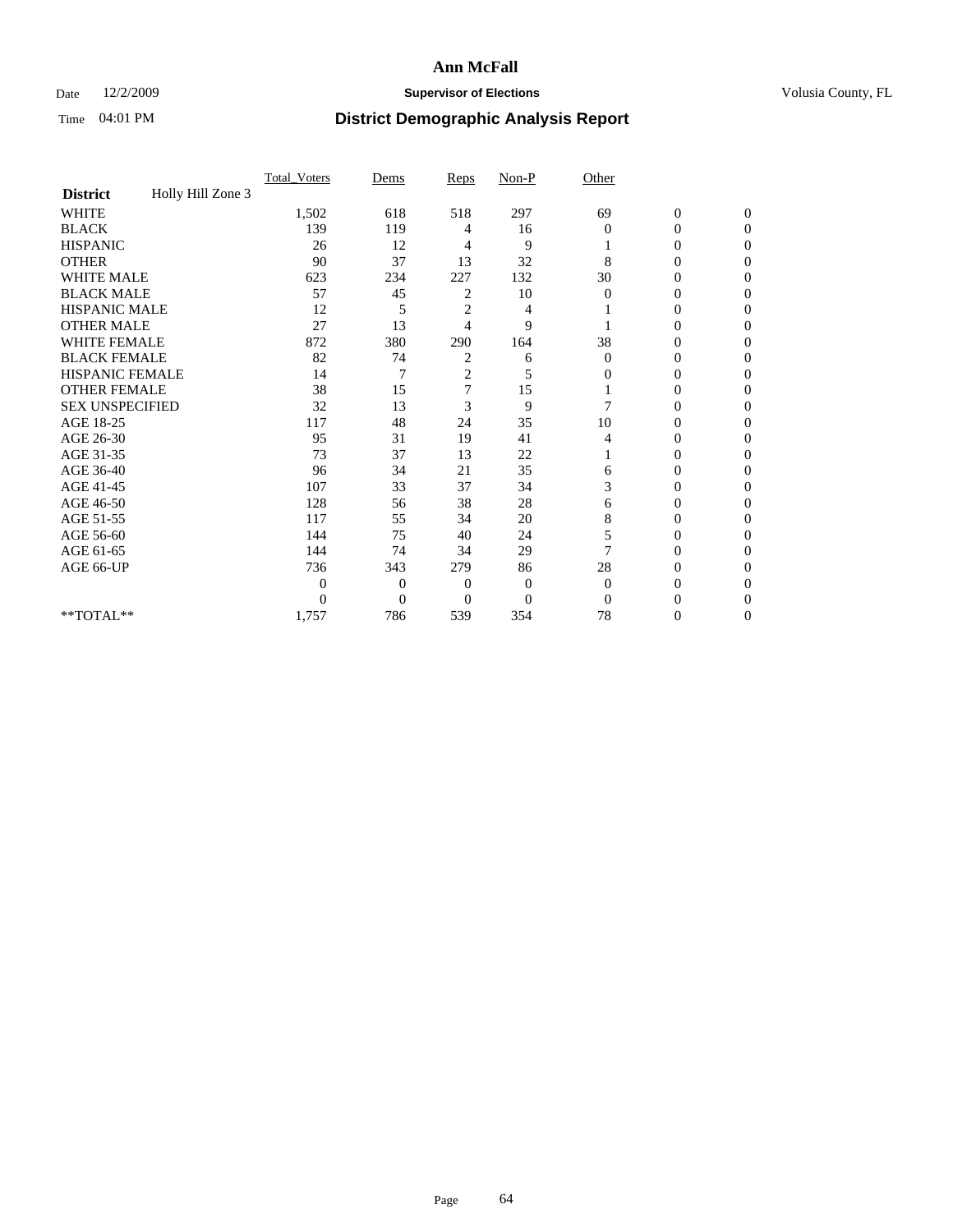# Ann McFall

Date 12/2/2009 **Supervisor of Elections** Volusia County, FL

Time 04:01 PM **District Demographic Analysis Report**

| | Total_Voters | Dems | Reps | Non-P | Other | | |
|---|---|---|---|---|---|---|---|
| **District** Holly Hill Zone 3 | | | | | | | |
| WHITE | 1,502 | 618 | 518 | 297 | 69 | 0 | 0 |
| BLACK | 139 | 119 | 4 | 16 | 0 | 0 | 0 |
| HISPANIC | 26 | 12 | 4 | 9 | 1 | 0 | 0 |
| OTHER | 90 | 37 | 13 | 32 | 8 | 0 | 0 |
| WHITE MALE | 623 | 234 | 227 | 132 | 30 | 0 | 0 |
| BLACK MALE | 57 | 45 | 2 | 10 | 0 | 0 | 0 |
| HISPANIC MALE | 12 | 5 | 2 | 4 | 1 | 0 | 0 |
| OTHER MALE | 27 | 13 | 4 | 9 | 1 | 0 | 0 |
| WHITE FEMALE | 872 | 380 | 290 | 164 | 38 | 0 | 0 |
| BLACK FEMALE | 82 | 74 | 2 | 6 | 0 | 0 | 0 |
| HISPANIC FEMALE | 14 | 7 | 2 | 5 | 0 | 0 | 0 |
| OTHER FEMALE | 38 | 15 | 7 | 15 | 1 | 0 | 0 |
| SEX UNSPECIFIED | 32 | 13 | 3 | 9 | 7 | 0 | 0 |
| AGE 18-25 | 117 | 48 | 24 | 35 | 10 | 0 | 0 |
| AGE 26-30 | 95 | 31 | 19 | 41 | 4 | 0 | 0 |
| AGE 31-35 | 73 | 37 | 13 | 22 | 1 | 0 | 0 |
| AGE 36-40 | 96 | 34 | 21 | 35 | 6 | 0 | 0 |
| AGE 41-45 | 107 | 33 | 37 | 34 | 3 | 0 | 0 |
| AGE 46-50 | 128 | 56 | 38 | 28 | 6 | 0 | 0 |
| AGE 51-55 | 117 | 55 | 34 | 20 | 8 | 0 | 0 |
| AGE 56-60 | 144 | 75 | 40 | 24 | 5 | 0 | 0 |
| AGE 61-65 | 144 | 74 | 34 | 29 | 7 | 0 | 0 |
| AGE 66-UP | 736 | 343 | 279 | 86 | 28 | 0 | 0 |
| | 0 | 0 | 0 | 0 | 0 | 0 | 0 |
| | 0 | 0 | 0 | 0 | 0 | 0 | 0 |
| **TOTAL** | 1,757 | 786 | 539 | 354 | 78 | 0 | 0 |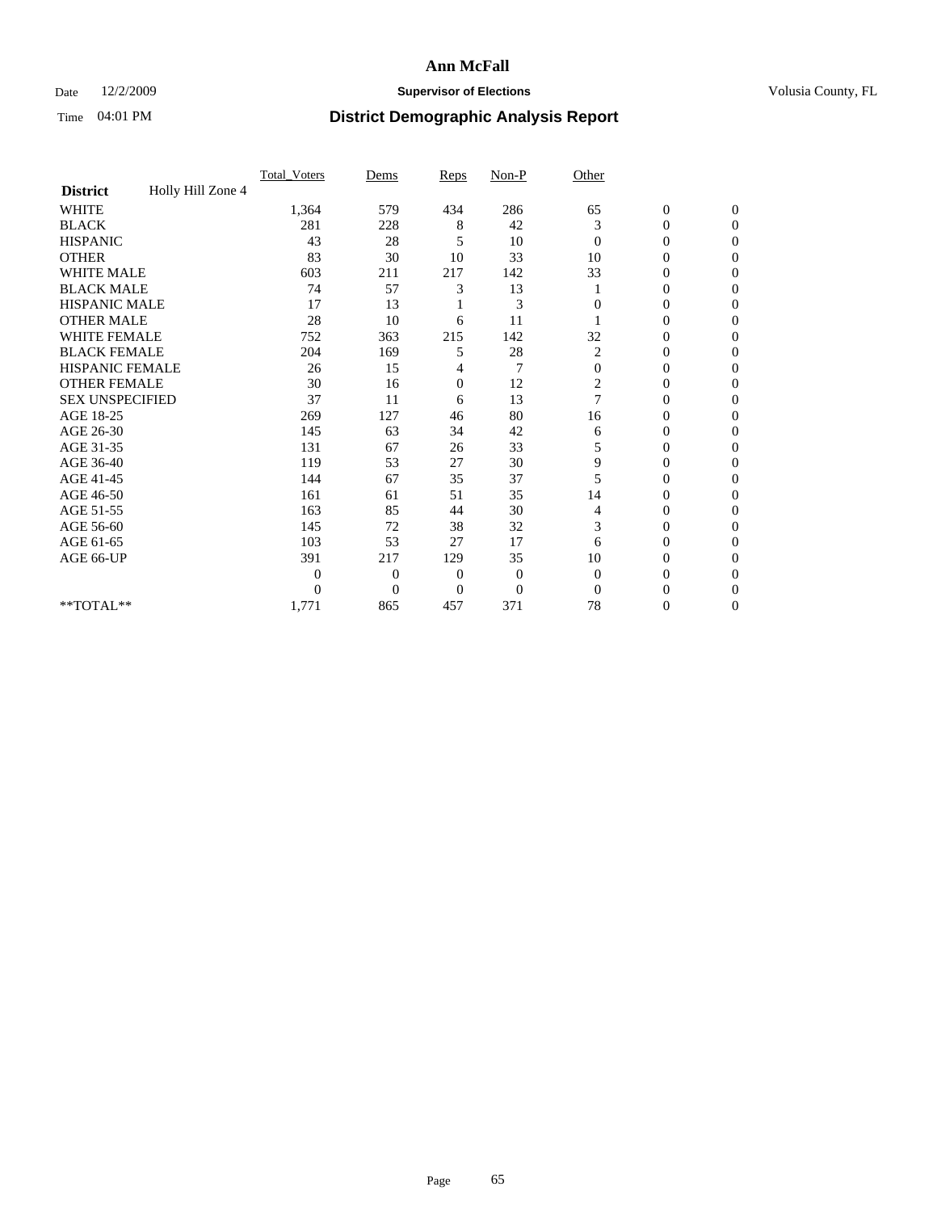# Ann McFall

Date 12/2/2009 **Supervisor of Elections** Volusia County, FL

Time 04:01 PM **District Demographic Analysis Report**

| | Total_Voters | Dems | Reps | Non-P | Other | | |
|---|---|---|---|---|---|---|---|
| **District** Holly Hill Zone 4 | | | | | | | |
| WHITE | 1,364 | 579 | 434 | 286 | 65 | 0 | 0 |
| BLACK | 281 | 228 | 8 | 42 | 3 | 0 | 0 |
| HISPANIC | 43 | 28 | 5 | 10 | 0 | 0 | 0 |
| OTHER | 83 | 30 | 10 | 33 | 10 | 0 | 0 |
| WHITE MALE | 603 | 211 | 217 | 142 | 33 | 0 | 0 |
| BLACK MALE | 74 | 57 | 3 | 13 | 1 | 0 | 0 |
| HISPANIC MALE | 17 | 13 | 1 | 3 | 0 | 0 | 0 |
| OTHER MALE | 28 | 10 | 6 | 11 | 1 | 0 | 0 |
| WHITE FEMALE | 752 | 363 | 215 | 142 | 32 | 0 | 0 |
| BLACK FEMALE | 204 | 169 | 5 | 28 | 2 | 0 | 0 |
| HISPANIC FEMALE | 26 | 15 | 4 | 7 | 0 | 0 | 0 |
| OTHER FEMALE | 30 | 16 | 0 | 12 | 2 | 0 | 0 |
| SEX UNSPECIFIED | 37 | 11 | 6 | 13 | 7 | 0 | 0 |
| AGE 18-25 | 269 | 127 | 46 | 80 | 16 | 0 | 0 |
| AGE 26-30 | 145 | 63 | 34 | 42 | 6 | 0 | 0 |
| AGE 31-35 | 131 | 67 | 26 | 33 | 5 | 0 | 0 |
| AGE 36-40 | 119 | 53 | 27 | 30 | 9 | 0 | 0 |
| AGE 41-45 | 144 | 67 | 35 | 37 | 5 | 0 | 0 |
| AGE 46-50 | 161 | 61 | 51 | 35 | 14 | 0 | 0 |
| AGE 51-55 | 163 | 85 | 44 | 30 | 4 | 0 | 0 |
| AGE 56-60 | 145 | 72 | 38 | 32 | 3 | 0 | 0 |
| AGE 61-65 | 103 | 53 | 27 | 17 | 6 | 0 | 0 |
| AGE 66-UP | 391 | 217 | 129 | 35 | 10 | 0 | 0 |
| | 0 | 0 | 0 | 0 | 0 | 0 | 0 |
| | 0 | 0 | 0 | 0 | 0 | 0 | 0 |
| **TOTAL** | 1,771 | 865 | 457 | 371 | 78 | 0 | 0 |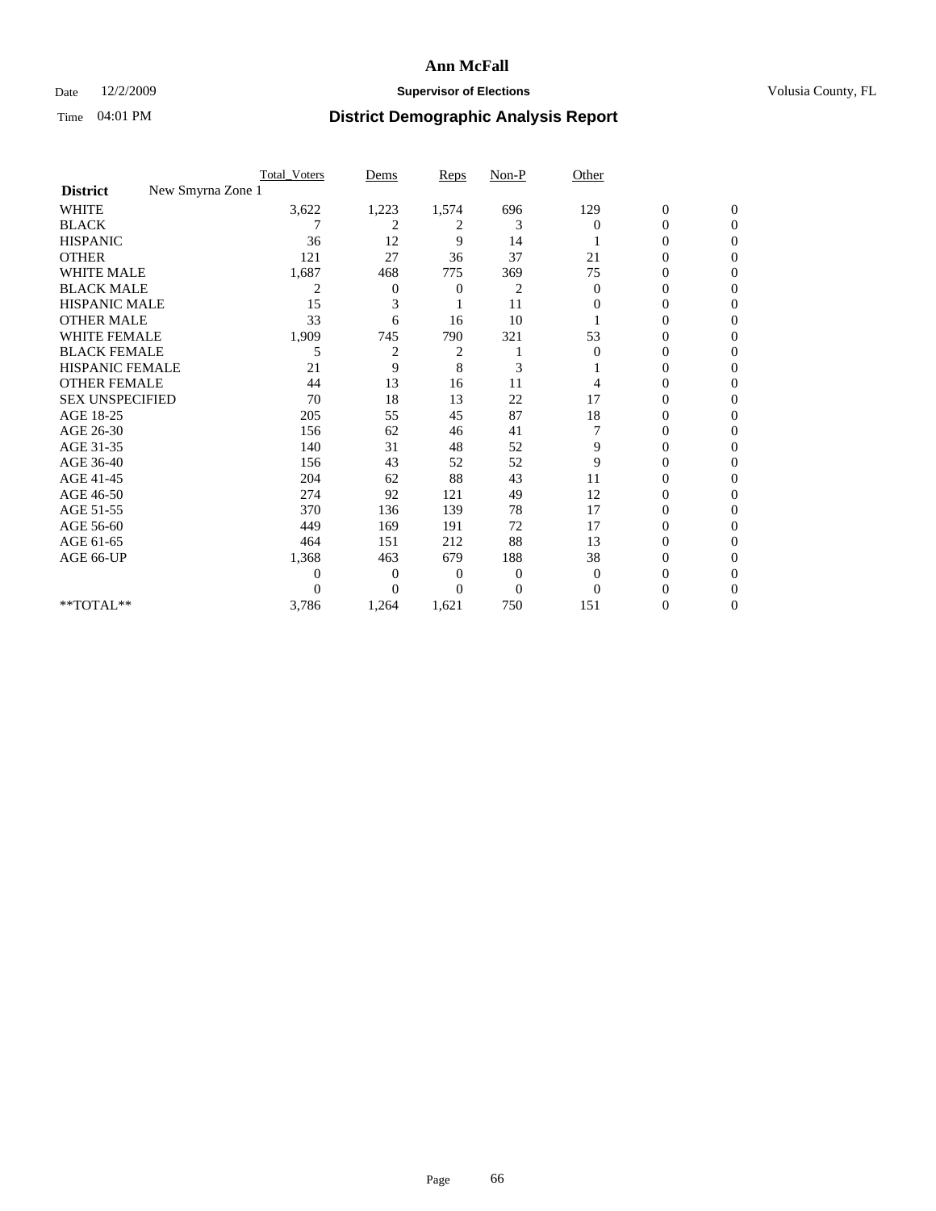# Ann McFall

Date 12/2/2009 **Supervisor of Elections** Volusia County, FL

Time 04:01 PM **District Demographic Analysis Report**

| | Total_Voters | Dems | Reps | Non-P | Other | | |
|---|---|---|---|---|---|---|---|
| **District** New Smyrna Zone 1 | | | | | | | |
| WHITE | 3,622 | 1,223 | 1,574 | 696 | 129 | 0 | 0 |
| BLACK | 7 | 2 | 2 | 3 | 0 | 0 | 0 |
| HISPANIC | 36 | 12 | 9 | 14 | 1 | 0 | 0 |
| OTHER | 121 | 27 | 36 | 37 | 21 | 0 | 0 |
| WHITE MALE | 1,687 | 468 | 775 | 369 | 75 | 0 | 0 |
| BLACK MALE | 2 | 0 | 0 | 2 | 0 | 0 | 0 |
| HISPANIC MALE | 15 | 3 | 1 | 11 | 0 | 0 | 0 |
| OTHER MALE | 33 | 6 | 16 | 10 | 1 | 0 | 0 |
| WHITE FEMALE | 1,909 | 745 | 790 | 321 | 53 | 0 | 0 |
| BLACK FEMALE | 5 | 2 | 2 | 1 | 0 | 0 | 0 |
| HISPANIC FEMALE | 21 | 9 | 8 | 3 | 1 | 0 | 0 |
| OTHER FEMALE | 44 | 13 | 16 | 11 | 4 | 0 | 0 |
| SEX UNSPECIFIED | 70 | 18 | 13 | 22 | 17 | 0 | 0 |
| AGE 18-25 | 205 | 55 | 45 | 87 | 18 | 0 | 0 |
| AGE 26-30 | 156 | 62 | 46 | 41 | 7 | 0 | 0 |
| AGE 31-35 | 140 | 31 | 48 | 52 | 9 | 0 | 0 |
| AGE 36-40 | 156 | 43 | 52 | 52 | 9 | 0 | 0 |
| AGE 41-45 | 204 | 62 | 88 | 43 | 11 | 0 | 0 |
| AGE 46-50 | 274 | 92 | 121 | 49 | 12 | 0 | 0 |
| AGE 51-55 | 370 | 136 | 139 | 78 | 17 | 0 | 0 |
| AGE 56-60 | 449 | 169 | 191 | 72 | 17 | 0 | 0 |
| AGE 61-65 | 464 | 151 | 212 | 88 | 13 | 0 | 0 |
| AGE 66-UP | 1,368 | 463 | 679 | 188 | 38 | 0 | 0 |
| | 0 | 0 | 0 | 0 | 0 | 0 | 0 |
| | 0 | 0 | 0 | 0 | 0 | 0 | 0 |
| **TOTAL** | 3,786 | 1,264 | 1,621 | 750 | 151 | 0 | 0 |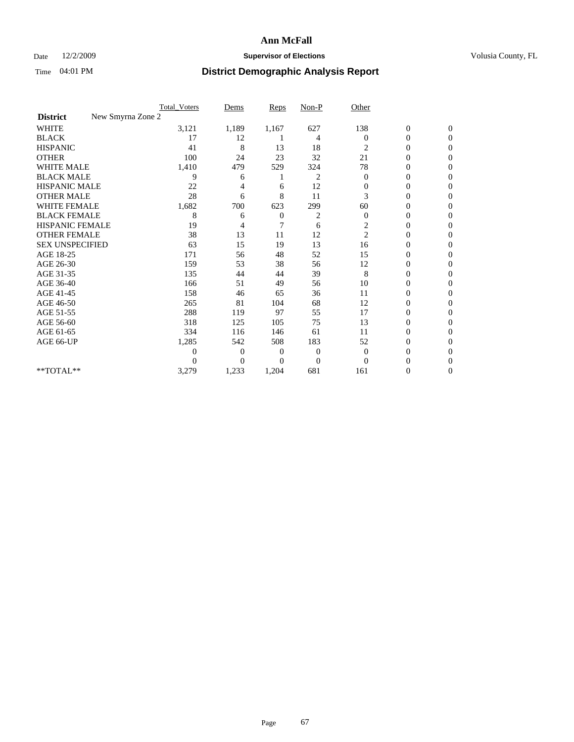# Ann McFall

Date 12/2/2009 **Supervisor of Elections** Volusia County, FL

Time 04:01 PM **District Demographic Analysis Report**

| | Total_Voters | Dems | Reps | Non-P | Other | | |
|---|---|---|---|---|---|---|---|
| **District** New Smyrna Zone 2 | | | | | | | |
| WHITE | 3,121 | 1,189 | 1,167 | 627 | 138 | 0 | 0 |
| BLACK | 17 | 12 | 1 | 4 | 0 | 0 | 0 |
| HISPANIC | 41 | 8 | 13 | 18 | 2 | 0 | 0 |
| OTHER | 100 | 24 | 23 | 32 | 21 | 0 | 0 |
| WHITE MALE | 1,410 | 479 | 529 | 324 | 78 | 0 | 0 |
| BLACK MALE | 9 | 6 | 1 | 2 | 0 | 0 | 0 |
| HISPANIC MALE | 22 | 4 | 6 | 12 | 0 | 0 | 0 |
| OTHER MALE | 28 | 6 | 8 | 11 | 3 | 0 | 0 |
| WHITE FEMALE | 1,682 | 700 | 623 | 299 | 60 | 0 | 0 |
| BLACK FEMALE | 8 | 6 | 0 | 2 | 0 | 0 | 0 |
| HISPANIC FEMALE | 19 | 4 | 7 | 6 | 2 | 0 | 0 |
| OTHER FEMALE | 38 | 13 | 11 | 12 | 2 | 0 | 0 |
| SEX UNSPECIFIED | 63 | 15 | 19 | 13 | 16 | 0 | 0 |
| AGE 18-25 | 171 | 56 | 48 | 52 | 15 | 0 | 0 |
| AGE 26-30 | 159 | 53 | 38 | 56 | 12 | 0 | 0 |
| AGE 31-35 | 135 | 44 | 44 | 39 | 8 | 0 | 0 |
| AGE 36-40 | 166 | 51 | 49 | 56 | 10 | 0 | 0 |
| AGE 41-45 | 158 | 46 | 65 | 36 | 11 | 0 | 0 |
| AGE 46-50 | 265 | 81 | 104 | 68 | 12 | 0 | 0 |
| AGE 51-55 | 288 | 119 | 97 | 55 | 17 | 0 | 0 |
| AGE 56-60 | 318 | 125 | 105 | 75 | 13 | 0 | 0 |
| AGE 61-65 | 334 | 116 | 146 | 61 | 11 | 0 | 0 |
| AGE 66-UP | 1,285 | 542 | 508 | 183 | 52 | 0 | 0 |
| | 0 | 0 | 0 | 0 | 0 | 0 | 0 |
| | 0 | 0 | 0 | 0 | 0 | 0 | 0 |
| **TOTAL** | 3,279 | 1,233 | 1,204 | 681 | 161 | 0 | 0 |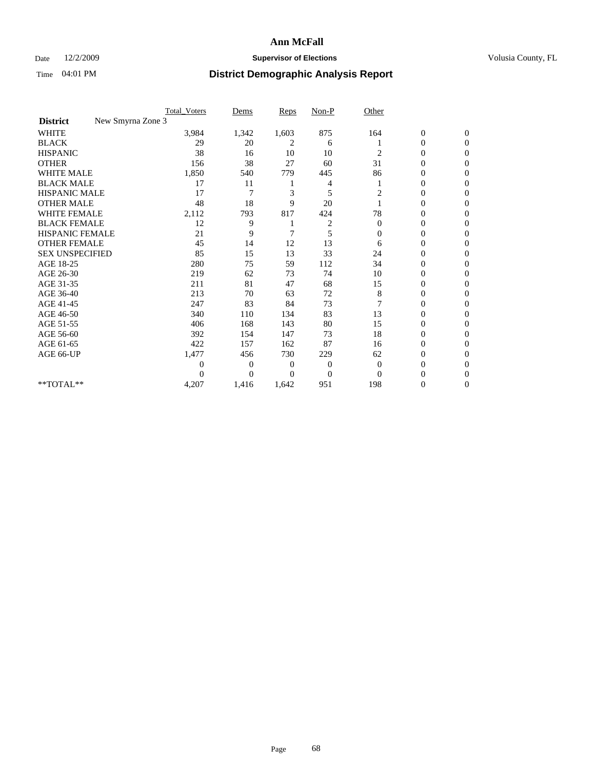# Ann McFall

Date 12/2/2009 **Supervisor of Elections** Volusia County, FL

Time 04:01 PM **District Demographic Analysis Report**

| | Total_Voters | Dems | Reps | Non-P | Other | | |
|---|---|---|---|---|---|---|---|
| **District** New Smyrna Zone 3 | | | | | | | |
| WHITE | 3,984 | 1,342 | 1,603 | 875 | 164 | 0 | 0 |
| BLACK | 29 | 20 | 2 | 6 | 1 | 0 | 0 |
| HISPANIC | 38 | 16 | 10 | 10 | 2 | 0 | 0 |
| OTHER | 156 | 38 | 27 | 60 | 31 | 0 | 0 |
| WHITE MALE | 1,850 | 540 | 779 | 445 | 86 | 0 | 0 |
| BLACK MALE | 17 | 11 | 1 | 4 | 1 | 0 | 0 |
| HISPANIC MALE | 17 | 7 | 3 | 5 | 2 | 0 | 0 |
| OTHER MALE | 48 | 18 | 9 | 20 | 1 | 0 | 0 |
| WHITE FEMALE | 2,112 | 793 | 817 | 424 | 78 | 0 | 0 |
| BLACK FEMALE | 12 | 9 | 1 | 2 | 0 | 0 | 0 |
| HISPANIC FEMALE | 21 | 9 | 7 | 5 | 0 | 0 | 0 |
| OTHER FEMALE | 45 | 14 | 12 | 13 | 6 | 0 | 0 |
| SEX UNSPECIFIED | 85 | 15 | 13 | 33 | 24 | 0 | 0 |
| AGE 18-25 | 280 | 75 | 59 | 112 | 34 | 0 | 0 |
| AGE 26-30 | 219 | 62 | 73 | 74 | 10 | 0 | 0 |
| AGE 31-35 | 211 | 81 | 47 | 68 | 15 | 0 | 0 |
| AGE 36-40 | 213 | 70 | 63 | 72 | 8 | 0 | 0 |
| AGE 41-45 | 247 | 83 | 84 | 73 | 7 | 0 | 0 |
| AGE 46-50 | 340 | 110 | 134 | 83 | 13 | 0 | 0 |
| AGE 51-55 | 406 | 168 | 143 | 80 | 15 | 0 | 0 |
| AGE 56-60 | 392 | 154 | 147 | 73 | 18 | 0 | 0 |
| AGE 61-65 | 422 | 157 | 162 | 87 | 16 | 0 | 0 |
| AGE 66-UP | 1,477 | 456 | 730 | 229 | 62 | 0 | 0 |
| | 0 | 0 | 0 | 0 | 0 | 0 | 0 |
| | 0 | 0 | 0 | 0 | 0 | 0 | 0 |
| **TOTAL** | 4,207 | 1,416 | 1,642 | 951 | 198 | 0 | 0 |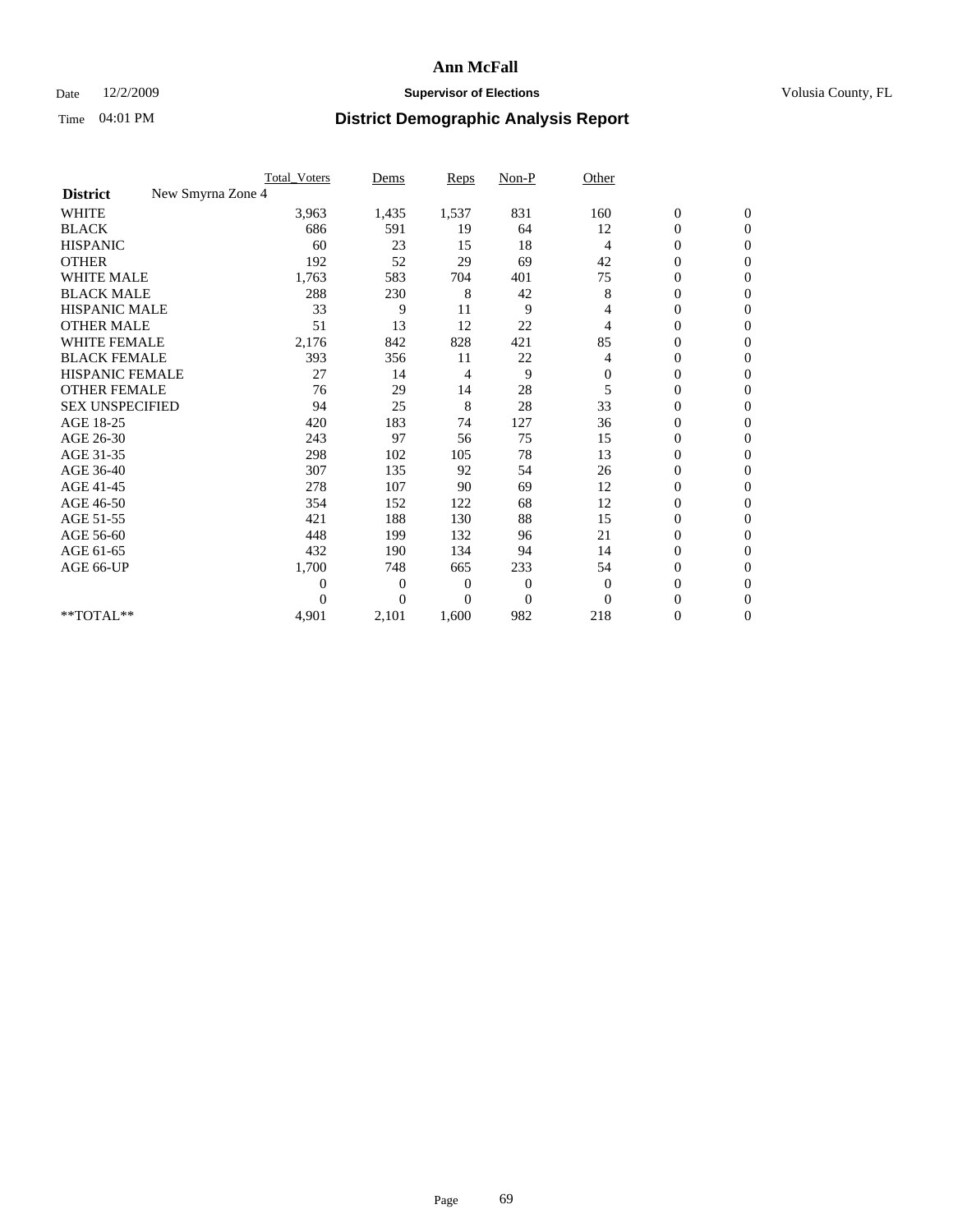# Ann McFall

Date 12/2/2009 **Supervisor of Elections** Volusia County, FL

Time 04:01 PM **District Demographic Analysis Report**

| | Total_Voters | Dems | Reps | Non-P | Other | | |
|---|---|---|---|---|---|---|---|
| **District** New Smyrna Zone 4 | | | | | | | |
| WHITE | 3,963 | 1,435 | 1,537 | 831 | 160 | 0 | 0 |
| BLACK | 686 | 591 | 19 | 64 | 12 | 0 | 0 |
| HISPANIC | 60 | 23 | 15 | 18 | 4 | 0 | 0 |
| OTHER | 192 | 52 | 29 | 69 | 42 | 0 | 0 |
| WHITE MALE | 1,763 | 583 | 704 | 401 | 75 | 0 | 0 |
| BLACK MALE | 288 | 230 | 8 | 42 | 8 | 0 | 0 |
| HISPANIC MALE | 33 | 9 | 11 | 9 | 4 | 0 | 0 |
| OTHER MALE | 51 | 13 | 12 | 22 | 4 | 0 | 0 |
| WHITE FEMALE | 2,176 | 842 | 828 | 421 | 85 | 0 | 0 |
| BLACK FEMALE | 393 | 356 | 11 | 22 | 4 | 0 | 0 |
| HISPANIC FEMALE | 27 | 14 | 4 | 9 | 0 | 0 | 0 |
| OTHER FEMALE | 76 | 29 | 14 | 28 | 5 | 0 | 0 |
| SEX UNSPECIFIED | 94 | 25 | 8 | 28 | 33 | 0 | 0 |
| AGE 18-25 | 420 | 183 | 74 | 127 | 36 | 0 | 0 |
| AGE 26-30 | 243 | 97 | 56 | 75 | 15 | 0 | 0 |
| AGE 31-35 | 298 | 102 | 105 | 78 | 13 | 0 | 0 |
| AGE 36-40 | 307 | 135 | 92 | 54 | 26 | 0 | 0 |
| AGE 41-45 | 278 | 107 | 90 | 69 | 12 | 0 | 0 |
| AGE 46-50 | 354 | 152 | 122 | 68 | 12 | 0 | 0 |
| AGE 51-55 | 421 | 188 | 130 | 88 | 15 | 0 | 0 |
| AGE 56-60 | 448 | 199 | 132 | 96 | 21 | 0 | 0 |
| AGE 61-65 | 432 | 190 | 134 | 94 | 14 | 0 | 0 |
| AGE 66-UP | 1,700 | 748 | 665 | 233 | 54 | 0 | 0 |
| | 0 | 0 | 0 | 0 | 0 | 0 | 0 |
| | 0 | 0 | 0 | 0 | 0 | 0 | 0 |
| **TOTAL** | 4,901 | 2,101 | 1,600 | 982 | 218 | 0 | 0 |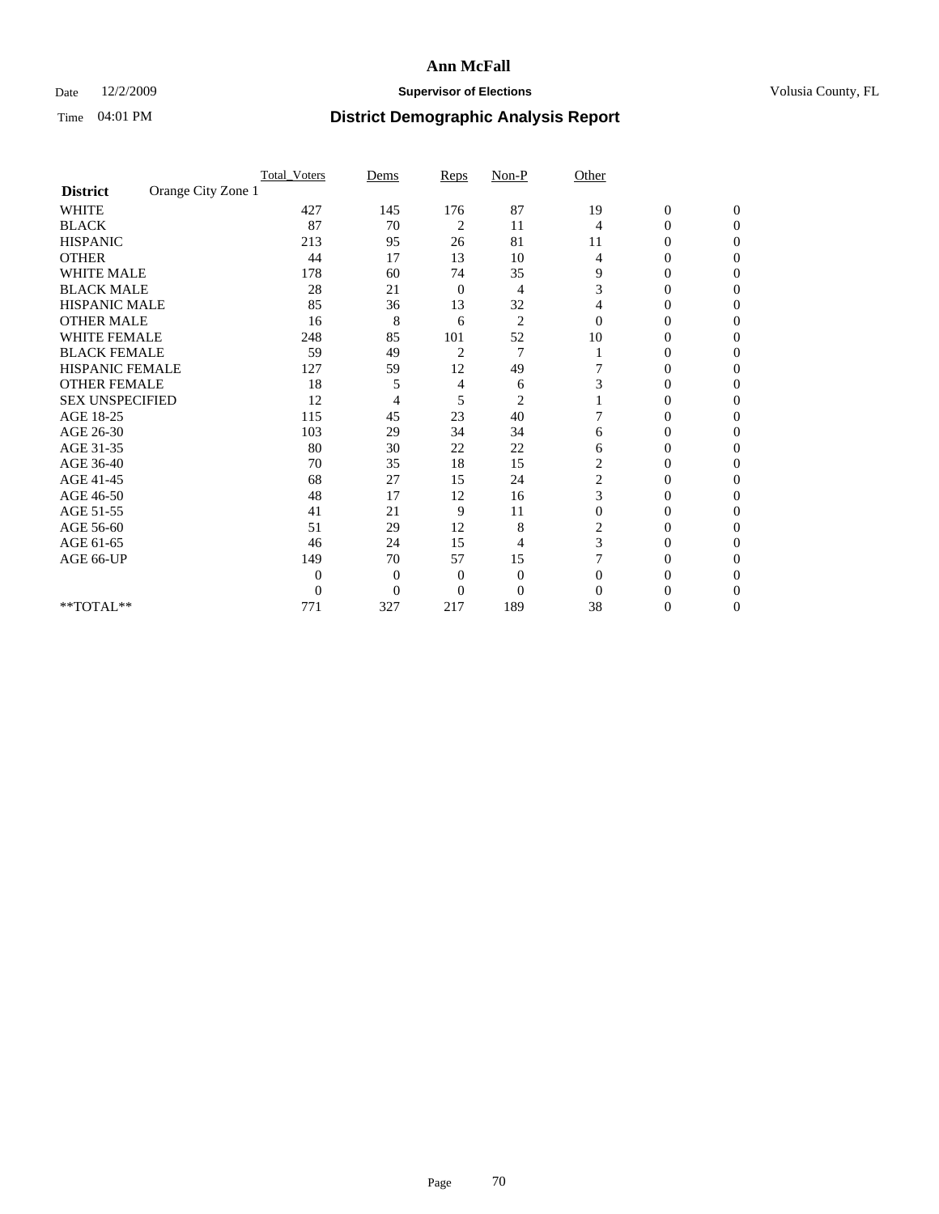# Ann McFall

Date 12/2/2009 **Supervisor of Elections** Volusia County, FL

Time 04:01 PM **District Demographic Analysis Report**

| | Total_Voters | Dems | Reps | Non-P | Other | | |
|---|---|---|---|---|---|---|---|
| **District** Orange City Zone 1 | | | | | | | |
| WHITE | 427 | 145 | 176 | 87 | 19 | 0 | 0 |
| BLACK | 87 | 70 | 2 | 11 | 4 | 0 | 0 |
| HISPANIC | 213 | 95 | 26 | 81 | 11 | 0 | 0 |
| OTHER | 44 | 17 | 13 | 10 | 4 | 0 | 0 |
| WHITE MALE | 178 | 60 | 74 | 35 | 9 | 0 | 0 |
| BLACK MALE | 28 | 21 | 0 | 4 | 3 | 0 | 0 |
| HISPANIC MALE | 85 | 36 | 13 | 32 | 4 | 0 | 0 |
| OTHER MALE | 16 | 8 | 6 | 2 | 0 | 0 | 0 |
| WHITE FEMALE | 248 | 85 | 101 | 52 | 10 | 0 | 0 |
| BLACK FEMALE | 59 | 49 | 2 | 7 | 1 | 0 | 0 |
| HISPANIC FEMALE | 127 | 59 | 12 | 49 | 7 | 0 | 0 |
| OTHER FEMALE | 18 | 5 | 4 | 6 | 3 | 0 | 0 |
| SEX UNSPECIFIED | 12 | 4 | 5 | 2 | 1 | 0 | 0 |
| AGE 18-25 | 115 | 45 | 23 | 40 | 7 | 0 | 0 |
| AGE 26-30 | 103 | 29 | 34 | 34 | 6 | 0 | 0 |
| AGE 31-35 | 80 | 30 | 22 | 22 | 6 | 0 | 0 |
| AGE 36-40 | 70 | 35 | 18 | 15 | 2 | 0 | 0 |
| AGE 41-45 | 68 | 27 | 15 | 24 | 2 | 0 | 0 |
| AGE 46-50 | 48 | 17 | 12 | 16 | 3 | 0 | 0 |
| AGE 51-55 | 41 | 21 | 9 | 11 | 0 | 0 | 0 |
| AGE 56-60 | 51 | 29 | 12 | 8 | 2 | 0 | 0 |
| AGE 61-65 | 46 | 24 | 15 | 4 | 3 | 0 | 0 |
| AGE 66-UP | 149 | 70 | 57 | 15 | 7 | 0 | 0 |
| | 0 | 0 | 0 | 0 | 0 | 0 | 0 |
| | 0 | 0 | 0 | 0 | 0 | 0 | 0 |
| **TOTAL** | 771 | 327 | 217 | 189 | 38 | 0 | 0 |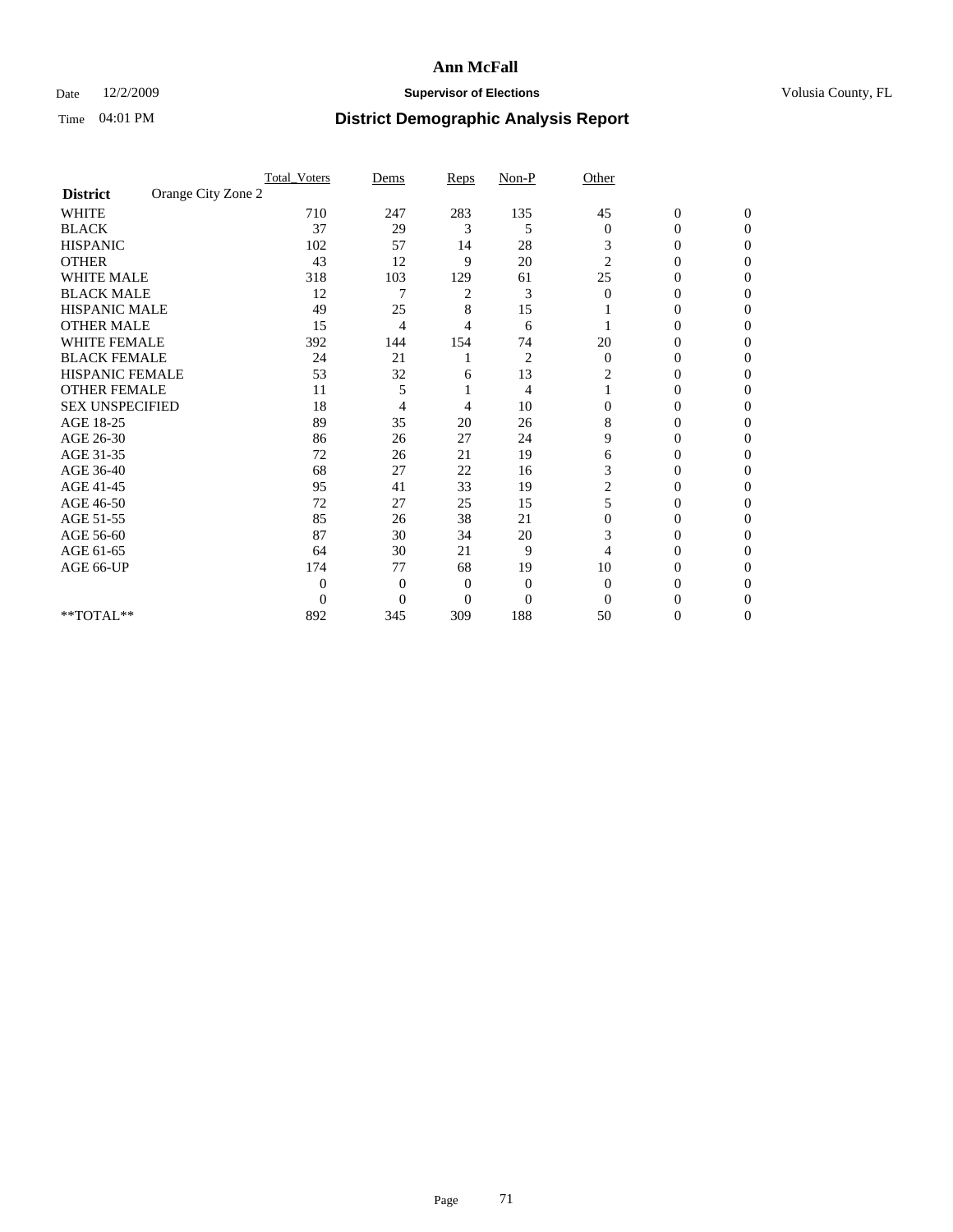# Ann McFall

Date 12/2/2009 **Supervisor of Elections** Volusia County, FL

Time 04:01 PM **District Demographic Analysis Report**

| | Total_Voters | Dems | Reps | Non-P | Other | | |
|---|---|---|---|---|---|---|---|
| **District** Orange City Zone 2 | | | | | | | |
| WHITE | 710 | 247 | 283 | 135 | 45 | 0 | 0 |
| BLACK | 37 | 29 | 3 | 5 | 0 | 0 | 0 |
| HISPANIC | 102 | 57 | 14 | 28 | 3 | 0 | 0 |
| OTHER | 43 | 12 | 9 | 20 | 2 | 0 | 0 |
| WHITE MALE | 318 | 103 | 129 | 61 | 25 | 0 | 0 |
| BLACK MALE | 12 | 7 | 2 | 3 | 0 | 0 | 0 |
| HISPANIC MALE | 49 | 25 | 8 | 15 | 1 | 0 | 0 |
| OTHER MALE | 15 | 4 | 4 | 6 | 1 | 0 | 0 |
| WHITE FEMALE | 392 | 144 | 154 | 74 | 20 | 0 | 0 |
| BLACK FEMALE | 24 | 21 | 1 | 2 | 0 | 0 | 0 |
| HISPANIC FEMALE | 53 | 32 | 6 | 13 | 2 | 0 | 0 |
| OTHER FEMALE | 11 | 5 | 1 | 4 | 1 | 0 | 0 |
| SEX UNSPECIFIED | 18 | 4 | 4 | 10 | 0 | 0 | 0 |
| AGE 18-25 | 89 | 35 | 20 | 26 | 8 | 0 | 0 |
| AGE 26-30 | 86 | 26 | 27 | 24 | 9 | 0 | 0 |
| AGE 31-35 | 72 | 26 | 21 | 19 | 6 | 0 | 0 |
| AGE 36-40 | 68 | 27 | 22 | 16 | 3 | 0 | 0 |
| AGE 41-45 | 95 | 41 | 33 | 19 | 2 | 0 | 0 |
| AGE 46-50 | 72 | 27 | 25 | 15 | 5 | 0 | 0 |
| AGE 51-55 | 85 | 26 | 38 | 21 | 0 | 0 | 0 |
| AGE 56-60 | 87 | 30 | 34 | 20 | 3 | 0 | 0 |
| AGE 61-65 | 64 | 30 | 21 | 9 | 4 | 0 | 0 |
| AGE 66-UP | 174 | 77 | 68 | 19 | 10 | 0 | 0 |
| | 0 | 0 | 0 | 0 | 0 | 0 | 0 |
| | 0 | 0 | 0 | 0 | 0 | 0 | 0 |
| **TOTAL** | 892 | 345 | 309 | 188 | 50 | 0 | 0 |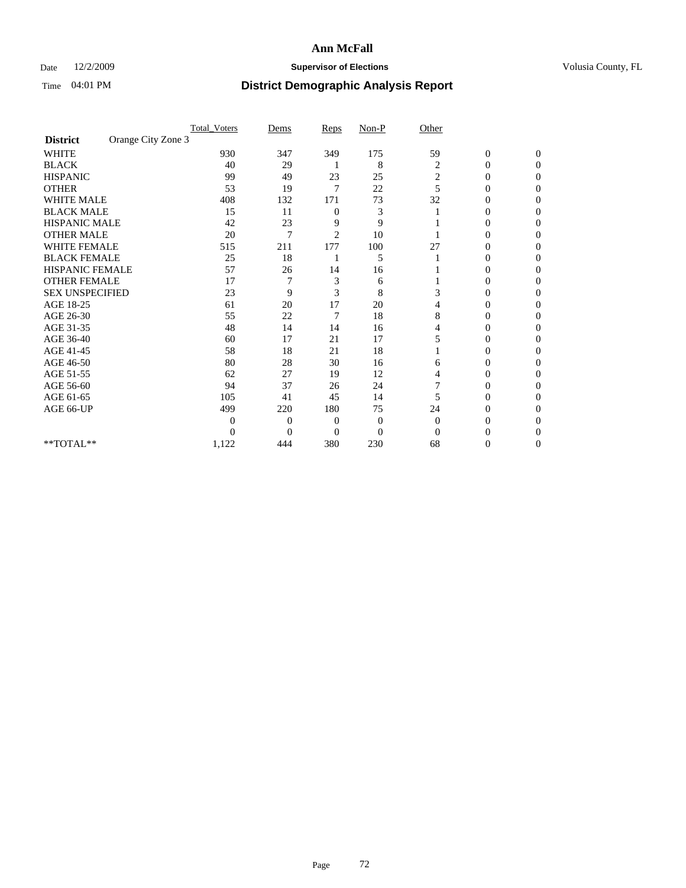# Ann McFall

Date 12/2/2009 **Supervisor of Elections** Volusia County, FL

Time 04:01 PM **District Demographic Analysis Report**

| **District** Orange City Zone 3 | Total_Voters | Dems | Reps | Non-P | Other | | |
|---|---|---|---|---|---|---|---|
| WHITE | 930 | 347 | 349 | 175 | 59 | 0 | 0 |
| BLACK | 40 | 29 | 1 | 8 | 2 | 0 | 0 |
| HISPANIC | 99 | 49 | 23 | 25 | 2 | 0 | 0 |
| OTHER | 53 | 19 | 7 | 22 | 5 | 0 | 0 |
| WHITE MALE | 408 | 132 | 171 | 73 | 32 | 0 | 0 |
| BLACK MALE | 15 | 11 | 0 | 3 | 1 | 0 | 0 |
| HISPANIC MALE | 42 | 23 | 9 | 9 | 1 | 0 | 0 |
| OTHER MALE | 20 | 7 | 2 | 10 | 1 | 0 | 0 |
| WHITE FEMALE | 515 | 211 | 177 | 100 | 27 | 0 | 0 |
| BLACK FEMALE | 25 | 18 | 1 | 5 | 1 | 0 | 0 |
| HISPANIC FEMALE | 57 | 26 | 14 | 16 | 1 | 0 | 0 |
| OTHER FEMALE | 17 | 7 | 3 | 6 | 1 | 0 | 0 |
| SEX UNSPECIFIED | 23 | 9 | 3 | 8 | 3 | 0 | 0 |
| AGE 18-25 | 61 | 20 | 17 | 20 | 4 | 0 | 0 |
| AGE 26-30 | 55 | 22 | 7 | 18 | 8 | 0 | 0 |
| AGE 31-35 | 48 | 14 | 14 | 16 | 4 | 0 | 0 |
| AGE 36-40 | 60 | 17 | 21 | 17 | 5 | 0 | 0 |
| AGE 41-45 | 58 | 18 | 21 | 18 | 1 | 0 | 0 |
| AGE 46-50 | 80 | 28 | 30 | 16 | 6 | 0 | 0 |
| AGE 51-55 | 62 | 27 | 19 | 12 | 4 | 0 | 0 |
| AGE 56-60 | 94 | 37 | 26 | 24 | 7 | 0 | 0 |
| AGE 61-65 | 105 | 41 | 45 | 14 | 5 | 0 | 0 |
| AGE 66-UP | 499 | 220 | 180 | 75 | 24 | 0 | 0 |
| | 0 | 0 | 0 | 0 | 0 | 0 | 0 |
| | 0 | 0 | 0 | 0 | 0 | 0 | 0 |
| **TOTAL** | 1,122 | 444 | 380 | 230 | 68 | 0 | 0 |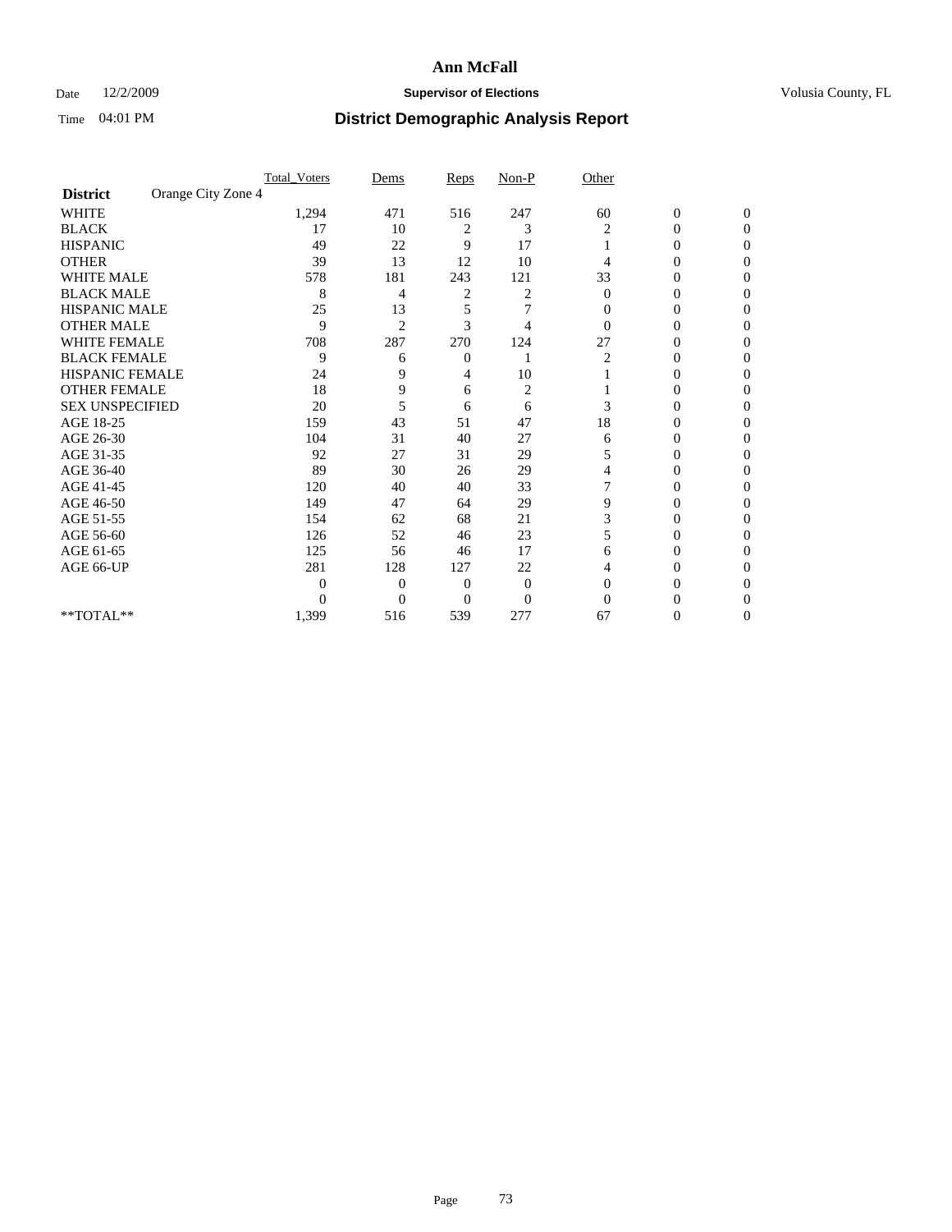# Ann McFall

Date 12/2/2009 **Supervisor of Elections** Volusia County, FL

Time 04:01 PM **District Demographic Analysis Report**

| | Total_Voters | Dems | Reps | Non-P | Other | | |
|---|---|---|---|---|---|---|---|
| **District** Orange City Zone 4 | | | | | | | |
| WHITE | 1,294 | 471 | 516 | 247 | 60 | 0 | 0 |
| BLACK | 17 | 10 | 2 | 3 | 2 | 0 | 0 |
| HISPANIC | 49 | 22 | 9 | 17 | 1 | 0 | 0 |
| OTHER | 39 | 13 | 12 | 10 | 4 | 0 | 0 |
| WHITE MALE | 578 | 181 | 243 | 121 | 33 | 0 | 0 |
| BLACK MALE | 8 | 4 | 2 | 2 | 0 | 0 | 0 |
| HISPANIC MALE | 25 | 13 | 5 | 7 | 0 | 0 | 0 |
| OTHER MALE | 9 | 2 | 3 | 4 | 0 | 0 | 0 |
| WHITE FEMALE | 708 | 287 | 270 | 124 | 27 | 0 | 0 |
| BLACK FEMALE | 9 | 6 | 0 | 1 | 2 | 0 | 0 |
| HISPANIC FEMALE | 24 | 9 | 4 | 10 | 1 | 0 | 0 |
| OTHER FEMALE | 18 | 9 | 6 | 2 | 1 | 0 | 0 |
| SEX UNSPECIFIED | 20 | 5 | 6 | 6 | 3 | 0 | 0 |
| AGE 18-25 | 159 | 43 | 51 | 47 | 18 | 0 | 0 |
| AGE 26-30 | 104 | 31 | 40 | 27 | 6 | 0 | 0 |
| AGE 31-35 | 92 | 27 | 31 | 29 | 5 | 0 | 0 |
| AGE 36-40 | 89 | 30 | 26 | 29 | 4 | 0 | 0 |
| AGE 41-45 | 120 | 40 | 40 | 33 | 7 | 0 | 0 |
| AGE 46-50 | 149 | 47 | 64 | 29 | 9 | 0 | 0 |
| AGE 51-55 | 154 | 62 | 68 | 21 | 3 | 0 | 0 |
| AGE 56-60 | 126 | 52 | 46 | 23 | 5 | 0 | 0 |
| AGE 61-65 | 125 | 56 | 46 | 17 | 6 | 0 | 0 |
| AGE 66-UP | 281 | 128 | 127 | 22 | 4 | 0 | 0 |
| | 0 | 0 | 0 | 0 | 0 | 0 | 0 |
| | 0 | 0 | 0 | 0 | 0 | 0 | 0 |
| **TOTAL** | 1,399 | 516 | 539 | 277 | 67 | 0 | 0 |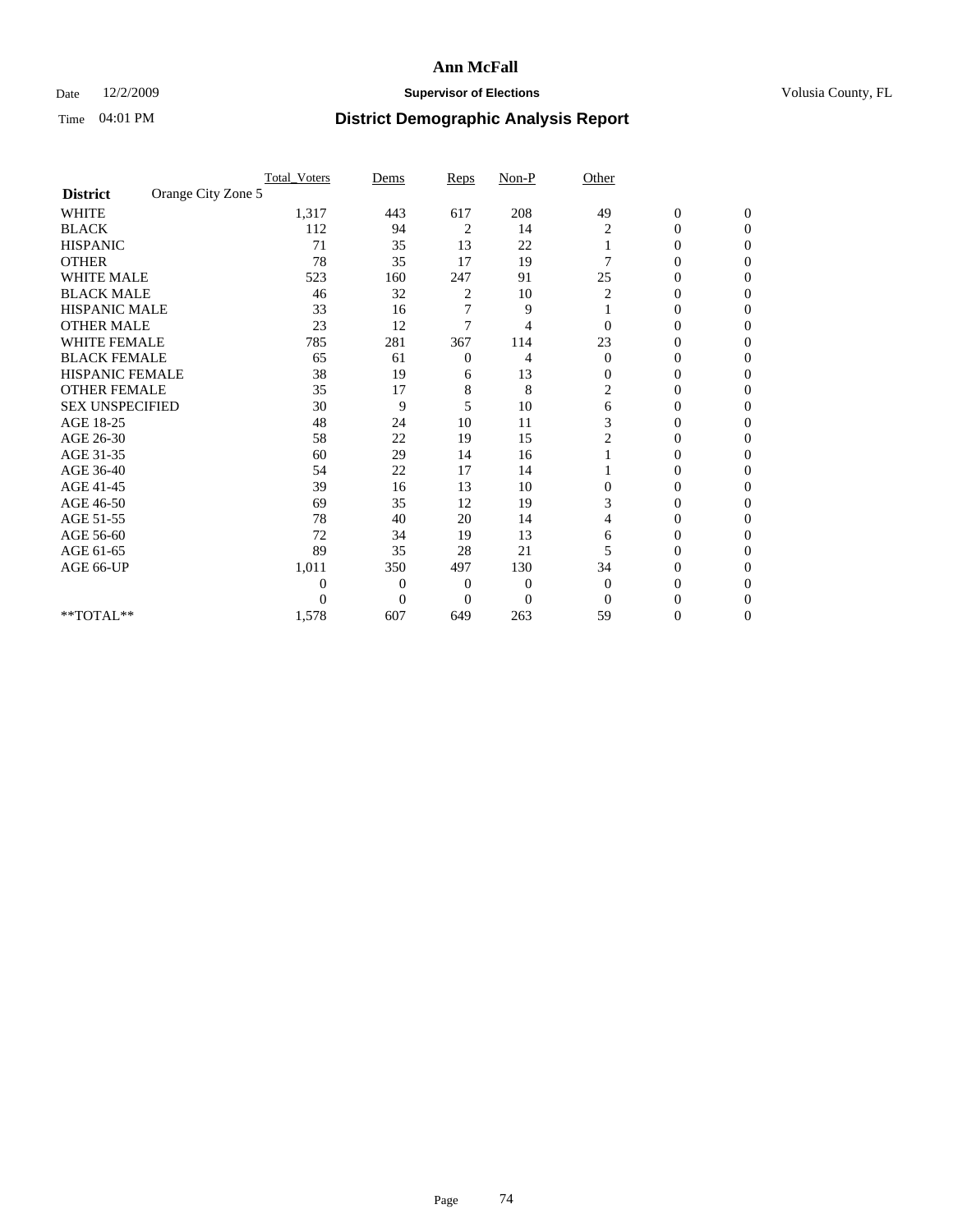# Ann McFall

Date 12/2/2009 **Supervisor of Elections** Volusia County, FL

Time 04:01 PM **District Demographic Analysis Report**

| District: Orange City Zone 5 | Total_Voters | Dems | Reps | Non-P | Other | | |
|---|---|---|---|---|---|---|---|
| WHITE | 1,317 | 443 | 617 | 208 | 49 | 0 | 0 |
| BLACK | 112 | 94 | 2 | 14 | 2 | 0 | 0 |
| HISPANIC | 71 | 35 | 13 | 22 | 1 | 0 | 0 |
| OTHER | 78 | 35 | 17 | 19 | 7 | 0 | 0 |
| WHITE MALE | 523 | 160 | 247 | 91 | 25 | 0 | 0 |
| BLACK MALE | 46 | 32 | 2 | 10 | 2 | 0 | 0 |
| HISPANIC MALE | 33 | 16 | 7 | 9 | 1 | 0 | 0 |
| OTHER MALE | 23 | 12 | 7 | 4 | 0 | 0 | 0 |
| WHITE FEMALE | 785 | 281 | 367 | 114 | 23 | 0 | 0 |
| BLACK FEMALE | 65 | 61 | 0 | 4 | 0 | 0 | 0 |
| HISPANIC FEMALE | 38 | 19 | 6 | 13 | 0 | 0 | 0 |
| OTHER FEMALE | 35 | 17 | 8 | 8 | 2 | 0 | 0 |
| SEX UNSPECIFIED | 30 | 9 | 5 | 10 | 6 | 0 | 0 |
| AGE 18-25 | 48 | 24 | 10 | 11 | 3 | 0 | 0 |
| AGE 26-30 | 58 | 22 | 19 | 15 | 2 | 0 | 0 |
| AGE 31-35 | 60 | 29 | 14 | 16 | 1 | 0 | 0 |
| AGE 36-40 | 54 | 22 | 17 | 14 | 1 | 0 | 0 |
| AGE 41-45 | 39 | 16 | 13 | 10 | 0 | 0 | 0 |
| AGE 46-50 | 69 | 35 | 12 | 19 | 3 | 0 | 0 |
| AGE 51-55 | 78 | 40 | 20 | 14 | 4 | 0 | 0 |
| AGE 56-60 | 72 | 34 | 19 | 13 | 6 | 0 | 0 |
| AGE 61-65 | 89 | 35 | 28 | 21 | 5 | 0 | 0 |
| AGE 66-UP | 1,011 | 350 | 497 | 130 | 34 | 0 | 0 |
| | 0 | 0 | 0 | 0 | 0 | 0 | 0 |
| | 0 | 0 | 0 | 0 | 0 | 0 | 0 |
| **TOTAL** | 1,578 | 607 | 649 | 263 | 59 | 0 | 0 |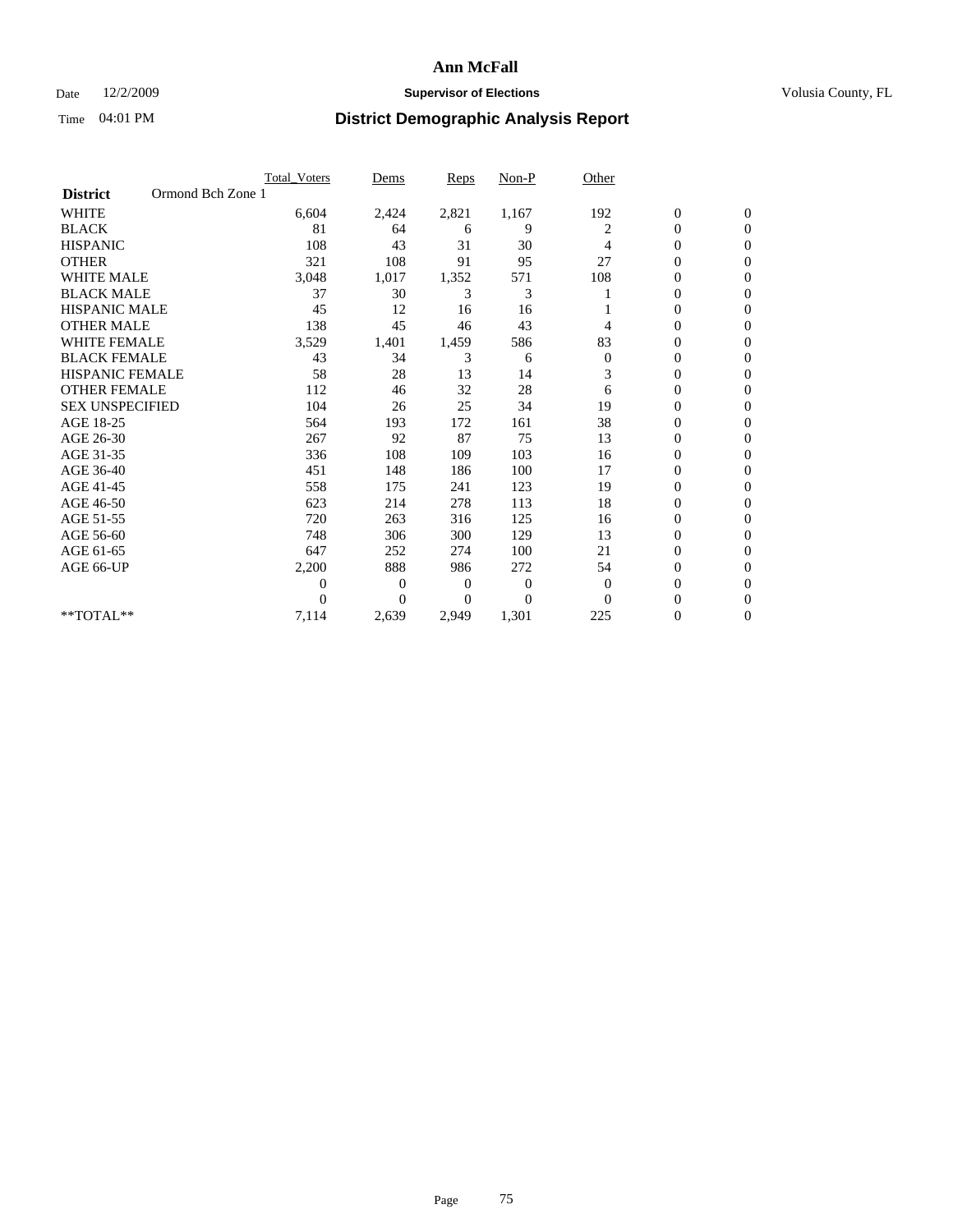# Ann McFall

Date 12/2/2009 **Supervisor of Elections** Volusia County, FL

Time 04:01 PM **District Demographic Analysis Report**

| | Total_Voters | Dems | Reps | Non-P | Other | | |
|---|---|---|---|---|---|---|---|
| **District** Ormond Bch Zone 1 | | | | | | | |
| WHITE | 6,604 | 2,424 | 2,821 | 1,167 | 192 | 0 | 0 |
| BLACK | 81 | 64 | 6 | 9 | 2 | 0 | 0 |
| HISPANIC | 108 | 43 | 31 | 30 | 4 | 0 | 0 |
| OTHER | 321 | 108 | 91 | 95 | 27 | 0 | 0 |
| WHITE MALE | 3,048 | 1,017 | 1,352 | 571 | 108 | 0 | 0 |
| BLACK MALE | 37 | 30 | 3 | 3 | 1 | 0 | 0 |
| HISPANIC MALE | 45 | 12 | 16 | 16 | 1 | 0 | 0 |
| OTHER MALE | 138 | 45 | 46 | 43 | 4 | 0 | 0 |
| WHITE FEMALE | 3,529 | 1,401 | 1,459 | 586 | 83 | 0 | 0 |
| BLACK FEMALE | 43 | 34 | 3 | 6 | 0 | 0 | 0 |
| HISPANIC FEMALE | 58 | 28 | 13 | 14 | 3 | 0 | 0 |
| OTHER FEMALE | 112 | 46 | 32 | 28 | 6 | 0 | 0 |
| SEX UNSPECIFIED | 104 | 26 | 25 | 34 | 19 | 0 | 0 |
| AGE 18-25 | 564 | 193 | 172 | 161 | 38 | 0 | 0 |
| AGE 26-30 | 267 | 92 | 87 | 75 | 13 | 0 | 0 |
| AGE 31-35 | 336 | 108 | 109 | 103 | 16 | 0 | 0 |
| AGE 36-40 | 451 | 148 | 186 | 100 | 17 | 0 | 0 |
| AGE 41-45 | 558 | 175 | 241 | 123 | 19 | 0 | 0 |
| AGE 46-50 | 623 | 214 | 278 | 113 | 18 | 0 | 0 |
| AGE 51-55 | 720 | 263 | 316 | 125 | 16 | 0 | 0 |
| AGE 56-60 | 748 | 306 | 300 | 129 | 13 | 0 | 0 |
| AGE 61-65 | 647 | 252 | 274 | 100 | 21 | 0 | 0 |
| AGE 66-UP | 2,200 | 888 | 986 | 272 | 54 | 0 | 0 |
| | 0 | 0 | 0 | 0 | 0 | 0 | 0 |
| | 0 | 0 | 0 | 0 | 0 | 0 | 0 |
| **TOTAL** | 7,114 | 2,639 | 2,949 | 1,301 | 225 | 0 | 0 |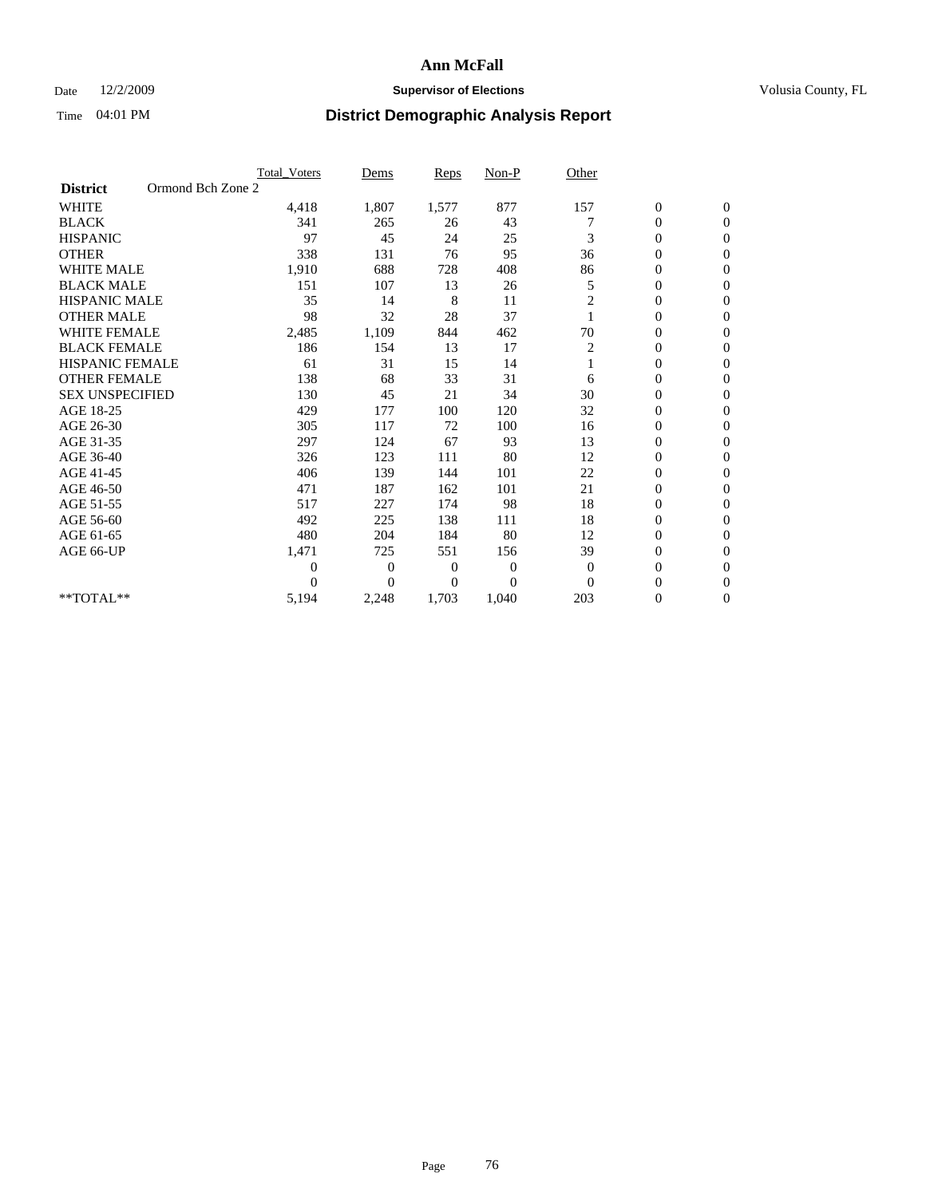# Ann McFall

Date 12/2/2009 **Supervisor of Elections** Volusia County, FL

Time 04:01 PM **District Demographic Analysis Report**

| | Total_Voters | Dems | Reps | Non-P | Other | | |
|---|---|---|---|---|---|---|---|
| **District** Ormond Bch Zone 2 | | | | | | | |
| WHITE | 4,418 | 1,807 | 1,577 | 877 | 157 | 0 | 0 |
| BLACK | 341 | 265 | 26 | 43 | 7 | 0 | 0 |
| HISPANIC | 97 | 45 | 24 | 25 | 3 | 0 | 0 |
| OTHER | 338 | 131 | 76 | 95 | 36 | 0 | 0 |
| WHITE MALE | 1,910 | 688 | 728 | 408 | 86 | 0 | 0 |
| BLACK MALE | 151 | 107 | 13 | 26 | 5 | 0 | 0 |
| HISPANIC MALE | 35 | 14 | 8 | 11 | 2 | 0 | 0 |
| OTHER MALE | 98 | 32 | 28 | 37 | 1 | 0 | 0 |
| WHITE FEMALE | 2,485 | 1,109 | 844 | 462 | 70 | 0 | 0 |
| BLACK FEMALE | 186 | 154 | 13 | 17 | 2 | 0 | 0 |
| HISPANIC FEMALE | 61 | 31 | 15 | 14 | 1 | 0 | 0 |
| OTHER FEMALE | 138 | 68 | 33 | 31 | 6 | 0 | 0 |
| SEX UNSPECIFIED | 130 | 45 | 21 | 34 | 30 | 0 | 0 |
| AGE 18-25 | 429 | 177 | 100 | 120 | 32 | 0 | 0 |
| AGE 26-30 | 305 | 117 | 72 | 100 | 16 | 0 | 0 |
| AGE 31-35 | 297 | 124 | 67 | 93 | 13 | 0 | 0 |
| AGE 36-40 | 326 | 123 | 111 | 80 | 12 | 0 | 0 |
| AGE 41-45 | 406 | 139 | 144 | 101 | 22 | 0 | 0 |
| AGE 46-50 | 471 | 187 | 162 | 101 | 21 | 0 | 0 |
| AGE 51-55 | 517 | 227 | 174 | 98 | 18 | 0 | 0 |
| AGE 56-60 | 492 | 225 | 138 | 111 | 18 | 0 | 0 |
| AGE 61-65 | 480 | 204 | 184 | 80 | 12 | 0 | 0 |
| AGE 66-UP | 1,471 | 725 | 551 | 156 | 39 | 0 | 0 |
| | 0 | 0 | 0 | 0 | 0 | 0 | 0 |
| | 0 | 0 | 0 | 0 | 0 | 0 | 0 |
| **TOTAL** | 5,194 | 2,248 | 1,703 | 1,040 | 203 | 0 | 0 |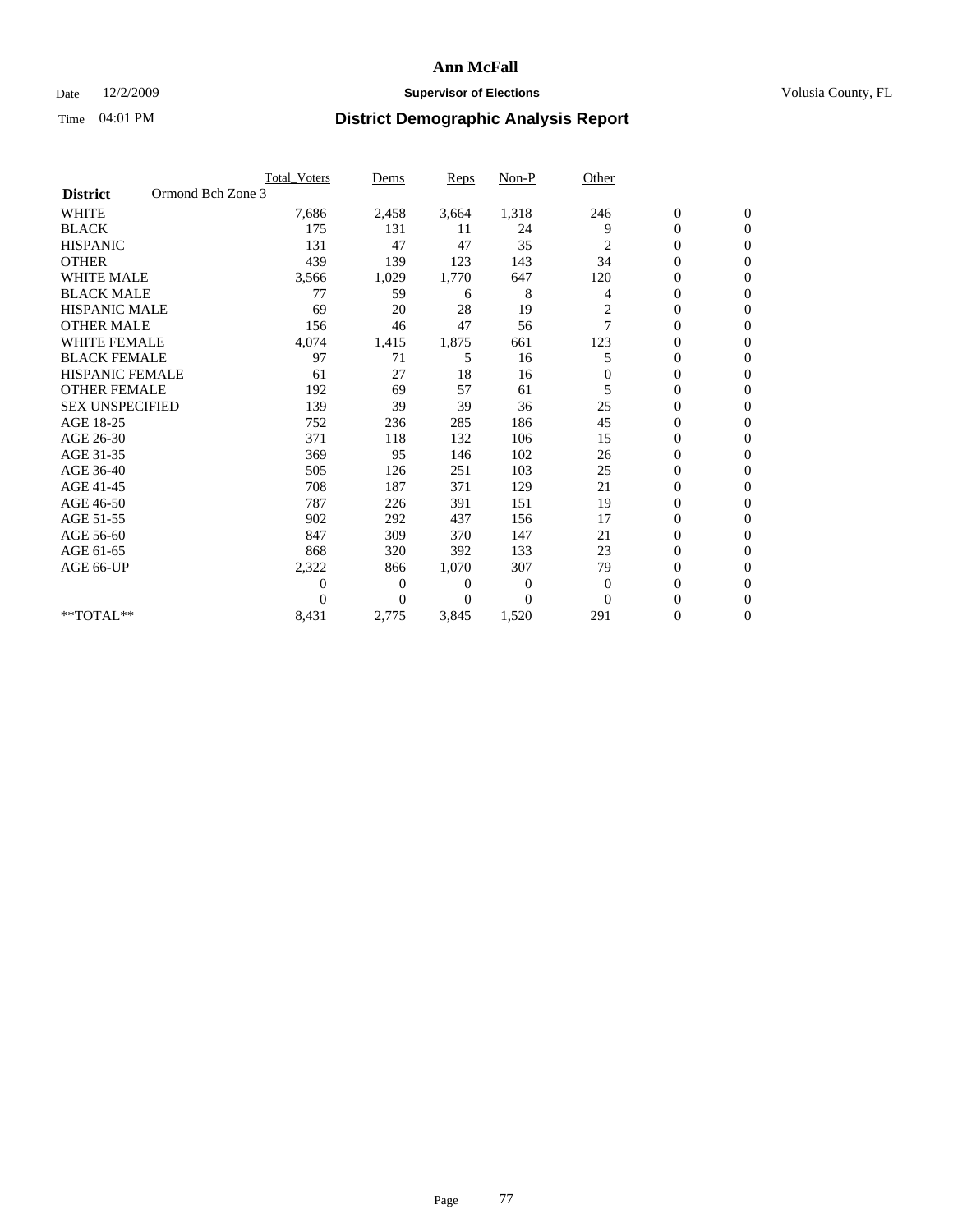# Ann McFall

Date 12/2/2009 **Supervisor of Elections** Volusia County, FL

Time 04:01 PM **District Demographic Analysis Report**

| | Total_Voters | Dems | Reps | Non-P | Other | | |
|---|---|---|---|---|---|---|---|
| **District** Ormond Bch Zone 3 | | | | | | | |
| WHITE | 7,686 | 2,458 | 3,664 | 1,318 | 246 | 0 | 0 |
| BLACK | 175 | 131 | 11 | 24 | 9 | 0 | 0 |
| HISPANIC | 131 | 47 | 47 | 35 | 2 | 0 | 0 |
| OTHER | 439 | 139 | 123 | 143 | 34 | 0 | 0 |
| WHITE MALE | 3,566 | 1,029 | 1,770 | 647 | 120 | 0 | 0 |
| BLACK MALE | 77 | 59 | 6 | 8 | 4 | 0 | 0 |
| HISPANIC MALE | 69 | 20 | 28 | 19 | 2 | 0 | 0 |
| OTHER MALE | 156 | 46 | 47 | 56 | 7 | 0 | 0 |
| WHITE FEMALE | 4,074 | 1,415 | 1,875 | 661 | 123 | 0 | 0 |
| BLACK FEMALE | 97 | 71 | 5 | 16 | 5 | 0 | 0 |
| HISPANIC FEMALE | 61 | 27 | 18 | 16 | 0 | 0 | 0 |
| OTHER FEMALE | 192 | 69 | 57 | 61 | 5 | 0 | 0 |
| SEX UNSPECIFIED | 139 | 39 | 39 | 36 | 25 | 0 | 0 |
| AGE 18-25 | 752 | 236 | 285 | 186 | 45 | 0 | 0 |
| AGE 26-30 | 371 | 118 | 132 | 106 | 15 | 0 | 0 |
| AGE 31-35 | 369 | 95 | 146 | 102 | 26 | 0 | 0 |
| AGE 36-40 | 505 | 126 | 251 | 103 | 25 | 0 | 0 |
| AGE 41-45 | 708 | 187 | 371 | 129 | 21 | 0 | 0 |
| AGE 46-50 | 787 | 226 | 391 | 151 | 19 | 0 | 0 |
| AGE 51-55 | 902 | 292 | 437 | 156 | 17 | 0 | 0 |
| AGE 56-60 | 847 | 309 | 370 | 147 | 21 | 0 | 0 |
| AGE 61-65 | 868 | 320 | 392 | 133 | 23 | 0 | 0 |
| AGE 66-UP | 2,322 | 866 | 1,070 | 307 | 79 | 0 | 0 |
| | 0 | 0 | 0 | 0 | 0 | 0 | 0 |
| | 0 | 0 | 0 | 0 | 0 | 0 | 0 |
| **TOTAL** | 8,431 | 2,775 | 3,845 | 1,520 | 291 | 0 | 0 |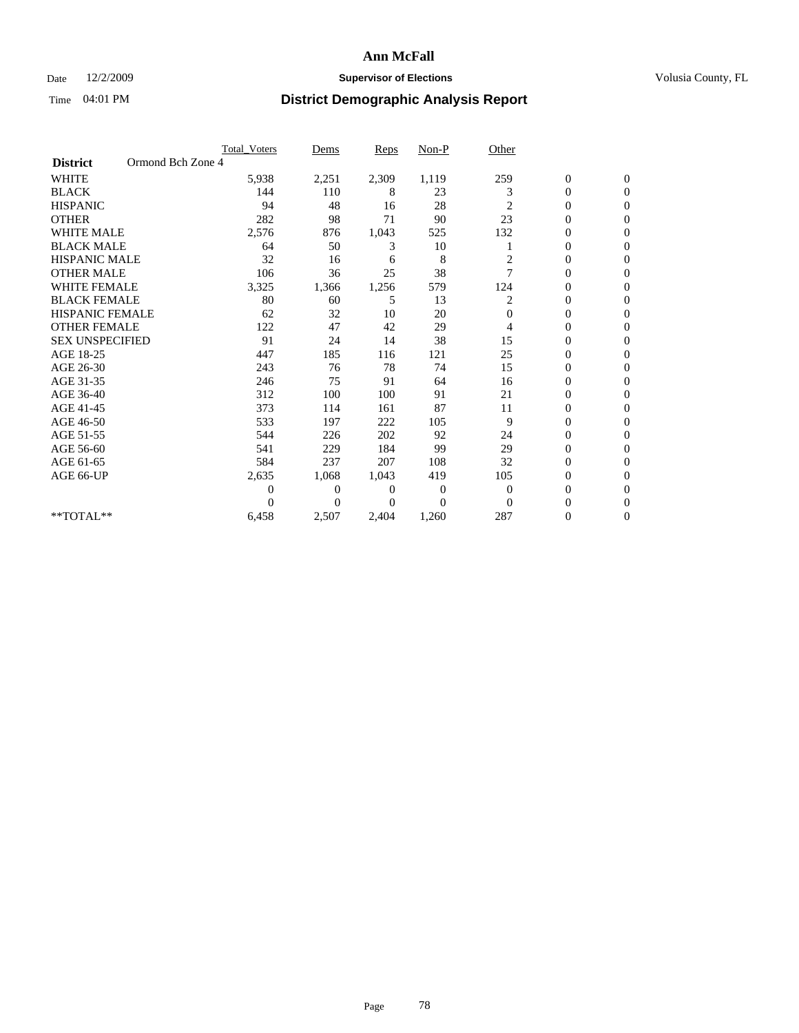# Ann McFall

Date 12/2/2009 **Supervisor of Elections** Volusia County, FL

Time 04:01 PM **District Demographic Analysis Report**

| | Total_Voters | Dems | Reps | Non-P | Other | | |
|---|---|---|---|---|---|---|---|
| **District** Ormond Bch Zone 4 | | | | | | | |
| WHITE | 5,938 | 2,251 | 2,309 | 1,119 | 259 | 0 | 0 |
| BLACK | 144 | 110 | 8 | 23 | 3 | 0 | 0 |
| HISPANIC | 94 | 48 | 16 | 28 | 2 | 0 | 0 |
| OTHER | 282 | 98 | 71 | 90 | 23 | 0 | 0 |
| WHITE MALE | 2,576 | 876 | 1,043 | 525 | 132 | 0 | 0 |
| BLACK MALE | 64 | 50 | 3 | 10 | 1 | 0 | 0 |
| HISPANIC MALE | 32 | 16 | 6 | 8 | 2 | 0 | 0 |
| OTHER MALE | 106 | 36 | 25 | 38 | 7 | 0 | 0 |
| WHITE FEMALE | 3,325 | 1,366 | 1,256 | 579 | 124 | 0 | 0 |
| BLACK FEMALE | 80 | 60 | 5 | 13 | 2 | 0 | 0 |
| HISPANIC FEMALE | 62 | 32 | 10 | 20 | 0 | 0 | 0 |
| OTHER FEMALE | 122 | 47 | 42 | 29 | 4 | 0 | 0 |
| SEX UNSPECIFIED | 91 | 24 | 14 | 38 | 15 | 0 | 0 |
| AGE 18-25 | 447 | 185 | 116 | 121 | 25 | 0 | 0 |
| AGE 26-30 | 243 | 76 | 78 | 74 | 15 | 0 | 0 |
| AGE 31-35 | 246 | 75 | 91 | 64 | 16 | 0 | 0 |
| AGE 36-40 | 312 | 100 | 100 | 91 | 21 | 0 | 0 |
| AGE 41-45 | 373 | 114 | 161 | 87 | 11 | 0 | 0 |
| AGE 46-50 | 533 | 197 | 222 | 105 | 9 | 0 | 0 |
| AGE 51-55 | 544 | 226 | 202 | 92 | 24 | 0 | 0 |
| AGE 56-60 | 541 | 229 | 184 | 99 | 29 | 0 | 0 |
| AGE 61-65 | 584 | 237 | 207 | 108 | 32 | 0 | 0 |
| AGE 66-UP | 2,635 | 1,068 | 1,043 | 419 | 105 | 0 | 0 |
| | 0 | 0 | 0 | 0 | 0 | 0 | 0 |
| | 0 | 0 | 0 | 0 | 0 | 0 | 0 |
| **TOTAL** | 6,458 | 2,507 | 2,404 | 1,260 | 287 | 0 | 0 |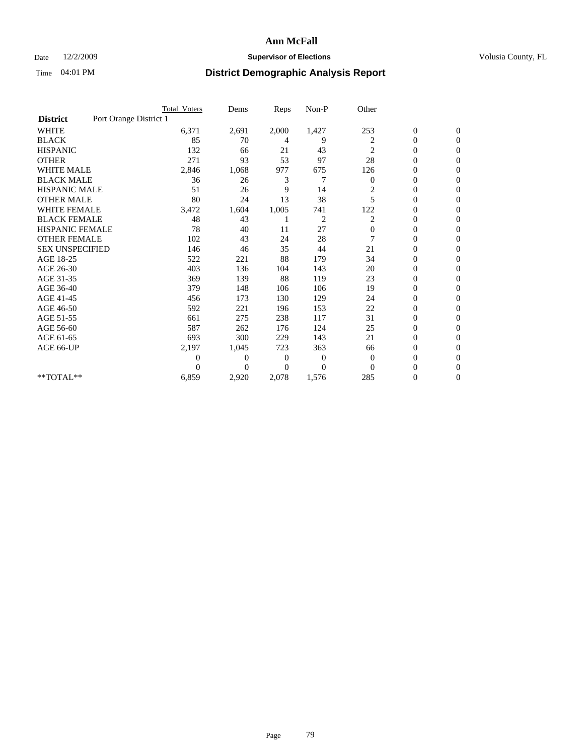# Ann McFall

Date 12/2/2009 **Supervisor of Elections** Volusia County, FL

Time 04:01 PM **District Demographic Analysis Report**

| | Total_Voters | Dems | Reps | Non-P | Other | | |
|---|---|---|---|---|---|---|---|
| **District** Port Orange District 1 | | | | | | | |
| WHITE | 6,371 | 2,691 | 2,000 | 1,427 | 253 | 0 | 0 |
| BLACK | 85 | 70 | 4 | 9 | 2 | 0 | 0 |
| HISPANIC | 132 | 66 | 21 | 43 | 2 | 0 | 0 |
| OTHER | 271 | 93 | 53 | 97 | 28 | 0 | 0 |
| WHITE MALE | 2,846 | 1,068 | 977 | 675 | 126 | 0 | 0 |
| BLACK MALE | 36 | 26 | 3 | 7 | 0 | 0 | 0 |
| HISPANIC MALE | 51 | 26 | 9 | 14 | 2 | 0 | 0 |
| OTHER MALE | 80 | 24 | 13 | 38 | 5 | 0 | 0 |
| WHITE FEMALE | 3,472 | 1,604 | 1,005 | 741 | 122 | 0 | 0 |
| BLACK FEMALE | 48 | 43 | 1 | 2 | 2 | 0 | 0 |
| HISPANIC FEMALE | 78 | 40 | 11 | 27 | 0 | 0 | 0 |
| OTHER FEMALE | 102 | 43 | 24 | 28 | 7 | 0 | 0 |
| SEX UNSPECIFIED | 146 | 46 | 35 | 44 | 21 | 0 | 0 |
| AGE 18-25 | 522 | 221 | 88 | 179 | 34 | 0 | 0 |
| AGE 26-30 | 403 | 136 | 104 | 143 | 20 | 0 | 0 |
| AGE 31-35 | 369 | 139 | 88 | 119 | 23 | 0 | 0 |
| AGE 36-40 | 379 | 148 | 106 | 106 | 19 | 0 | 0 |
| AGE 41-45 | 456 | 173 | 130 | 129 | 24 | 0 | 0 |
| AGE 46-50 | 592 | 221 | 196 | 153 | 22 | 0 | 0 |
| AGE 51-55 | 661 | 275 | 238 | 117 | 31 | 0 | 0 |
| AGE 56-60 | 587 | 262 | 176 | 124 | 25 | 0 | 0 |
| AGE 61-65 | 693 | 300 | 229 | 143 | 21 | 0 | 0 |
| AGE 66-UP | 2,197 | 1,045 | 723 | 363 | 66 | 0 | 0 |
| | 0 | 0 | 0 | 0 | 0 | 0 | 0 |
| | 0 | 0 | 0 | 0 | 0 | 0 | 0 |
| **TOTAL** | 6,859 | 2,920 | 2,078 | 1,576 | 285 | 0 | 0 |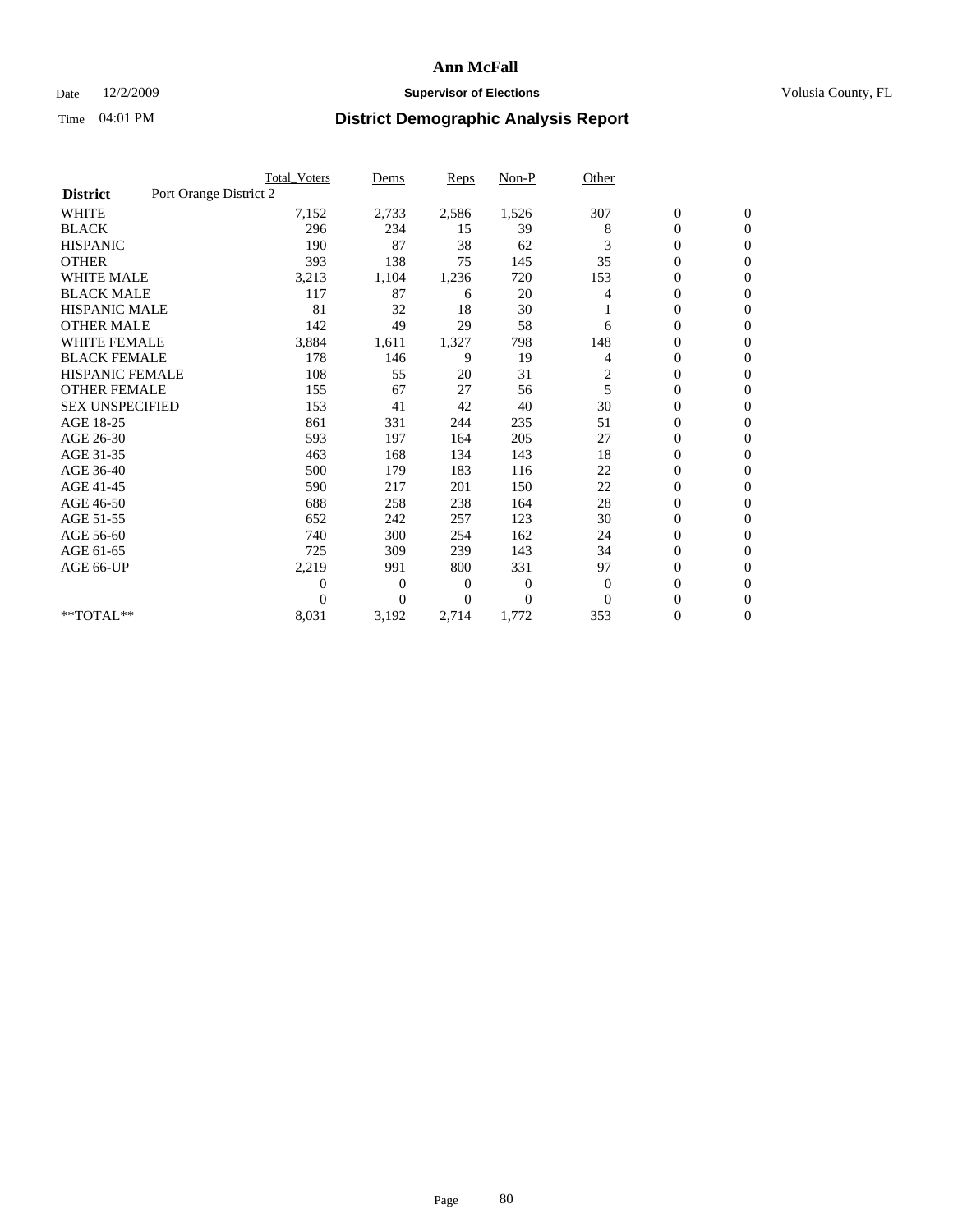# Ann McFall

Date 12/2/2009 **Supervisor of Elections** Volusia County, FL

Time 04:01 PM **District Demographic Analysis Report**

| | Total_Voters | Dems | Reps | Non-P | Other | | |
|---|---|---|---|---|---|---|---|
| **District** Port Orange District 2 | | | | | | | |
| WHITE | 7,152 | 2,733 | 2,586 | 1,526 | 307 | 0 | 0 |
| BLACK | 296 | 234 | 15 | 39 | 8 | 0 | 0 |
| HISPANIC | 190 | 87 | 38 | 62 | 3 | 0 | 0 |
| OTHER | 393 | 138 | 75 | 145 | 35 | 0 | 0 |
| WHITE MALE | 3,213 | 1,104 | 1,236 | 720 | 153 | 0 | 0 |
| BLACK MALE | 117 | 87 | 6 | 20 | 4 | 0 | 0 |
| HISPANIC MALE | 81 | 32 | 18 | 30 | 1 | 0 | 0 |
| OTHER MALE | 142 | 49 | 29 | 58 | 6 | 0 | 0 |
| WHITE FEMALE | 3,884 | 1,611 | 1,327 | 798 | 148 | 0 | 0 |
| BLACK FEMALE | 178 | 146 | 9 | 19 | 4 | 0 | 0 |
| HISPANIC FEMALE | 108 | 55 | 20 | 31 | 2 | 0 | 0 |
| OTHER FEMALE | 155 | 67 | 27 | 56 | 5 | 0 | 0 |
| SEX UNSPECIFIED | 153 | 41 | 42 | 40 | 30 | 0 | 0 |
| AGE 18-25 | 861 | 331 | 244 | 235 | 51 | 0 | 0 |
| AGE 26-30 | 593 | 197 | 164 | 205 | 27 | 0 | 0 |
| AGE 31-35 | 463 | 168 | 134 | 143 | 18 | 0 | 0 |
| AGE 36-40 | 500 | 179 | 183 | 116 | 22 | 0 | 0 |
| AGE 41-45 | 590 | 217 | 201 | 150 | 22 | 0 | 0 |
| AGE 46-50 | 688 | 258 | 238 | 164 | 28 | 0 | 0 |
| AGE 51-55 | 652 | 242 | 257 | 123 | 30 | 0 | 0 |
| AGE 56-60 | 740 | 300 | 254 | 162 | 24 | 0 | 0 |
| AGE 61-65 | 725 | 309 | 239 | 143 | 34 | 0 | 0 |
| AGE 66-UP | 2,219 | 991 | 800 | 331 | 97 | 0 | 0 |
| | 0 | 0 | 0 | 0 | 0 | 0 | 0 |
| | 0 | 0 | 0 | 0 | 0 | 0 | 0 |
| **TOTAL** | 8,031 | 3,192 | 2,714 | 1,772 | 353 | 0 | 0 |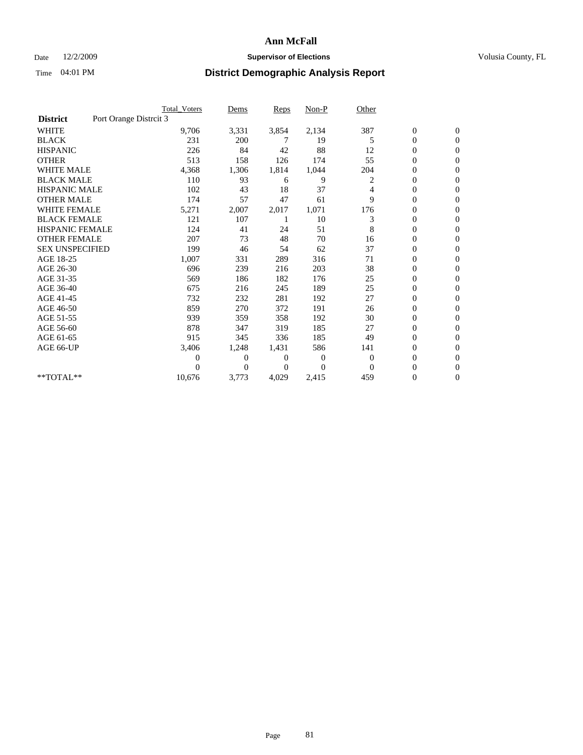# Ann McFall

Date 12/2/2009 **Supervisor of Elections** Volusia County, FL

Time 04:01 PM **District Demographic Analysis Report**

| | Total_Voters | Dems | Reps | Non-P | Other | | |
|---|---|---|---|---|---|---|---|
| **District** Port Orange Distrcit 3 | | | | | | | |
| WHITE | 9,706 | 3,331 | 3,854 | 2,134 | 387 | 0 | 0 |
| BLACK | 231 | 200 | 7 | 19 | 5 | 0 | 0 |
| HISPANIC | 226 | 84 | 42 | 88 | 12 | 0 | 0 |
| OTHER | 513 | 158 | 126 | 174 | 55 | 0 | 0 |
| WHITE MALE | 4,368 | 1,306 | 1,814 | 1,044 | 204 | 0 | 0 |
| BLACK MALE | 110 | 93 | 6 | 9 | 2 | 0 | 0 |
| HISPANIC MALE | 102 | 43 | 18 | 37 | 4 | 0 | 0 |
| OTHER MALE | 174 | 57 | 47 | 61 | 9 | 0 | 0 |
| WHITE FEMALE | 5,271 | 2,007 | 2,017 | 1,071 | 176 | 0 | 0 |
| BLACK FEMALE | 121 | 107 | 1 | 10 | 3 | 0 | 0 |
| HISPANIC FEMALE | 124 | 41 | 24 | 51 | 8 | 0 | 0 |
| OTHER FEMALE | 207 | 73 | 48 | 70 | 16 | 0 | 0 |
| SEX UNSPECIFIED | 199 | 46 | 54 | 62 | 37 | 0 | 0 |
| AGE 18-25 | 1,007 | 331 | 289 | 316 | 71 | 0 | 0 |
| AGE 26-30 | 696 | 239 | 216 | 203 | 38 | 0 | 0 |
| AGE 31-35 | 569 | 186 | 182 | 176 | 25 | 0 | 0 |
| AGE 36-40 | 675 | 216 | 245 | 189 | 25 | 0 | 0 |
| AGE 41-45 | 732 | 232 | 281 | 192 | 27 | 0 | 0 |
| AGE 46-50 | 859 | 270 | 372 | 191 | 26 | 0 | 0 |
| AGE 51-55 | 939 | 359 | 358 | 192 | 30 | 0 | 0 |
| AGE 56-60 | 878 | 347 | 319 | 185 | 27 | 0 | 0 |
| AGE 61-65 | 915 | 345 | 336 | 185 | 49 | 0 | 0 |
| AGE 66-UP | 3,406 | 1,248 | 1,431 | 586 | 141 | 0 | 0 |
| | 0 | 0 | 0 | 0 | 0 | 0 | 0 |
| | 0 | 0 | 0 | 0 | 0 | 0 | 0 |
| **TOTAL** | 10,676 | 3,773 | 4,029 | 2,415 | 459 | 0 | 0 |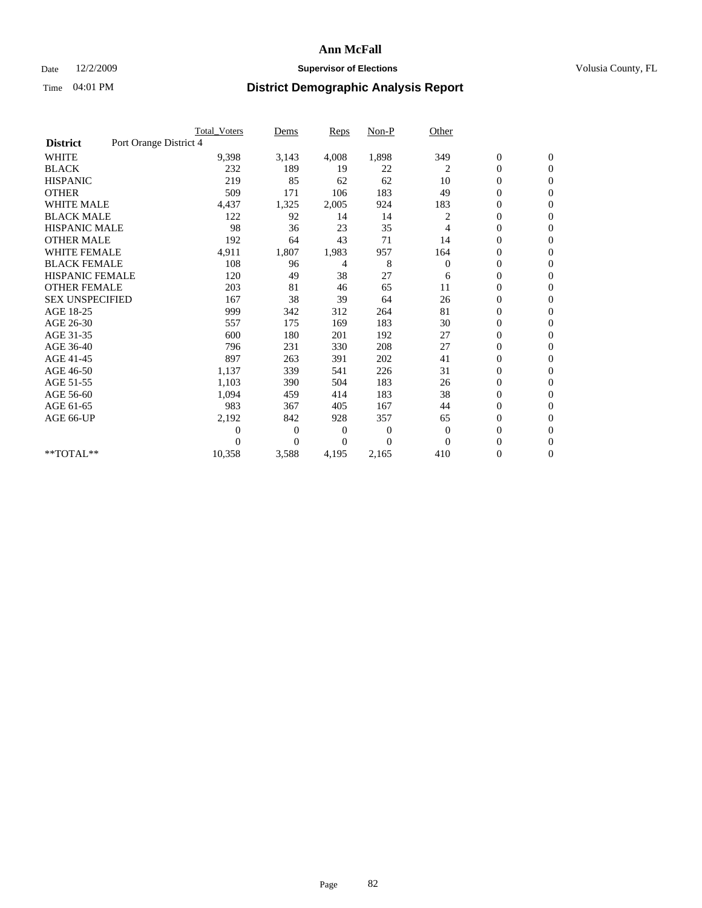# Ann McFall

Date 12/2/2009 **Supervisor of Elections** Volusia County, FL

Time 04:01 PM **District Demographic Analysis Report**

| | Total_Voters | Dems | Reps | Non-P | Other | | |
|---|---|---|---|---|---|---|---|
| **District** Port Orange District 4 | | | | | | | |
| WHITE | 9,398 | 3,143 | 4,008 | 1,898 | 349 | 0 | 0 |
| BLACK | 232 | 189 | 19 | 22 | 2 | 0 | 0 |
| HISPANIC | 219 | 85 | 62 | 62 | 10 | 0 | 0 |
| OTHER | 509 | 171 | 106 | 183 | 49 | 0 | 0 |
| WHITE MALE | 4,437 | 1,325 | 2,005 | 924 | 183 | 0 | 0 |
| BLACK MALE | 122 | 92 | 14 | 14 | 2 | 0 | 0 |
| HISPANIC MALE | 98 | 36 | 23 | 35 | 4 | 0 | 0 |
| OTHER MALE | 192 | 64 | 43 | 71 | 14 | 0 | 0 |
| WHITE FEMALE | 4,911 | 1,807 | 1,983 | 957 | 164 | 0 | 0 |
| BLACK FEMALE | 108 | 96 | 4 | 8 | 0 | 0 | 0 |
| HISPANIC FEMALE | 120 | 49 | 38 | 27 | 6 | 0 | 0 |
| OTHER FEMALE | 203 | 81 | 46 | 65 | 11 | 0 | 0 |
| SEX UNSPECIFIED | 167 | 38 | 39 | 64 | 26 | 0 | 0 |
| AGE 18-25 | 999 | 342 | 312 | 264 | 81 | 0 | 0 |
| AGE 26-30 | 557 | 175 | 169 | 183 | 30 | 0 | 0 |
| AGE 31-35 | 600 | 180 | 201 | 192 | 27 | 0 | 0 |
| AGE 36-40 | 796 | 231 | 330 | 208 | 27 | 0 | 0 |
| AGE 41-45 | 897 | 263 | 391 | 202 | 41 | 0 | 0 |
| AGE 46-50 | 1,137 | 339 | 541 | 226 | 31 | 0 | 0 |
| AGE 51-55 | 1,103 | 390 | 504 | 183 | 26 | 0 | 0 |
| AGE 56-60 | 1,094 | 459 | 414 | 183 | 38 | 0 | 0 |
| AGE 61-65 | 983 | 367 | 405 | 167 | 44 | 0 | 0 |
| AGE 66-UP | 2,192 | 842 | 928 | 357 | 65 | 0 | 0 |
| | 0 | 0 | 0 | 0 | 0 | 0 | 0 |
| | 0 | 0 | 0 | 0 | 0 | 0 | 0 |
| **TOTAL** | 10,358 | 3,588 | 4,195 | 2,165 | 410 | 0 | 0 |